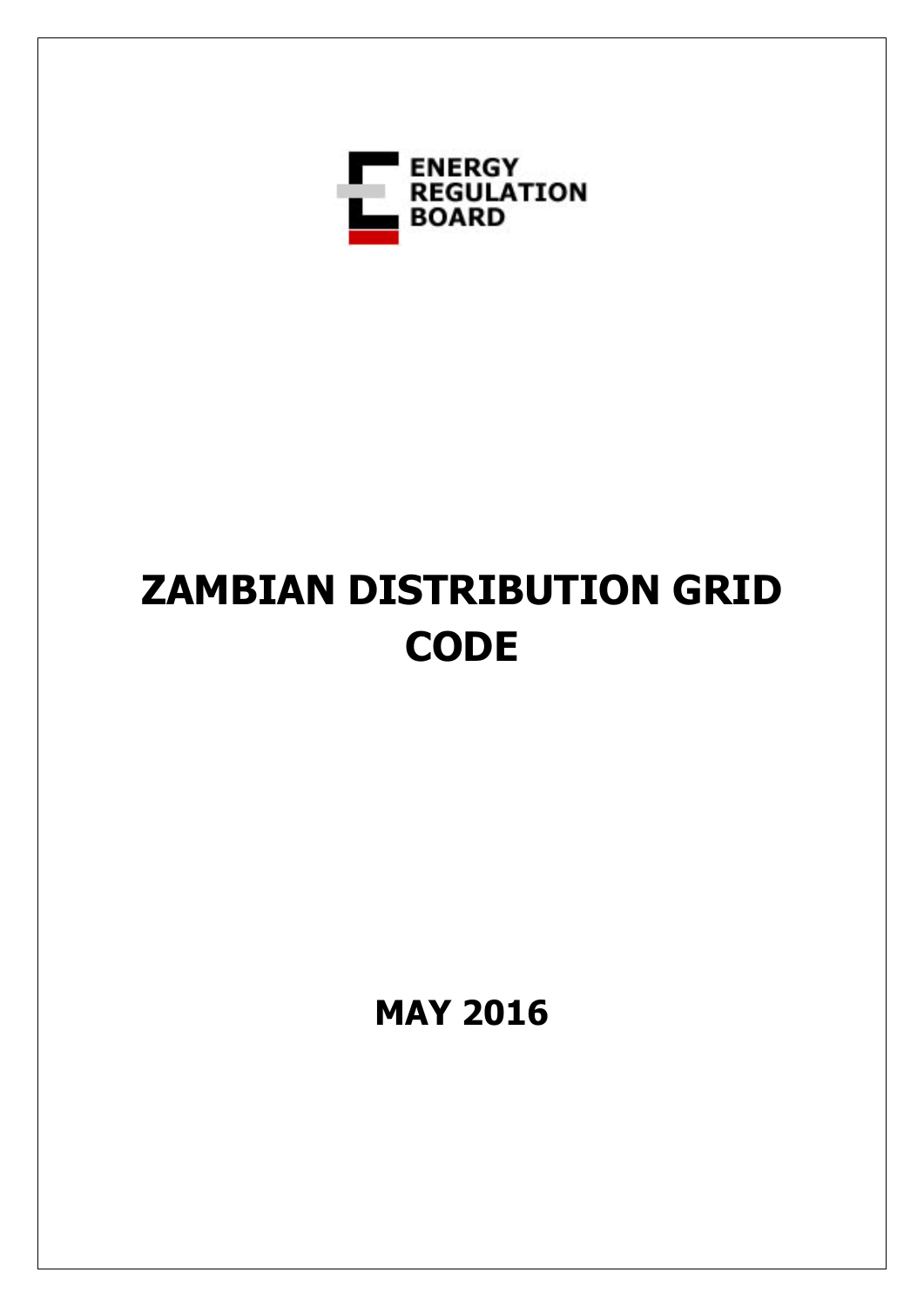ENERGY REGULATION BOARD

# ZAMBIAN DISTRIBUTION GRID CODE

**MAY 2016**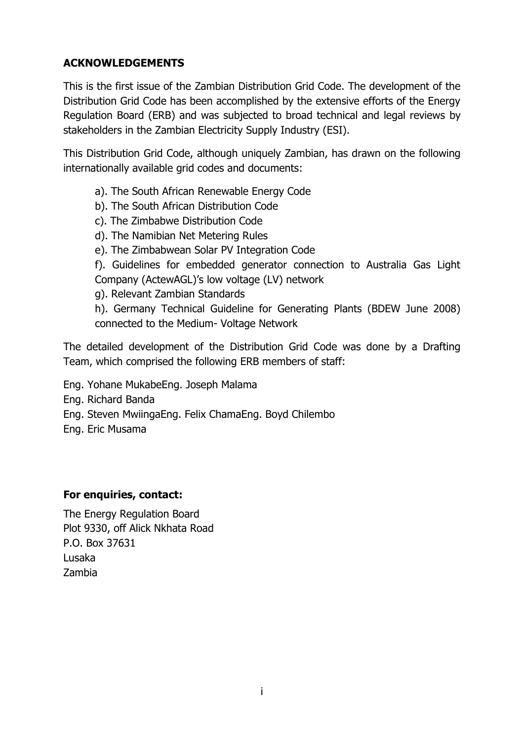## ACKNOWLEDGEMENTS

This is the first issue of the Zambian Distribution Grid Code. The development of the Distribution Grid Code has been accomplished by the extensive efforts of the Energy Regulation Board (ERB) and was subjected to broad technical and legal reviews by stakeholders in the Zambian Electricity Supply Industry (ESI).

This Distribution Grid Code, although uniquely Zambian, has drawn on the following internationally available grid codes and documents:

a). The South African Renewable Energy Code

b). The South African Distribution Code

c). The Zimbabwe Distribution Code

d). The Namibian Net Metering Rules

e). The Zimbabwean Solar PV Integration Code

f). Guidelines for embedded generator connection to Australia Gas Light Company (ActewAGL)'s low voltage (LV) network

g). Relevant Zambian Standards

h). Germany Technical Guideline for Generating Plants (BDEW June 2008) connected to the Medium- Voltage Network

The detailed development of the Distribution Grid Code was done by a Drafting Team, which comprised the following ERB members of staff:

Eng. Yohane MukabeEng. Joseph Malama
Eng. Richard Banda
Eng. Steven MwiingaEng. Felix ChamaEng. Boyd Chilembo
Eng. Eric Musama

**For enquiries, contact:**

The Energy Regulation Board
Plot 9330, off Alick Nkhata Road
P.O. Box 37631
Lusaka
Zambia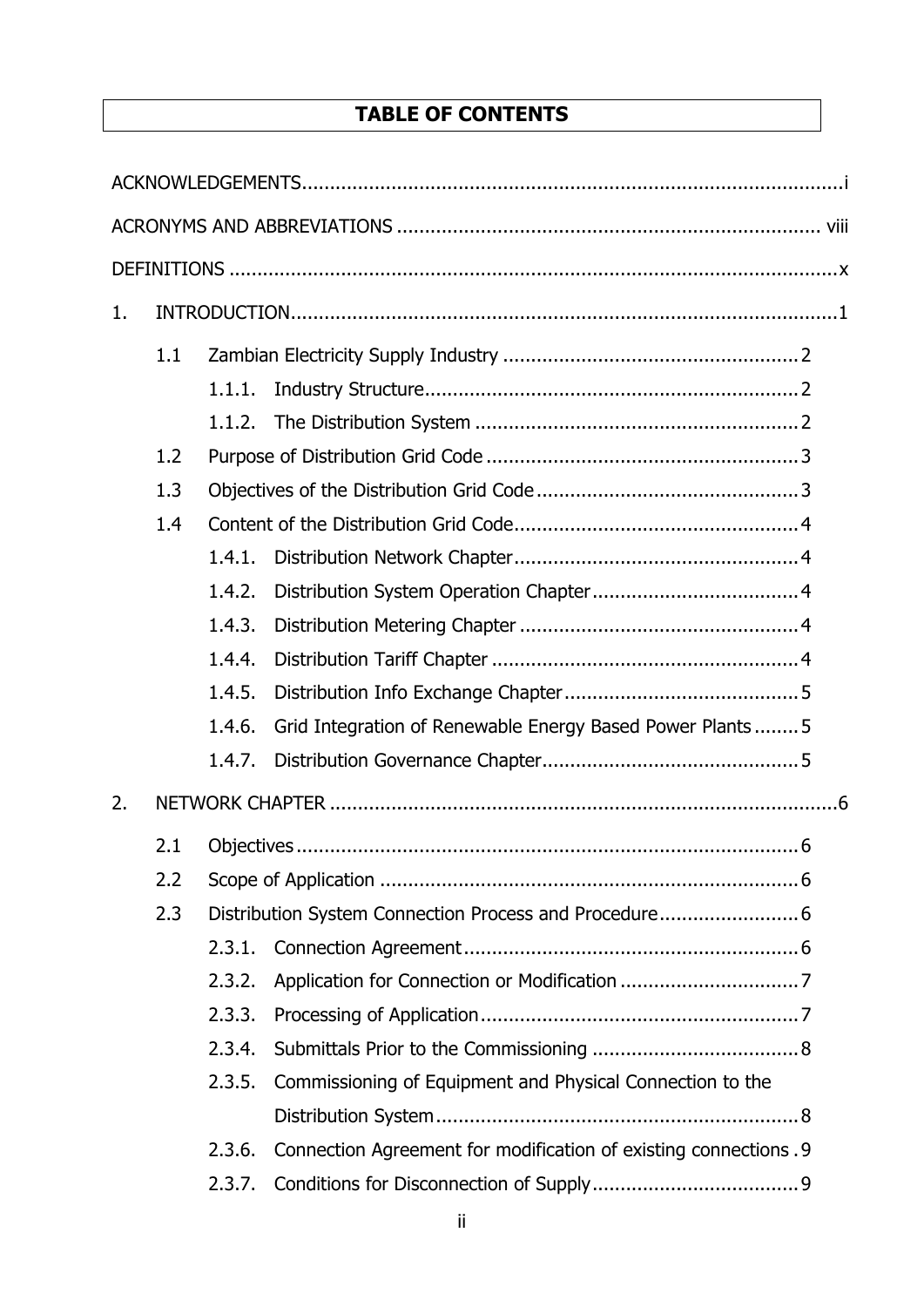# TABLE OF CONTENTS

ACKNOWLEDGEMENTS ..... i

ACRONYMS AND ABBREVIATIONS ..... viii

DEFINITIONS ..... x

1. INTRODUCTION ..... 1
   - 1.1 Zambian Electricity Supply Industry ..... 2
     - 1.1.1. Industry Structure ..... 2
     - 1.1.2. The Distribution System ..... 2
   - 1.2 Purpose of Distribution Grid Code ..... 3
   - 1.3 Objectives of the Distribution Grid Code ..... 3
   - 1.4 Content of the Distribution Grid Code ..... 4
     - 1.4.1. Distribution Network Chapter ..... 4
     - 1.4.2. Distribution System Operation Chapter ..... 4
     - 1.4.3. Distribution Metering Chapter ..... 4
     - 1.4.4. Distribution Tariff Chapter ..... 4
     - 1.4.5. Distribution Info Exchange Chapter ..... 5
     - 1.4.6. Grid Integration of Renewable Energy Based Power Plants ..... 5
     - 1.4.7. Distribution Governance Chapter ..... 5

2. NETWORK CHAPTER ..... 6
   - 2.1 Objectives ..... 6
   - 2.2 Scope of Application ..... 6
   - 2.3 Distribution System Connection Process and Procedure ..... 6
     - 2.3.1. Connection Agreement ..... 6
     - 2.3.2. Application for Connection or Modification ..... 7
     - 2.3.3. Processing of Application ..... 7
     - 2.3.4. Submittals Prior to the Commissioning ..... 8
     - 2.3.5. Commissioning of Equipment and Physical Connection to the Distribution System ..... 8
     - 2.3.6. Connection Agreement for modification of existing connections ..... 9
     - 2.3.7. Conditions for Disconnection of Supply ..... 9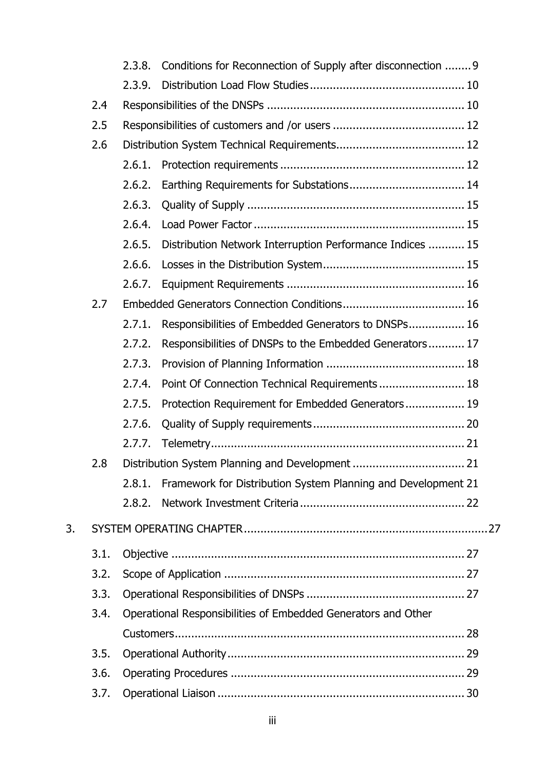- 2.3.8. Conditions for Reconnection of Supply after disconnection ........ 9
- 2.3.9. Distribution Load Flow Studies .............................................. 10

2.4 Responsibilities of the DNSPs ........................................................... 10

2.5 Responsibilities of customers and /or users ....................................... 12

2.6 Distribution System Technical Requirements...................................... 12

- 2.6.1. Protection requirements ....................................................... 12
- 2.6.2. Earthing Requirements for Substations.................................. 14
- 2.6.3. Quality of Supply ................................................................. 15
- 2.6.4. Load Power Factor ............................................................... 15
- 2.6.5. Distribution Network Interruption Performance Indices ........... 15
- 2.6.6. Losses in the Distribution System.......................................... 15
- 2.6.7. Equipment Requirements ..................................................... 16

2.7 Embedded Generators Connection Conditions.................................... 16

- 2.7.1. Responsibilities of Embedded Generators to DNSPs................. 16
- 2.7.2. Responsibilities of DNSPs to the Embedded Generators ........... 17
- 2.7.3. Provision of Planning Information .......................................... 18
- 2.7.4. Point Of Connection Technical Requirements .......................... 18
- 2.7.5. Protection Requirement for Embedded Generators.................. 19
- 2.7.6. Quality of Supply requirements............................................. 20
- 2.7.7. Telemetry............................................................................ 21

2.8 Distribution System Planning and Development .................................. 21

- 2.8.1. Framework for Distribution System Planning and Development 21
- 2.8.2. Network Investment Criteria.................................................. 22

3. SYSTEM OPERATING CHAPTER.........................................................................27

3.1. Objective ........................................................................................ 27

3.2. Scope of Application ........................................................................ 27

3.3. Operational Responsibilities of DNSPs ................................................ 27

3.4. Operational Responsibilities of Embedded Generators and Other Customers....................................................................................... 28

3.5. Operational Authority....................................................................... 29

3.6. Operating Procedures ...................................................................... 29

3.7. Operational Liaison .......................................................................... 30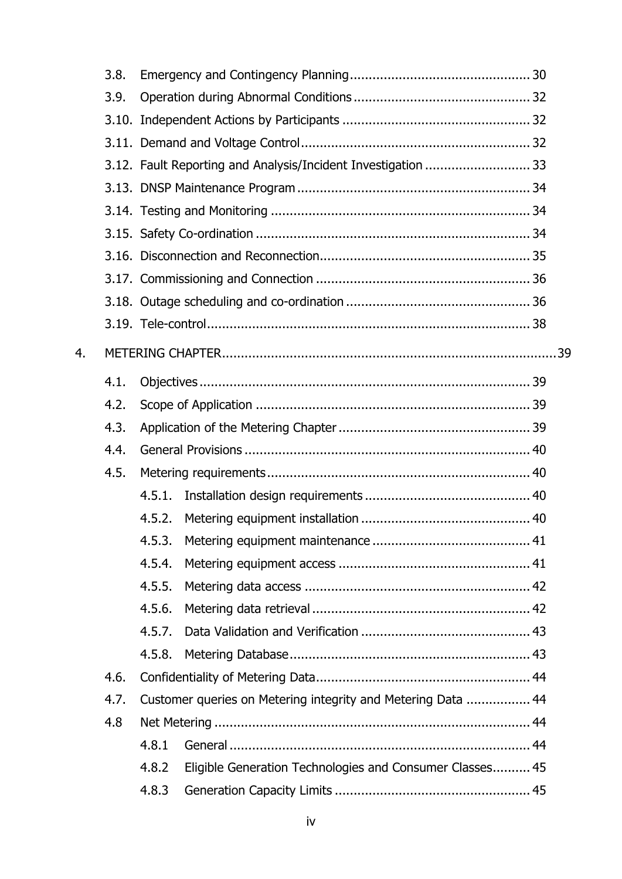- 3.8. Emergency and Contingency Planning ............................................... 30
- 3.9. Operation during Abnormal Conditions .............................................. 32
- 3.10. Independent Actions by Participants ................................................ 32
- 3.11. Demand and Voltage Control ........................................................... 32
- 3.12. Fault Reporting and Analysis/Incident Investigation ........................... 33
- 3.13. DNSP Maintenance Program ............................................................ 34
- 3.14. Testing and Monitoring .................................................................... 34
- 3.15. Safety Co-ordination ....................................................................... 34
- 3.16. Disconnection and Reconnection ...................................................... 35
- 3.17. Commissioning and Connection ........................................................ 36
- 3.18. Outage scheduling and co-ordination ............................................... 36
- 3.19. Tele-control .................................................................................... 38

4. METERING CHAPTER ................................................................................... 39

- 4.1. Objectives ...................................................................................... 39
- 4.2. Scope of Application ........................................................................ 39
- 4.3. Application of the Metering Chapter .................................................. 39
- 4.4. General Provisions ........................................................................... 40
- 4.5. Metering requirements ..................................................................... 40
  - 4.5.1. Installation design requirements ........................................... 40
  - 4.5.2. Metering equipment installation ............................................ 40
  - 4.5.3. Metering equipment maintenance .......................................... 41
  - 4.5.4. Metering equipment access .................................................. 41
  - 4.5.5. Metering data access ........................................................... 42
  - 4.5.6. Metering data retrieval ......................................................... 42
  - 4.5.7. Data Validation and Verification ............................................ 43
  - 4.5.8. Metering Database ............................................................... 43
- 4.6. Confidentiality of Metering Data ........................................................ 44
- 4.7. Customer queries on Metering integrity and Metering Data ................. 44
- 4.8 Net Metering ................................................................................... 44
  - 4.8.1 General ............................................................................... 44
  - 4.8.2 Eligible Generation Technologies and Consumer Classes .......... 45
  - 4.8.3 Generation Capacity Limits ................................................... 45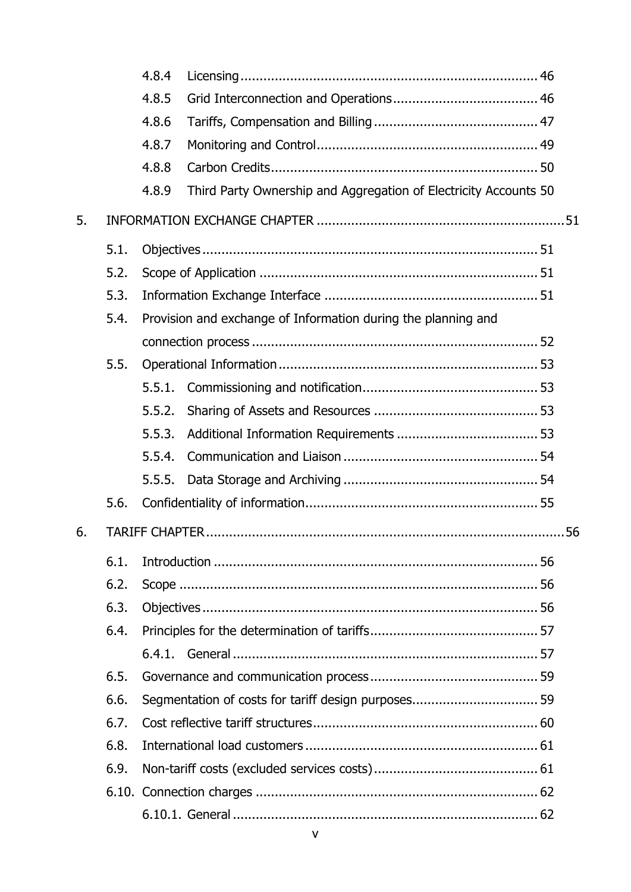4.8.4 Licensing ............................................................................ 46

4.8.5 Grid Interconnection and Operations ..................................... 46

4.8.6 Tariffs, Compensation and Billing .......................................... 47

4.8.7 Monitoring and Control ......................................................... 49

4.8.8 Carbon Credits ..................................................................... 50

4.8.9 Third Party Ownership and Aggregation of Electricity Accounts 50

5. INFORMATION EXCHANGE CHAPTER ................................................................ 51

5.1. Objectives ....................................................................................... 51

5.2. Scope of Application ........................................................................ 51

5.3. Information Exchange Interface ....................................................... 51

5.4. Provision and exchange of Information during the planning and connection process .......................................................................... 52

5.5. Operational Information ................................................................... 53

5.5.1. Commissioning and notification ............................................. 53

5.5.2. Sharing of Assets and Resources ........................................... 53

5.5.3. Additional Information Requirements .................................... 53

5.5.4. Communication and Liaison .................................................. 54

5.5.5. Data Storage and Archiving .................................................. 54

5.6. Confidentiality of information ............................................................ 55

6. TARIFF CHAPTER ........................................................................................... 56

6.1. Introduction .................................................................................... 56

6.2. Scope .............................................................................................. 56

6.3. Objectives ....................................................................................... 56

6.4. Principles for the determination of tariffs ........................................... 57

6.4.1. General ............................................................................... 57

6.5. Governance and communication process ........................................... 59

6.6. Segmentation of costs for tariff design purposes ................................ 59

6.7. Cost reflective tariff structures .......................................................... 60

6.8. International load customers ............................................................ 61

6.9. Non-tariff costs (excluded services costs) ........................................... 61

6.10. Connection charges ......................................................................... 62

6.10.1. General ............................................................................... 62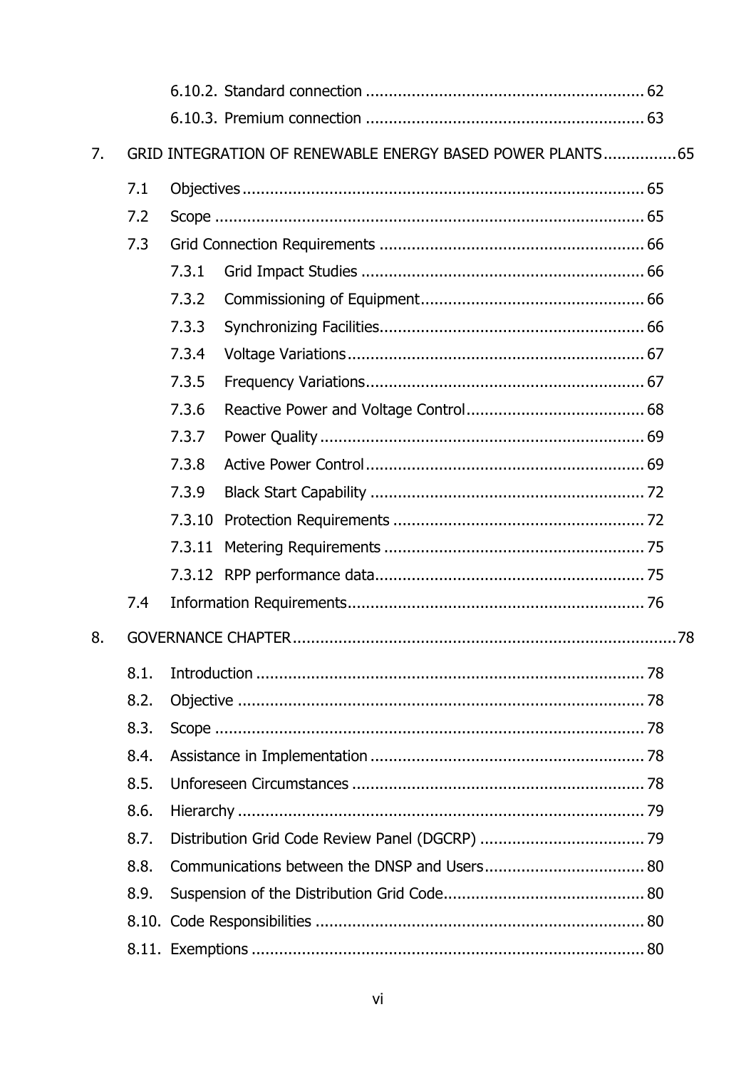6.10.2. Standard connection ............................................................ 62

6.10.3. Premium connection ............................................................ 63

7. GRID INTEGRATION OF RENEWABLE ENERGY BASED POWER PLANTS ................65

7.1 Objectives ........................................................................................ 65

7.2 Scope ............................................................................................... 65

7.3 Grid Connection Requirements ......................................................... 66

7.3.1 Grid Impact Studies ............................................................ 66

7.3.2 Commissioning of Equipment ................................................ 66

7.3.3 Synchronizing Facilities ......................................................... 66

7.3.4 Voltage Variations ................................................................ 67

7.3.5 Frequency Variations ............................................................ 67

7.3.6 Reactive Power and Voltage Control ...................................... 68

7.3.7 Power Quality ...................................................................... 69

7.3.8 Active Power Control ............................................................ 69

7.3.9 Black Start Capability ........................................................... 72

7.3.10 Protection Requirements ...................................................... 72

7.3.11 Metering Requirements ........................................................ 75

7.3.12 RPP performance data .......................................................... 75

7.4 Information Requirements ................................................................ 76

8. GOVERNANCE CHAPTER ..................................................................................78

8.1. Introduction ...................................................................................... 78

8.2. Objective .......................................................................................... 78

8.3. Scope ............................................................................................... 78

8.4. Assistance in Implementation ........................................................... 78

8.5. Unforeseen Circumstances ................................................................ 78

8.6. Hierarchy .......................................................................................... 79

8.7. Distribution Grid Code Review Panel (DGCRP) .................................... 79

8.8. Communications between the DNSP and Users ................................... 80

8.9. Suspension of the Distribution Grid Code ............................................ 80

8.10. Code Responsibilities ........................................................................ 80

8.11. Exemptions ...................................................................................... 80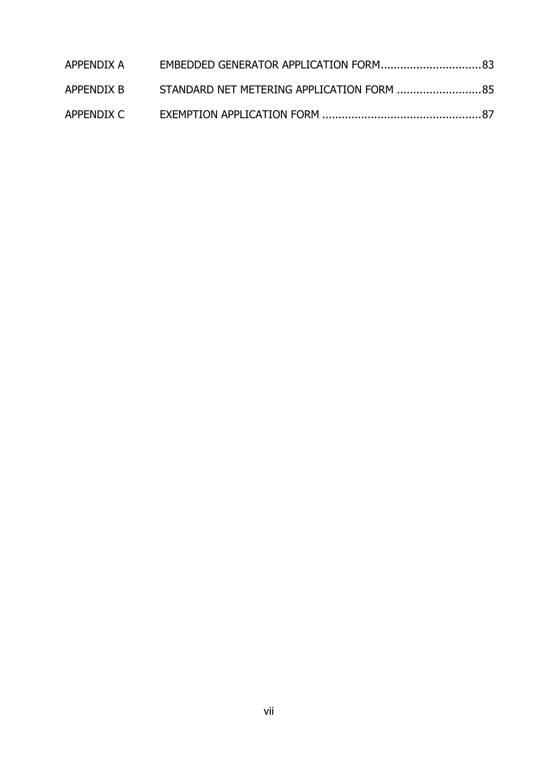APPENDIX A EMBEDDED GENERATOR APPLICATION FORM...............................83

APPENDIX B STANDARD NET METERING APPLICATION FORM ..........................85

APPENDIX C EXEMPTION APPLICATION FORM .................................................87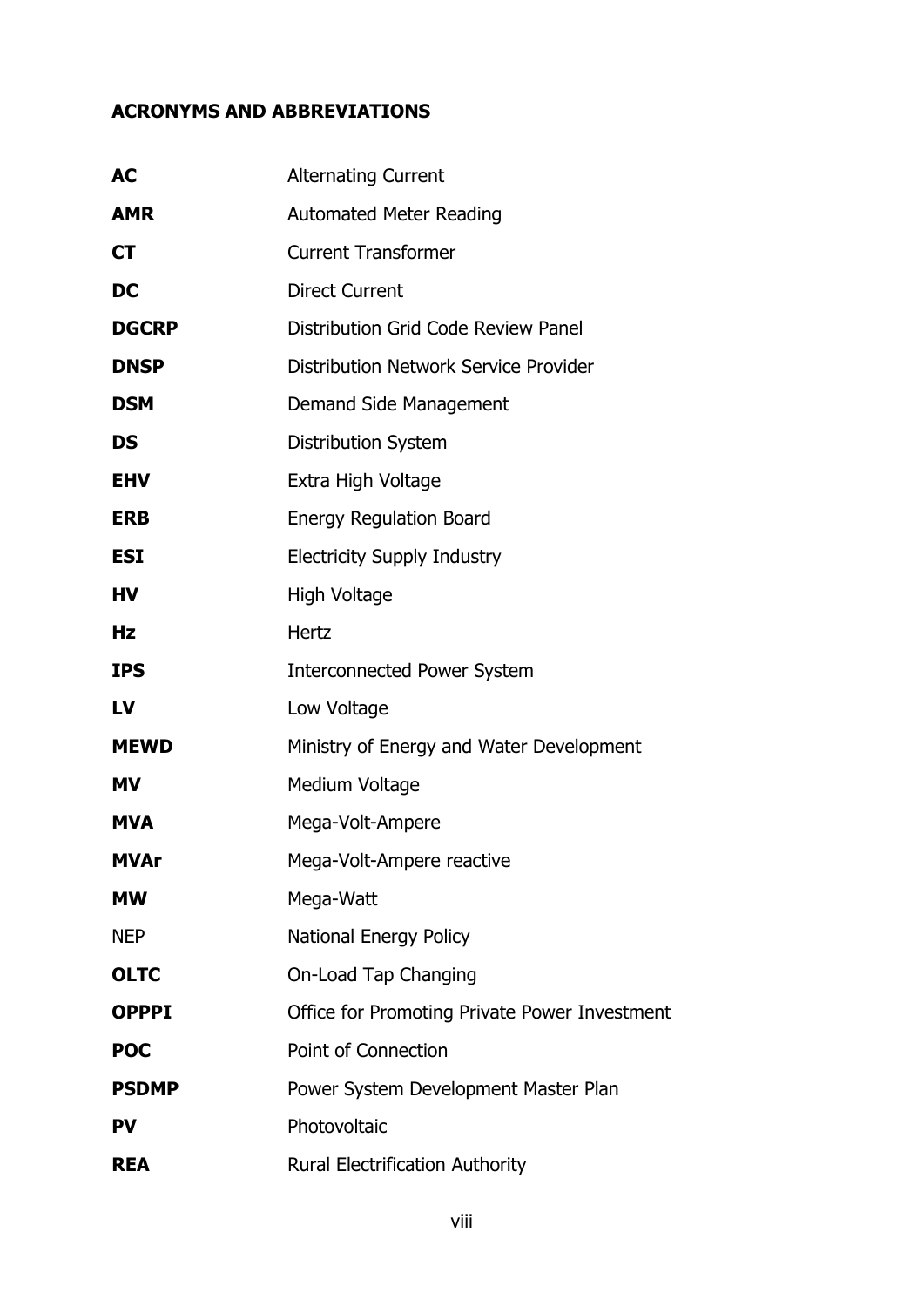## ACRONYMS AND ABBREVIATIONS

| | |
|---|---|
| **AC** | Alternating Current |
| **AMR** | Automated Meter Reading |
| **CT** | Current Transformer |
| **DC** | Direct Current |
| **DGCRP** | Distribution Grid Code Review Panel |
| **DNSP** | Distribution Network Service Provider |
| **DSM** | Demand Side Management |
| **DS** | Distribution System |
| **EHV** | Extra High Voltage |
| **ERB** | Energy Regulation Board |
| **ESI** | Electricity Supply Industry |
| **HV** | High Voltage |
| **Hz** | Hertz |
| **IPS** | Interconnected Power System |
| **LV** | Low Voltage |
| **MEWD** | Ministry of Energy and Water Development |
| **MV** | Medium Voltage |
| **MVA** | Mega-Volt-Ampere |
| **MVAr** | Mega-Volt-Ampere reactive |
| **MW** | Mega-Watt |
| NEP | National Energy Policy |
| **OLTC** | On-Load Tap Changing |
| **OPPPI** | Office for Promoting Private Power Investment |
| **POC** | Point of Connection |
| **PSDMP** | Power System Development Master Plan |
| **PV** | Photovoltaic |
| **REA** | Rural Electrification Authority |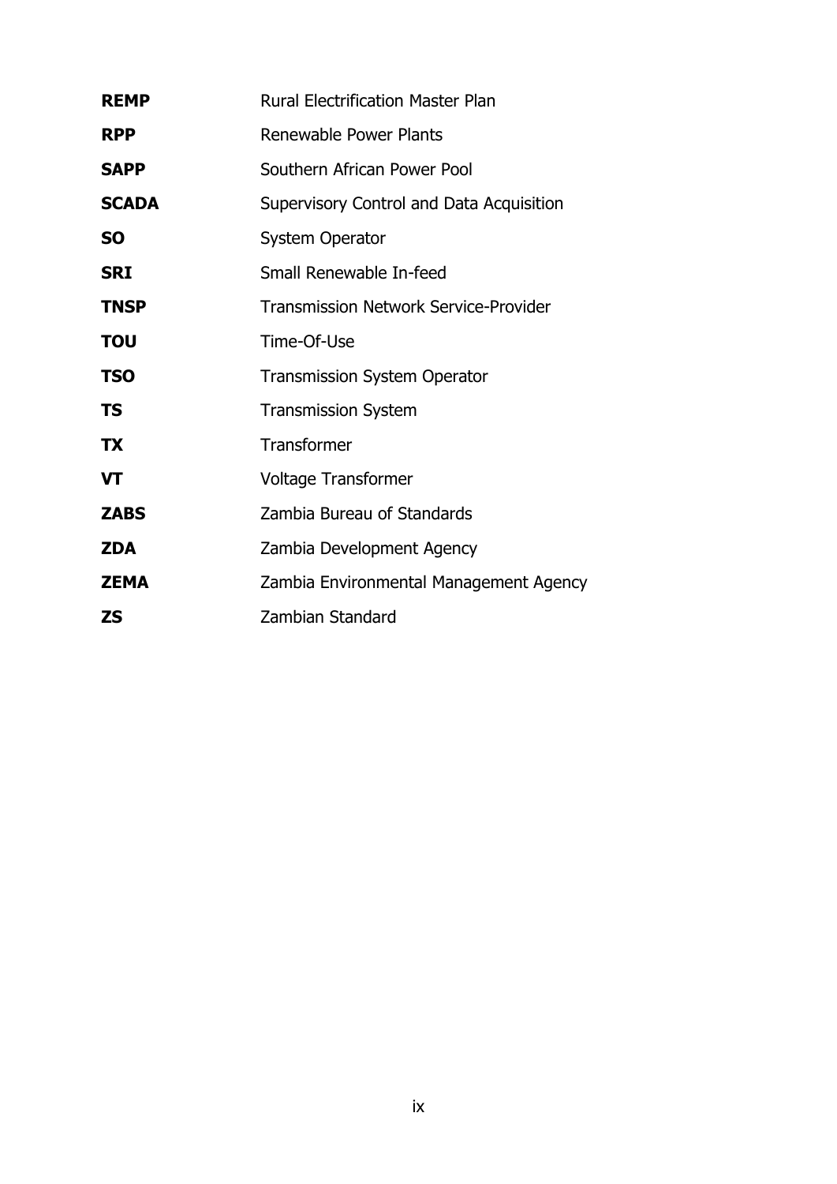| | |
|---|---|
| **REMP** | Rural Electrification Master Plan |
| **RPP** | Renewable Power Plants |
| **SAPP** | Southern African Power Pool |
| **SCADA** | Supervisory Control and Data Acquisition |
| **SO** | System Operator |
| **SRI** | Small Renewable In-feed |
| **TNSP** | Transmission Network Service-Provider |
| **TOU** | Time-Of-Use |
| **TSO** | Transmission System Operator |
| **TS** | Transmission System |
| **TX** | Transformer |
| **VT** | Voltage Transformer |
| **ZABS** | Zambia Bureau of Standards |
| **ZDA** | Zambia Development Agency |
| **ZEMA** | Zambia Environmental Management Agency |
| **ZS** | Zambian Standard |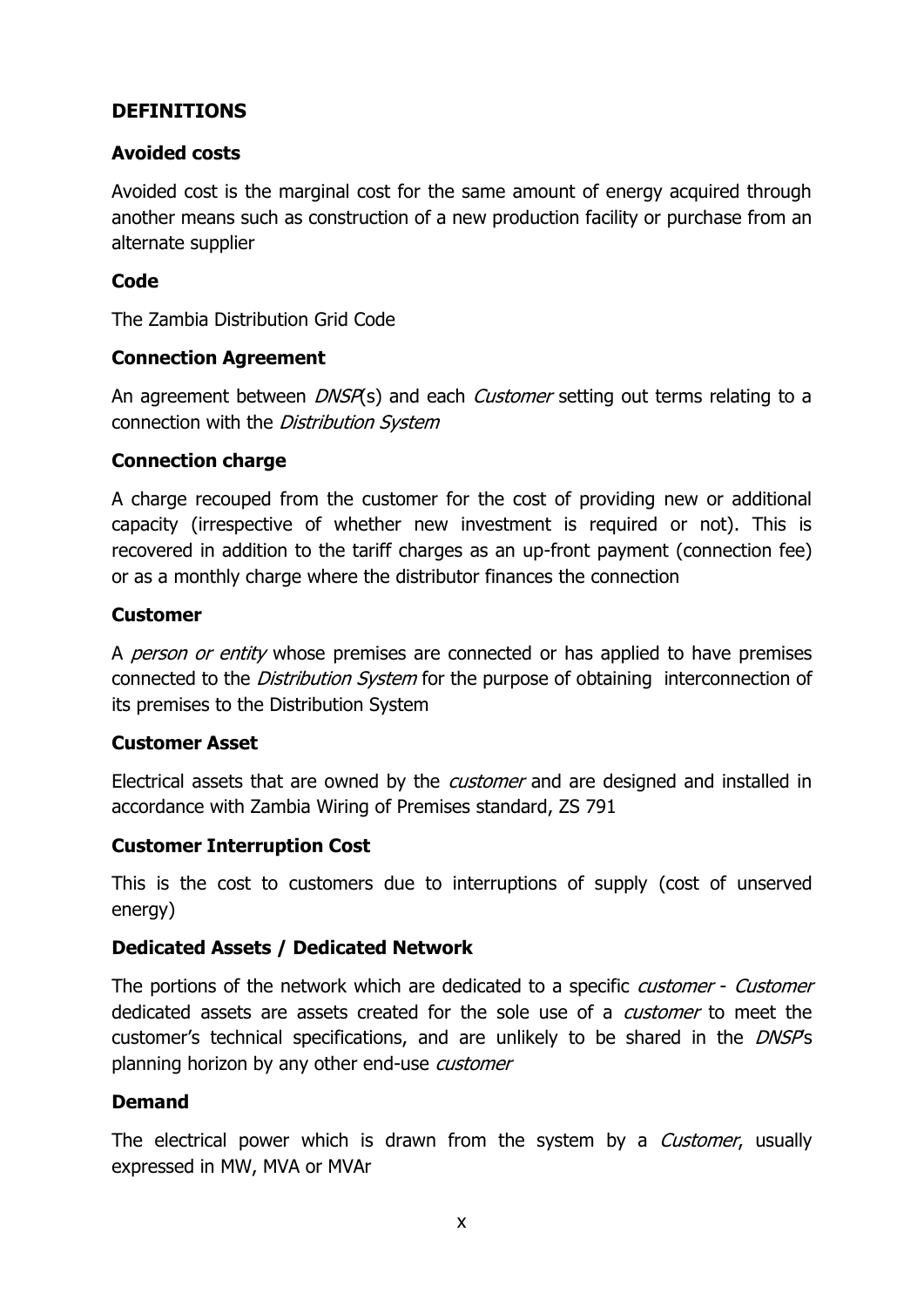## DEFINITIONS

### Avoided costs

Avoided cost is the marginal cost for the same amount of energy acquired through another means such as construction of a new production facility or purchase from an alternate supplier

### Code

The Zambia Distribution Grid Code

### Connection Agreement

An agreement between *DNSP*(s) and each *Customer* setting out terms relating to a connection with the *Distribution System*

### Connection charge

A charge recouped from the customer for the cost of providing new or additional capacity (irrespective of whether new investment is required or not). This is recovered in addition to the tariff charges as an up-front payment (connection fee) or as a monthly charge where the distributor finances the connection

### Customer

A *person or entity* whose premises are connected or has applied to have premises connected to the *Distribution System* for the purpose of obtaining interconnection of its premises to the Distribution System

### Customer Asset

Electrical assets that are owned by the *customer* and are designed and installed in accordance with Zambia Wiring of Premises standard, ZS 791

### Customer Interruption Cost

This is the cost to customers due to interruptions of supply (cost of unserved energy)

### Dedicated Assets / Dedicated Network

The portions of the network which are dedicated to a specific *customer* - *Customer* dedicated assets are assets created for the sole use of a *customer* to meet the customer's technical specifications, and are unlikely to be shared in the *DNSP*s planning horizon by any other end-use *customer*

### Demand

The electrical power which is drawn from the system by a *Customer*, usually expressed in MW, MVA or MVAr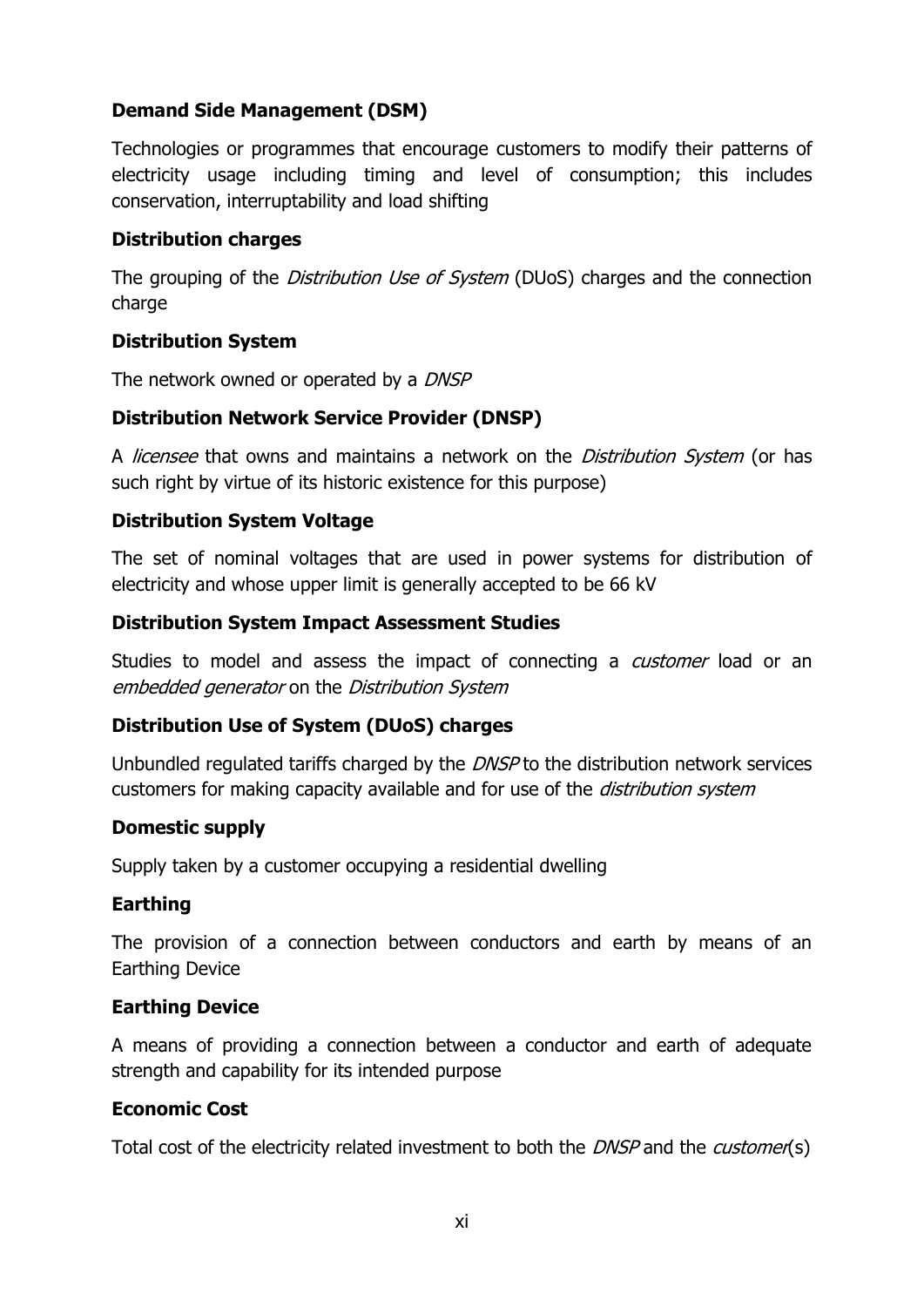**Demand Side Management (DSM)**

Technologies or programmes that encourage customers to modify their patterns of electricity usage including timing and level of consumption; this includes conservation, interruptability and load shifting

**Distribution charges**

The grouping of the *Distribution Use of System* (DUoS) charges and the connection charge

**Distribution System**

The network owned or operated by a *DNSP*

**Distribution Network Service Provider (DNSP)**

A *licensee* that owns and maintains a network on the *Distribution System* (or has such right by virtue of its historic existence for this purpose)

**Distribution System Voltage**

The set of nominal voltages that are used in power systems for distribution of electricity and whose upper limit is generally accepted to be 66 kV

**Distribution System Impact Assessment Studies**

Studies to model and assess the impact of connecting a *customer* load or an *embedded generator* on the *Distribution System*

**Distribution Use of System (DUoS) charges**

Unbundled regulated tariffs charged by the *DNSP* to the distribution network services customers for making capacity available and for use of the *distribution system*

**Domestic supply**

Supply taken by a customer occupying a residential dwelling

**Earthing**

The provision of a connection between conductors and earth by means of an Earthing Device

**Earthing Device**

A means of providing a connection between a conductor and earth of adequate strength and capability for its intended purpose

**Economic Cost**

Total cost of the electricity related investment to both the *DNSP* and the *customer*(s)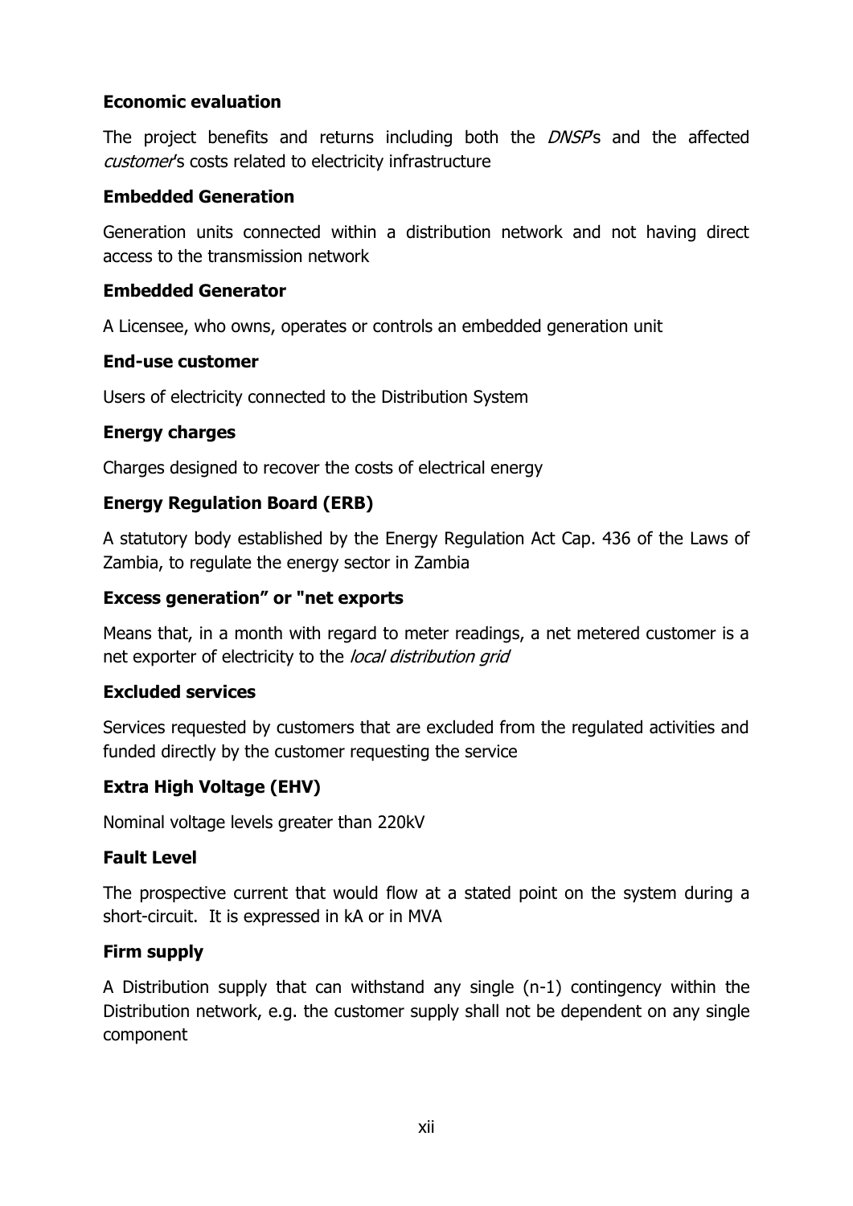**Economic evaluation**

The project benefits and returns including both the *DNSP*'s and the affected *customer*'s costs related to electricity infrastructure

**Embedded Generation**

Generation units connected within a distribution network and not having direct access to the transmission network

**Embedded Generator**

A Licensee, who owns, operates or controls an embedded generation unit

**End-use customer**

Users of electricity connected to the Distribution System

**Energy charges**

Charges designed to recover the costs of electrical energy

**Energy Regulation Board (ERB)**

A statutory body established by the Energy Regulation Act Cap. 436 of the Laws of Zambia, to regulate the energy sector in Zambia

**Excess generation" or "net exports**

Means that, in a month with regard to meter readings, a net metered customer is a net exporter of electricity to the *local distribution grid*

**Excluded services**

Services requested by customers that are excluded from the regulated activities and funded directly by the customer requesting the service

**Extra High Voltage (EHV)**

Nominal voltage levels greater than 220kV

**Fault Level**

The prospective current that would flow at a stated point on the system during a short-circuit. It is expressed in kA or in MVA

**Firm supply**

A Distribution supply that can withstand any single (n-1) contingency within the Distribution network, e.g. the customer supply shall not be dependent on any single component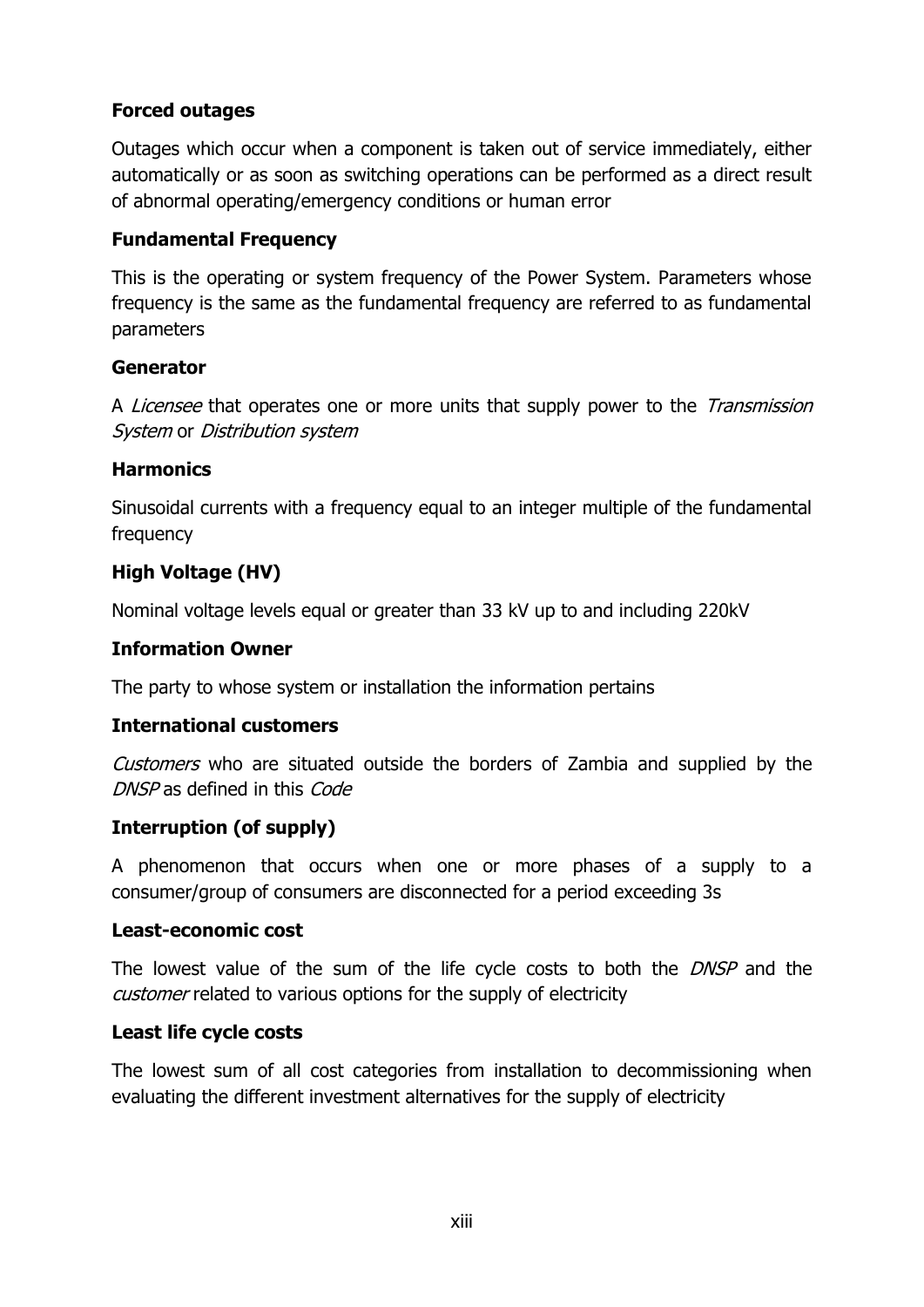**Forced outages**

Outages which occur when a component is taken out of service immediately, either automatically or as soon as switching operations can be performed as a direct result of abnormal operating/emergency conditions or human error

**Fundamental Frequency**

This is the operating or system frequency of the Power System. Parameters whose frequency is the same as the fundamental frequency are referred to as fundamental parameters

**Generator**

A *Licensee* that operates one or more units that supply power to the *Transmission System* or *Distribution system*

**Harmonics**

Sinusoidal currents with a frequency equal to an integer multiple of the fundamental frequency

**High Voltage (HV)**

Nominal voltage levels equal or greater than 33 kV up to and including 220kV

**Information Owner**

The party to whose system or installation the information pertains

**International customers**

*Customers* who are situated outside the borders of Zambia and supplied by the *DNSP* as defined in this *Code*

**Interruption (of supply)**

A phenomenon that occurs when one or more phases of a supply to a consumer/group of consumers are disconnected for a period exceeding 3s

**Least-economic cost**

The lowest value of the sum of the life cycle costs to both the *DNSP* and the *customer* related to various options for the supply of electricity

**Least life cycle costs**

The lowest sum of all cost categories from installation to decommissioning when evaluating the different investment alternatives for the supply of electricity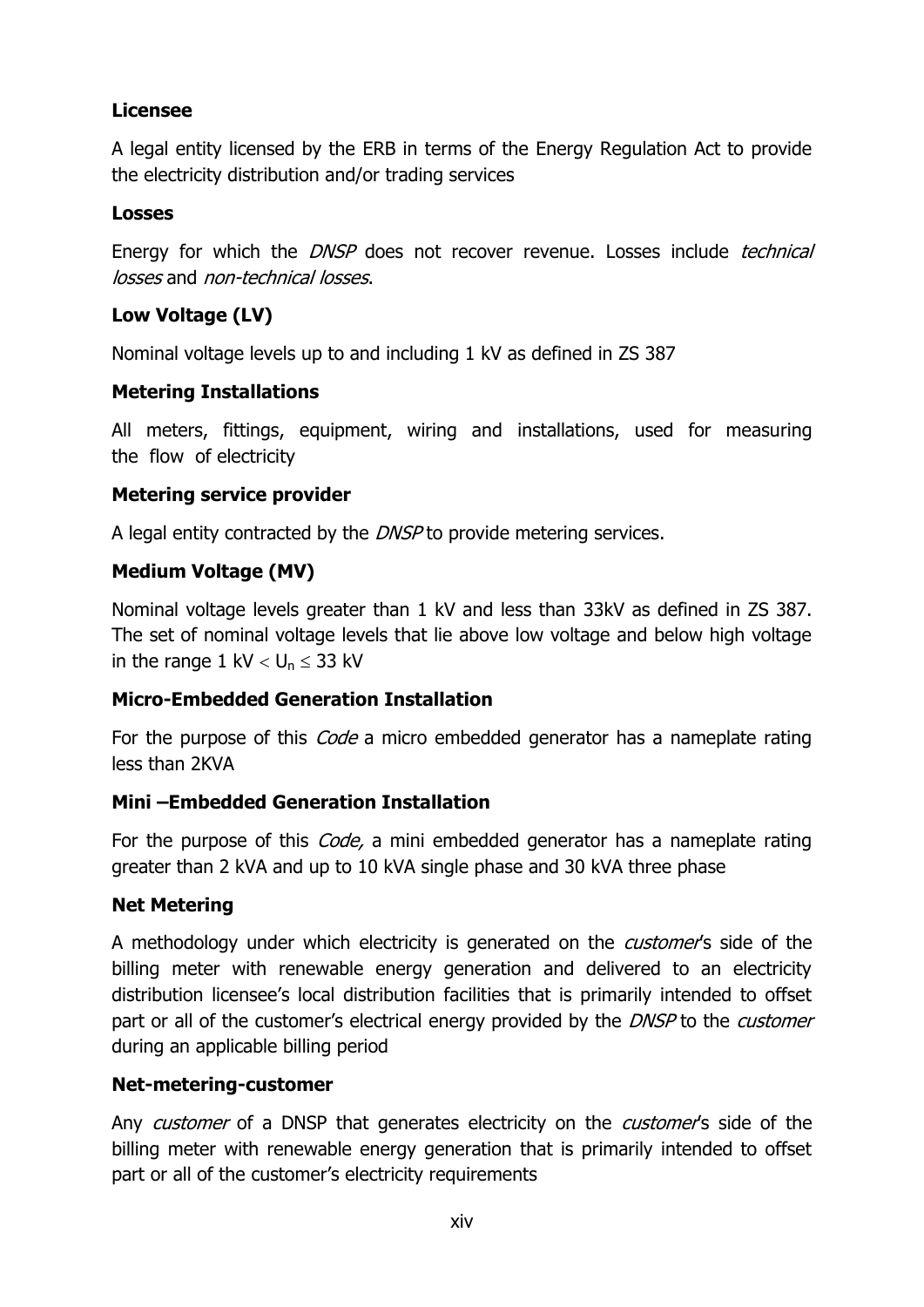**Licensee**

A legal entity licensed by the ERB in terms of the Energy Regulation Act to provide the electricity distribution and/or trading services

**Losses**

Energy for which the *DNSP* does not recover revenue. Losses include *technical losses* and *non-technical losses*.

**Low Voltage (LV)**

Nominal voltage levels up to and including 1 kV as defined in ZS 387

**Metering Installations**

All meters, fittings, equipment, wiring and installations, used for measuring the flow of electricity

**Metering service provider**

A legal entity contracted by the *DNSP* to provide metering services.

**Medium Voltage (MV)**

Nominal voltage levels greater than 1 kV and less than 33kV as defined in ZS 387. The set of nominal voltage levels that lie above low voltage and below high voltage in the range 1 kV $< U_n \leq$ 33 kV

**Micro-Embedded Generation Installation**

For the purpose of this *Code* a micro embedded generator has a nameplate rating less than 2KVA

**Mini –Embedded Generation Installation**

For the purpose of this *Code,* a mini embedded generator has a nameplate rating greater than 2 kVA and up to 10 kVA single phase and 30 kVA three phase

**Net Metering**

A methodology under which electricity is generated on the *customer*'s side of the billing meter with renewable energy generation and delivered to an electricity distribution licensee's local distribution facilities that is primarily intended to offset part or all of the customer's electrical energy provided by the *DNSP* to the *customer* during an applicable billing period

**Net-metering-customer**

Any *customer* of a DNSP that generates electricity on the *customer*'s side of the billing meter with renewable energy generation that is primarily intended to offset part or all of the customer's electricity requirements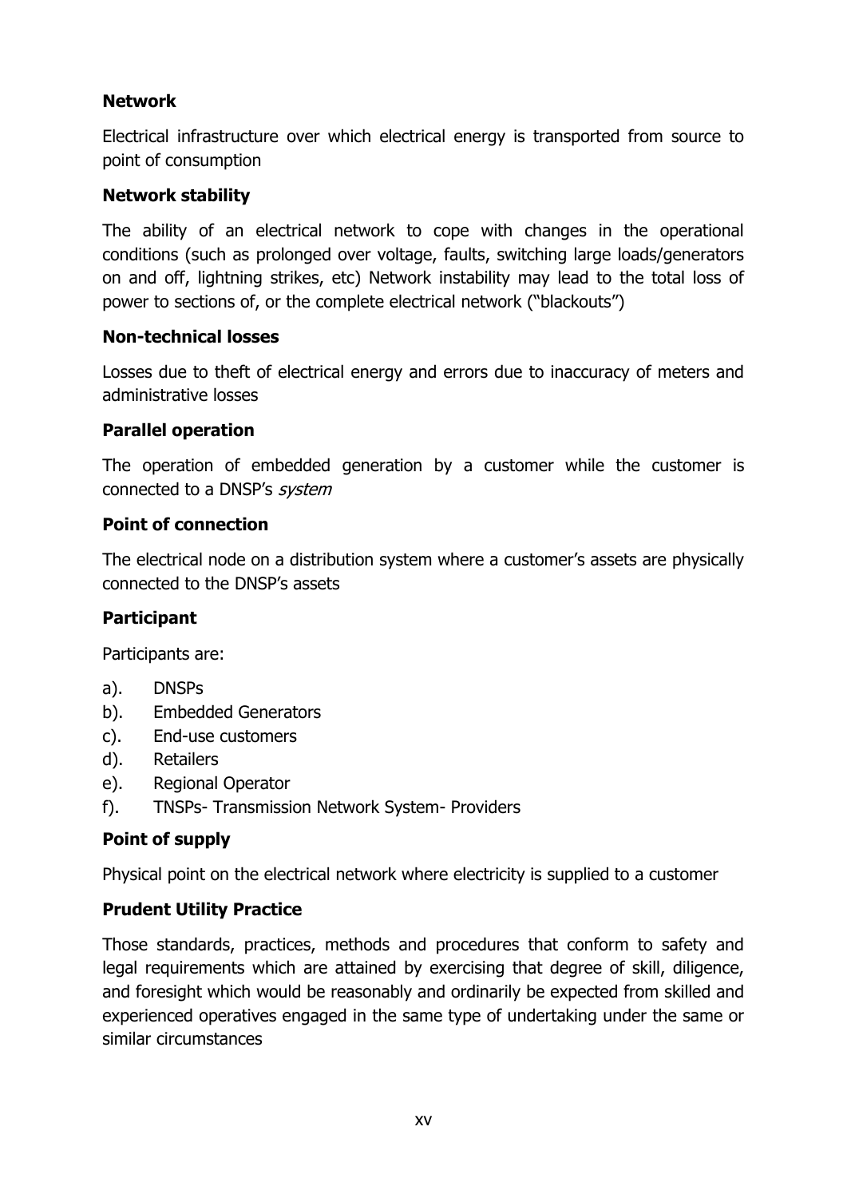**Network**

Electrical infrastructure over which electrical energy is transported from source to point of consumption

**Network stability**

The ability of an electrical network to cope with changes in the operational conditions (such as prolonged over voltage, faults, switching large loads/generators on and off, lightning strikes, etc) Network instability may lead to the total loss of power to sections of, or the complete electrical network ("blackouts")

**Non-technical losses**

Losses due to theft of electrical energy and errors due to inaccuracy of meters and administrative losses

**Parallel operation**

The operation of embedded generation by a customer while the customer is connected to a DNSP's *system*

**Point of connection**

The electrical node on a distribution system where a customer's assets are physically connected to the DNSP's assets

**Participant**

Participants are:

a). DNSPs
b). Embedded Generators
c). End-use customers
d). Retailers
e). Regional Operator
f). TNSPs- Transmission Network System- Providers

**Point of supply**

Physical point on the electrical network where electricity is supplied to a customer

**Prudent Utility Practice**

Those standards, practices, methods and procedures that conform to safety and legal requirements which are attained by exercising that degree of skill, diligence, and foresight which would be reasonably and ordinarily be expected from skilled and experienced operatives engaged in the same type of undertaking under the same or similar circumstances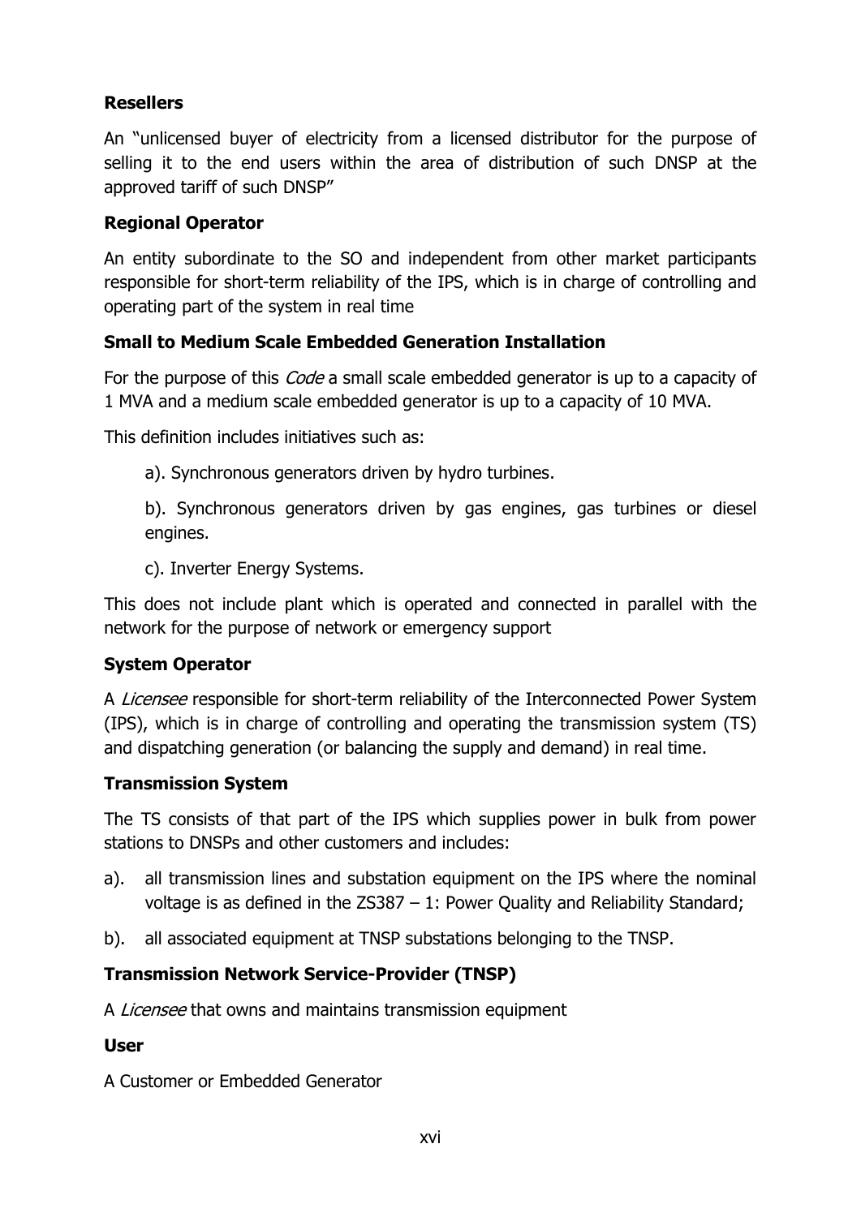**Resellers**

An "unlicensed buyer of electricity from a licensed distributor for the purpose of selling it to the end users within the area of distribution of such DNSP at the approved tariff of such DNSP"

**Regional Operator**

An entity subordinate to the SO and independent from other market participants responsible for short-term reliability of the IPS, which is in charge of controlling and operating part of the system in real time

**Small to Medium Scale Embedded Generation Installation**

For the purpose of this *Code* a small scale embedded generator is up to a capacity of 1 MVA and a medium scale embedded generator is up to a capacity of 10 MVA.

This definition includes initiatives such as:

a). Synchronous generators driven by hydro turbines.

b). Synchronous generators driven by gas engines, gas turbines or diesel engines.

c). Inverter Energy Systems.

This does not include plant which is operated and connected in parallel with the network for the purpose of network or emergency support

**System Operator**

A *Licensee* responsible for short-term reliability of the Interconnected Power System (IPS), which is in charge of controlling and operating the transmission system (TS) and dispatching generation (or balancing the supply and demand) in real time.

**Transmission System**

The TS consists of that part of the IPS which supplies power in bulk from power stations to DNSPs and other customers and includes:

a). all transmission lines and substation equipment on the IPS where the nominal voltage is as defined in the ZS387 – 1: Power Quality and Reliability Standard;

b). all associated equipment at TNSP substations belonging to the TNSP.

**Transmission Network Service-Provider (TNSP)**

A *Licensee* that owns and maintains transmission equipment

**User**

A Customer or Embedded Generator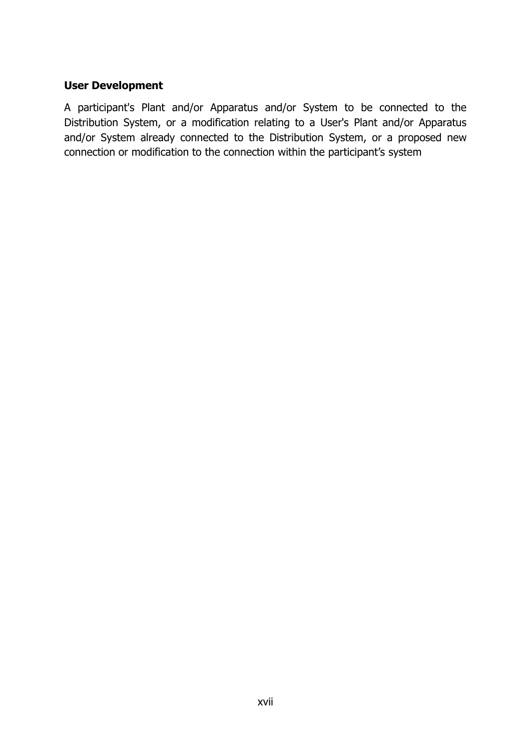**User Development**

A participant's Plant and/or Apparatus and/or System to be connected to the Distribution System, or a modification relating to a User's Plant and/or Apparatus and/or System already connected to the Distribution System, or a proposed new connection or modification to the connection within the participant’s system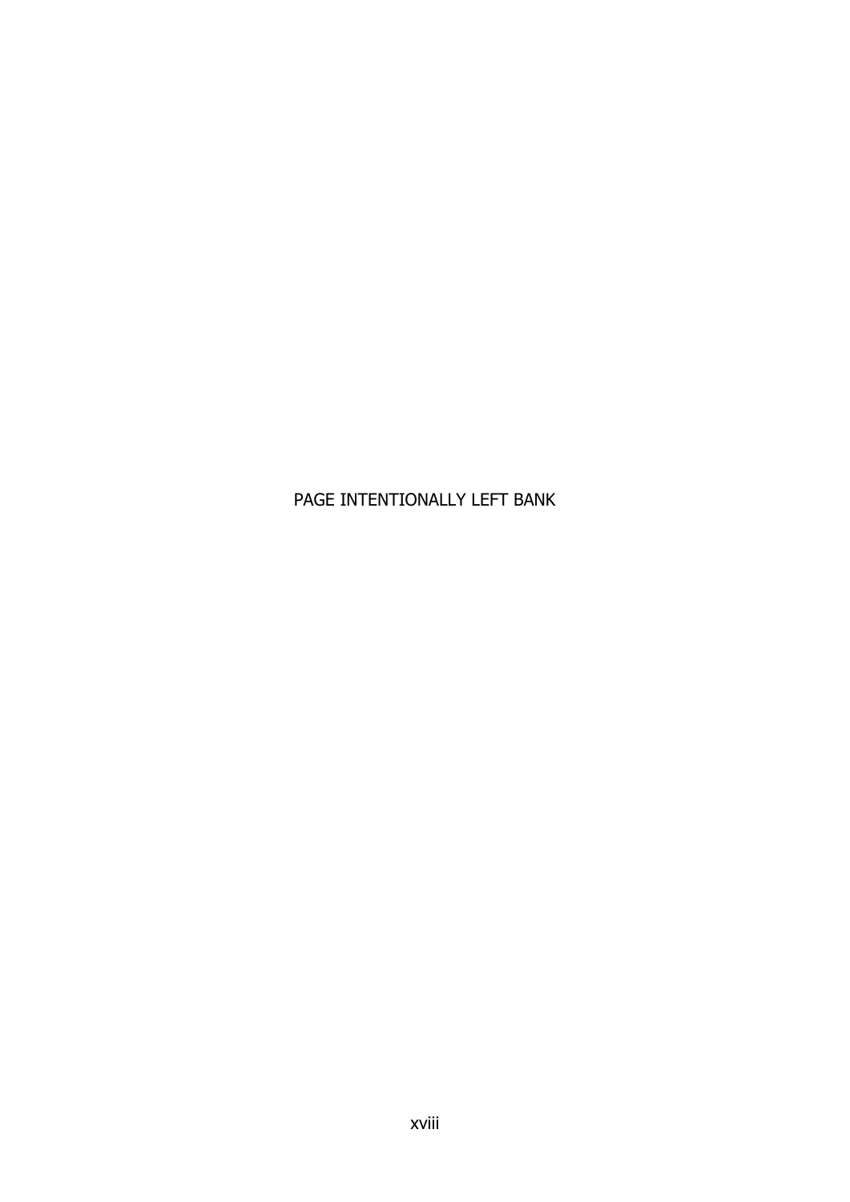PAGE INTENTIONALLY LEFT BANK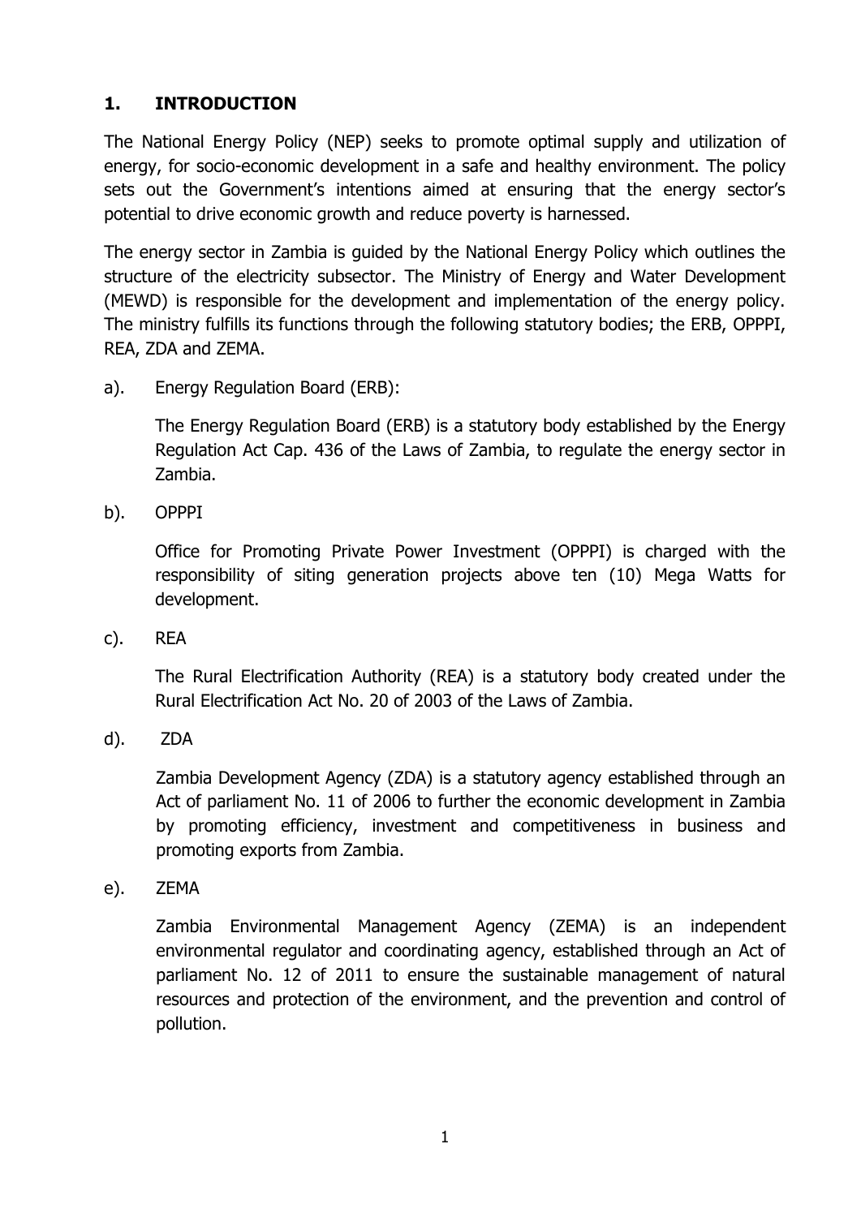# 1. INTRODUCTION

The National Energy Policy (NEP) seeks to promote optimal supply and utilization of energy, for socio-economic development in a safe and healthy environment. The policy sets out the Government's intentions aimed at ensuring that the energy sector's potential to drive economic growth and reduce poverty is harnessed.

The energy sector in Zambia is guided by the National Energy Policy which outlines the structure of the electricity subsector. The Ministry of Energy and Water Development (MEWD) is responsible for the development and implementation of the energy policy. The ministry fulfills its functions through the following statutory bodies; the ERB, OPPPI, REA, ZDA and ZEMA.

a). Energy Regulation Board (ERB):

The Energy Regulation Board (ERB) is a statutory body established by the Energy Regulation Act Cap. 436 of the Laws of Zambia, to regulate the energy sector in Zambia.

b). OPPPI

Office for Promoting Private Power Investment (OPPPI) is charged with the responsibility of siting generation projects above ten (10) Mega Watts for development.

c). REA

The Rural Electrification Authority (REA) is a statutory body created under the Rural Electrification Act No. 20 of 2003 of the Laws of Zambia.

d). ZDA

Zambia Development Agency (ZDA) is a statutory agency established through an Act of parliament No. 11 of 2006 to further the economic development in Zambia by promoting efficiency, investment and competitiveness in business and promoting exports from Zambia.

e). ZEMA

Zambia Environmental Management Agency (ZEMA) is an independent environmental regulator and coordinating agency, established through an Act of parliament No. 12 of 2011 to ensure the sustainable management of natural resources and protection of the environment, and the prevention and control of pollution.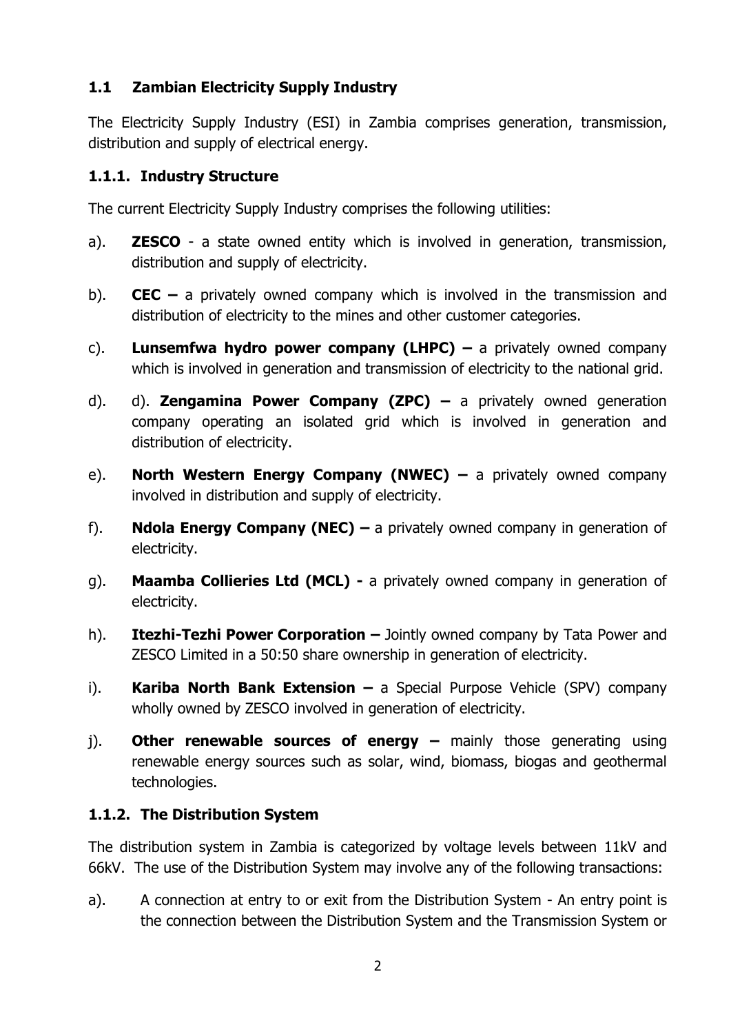## 1.1 Zambian Electricity Supply Industry

The Electricity Supply Industry (ESI) in Zambia comprises generation, transmission, distribution and supply of electrical energy.

### 1.1.1. Industry Structure

The current Electricity Supply Industry comprises the following utilities:

a). **ZESCO** - a state owned entity which is involved in generation, transmission, distribution and supply of electricity.

b). **CEC –** a privately owned company which is involved in the transmission and distribution of electricity to the mines and other customer categories.

c). **Lunsemfwa hydro power company (LHPC) –** a privately owned company which is involved in generation and transmission of electricity to the national grid.

d). d). **Zengamina Power Company (ZPC) –** a privately owned generation company operating an isolated grid which is involved in generation and distribution of electricity.

e). **North Western Energy Company (NWEC) –** a privately owned company involved in distribution and supply of electricity.

f). **Ndola Energy Company (NEC) –** a privately owned company in generation of electricity.

g). **Maamba Collieries Ltd (MCL) -** a privately owned company in generation of electricity.

h). **Itezhi-Tezhi Power Corporation –** Jointly owned company by Tata Power and ZESCO Limited in a 50:50 share ownership in generation of electricity.

i). **Kariba North Bank Extension –** a Special Purpose Vehicle (SPV) company wholly owned by ZESCO involved in generation of electricity.

j). **Other renewable sources of energy –** mainly those generating using renewable energy sources such as solar, wind, biomass, biogas and geothermal technologies.

### 1.1.2. The Distribution System

The distribution system in Zambia is categorized by voltage levels between 11kV and 66kV. The use of the Distribution System may involve any of the following transactions:

a). A connection at entry to or exit from the Distribution System - An entry point is the connection between the Distribution System and the Transmission System or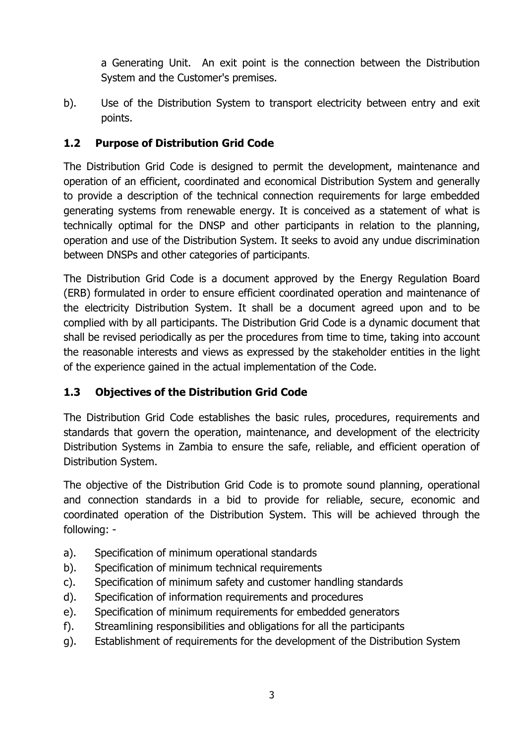a Generating Unit. An exit point is the connection between the Distribution System and the Customer's premises.

b). Use of the Distribution System to transport electricity between entry and exit points.

## 1.2 Purpose of Distribution Grid Code

The Distribution Grid Code is designed to permit the development, maintenance and operation of an efficient, coordinated and economical Distribution System and generally to provide a description of the technical connection requirements for large embedded generating systems from renewable energy. It is conceived as a statement of what is technically optimal for the DNSP and other participants in relation to the planning, operation and use of the Distribution System. It seeks to avoid any undue discrimination between DNSPs and other categories of participants.

The Distribution Grid Code is a document approved by the Energy Regulation Board (ERB) formulated in order to ensure efficient coordinated operation and maintenance of the electricity Distribution System. It shall be a document agreed upon and to be complied with by all participants. The Distribution Grid Code is a dynamic document that shall be revised periodically as per the procedures from time to time, taking into account the reasonable interests and views as expressed by the stakeholder entities in the light of the experience gained in the actual implementation of the Code.

## 1.3 Objectives of the Distribution Grid Code

The Distribution Grid Code establishes the basic rules, procedures, requirements and standards that govern the operation, maintenance, and development of the electricity Distribution Systems in Zambia to ensure the safe, reliable, and efficient operation of Distribution System.

The objective of the Distribution Grid Code is to promote sound planning, operational and connection standards in a bid to provide for reliable, secure, economic and coordinated operation of the Distribution System. This will be achieved through the following: -

a). Specification of minimum operational standards
b). Specification of minimum technical requirements
c). Specification of minimum safety and customer handling standards
d). Specification of information requirements and procedures
e). Specification of minimum requirements for embedded generators
f). Streamlining responsibilities and obligations for all the participants
g). Establishment of requirements for the development of the Distribution System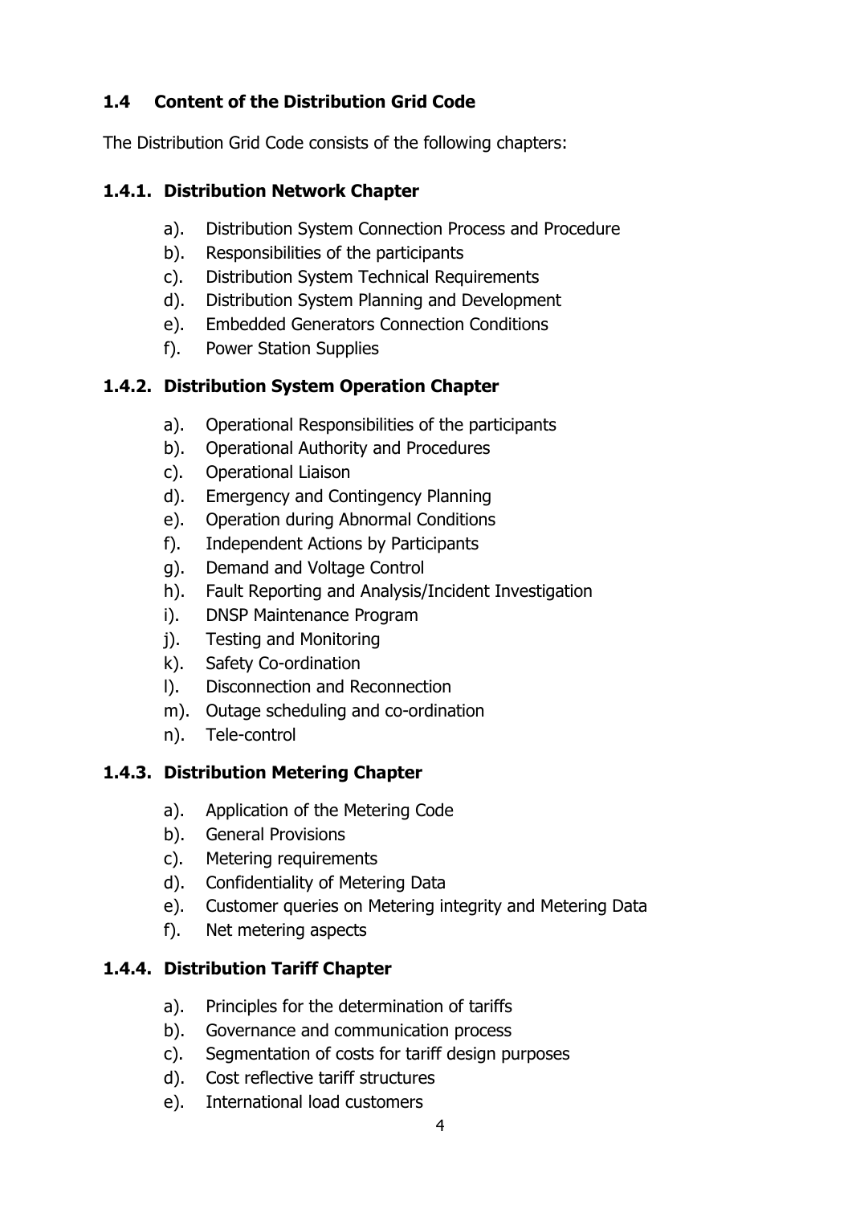## 1.4 Content of the Distribution Grid Code

The Distribution Grid Code consists of the following chapters:

### 1.4.1. Distribution Network Chapter

a). Distribution System Connection Process and Procedure
b). Responsibilities of the participants
c). Distribution System Technical Requirements
d). Distribution System Planning and Development
e). Embedded Generators Connection Conditions
f). Power Station Supplies

### 1.4.2. Distribution System Operation Chapter

a). Operational Responsibilities of the participants
b). Operational Authority and Procedures
c). Operational Liaison
d). Emergency and Contingency Planning
e). Operation during Abnormal Conditions
f). Independent Actions by Participants
g). Demand and Voltage Control
h). Fault Reporting and Analysis/Incident Investigation
i). DNSP Maintenance Program
j). Testing and Monitoring
k). Safety Co-ordination
l). Disconnection and Reconnection
m). Outage scheduling and co-ordination
n). Tele-control

### 1.4.3. Distribution Metering Chapter

a). Application of the Metering Code
b). General Provisions
c). Metering requirements
d). Confidentiality of Metering Data
e). Customer queries on Metering integrity and Metering Data
f). Net metering aspects

### 1.4.4. Distribution Tariff Chapter

a). Principles for the determination of tariffs
b). Governance and communication process
c). Segmentation of costs for tariff design purposes
d). Cost reflective tariff structures
e). International load customers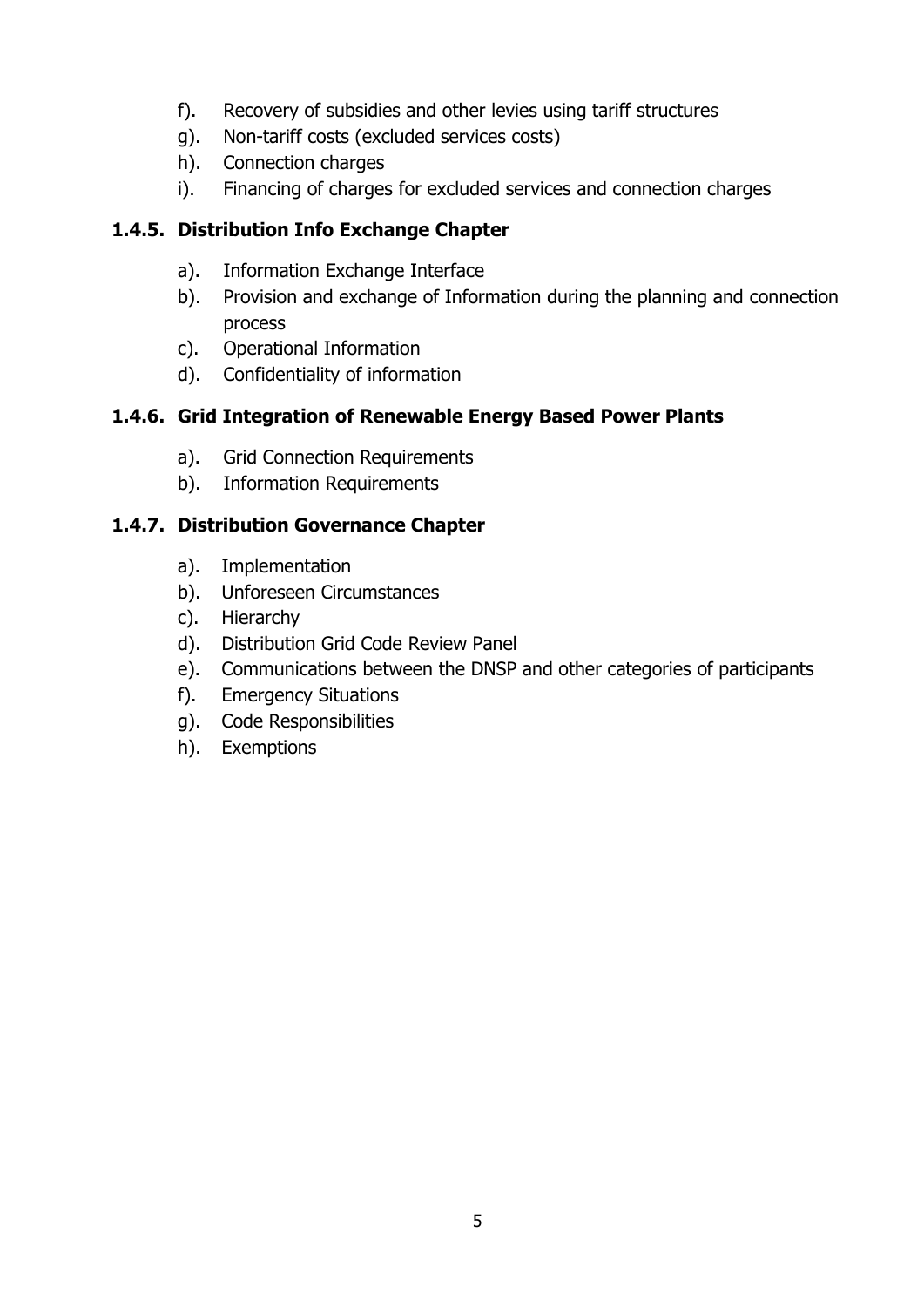f). Recovery of subsidies and other levies using tariff structures
g). Non-tariff costs (excluded services costs)
h). Connection charges
i). Financing of charges for excluded services and connection charges

### 1.4.5. Distribution Info Exchange Chapter

a). Information Exchange Interface
b). Provision and exchange of Information during the planning and connection process
c). Operational Information
d). Confidentiality of information

### 1.4.6. Grid Integration of Renewable Energy Based Power Plants

a). Grid Connection Requirements
b). Information Requirements

### 1.4.7. Distribution Governance Chapter

a). Implementation
b). Unforeseen Circumstances
c). Hierarchy
d). Distribution Grid Code Review Panel
e). Communications between the DNSP and other categories of participants
f). Emergency Situations
g). Code Responsibilities
h). Exemptions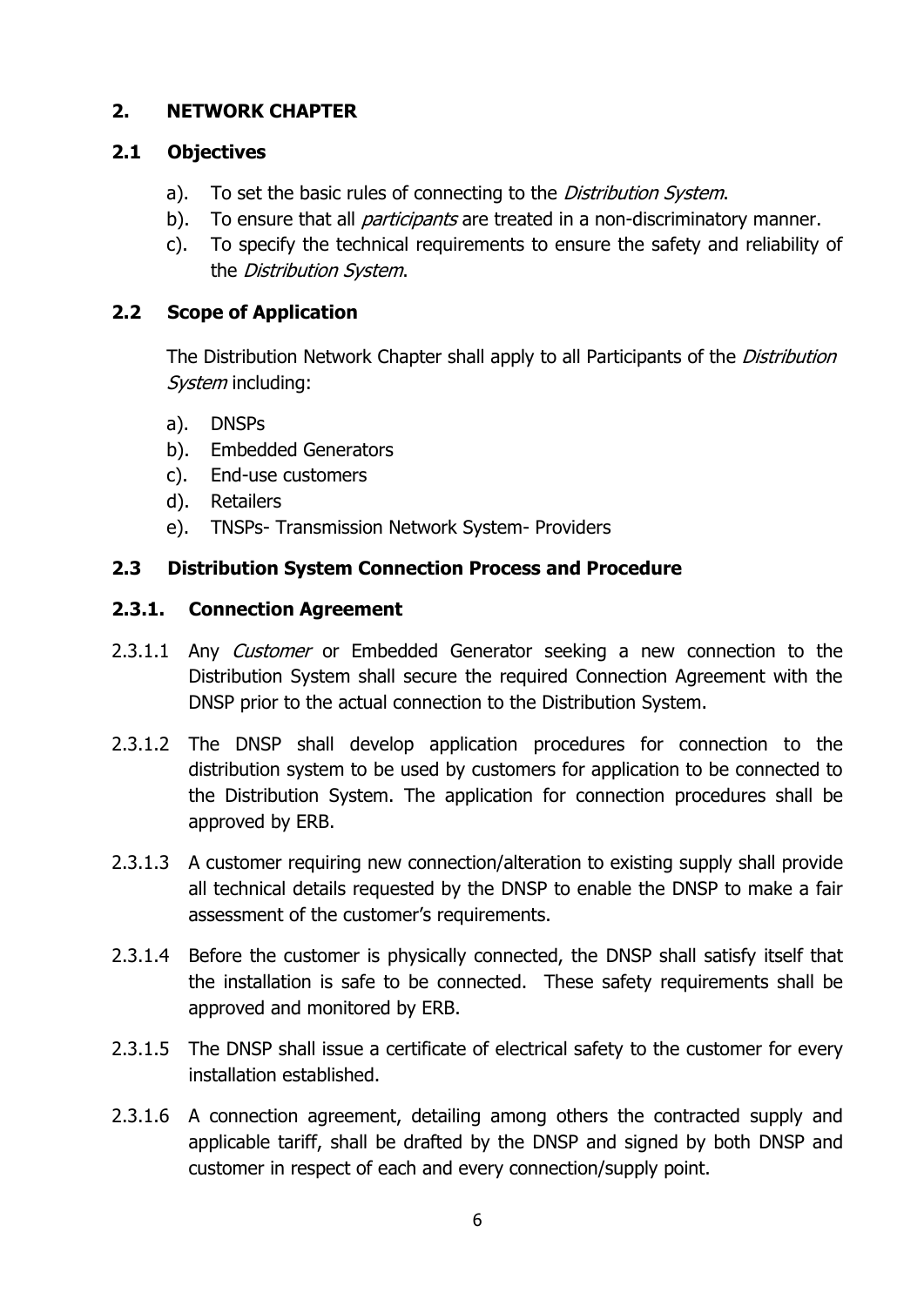## 2. NETWORK CHAPTER

### 2.1 Objectives

a). To set the basic rules of connecting to the *Distribution System*.

b). To ensure that all *participants* are treated in a non-discriminatory manner.

c). To specify the technical requirements to ensure the safety and reliability of the *Distribution System*.

### 2.2 Scope of Application

The Distribution Network Chapter shall apply to all Participants of the *Distribution System* including:

a). DNSPs

b). Embedded Generators

c). End-use customers

d). Retailers

e). TNSPs- Transmission Network System- Providers

### 2.3 Distribution System Connection Process and Procedure

#### 2.3.1. Connection Agreement

2.3.1.1 Any *Customer* or Embedded Generator seeking a new connection to the Distribution System shall secure the required Connection Agreement with the DNSP prior to the actual connection to the Distribution System.

2.3.1.2 The DNSP shall develop application procedures for connection to the distribution system to be used by customers for application to be connected to the Distribution System. The application for connection procedures shall be approved by ERB.

2.3.1.3 A customer requiring new connection/alteration to existing supply shall provide all technical details requested by the DNSP to enable the DNSP to make a fair assessment of the customer's requirements.

2.3.1.4 Before the customer is physically connected, the DNSP shall satisfy itself that the installation is safe to be connected. These safety requirements shall be approved and monitored by ERB.

2.3.1.5 The DNSP shall issue a certificate of electrical safety to the customer for every installation established.

2.3.1.6 A connection agreement, detailing among others the contracted supply and applicable tariff, shall be drafted by the DNSP and signed by both DNSP and customer in respect of each and every connection/supply point.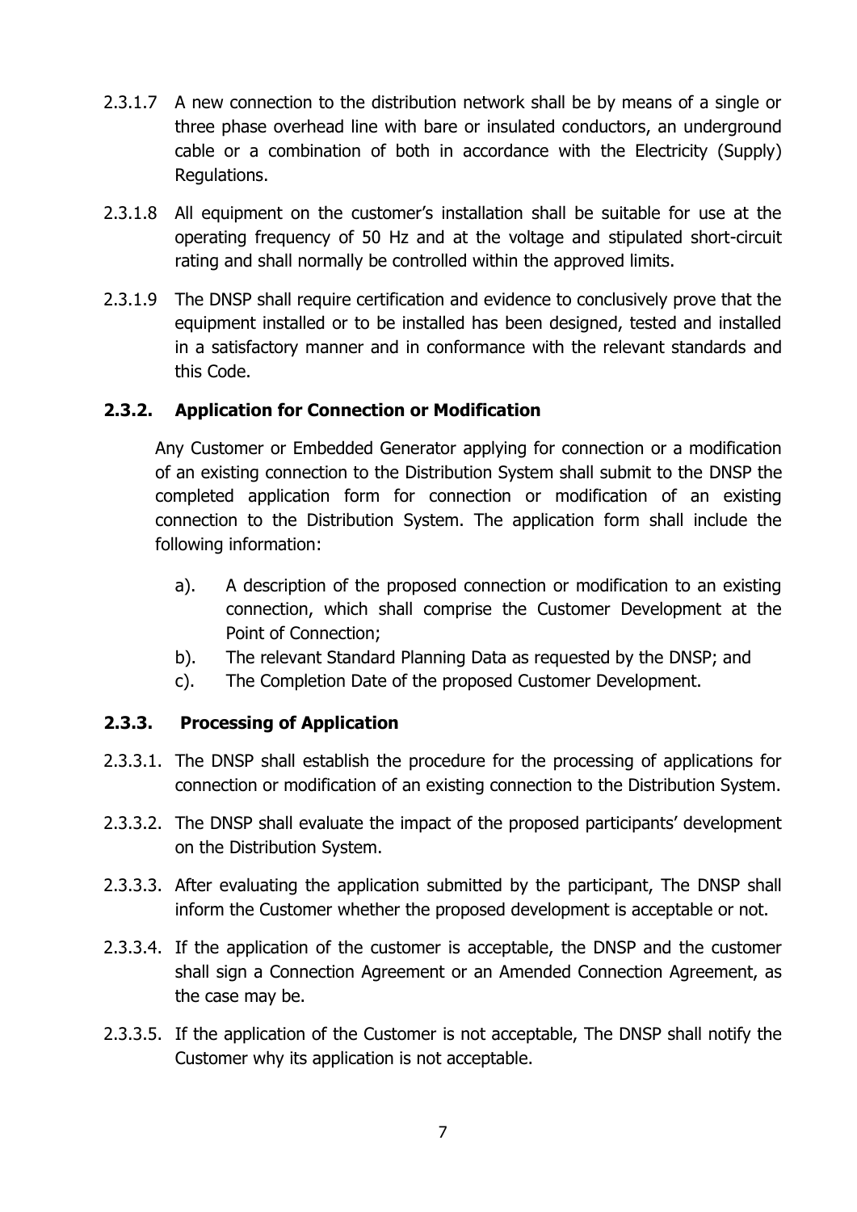2.3.1.7 A new connection to the distribution network shall be by means of a single or three phase overhead line with bare or insulated conductors, an underground cable or a combination of both in accordance with the Electricity (Supply) Regulations.

2.3.1.8 All equipment on the customer's installation shall be suitable for use at the operating frequency of 50 Hz and at the voltage and stipulated short-circuit rating and shall normally be controlled within the approved limits.

2.3.1.9 The DNSP shall require certification and evidence to conclusively prove that the equipment installed or to be installed has been designed, tested and installed in a satisfactory manner and in conformance with the relevant standards and this Code.

### 2.3.2. Application for Connection or Modification

Any Customer or Embedded Generator applying for connection or a modification of an existing connection to the Distribution System shall submit to the DNSP the completed application form for connection or modification of an existing connection to the Distribution System. The application form shall include the following information:

a). A description of the proposed connection or modification to an existing connection, which shall comprise the Customer Development at the Point of Connection;

b). The relevant Standard Planning Data as requested by the DNSP; and

c). The Completion Date of the proposed Customer Development.

### 2.3.3. Processing of Application

2.3.3.1. The DNSP shall establish the procedure for the processing of applications for connection or modification of an existing connection to the Distribution System.

2.3.3.2. The DNSP shall evaluate the impact of the proposed participants' development on the Distribution System.

2.3.3.3. After evaluating the application submitted by the participant, The DNSP shall inform the Customer whether the proposed development is acceptable or not.

2.3.3.4. If the application of the customer is acceptable, the DNSP and the customer shall sign a Connection Agreement or an Amended Connection Agreement, as the case may be.

2.3.3.5. If the application of the Customer is not acceptable, The DNSP shall notify the Customer why its application is not acceptable.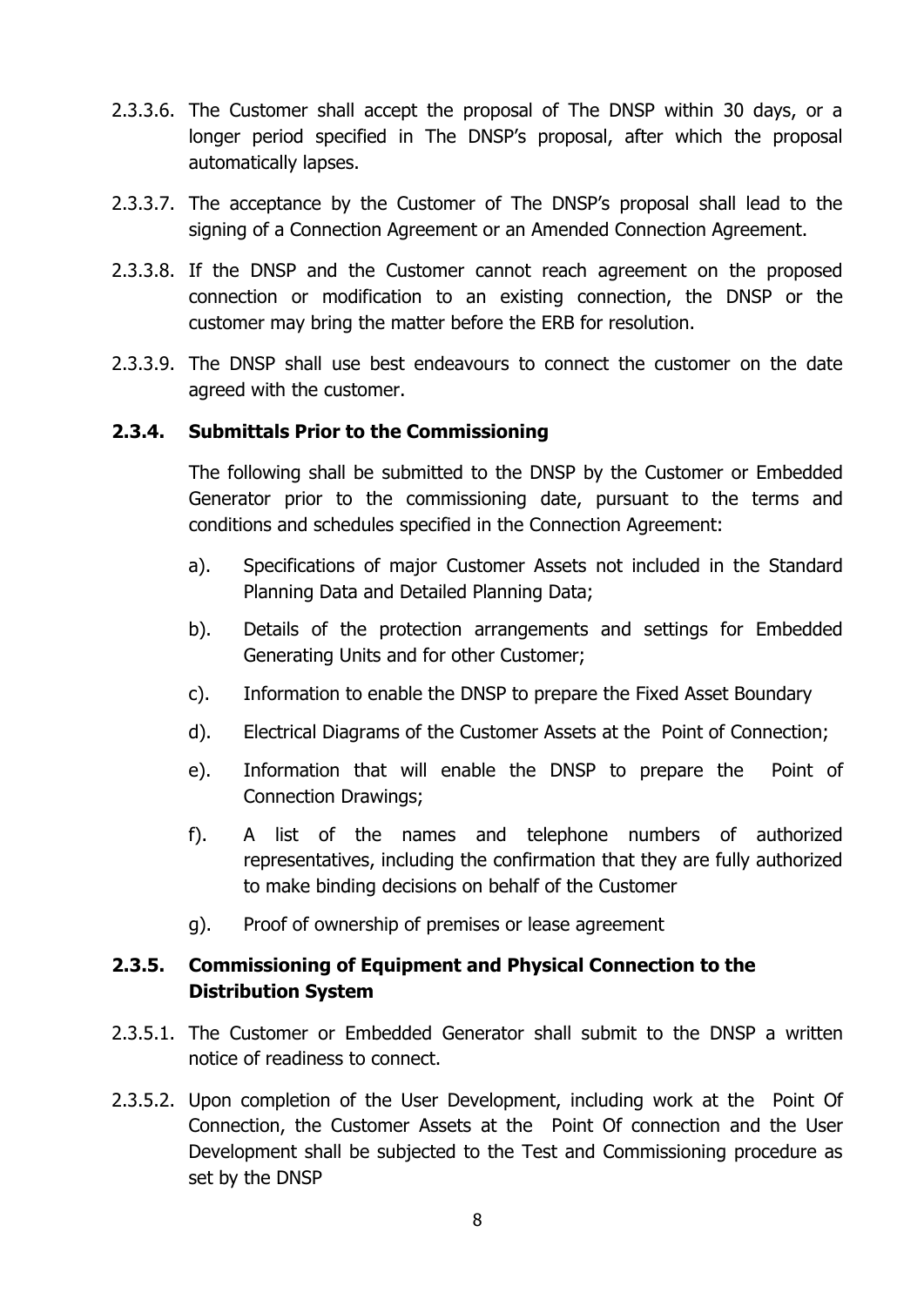2.3.3.6. The Customer shall accept the proposal of The DNSP within 30 days, or a longer period specified in The DNSP's proposal, after which the proposal automatically lapses.

2.3.3.7. The acceptance by the Customer of The DNSP's proposal shall lead to the signing of a Connection Agreement or an Amended Connection Agreement.

2.3.3.8. If the DNSP and the Customer cannot reach agreement on the proposed connection or modification to an existing connection, the DNSP or the customer may bring the matter before the ERB for resolution.

2.3.3.9. The DNSP shall use best endeavours to connect the customer on the date agreed with the customer.

### 2.3.4. Submittals Prior to the Commissioning

The following shall be submitted to the DNSP by the Customer or Embedded Generator prior to the commissioning date, pursuant to the terms and conditions and schedules specified in the Connection Agreement:

a). Specifications of major Customer Assets not included in the Standard Planning Data and Detailed Planning Data;

b). Details of the protection arrangements and settings for Embedded Generating Units and for other Customer;

c). Information to enable the DNSP to prepare the Fixed Asset Boundary

d). Electrical Diagrams of the Customer Assets at the Point of Connection;

e). Information that will enable the DNSP to prepare the Point of Connection Drawings;

f). A list of the names and telephone numbers of authorized representatives, including the confirmation that they are fully authorized to make binding decisions on behalf of the Customer

g). Proof of ownership of premises or lease agreement

### 2.3.5. Commissioning of Equipment and Physical Connection to the Distribution System

2.3.5.1. The Customer or Embedded Generator shall submit to the DNSP a written notice of readiness to connect.

2.3.5.2. Upon completion of the User Development, including work at the Point Of Connection, the Customer Assets at the Point Of connection and the User Development shall be subjected to the Test and Commissioning procedure as set by the DNSP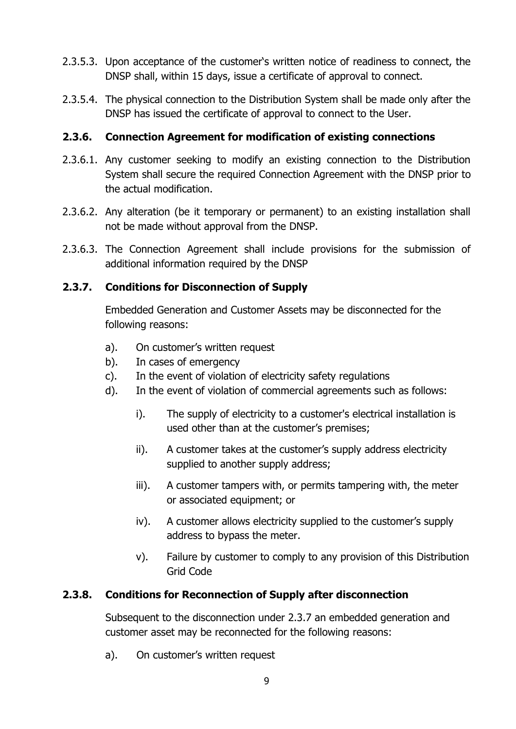2.3.5.3. Upon acceptance of the customer's written notice of readiness to connect, the DNSP shall, within 15 days, issue a certificate of approval to connect.

2.3.5.4. The physical connection to the Distribution System shall be made only after the DNSP has issued the certificate of approval to connect to the User.

### 2.3.6. Connection Agreement for modification of existing connections

2.3.6.1. Any customer seeking to modify an existing connection to the Distribution System shall secure the required Connection Agreement with the DNSP prior to the actual modification.

2.3.6.2. Any alteration (be it temporary or permanent) to an existing installation shall not be made without approval from the DNSP.

2.3.6.3. The Connection Agreement shall include provisions for the submission of additional information required by the DNSP

### 2.3.7. Conditions for Disconnection of Supply

Embedded Generation and Customer Assets may be disconnected for the following reasons:

a). On customer's written request

b). In cases of emergency

c). In the event of violation of electricity safety regulations

d). In the event of violation of commercial agreements such as follows:

  i). The supply of electricity to a customer's electrical installation is used other than at the customer's premises;

  ii). A customer takes at the customer's supply address electricity supplied to another supply address;

  iii). A customer tampers with, or permits tampering with, the meter or associated equipment; or

  iv). A customer allows electricity supplied to the customer's supply address to bypass the meter.

  v). Failure by customer to comply to any provision of this Distribution Grid Code

### 2.3.8. Conditions for Reconnection of Supply after disconnection

Subsequent to the disconnection under 2.3.7 an embedded generation and customer asset may be reconnected for the following reasons:

a). On customer's written request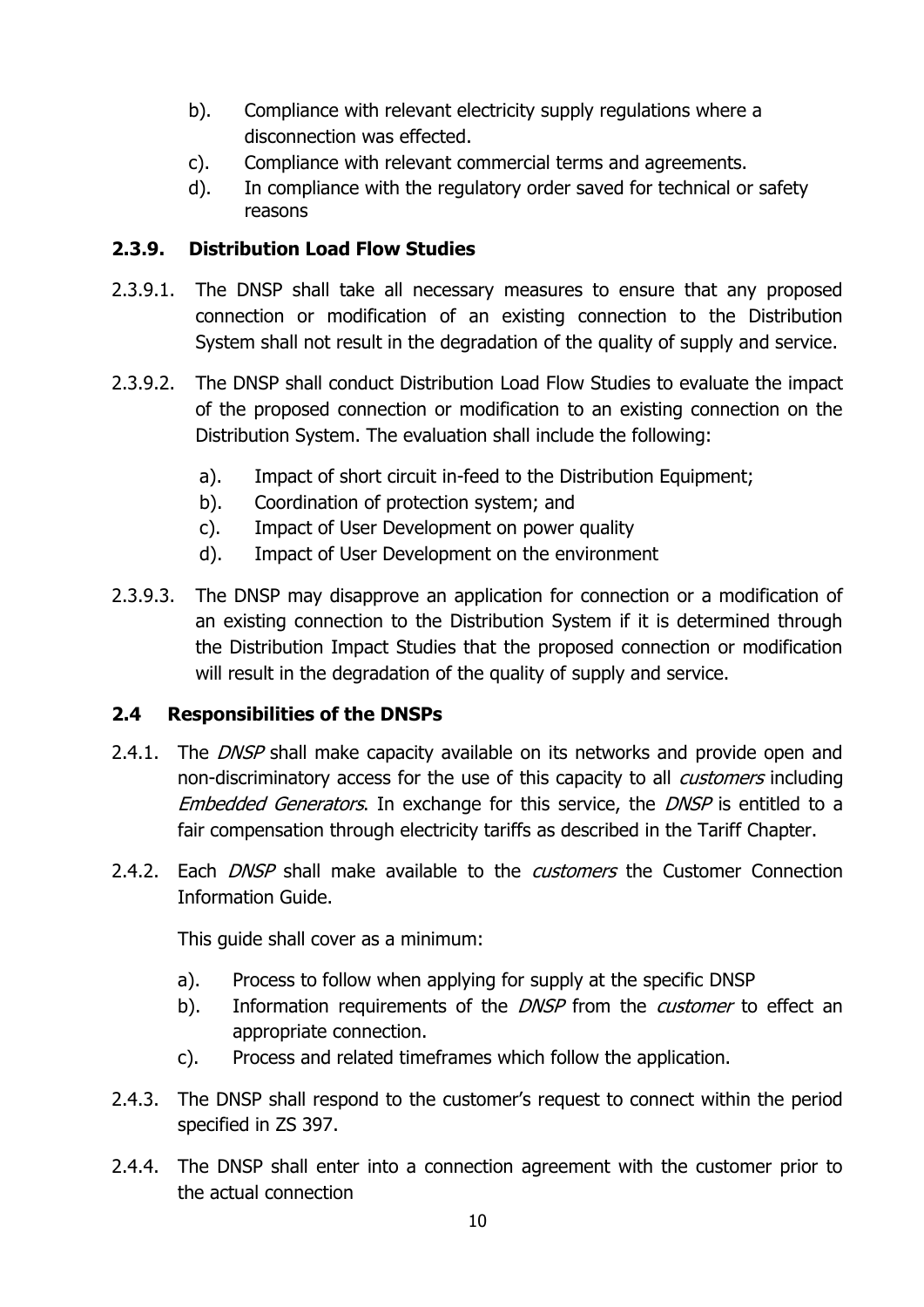b). Compliance with relevant electricity supply regulations where a disconnection was effected.

c). Compliance with relevant commercial terms and agreements.

d). In compliance with the regulatory order saved for technical or safety reasons

### 2.3.9. Distribution Load Flow Studies

2.3.9.1. The DNSP shall take all necessary measures to ensure that any proposed connection or modification of an existing connection to the Distribution System shall not result in the degradation of the quality of supply and service.

2.3.9.2. The DNSP shall conduct Distribution Load Flow Studies to evaluate the impact of the proposed connection or modification to an existing connection on the Distribution System. The evaluation shall include the following:

a). Impact of short circuit in-feed to the Distribution Equipment;

b). Coordination of protection system; and

c). Impact of User Development on power quality

d). Impact of User Development on the environment

2.3.9.3. The DNSP may disapprove an application for connection or a modification of an existing connection to the Distribution System if it is determined through the Distribution Impact Studies that the proposed connection or modification will result in the degradation of the quality of supply and service.

## 2.4 Responsibilities of the DNSPs

2.4.1. The *DNSP* shall make capacity available on its networks and provide open and non-discriminatory access for the use of this capacity to all *customers* including *Embedded Generators*. In exchange for this service, the *DNSP* is entitled to a fair compensation through electricity tariffs as described in the Tariff Chapter.

2.4.2. Each *DNSP* shall make available to the *customers* the Customer Connection Information Guide.

This guide shall cover as a minimum:

a). Process to follow when applying for supply at the specific DNSP

b). Information requirements of the *DNSP* from the *customer* to effect an appropriate connection.

c). Process and related timeframes which follow the application.

2.4.3. The DNSP shall respond to the customer's request to connect within the period specified in ZS 397.

2.4.4. The DNSP shall enter into a connection agreement with the customer prior to the actual connection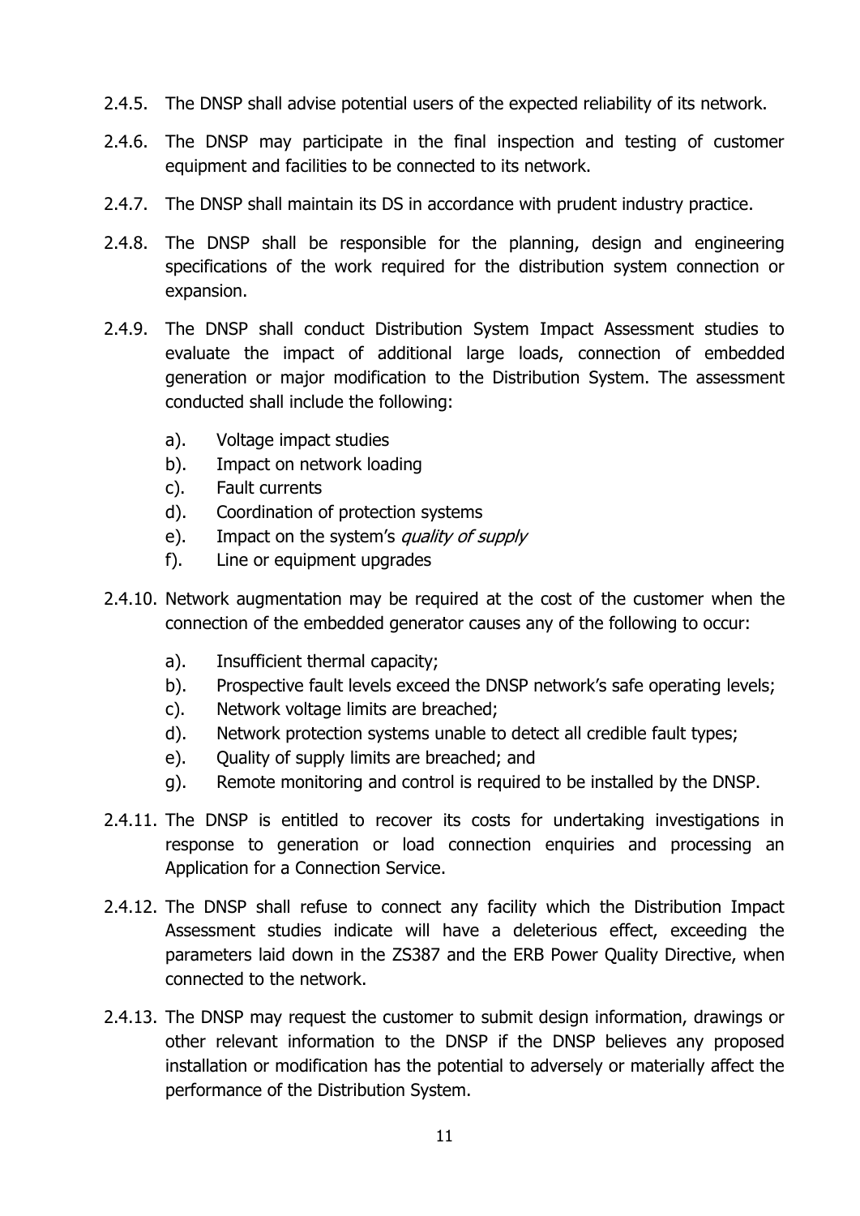2.4.5. The DNSP shall advise potential users of the expected reliability of its network.

2.4.6. The DNSP may participate in the final inspection and testing of customer equipment and facilities to be connected to its network.

2.4.7. The DNSP shall maintain its DS in accordance with prudent industry practice.

2.4.8. The DNSP shall be responsible for the planning, design and engineering specifications of the work required for the distribution system connection or expansion.

2.4.9. The DNSP shall conduct Distribution System Impact Assessment studies to evaluate the impact of additional large loads, connection of embedded generation or major modification to the Distribution System. The assessment conducted shall include the following:

   a). Voltage impact studies
   b). Impact on network loading
   c). Fault currents
   d). Coordination of protection systems
   e). Impact on the system's *quality of supply*
   f). Line or equipment upgrades

2.4.10. Network augmentation may be required at the cost of the customer when the connection of the embedded generator causes any of the following to occur:

   a). Insufficient thermal capacity;
   b). Prospective fault levels exceed the DNSP network's safe operating levels;
   c). Network voltage limits are breached;
   d). Network protection systems unable to detect all credible fault types;
   e). Quality of supply limits are breached; and
   g). Remote monitoring and control is required to be installed by the DNSP.

2.4.11. The DNSP is entitled to recover its costs for undertaking investigations in response to generation or load connection enquiries and processing an Application for a Connection Service.

2.4.12. The DNSP shall refuse to connect any facility which the Distribution Impact Assessment studies indicate will have a deleterious effect, exceeding the parameters laid down in the ZS387 and the ERB Power Quality Directive, when connected to the network.

2.4.13. The DNSP may request the customer to submit design information, drawings or other relevant information to the DNSP if the DNSP believes any proposed installation or modification has the potential to adversely or materially affect the performance of the Distribution System.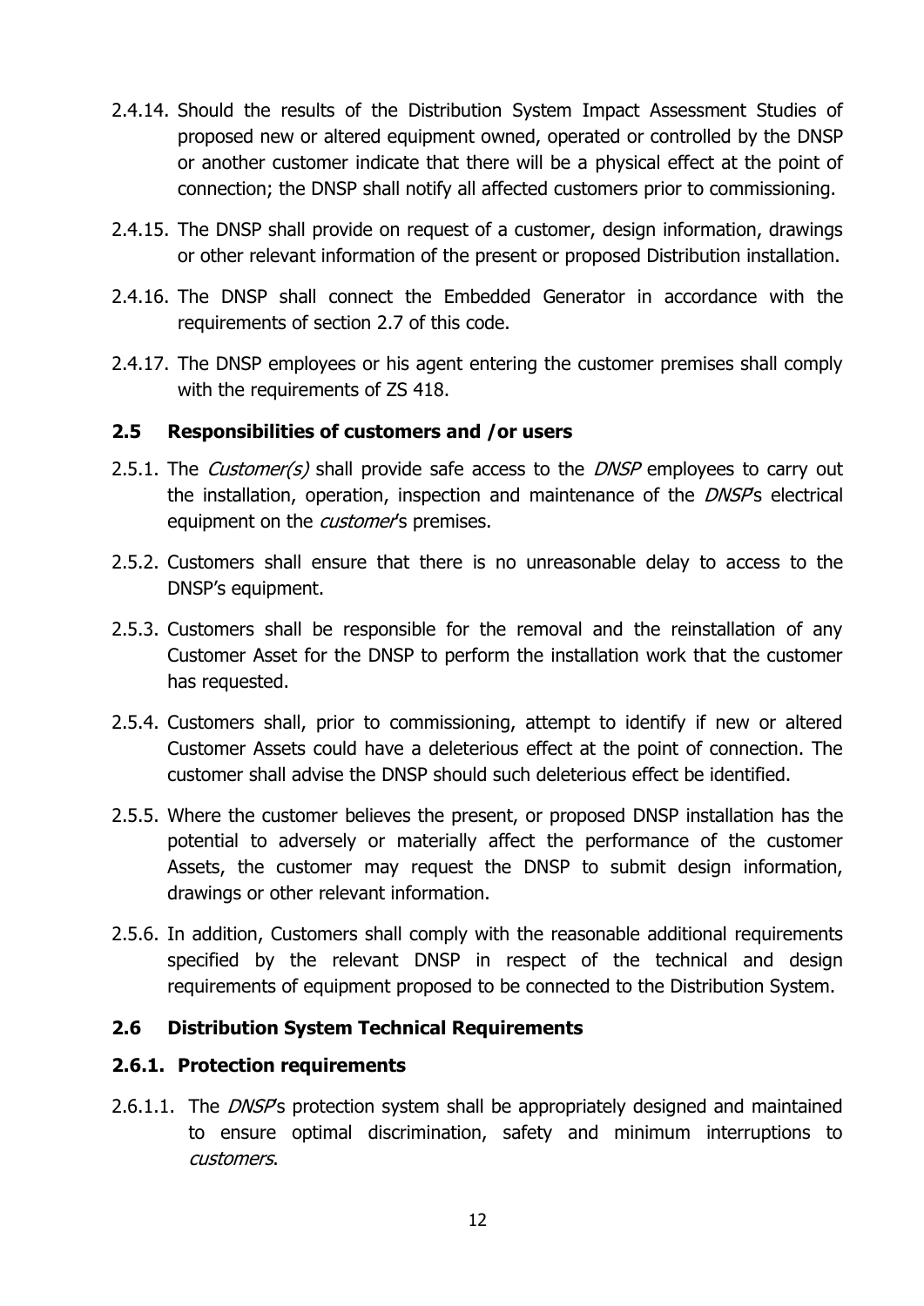2.4.14. Should the results of the Distribution System Impact Assessment Studies of proposed new or altered equipment owned, operated or controlled by the DNSP or another customer indicate that there will be a physical effect at the point of connection; the DNSP shall notify all affected customers prior to commissioning.

2.4.15. The DNSP shall provide on request of a customer, design information, drawings or other relevant information of the present or proposed Distribution installation.

2.4.16. The DNSP shall connect the Embedded Generator in accordance with the requirements of section 2.7 of this code.

2.4.17. The DNSP employees or his agent entering the customer premises shall comply with the requirements of ZS 418.

## 2.5 Responsibilities of customers and /or users

2.5.1. The *Customer(s)* shall provide safe access to the *DNSP* employees to carry out the installation, operation, inspection and maintenance of the *DNSP*'s electrical equipment on the *customer*'s premises.

2.5.2. Customers shall ensure that there is no unreasonable delay to access to the DNSP's equipment.

2.5.3. Customers shall be responsible for the removal and the reinstallation of any Customer Asset for the DNSP to perform the installation work that the customer has requested.

2.5.4. Customers shall, prior to commissioning, attempt to identify if new or altered Customer Assets could have a deleterious effect at the point of connection. The customer shall advise the DNSP should such deleterious effect be identified.

2.5.5. Where the customer believes the present, or proposed DNSP installation has the potential to adversely or materially affect the performance of the customer Assets, the customer may request the DNSP to submit design information, drawings or other relevant information.

2.5.6. In addition, Customers shall comply with the reasonable additional requirements specified by the relevant DNSP in respect of the technical and design requirements of equipment proposed to be connected to the Distribution System.

## 2.6 Distribution System Technical Requirements

### 2.6.1. Protection requirements

2.6.1.1. The *DNSP*'s protection system shall be appropriately designed and maintained to ensure optimal discrimination, safety and minimum interruptions to *customers*.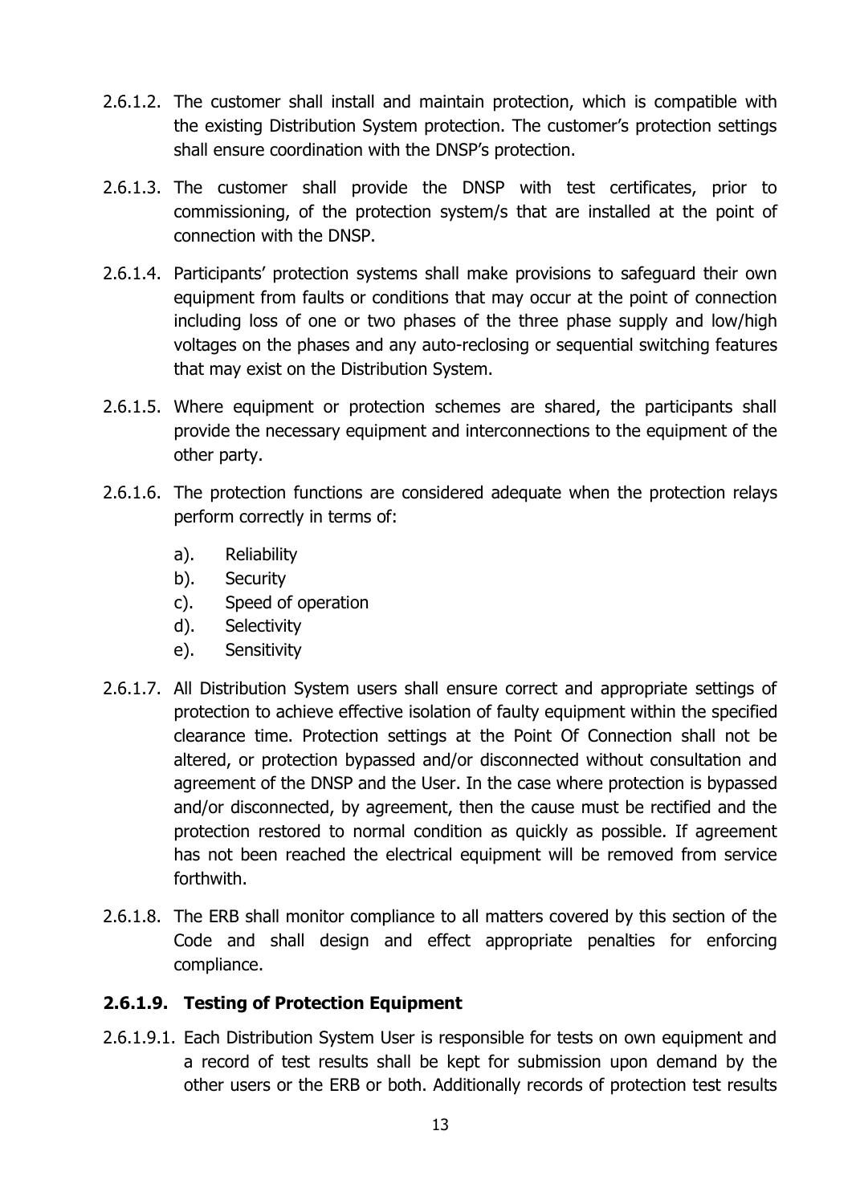2.6.1.2. The customer shall install and maintain protection, which is compatible with the existing Distribution System protection. The customer's protection settings shall ensure coordination with the DNSP's protection.

2.6.1.3. The customer shall provide the DNSP with test certificates, prior to commissioning, of the protection system/s that are installed at the point of connection with the DNSP.

2.6.1.4. Participants' protection systems shall make provisions to safeguard their own equipment from faults or conditions that may occur at the point of connection including loss of one or two phases of the three phase supply and low/high voltages on the phases and any auto-reclosing or sequential switching features that may exist on the Distribution System.

2.6.1.5. Where equipment or protection schemes are shared, the participants shall provide the necessary equipment and interconnections to the equipment of the other party.

2.6.1.6. The protection functions are considered adequate when the protection relays perform correctly in terms of:

a). Reliability
b). Security
c). Speed of operation
d). Selectivity
e). Sensitivity

2.6.1.7. All Distribution System users shall ensure correct and appropriate settings of protection to achieve effective isolation of faulty equipment within the specified clearance time. Protection settings at the Point Of Connection shall not be altered, or protection bypassed and/or disconnected without consultation and agreement of the DNSP and the User. In the case where protection is bypassed and/or disconnected, by agreement, then the cause must be rectified and the protection restored to normal condition as quickly as possible. If agreement has not been reached the electrical equipment will be removed from service forthwith.

2.6.1.8. The ERB shall monitor compliance to all matters covered by this section of the Code and shall design and effect appropriate penalties for enforcing compliance.

#### 2.6.1.9. Testing of Protection Equipment

2.6.1.9.1. Each Distribution System User is responsible for tests on own equipment and a record of test results shall be kept for submission upon demand by the other users or the ERB or both. Additionally records of protection test results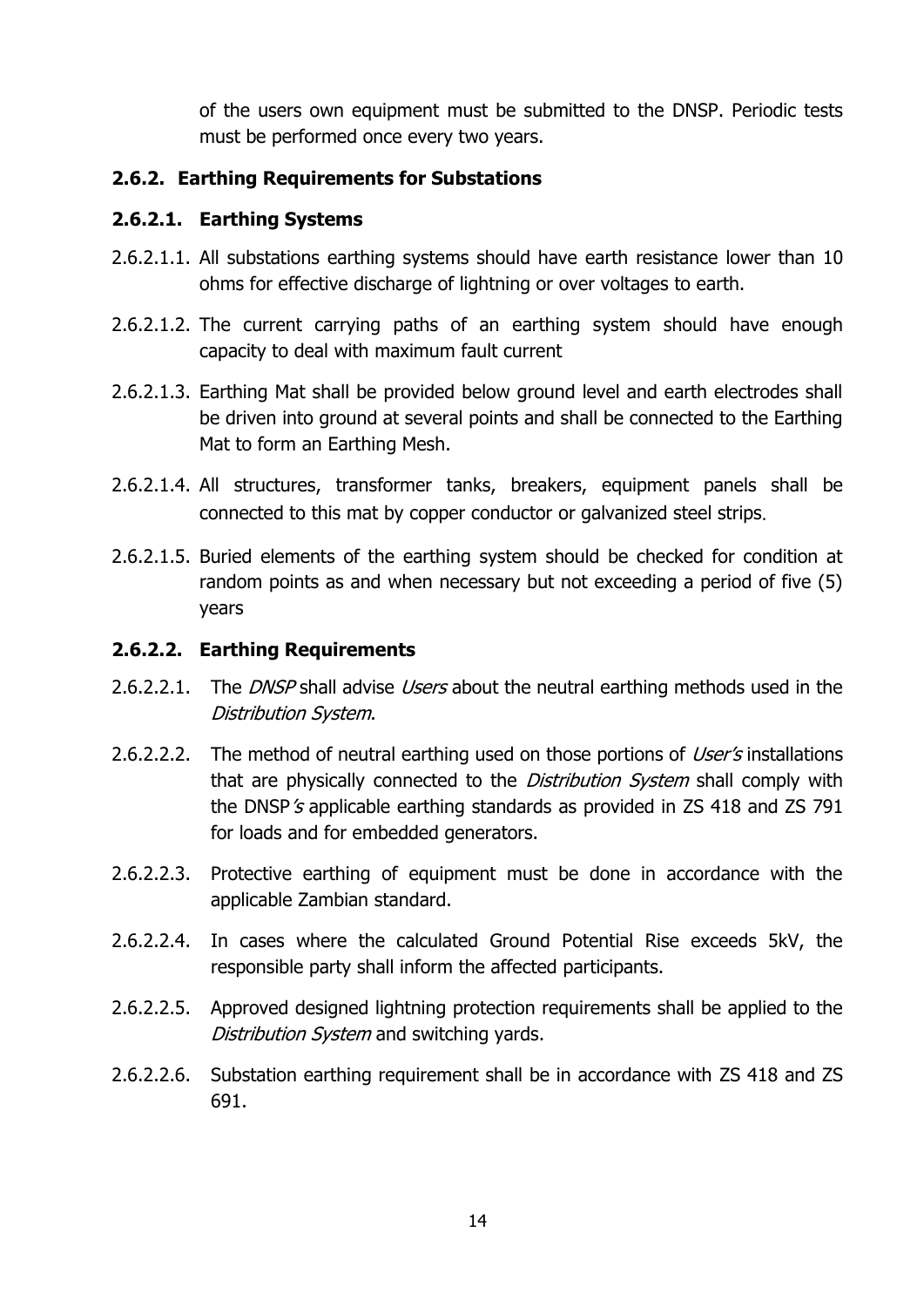of the users own equipment must be submitted to the DNSP. Periodic tests must be performed once every two years.

### 2.6.2. Earthing Requirements for Substations

#### 2.6.2.1. Earthing Systems

2.6.2.1.1. All substations earthing systems should have earth resistance lower than 10 ohms for effective discharge of lightning or over voltages to earth.

2.6.2.1.2. The current carrying paths of an earthing system should have enough capacity to deal with maximum fault current

2.6.2.1.3. Earthing Mat shall be provided below ground level and earth electrodes shall be driven into ground at several points and shall be connected to the Earthing Mat to form an Earthing Mesh.

2.6.2.1.4. All structures, transformer tanks, breakers, equipment panels shall be connected to this mat by copper conductor or galvanized steel strips.

2.6.2.1.5. Buried elements of the earthing system should be checked for condition at random points as and when necessary but not exceeding a period of five (5) years

#### 2.6.2.2. Earthing Requirements

2.6.2.2.1. The *DNSP* shall advise *Users* about the neutral earthing methods used in the *Distribution System*.

2.6.2.2.2. The method of neutral earthing used on those portions of *User's* installations that are physically connected to the *Distribution System* shall comply with the DNSP*'s* applicable earthing standards as provided in ZS 418 and ZS 791 for loads and for embedded generators.

2.6.2.2.3. Protective earthing of equipment must be done in accordance with the applicable Zambian standard.

2.6.2.2.4. In cases where the calculated Ground Potential Rise exceeds 5kV, the responsible party shall inform the affected participants.

2.6.2.2.5. Approved designed lightning protection requirements shall be applied to the *Distribution System* and switching yards.

2.6.2.2.6. Substation earthing requirement shall be in accordance with ZS 418 and ZS 691.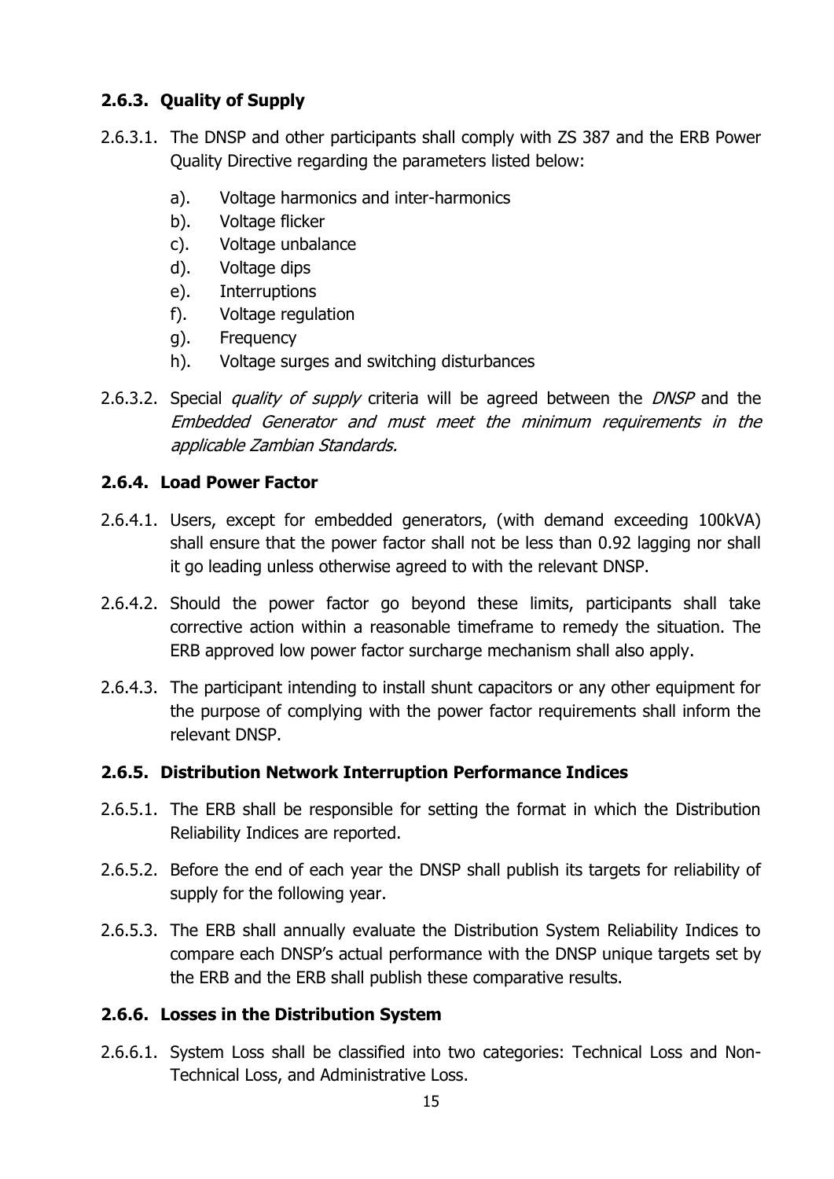### 2.6.3. Quality of Supply

2.6.3.1. The DNSP and other participants shall comply with ZS 387 and the ERB Power Quality Directive regarding the parameters listed below:

- a). Voltage harmonics and inter-harmonics
- b). Voltage flicker
- c). Voltage unbalance
- d). Voltage dips
- e). Interruptions
- f). Voltage regulation
- g). Frequency
- h). Voltage surges and switching disturbances

2.6.3.2. Special *quality of supply* criteria will be agreed between the *DNSP* and the *Embedded Generator and must meet the minimum requirements in the applicable Zambian Standards.*

### 2.6.4. Load Power Factor

2.6.4.1. Users, except for embedded generators, (with demand exceeding 100kVA) shall ensure that the power factor shall not be less than 0.92 lagging nor shall it go leading unless otherwise agreed to with the relevant DNSP.

2.6.4.2. Should the power factor go beyond these limits, participants shall take corrective action within a reasonable timeframe to remedy the situation. The ERB approved low power factor surcharge mechanism shall also apply.

2.6.4.3. The participant intending to install shunt capacitors or any other equipment for the purpose of complying with the power factor requirements shall inform the relevant DNSP.

### 2.6.5. Distribution Network Interruption Performance Indices

2.6.5.1. The ERB shall be responsible for setting the format in which the Distribution Reliability Indices are reported.

2.6.5.2. Before the end of each year the DNSP shall publish its targets for reliability of supply for the following year.

2.6.5.3. The ERB shall annually evaluate the Distribution System Reliability Indices to compare each DNSP's actual performance with the DNSP unique targets set by the ERB and the ERB shall publish these comparative results.

### 2.6.6. Losses in the Distribution System

2.6.6.1. System Loss shall be classified into two categories: Technical Loss and Non-Technical Loss, and Administrative Loss.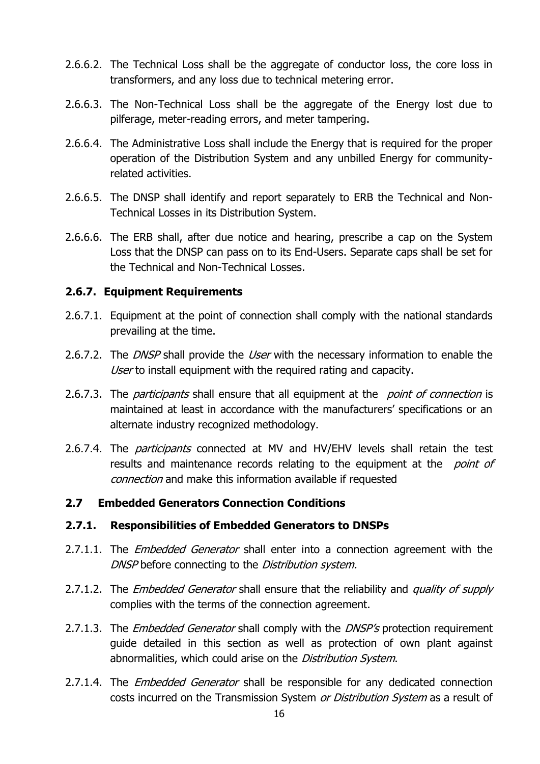2.6.6.2. The Technical Loss shall be the aggregate of conductor loss, the core loss in transformers, and any loss due to technical metering error.

2.6.6.3. The Non-Technical Loss shall be the aggregate of the Energy lost due to pilferage, meter-reading errors, and meter tampering.

2.6.6.4. The Administrative Loss shall include the Energy that is required for the proper operation of the Distribution System and any unbilled Energy for community-related activities.

2.6.6.5. The DNSP shall identify and report separately to ERB the Technical and Non-Technical Losses in its Distribution System.

2.6.6.6. The ERB shall, after due notice and hearing, prescribe a cap on the System Loss that the DNSP can pass on to its End-Users. Separate caps shall be set for the Technical and Non-Technical Losses.

### 2.6.7. Equipment Requirements

2.6.7.1. Equipment at the point of connection shall comply with the national standards prevailing at the time.

2.6.7.2. The *DNSP* shall provide the *User* with the necessary information to enable the *User* to install equipment with the required rating and capacity.

2.6.7.3. The *participants* shall ensure that all equipment at the *point of connection* is maintained at least in accordance with the manufacturers' specifications or an alternate industry recognized methodology.

2.6.7.4. The *participants* connected at MV and HV/EHV levels shall retain the test results and maintenance records relating to the equipment at the *point of connection* and make this information available if requested

## 2.7 Embedded Generators Connection Conditions

### 2.7.1. Responsibilities of Embedded Generators to DNSPs

2.7.1.1. The *Embedded Generator* shall enter into a connection agreement with the *DNSP* before connecting to the *Distribution system.*

2.7.1.2. The *Embedded Generator* shall ensure that the reliability and *quality of supply* complies with the terms of the connection agreement.

2.7.1.3. The *Embedded Generator* shall comply with the *DNSP's* protection requirement guide detailed in this section as well as protection of own plant against abnormalities, which could arise on the *Distribution System*.

2.7.1.4. The *Embedded Generator* shall be responsible for any dedicated connection costs incurred on the Transmission System *or Distribution System* as a result of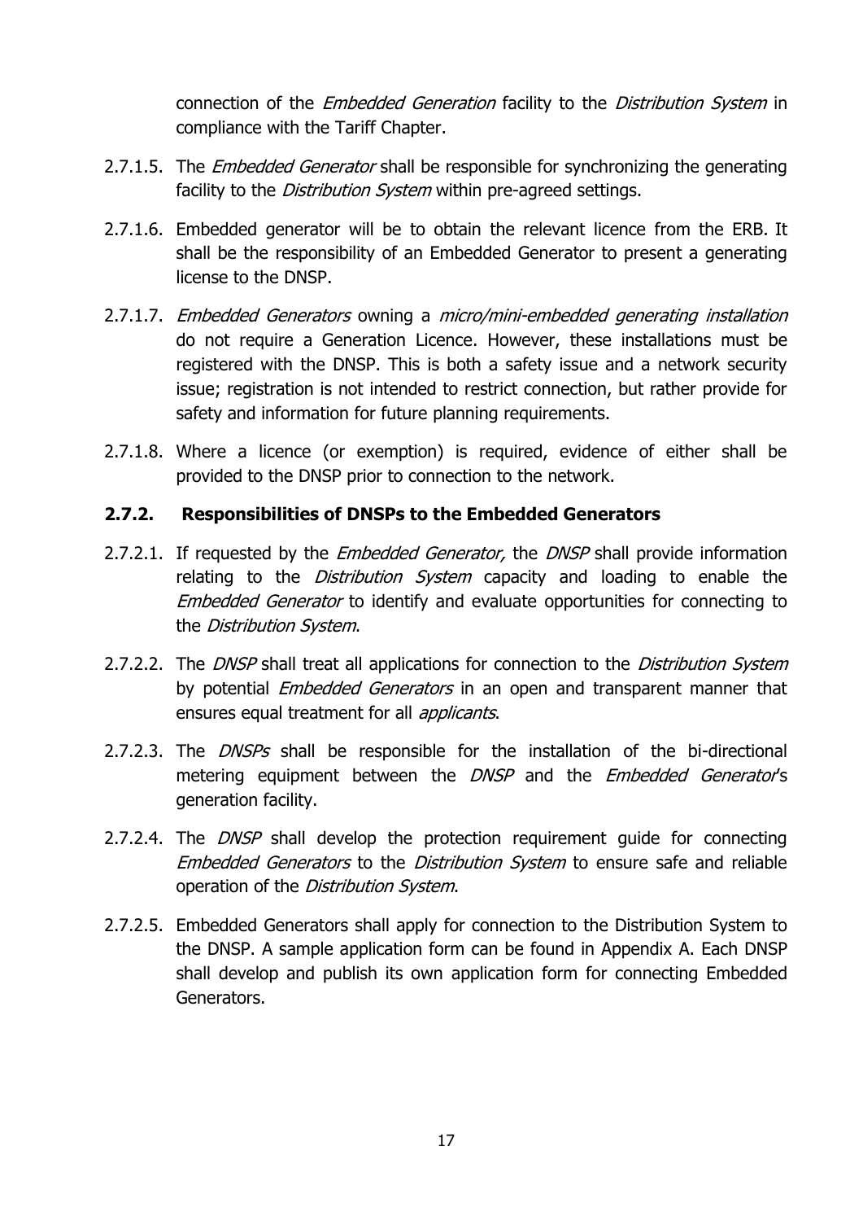connection of the *Embedded Generation* facility to the *Distribution System* in compliance with the Tariff Chapter.

2.7.1.5. The *Embedded Generator* shall be responsible for synchronizing the generating facility to the *Distribution System* within pre-agreed settings.

2.7.1.6. Embedded generator will be to obtain the relevant licence from the ERB. It shall be the responsibility of an Embedded Generator to present a generating license to the DNSP.

2.7.1.7. *Embedded Generators* owning a *micro/mini-embedded generating installation* do not require a Generation Licence. However, these installations must be registered with the DNSP. This is both a safety issue and a network security issue; registration is not intended to restrict connection, but rather provide for safety and information for future planning requirements.

2.7.1.8. Where a licence (or exemption) is required, evidence of either shall be provided to the DNSP prior to connection to the network.

### 2.7.2. Responsibilities of DNSPs to the Embedded Generators

2.7.2.1. If requested by the *Embedded Generator,* the *DNSP* shall provide information relating to the *Distribution System* capacity and loading to enable the *Embedded Generator* to identify and evaluate opportunities for connecting to the *Distribution System*.

2.7.2.2. The *DNSP* shall treat all applications for connection to the *Distribution System* by potential *Embedded Generators* in an open and transparent manner that ensures equal treatment for all *applicants*.

2.7.2.3. The *DNSPs* shall be responsible for the installation of the bi-directional metering equipment between the *DNSP* and the *Embedded Generator*'s generation facility.

2.7.2.4. The *DNSP* shall develop the protection requirement guide for connecting *Embedded Generators* to the *Distribution System* to ensure safe and reliable operation of the *Distribution System*.

2.7.2.5. Embedded Generators shall apply for connection to the Distribution System to the DNSP. A sample application form can be found in Appendix A. Each DNSP shall develop and publish its own application form for connecting Embedded Generators.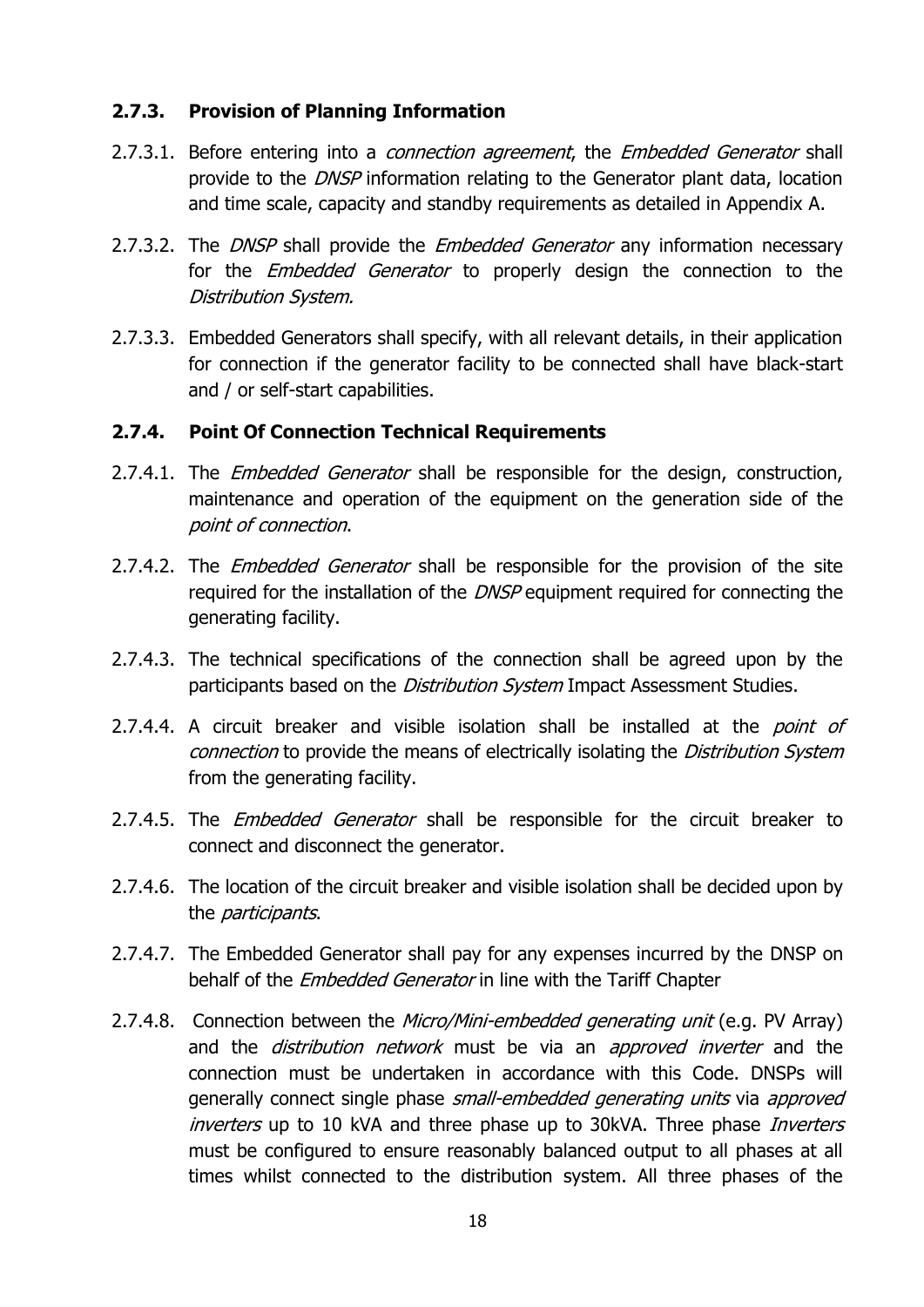### 2.7.3. Provision of Planning Information

2.7.3.1. Before entering into a *connection agreement*, the *Embedded Generator* shall provide to the *DNSP* information relating to the Generator plant data, location and time scale, capacity and standby requirements as detailed in Appendix A.

2.7.3.2. The *DNSP* shall provide the *Embedded Generator* any information necessary for the *Embedded Generator* to properly design the connection to the *Distribution System.*

2.7.3.3. Embedded Generators shall specify, with all relevant details, in their application for connection if the generator facility to be connected shall have black-start and / or self-start capabilities.

### 2.7.4. Point Of Connection Technical Requirements

2.7.4.1. The *Embedded Generator* shall be responsible for the design, construction, maintenance and operation of the equipment on the generation side of the *point of connection*.

2.7.4.2. The *Embedded Generator* shall be responsible for the provision of the site required for the installation of the *DNSP* equipment required for connecting the generating facility.

2.7.4.3. The technical specifications of the connection shall be agreed upon by the participants based on the *Distribution System* Impact Assessment Studies.

2.7.4.4. A circuit breaker and visible isolation shall be installed at the *point of connection* to provide the means of electrically isolating the *Distribution System* from the generating facility.

2.7.4.5. The *Embedded Generator* shall be responsible for the circuit breaker to connect and disconnect the generator.

2.7.4.6. The location of the circuit breaker and visible isolation shall be decided upon by the *participants*.

2.7.4.7. The Embedded Generator shall pay for any expenses incurred by the DNSP on behalf of the *Embedded Generator* in line with the Tariff Chapter

2.7.4.8. Connection between the *Micro/Mini-embedded generating unit* (e.g. PV Array) and the *distribution network* must be via an *approved inverter* and the connection must be undertaken in accordance with this Code. DNSPs will generally connect single phase *small-embedded generating units* via *approved inverters* up to 10 kVA and three phase up to 30kVA. Three phase *Inverters* must be configured to ensure reasonably balanced output to all phases at all times whilst connected to the distribution system. All three phases of the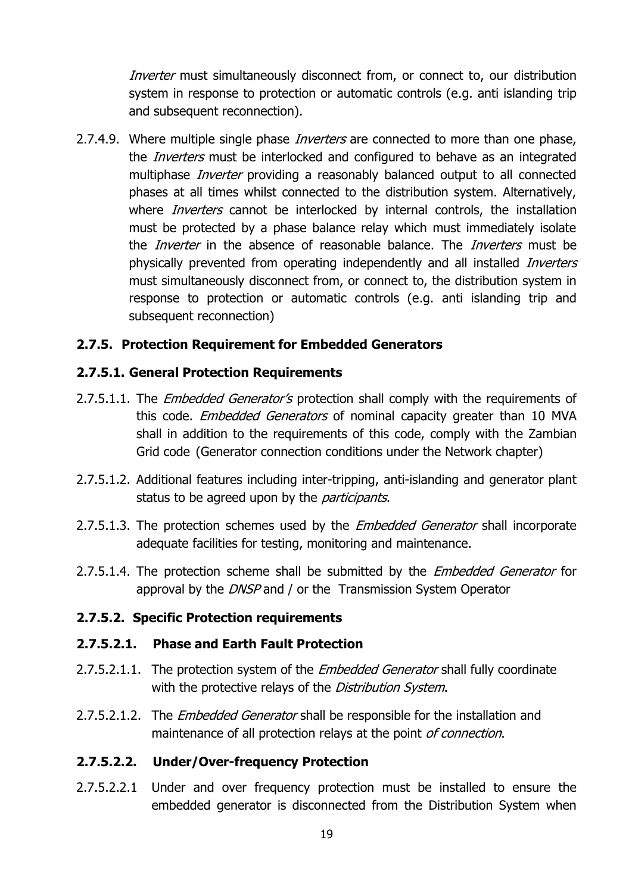*Inverter* must simultaneously disconnect from, or connect to, our distribution system in response to protection or automatic controls (e.g. anti islanding trip and subsequent reconnection).

2.7.4.9. Where multiple single phase *Inverters* are connected to more than one phase, the *Inverters* must be interlocked and configured to behave as an integrated multiphase *Inverter* providing a reasonably balanced output to all connected phases at all times whilst connected to the distribution system. Alternatively, where *Inverters* cannot be interlocked by internal controls, the installation must be protected by a phase balance relay which must immediately isolate the *Inverter* in the absence of reasonable balance. The *Inverters* must be physically prevented from operating independently and all installed *Inverters* must simultaneously disconnect from, or connect to, the distribution system in response to protection or automatic controls (e.g. anti islanding trip and subsequent reconnection)

### 2.7.5. Protection Requirement for Embedded Generators

### 2.7.5.1. General Protection Requirements

2.7.5.1.1. The *Embedded Generator's* protection shall comply with the requirements of this code. *Embedded Generators* of nominal capacity greater than 10 MVA shall in addition to the requirements of this code, comply with the Zambian Grid code (Generator connection conditions under the Network chapter)

2.7.5.1.2. Additional features including inter-tripping, anti-islanding and generator plant status to be agreed upon by the *participants*.

2.7.5.1.3. The protection schemes used by the *Embedded Generator* shall incorporate adequate facilities for testing, monitoring and maintenance.

2.7.5.1.4. The protection scheme shall be submitted by the *Embedded Generator* for approval by the *DNSP* and / or the Transmission System Operator

### 2.7.5.2. Specific Protection requirements

#### 2.7.5.2.1. Phase and Earth Fault Protection

2.7.5.2.1.1. The protection system of the *Embedded Generator* shall fully coordinate with the protective relays of the *Distribution System*.

2.7.5.2.1.2. The *Embedded Generator* shall be responsible for the installation and maintenance of all protection relays at the point *of connection*.

#### 2.7.5.2.2. Under/Over-frequency Protection

2.7.5.2.2.1 Under and over frequency protection must be installed to ensure the embedded generator is disconnected from the Distribution System when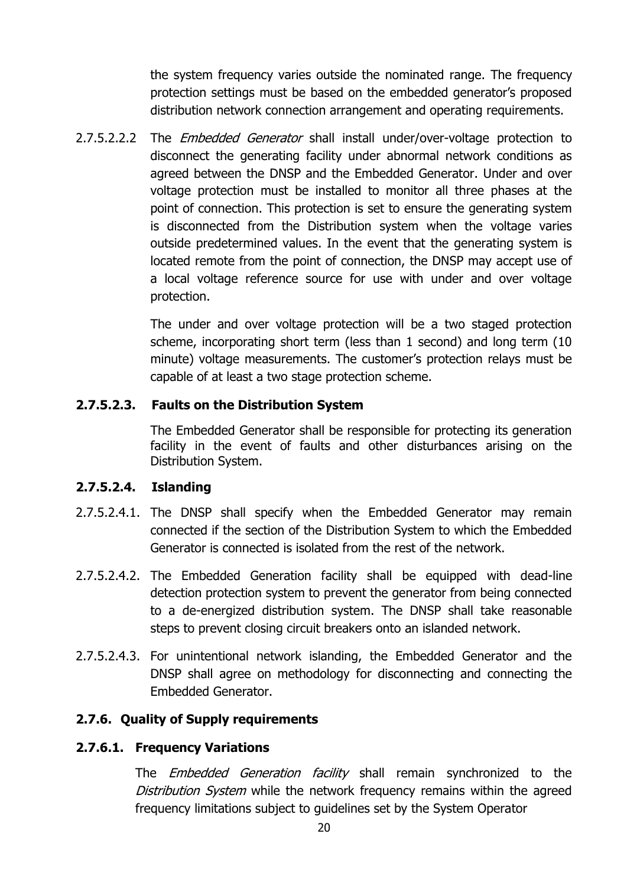the system frequency varies outside the nominated range. The frequency protection settings must be based on the embedded generator's proposed distribution network connection arrangement and operating requirements.

2.7.5.2.2.2 The *Embedded Generator* shall install under/over-voltage protection to disconnect the generating facility under abnormal network conditions as agreed between the DNSP and the Embedded Generator. Under and over voltage protection must be installed to monitor all three phases at the point of connection. This protection is set to ensure the generating system is disconnected from the Distribution system when the voltage varies outside predetermined values. In the event that the generating system is located remote from the point of connection, the DNSP may accept use of a local voltage reference source for use with under and over voltage protection.

The under and over voltage protection will be a two staged protection scheme, incorporating short term (less than 1 second) and long term (10 minute) voltage measurements. The customer's protection relays must be capable of at least a two stage protection scheme.

#### 2.7.5.2.3. Faults on the Distribution System

The Embedded Generator shall be responsible for protecting its generation facility in the event of faults and other disturbances arising on the Distribution System.

#### 2.7.5.2.4. Islanding

2.7.5.2.4.1. The DNSP shall specify when the Embedded Generator may remain connected if the section of the Distribution System to which the Embedded Generator is connected is isolated from the rest of the network.

2.7.5.2.4.2. The Embedded Generation facility shall be equipped with dead-line detection protection system to prevent the generator from being connected to a de-energized distribution system. The DNSP shall take reasonable steps to prevent closing circuit breakers onto an islanded network.

2.7.5.2.4.3. For unintentional network islanding, the Embedded Generator and the DNSP shall agree on methodology for disconnecting and connecting the Embedded Generator.

### 2.7.6. Quality of Supply requirements

#### 2.7.6.1. Frequency Variations

The *Embedded Generation facility* shall remain synchronized to the *Distribution System* while the network frequency remains within the agreed frequency limitations subject to guidelines set by the System Operator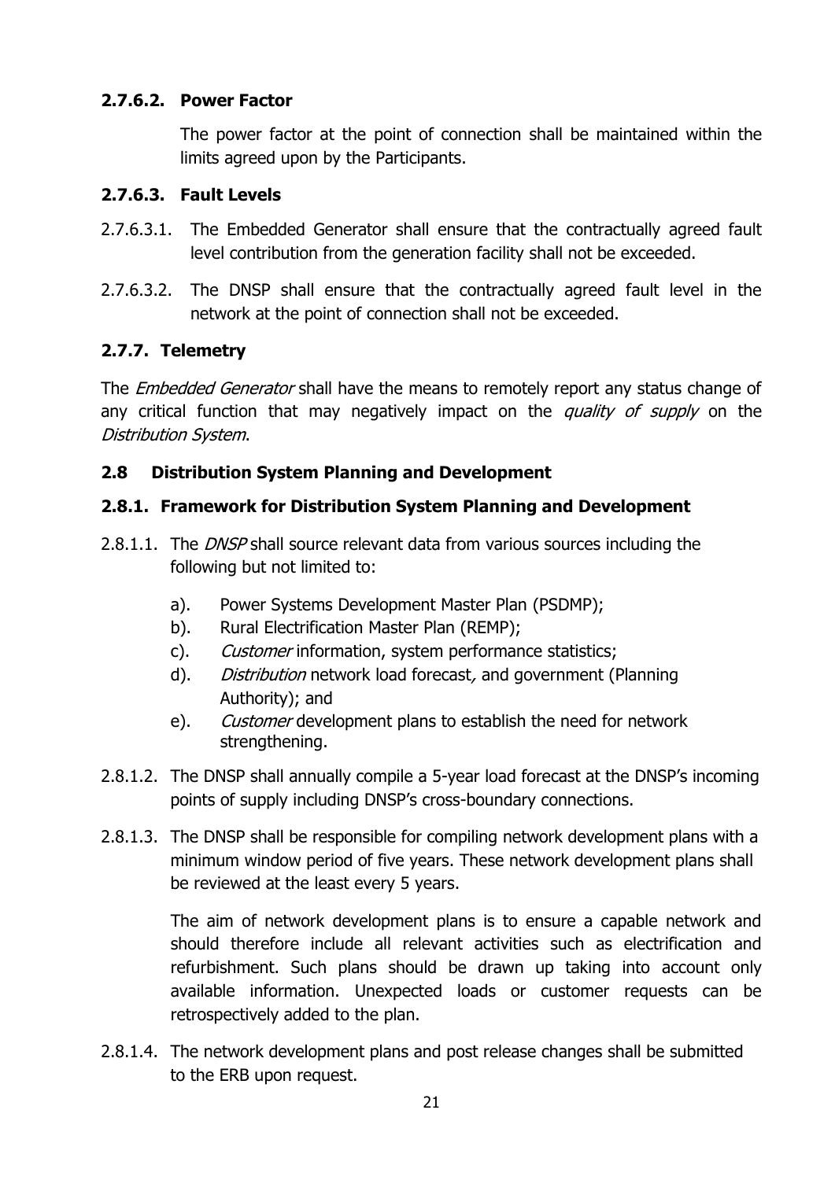#### 2.7.6.2. Power Factor

The power factor at the point of connection shall be maintained within the limits agreed upon by the Participants.

#### 2.7.6.3. Fault Levels

2.7.6.3.1. The Embedded Generator shall ensure that the contractually agreed fault level contribution from the generation facility shall not be exceeded.

2.7.6.3.2. The DNSP shall ensure that the contractually agreed fault level in the network at the point of connection shall not be exceeded.

### 2.7.7. Telemetry

The *Embedded Generator* shall have the means to remotely report any status change of any critical function that may negatively impact on the *quality of supply* on the *Distribution System*.

## 2.8 Distribution System Planning and Development

### 2.8.1. Framework for Distribution System Planning and Development

2.8.1.1. The *DNSP* shall source relevant data from various sources including the following but not limited to:

a). Power Systems Development Master Plan (PSDMP);
b). Rural Electrification Master Plan (REMP);
c). *Customer* information, system performance statistics;
d). *Distribution* network load forecast*,* and government (Planning Authority); and
e). *Customer* development plans to establish the need for network strengthening.

2.8.1.2. The DNSP shall annually compile a 5-year load forecast at the DNSP's incoming points of supply including DNSP's cross-boundary connections.

2.8.1.3. The DNSP shall be responsible for compiling network development plans with a minimum window period of five years. These network development plans shall be reviewed at the least every 5 years.

The aim of network development plans is to ensure a capable network and should therefore include all relevant activities such as electrification and refurbishment. Such plans should be drawn up taking into account only available information. Unexpected loads or customer requests can be retrospectively added to the plan.

2.8.1.4. The network development plans and post release changes shall be submitted to the ERB upon request.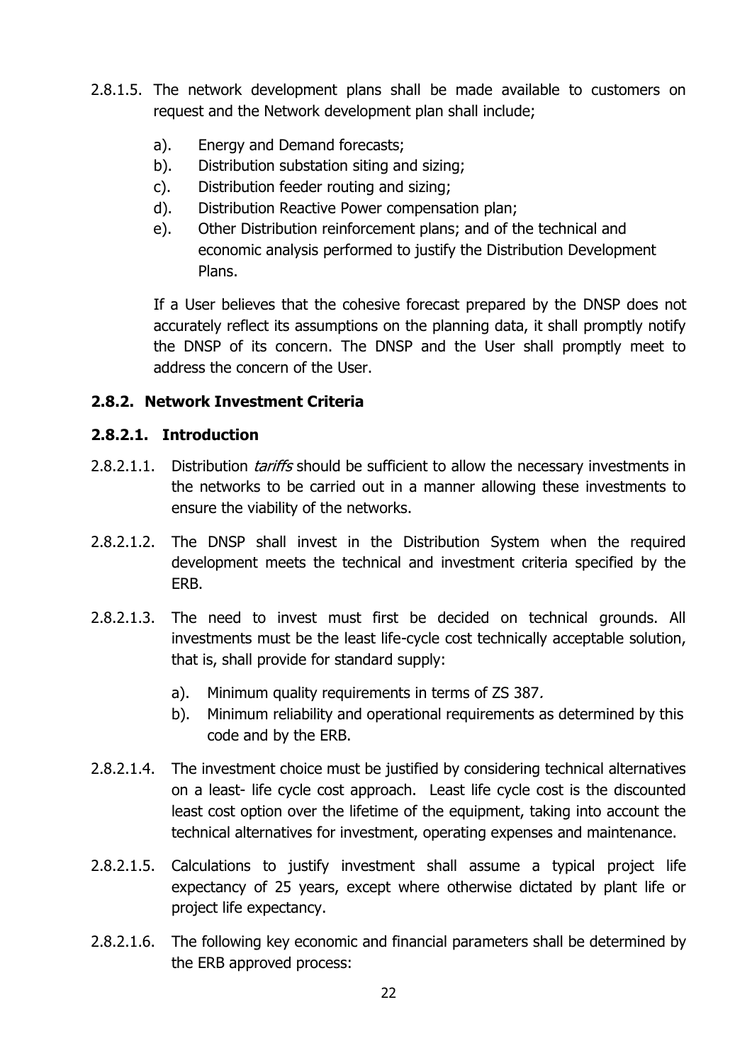2.8.1.5. The network development plans shall be made available to customers on request and the Network development plan shall include;

a). Energy and Demand forecasts;

b). Distribution substation siting and sizing;

c). Distribution feeder routing and sizing;

d). Distribution Reactive Power compensation plan;

e). Other Distribution reinforcement plans; and of the technical and economic analysis performed to justify the Distribution Development Plans.

If a User believes that the cohesive forecast prepared by the DNSP does not accurately reflect its assumptions on the planning data, it shall promptly notify the DNSP of its concern. The DNSP and the User shall promptly meet to address the concern of the User.

### 2.8.2. Network Investment Criteria

#### 2.8.2.1. Introduction

2.8.2.1.1. Distribution *tariffs* should be sufficient to allow the necessary investments in the networks to be carried out in a manner allowing these investments to ensure the viability of the networks.

2.8.2.1.2. The DNSP shall invest in the Distribution System when the required development meets the technical and investment criteria specified by the ERB.

2.8.2.1.3. The need to invest must first be decided on technical grounds. All investments must be the least life-cycle cost technically acceptable solution, that is, shall provide for standard supply:

a). Minimum quality requirements in terms of ZS 387*.*

b). Minimum reliability and operational requirements as determined by this code and by the ERB.

2.8.2.1.4. The investment choice must be justified by considering technical alternatives on a least- life cycle cost approach. Least life cycle cost is the discounted least cost option over the lifetime of the equipment, taking into account the technical alternatives for investment, operating expenses and maintenance.

2.8.2.1.5. Calculations to justify investment shall assume a typical project life expectancy of 25 years, except where otherwise dictated by plant life or project life expectancy.

2.8.2.1.6. The following key economic and financial parameters shall be determined by the ERB approved process: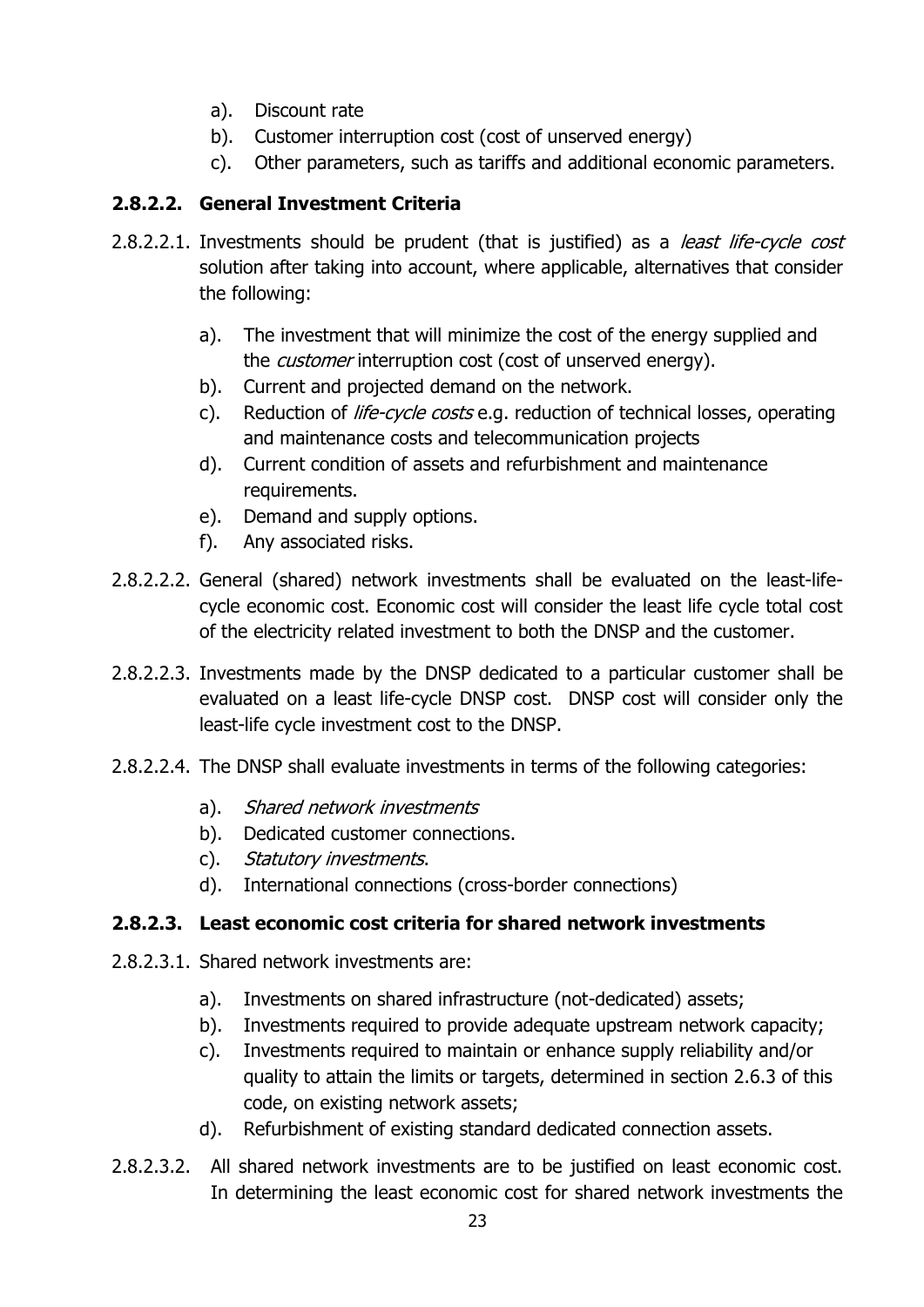a). Discount rate
b). Customer interruption cost (cost of unserved energy)
c). Other parameters, such as tariffs and additional economic parameters.

### 2.8.2.2. General Investment Criteria

2.8.2.2.1. Investments should be prudent (that is justified) as a *least life-cycle cost* solution after taking into account, where applicable, alternatives that consider the following:

a). The investment that will minimize the cost of the energy supplied and the *customer* interruption cost (cost of unserved energy).
b). Current and projected demand on the network.
c). Reduction of *life-cycle costs* e.g. reduction of technical losses, operating and maintenance costs and telecommunication projects
d). Current condition of assets and refurbishment and maintenance requirements.
e). Demand and supply options.
f). Any associated risks.

2.8.2.2.2. General (shared) network investments shall be evaluated on the least-life-cycle economic cost. Economic cost will consider the least life cycle total cost of the electricity related investment to both the DNSP and the customer.

2.8.2.2.3. Investments made by the DNSP dedicated to a particular customer shall be evaluated on a least life-cycle DNSP cost. DNSP cost will consider only the least-life cycle investment cost to the DNSP.

2.8.2.2.4. The DNSP shall evaluate investments in terms of the following categories:

a). *Shared network investments*
b). Dedicated customer connections.
c). *Statutory investments*.
d). International connections (cross-border connections)

### 2.8.2.3. Least economic cost criteria for shared network investments

2.8.2.3.1. Shared network investments are:

a). Investments on shared infrastructure (not-dedicated) assets;
b). Investments required to provide adequate upstream network capacity;
c). Investments required to maintain or enhance supply reliability and/or quality to attain the limits or targets, determined in section 2.6.3 of this code, on existing network assets;
d). Refurbishment of existing standard dedicated connection assets.

2.8.2.3.2. All shared network investments are to be justified on least economic cost. In determining the least economic cost for shared network investments the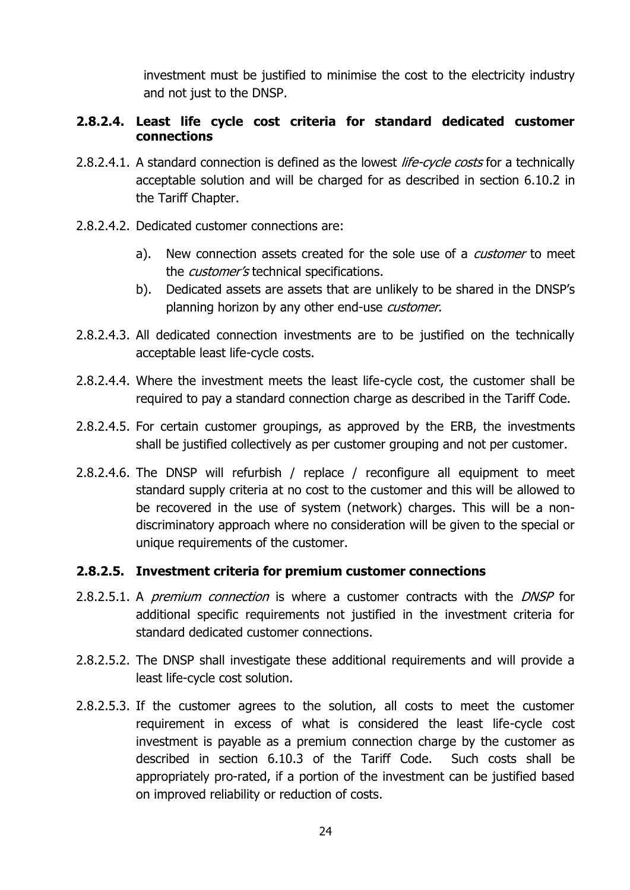investment must be justified to minimise the cost to the electricity industry and not just to the DNSP.

#### 2.8.2.4. Least life cycle cost criteria for standard dedicated customer connections

2.8.2.4.1. A standard connection is defined as the lowest *life-cycle costs* for a technically acceptable solution and will be charged for as described in section 6.10.2 in the Tariff Chapter.

2.8.2.4.2. Dedicated customer connections are:

a). New connection assets created for the sole use of a *customer* to meet the *customer's* technical specifications.

b). Dedicated assets are assets that are unlikely to be shared in the DNSP's planning horizon by any other end-use *customer*.

2.8.2.4.3. All dedicated connection investments are to be justified on the technically acceptable least life-cycle costs.

2.8.2.4.4. Where the investment meets the least life-cycle cost, the customer shall be required to pay a standard connection charge as described in the Tariff Code.

2.8.2.4.5. For certain customer groupings, as approved by the ERB, the investments shall be justified collectively as per customer grouping and not per customer.

2.8.2.4.6. The DNSP will refurbish / replace / reconfigure all equipment to meet standard supply criteria at no cost to the customer and this will be allowed to be recovered in the use of system (network) charges. This will be a non-discriminatory approach where no consideration will be given to the special or unique requirements of the customer.

#### 2.8.2.5. Investment criteria for premium customer connections

2.8.2.5.1. A *premium connection* is where a customer contracts with the *DNSP* for additional specific requirements not justified in the investment criteria for standard dedicated customer connections.

2.8.2.5.2. The DNSP shall investigate these additional requirements and will provide a least life-cycle cost solution.

2.8.2.5.3. If the customer agrees to the solution, all costs to meet the customer requirement in excess of what is considered the least life-cycle cost investment is payable as a premium connection charge by the customer as described in section 6.10.3 of the Tariff Code. Such costs shall be appropriately pro-rated, if a portion of the investment can be justified based on improved reliability or reduction of costs.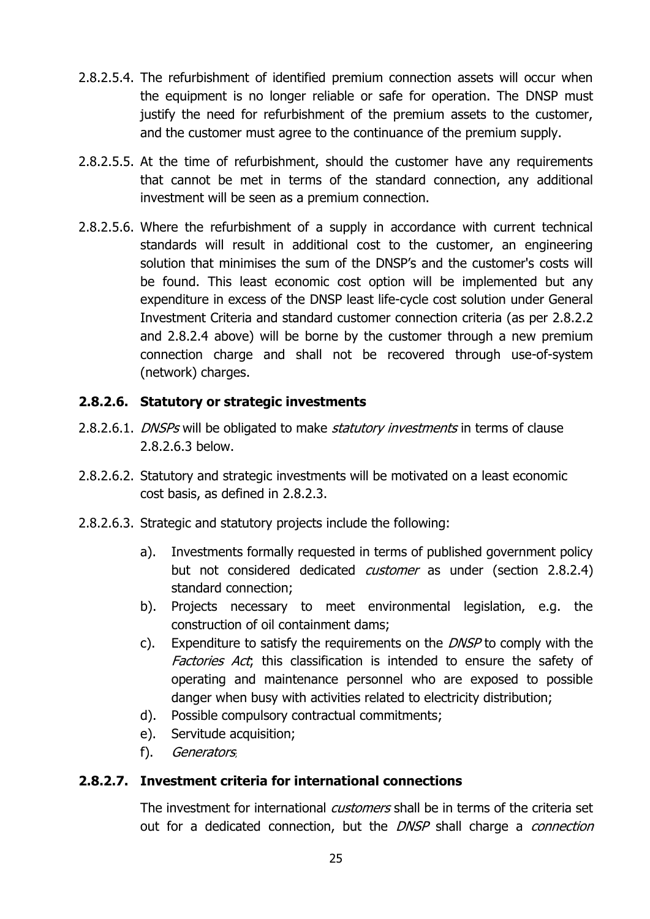2.8.2.5.4. The refurbishment of identified premium connection assets will occur when the equipment is no longer reliable or safe for operation. The DNSP must justify the need for refurbishment of the premium assets to the customer, and the customer must agree to the continuance of the premium supply.

2.8.2.5.5. At the time of refurbishment, should the customer have any requirements that cannot be met in terms of the standard connection, any additional investment will be seen as a premium connection.

2.8.2.5.6. Where the refurbishment of a supply in accordance with current technical standards will result in additional cost to the customer, an engineering solution that minimises the sum of the DNSP's and the customer's costs will be found. This least economic cost option will be implemented but any expenditure in excess of the DNSP least life-cycle cost solution under General Investment Criteria and standard customer connection criteria (as per 2.8.2.2 and 2.8.2.4 above) will be borne by the customer through a new premium connection charge and shall not be recovered through use-of-system (network) charges.

### 2.8.2.6. Statutory or strategic investments

2.8.2.6.1. *DNSPs* will be obligated to make *statutory investments* in terms of clause 2.8.2.6.3 below.

2.8.2.6.2. Statutory and strategic investments will be motivated on a least economic cost basis, as defined in 2.8.2.3.

2.8.2.6.3. Strategic and statutory projects include the following:

a). Investments formally requested in terms of published government policy but not considered dedicated *customer* as under (section 2.8.2.4) standard connection;

b). Projects necessary to meet environmental legislation, e.g. the construction of oil containment dams;

c). Expenditure to satisfy the requirements on the *DNSP* to comply with the *Factories Act*; this classification is intended to ensure the safety of operating and maintenance personnel who are exposed to possible danger when busy with activities related to electricity distribution;

d). Possible compulsory contractual commitments;

e). Servitude acquisition;

f). *Generators*;

### 2.8.2.7. Investment criteria for international connections

The investment for international *customers* shall be in terms of the criteria set out for a dedicated connection, but the *DNSP* shall charge a *connection*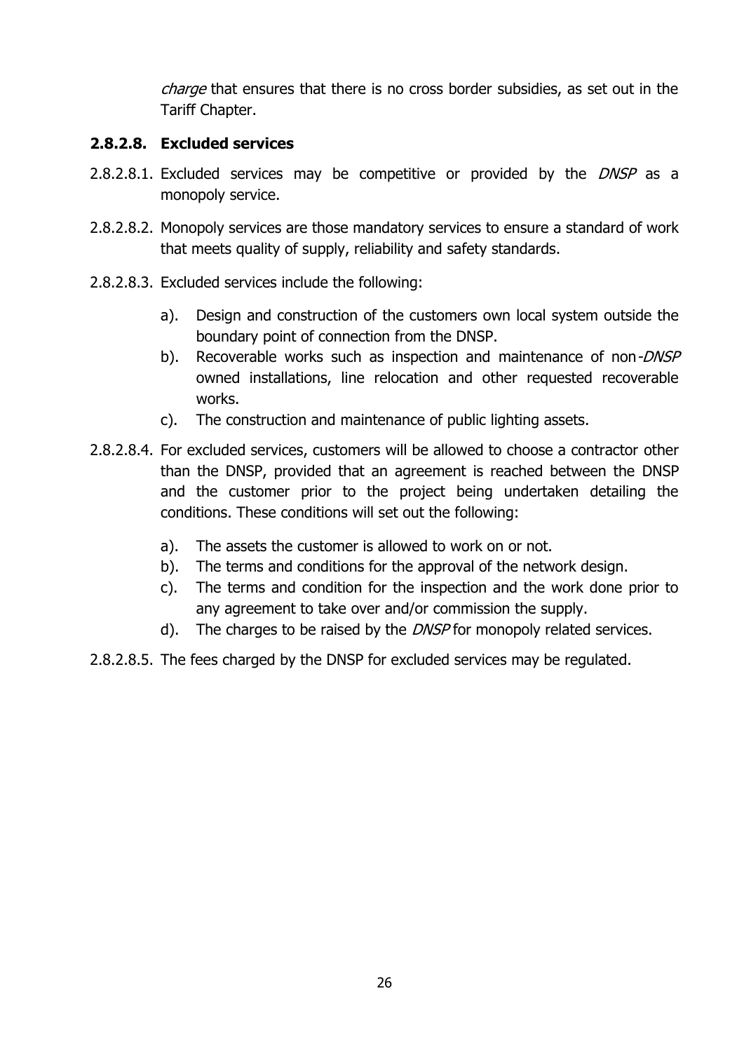*charge* that ensures that there is no cross border subsidies, as set out in the Tariff Chapter.

#### 2.8.2.8. Excluded services

2.8.2.8.1. Excluded services may be competitive or provided by the *DNSP* as a monopoly service.

2.8.2.8.2. Monopoly services are those mandatory services to ensure a standard of work that meets quality of supply, reliability and safety standards.

2.8.2.8.3. Excluded services include the following:

a). Design and construction of the customers own local system outside the boundary point of connection from the DNSP.

b). Recoverable works such as inspection and maintenance of non-*DNSP* owned installations, line relocation and other requested recoverable works.

c). The construction and maintenance of public lighting assets.

2.8.2.8.4. For excluded services, customers will be allowed to choose a contractor other than the DNSP, provided that an agreement is reached between the DNSP and the customer prior to the project being undertaken detailing the conditions. These conditions will set out the following:

a). The assets the customer is allowed to work on or not.

b). The terms and conditions for the approval of the network design.

c). The terms and condition for the inspection and the work done prior to any agreement to take over and/or commission the supply.

d). The charges to be raised by the *DNSP* for monopoly related services.

2.8.2.8.5. The fees charged by the DNSP for excluded services may be regulated.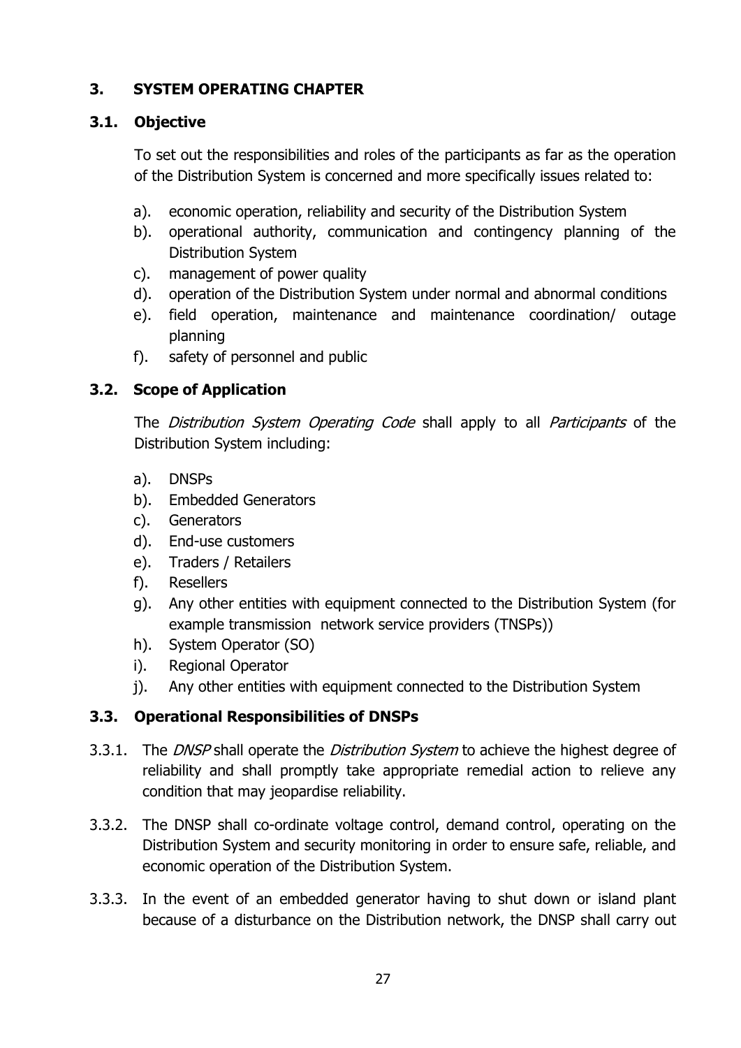## 3. SYSTEM OPERATING CHAPTER

### 3.1. Objective

To set out the responsibilities and roles of the participants as far as the operation of the Distribution System is concerned and more specifically issues related to:

a). economic operation, reliability and security of the Distribution System
b). operational authority, communication and contingency planning of the Distribution System
c). management of power quality
d). operation of the Distribution System under normal and abnormal conditions
e). field operation, maintenance and maintenance coordination/ outage planning
f). safety of personnel and public

### 3.2. Scope of Application

The *Distribution System Operating Code* shall apply to all *Participants* of the Distribution System including:

a). DNSPs
b). Embedded Generators
c). Generators
d). End-use customers
e). Traders / Retailers
f). Resellers
g). Any other entities with equipment connected to the Distribution System (for example transmission network service providers (TNSPs))
h). System Operator (SO)
i). Regional Operator
j). Any other entities with equipment connected to the Distribution System

### 3.3. Operational Responsibilities of DNSPs

3.3.1. The *DNSP* shall operate the *Distribution System* to achieve the highest degree of reliability and shall promptly take appropriate remedial action to relieve any condition that may jeopardise reliability.

3.3.2. The DNSP shall co-ordinate voltage control, demand control, operating on the Distribution System and security monitoring in order to ensure safe, reliable, and economic operation of the Distribution System.

3.3.3. In the event of an embedded generator having to shut down or island plant because of a disturbance on the Distribution network, the DNSP shall carry out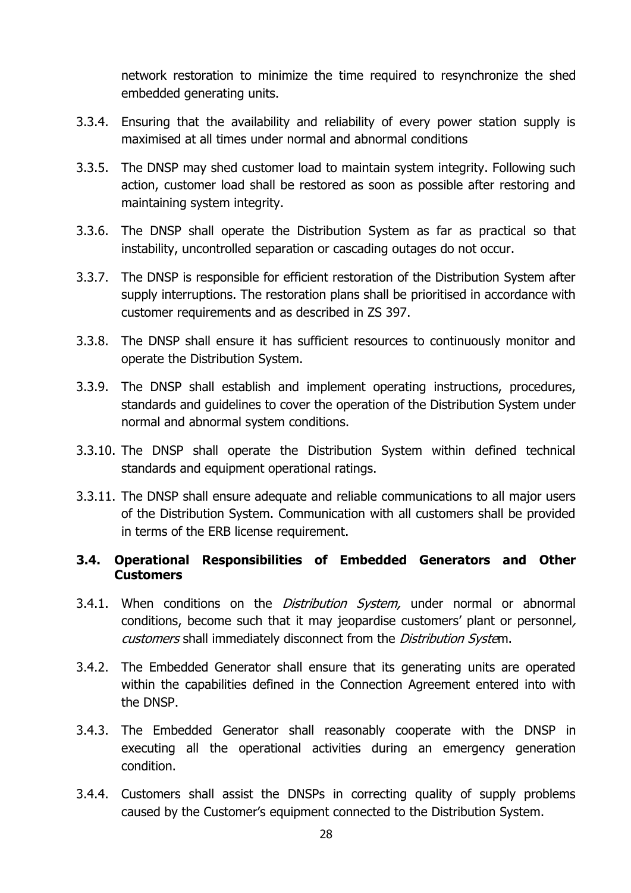network restoration to minimize the time required to resynchronize the shed embedded generating units.

3.3.4. Ensuring that the availability and reliability of every power station supply is maximised at all times under normal and abnormal conditions

3.3.5. The DNSP may shed customer load to maintain system integrity. Following such action, customer load shall be restored as soon as possible after restoring and maintaining system integrity.

3.3.6. The DNSP shall operate the Distribution System as far as practical so that instability, uncontrolled separation or cascading outages do not occur.

3.3.7. The DNSP is responsible for efficient restoration of the Distribution System after supply interruptions. The restoration plans shall be prioritised in accordance with customer requirements and as described in ZS 397.

3.3.8. The DNSP shall ensure it has sufficient resources to continuously monitor and operate the Distribution System.

3.3.9. The DNSP shall establish and implement operating instructions, procedures, standards and guidelines to cover the operation of the Distribution System under normal and abnormal system conditions.

3.3.10. The DNSP shall operate the Distribution System within defined technical standards and equipment operational ratings.

3.3.11. The DNSP shall ensure adequate and reliable communications to all major users of the Distribution System. Communication with all customers shall be provided in terms of the ERB license requirement.

### 3.4. Operational Responsibilities of Embedded Generators and Other Customers

3.4.1. When conditions on the *Distribution System,* under normal or abnormal conditions, become such that it may jeopardise customers' plant or personnel*, customers* shall immediately disconnect from the *Distribution System*.

3.4.2. The Embedded Generator shall ensure that its generating units are operated within the capabilities defined in the Connection Agreement entered into with the DNSP.

3.4.3. The Embedded Generator shall reasonably cooperate with the DNSP in executing all the operational activities during an emergency generation condition.

3.4.4. Customers shall assist the DNSPs in correcting quality of supply problems caused by the Customer's equipment connected to the Distribution System.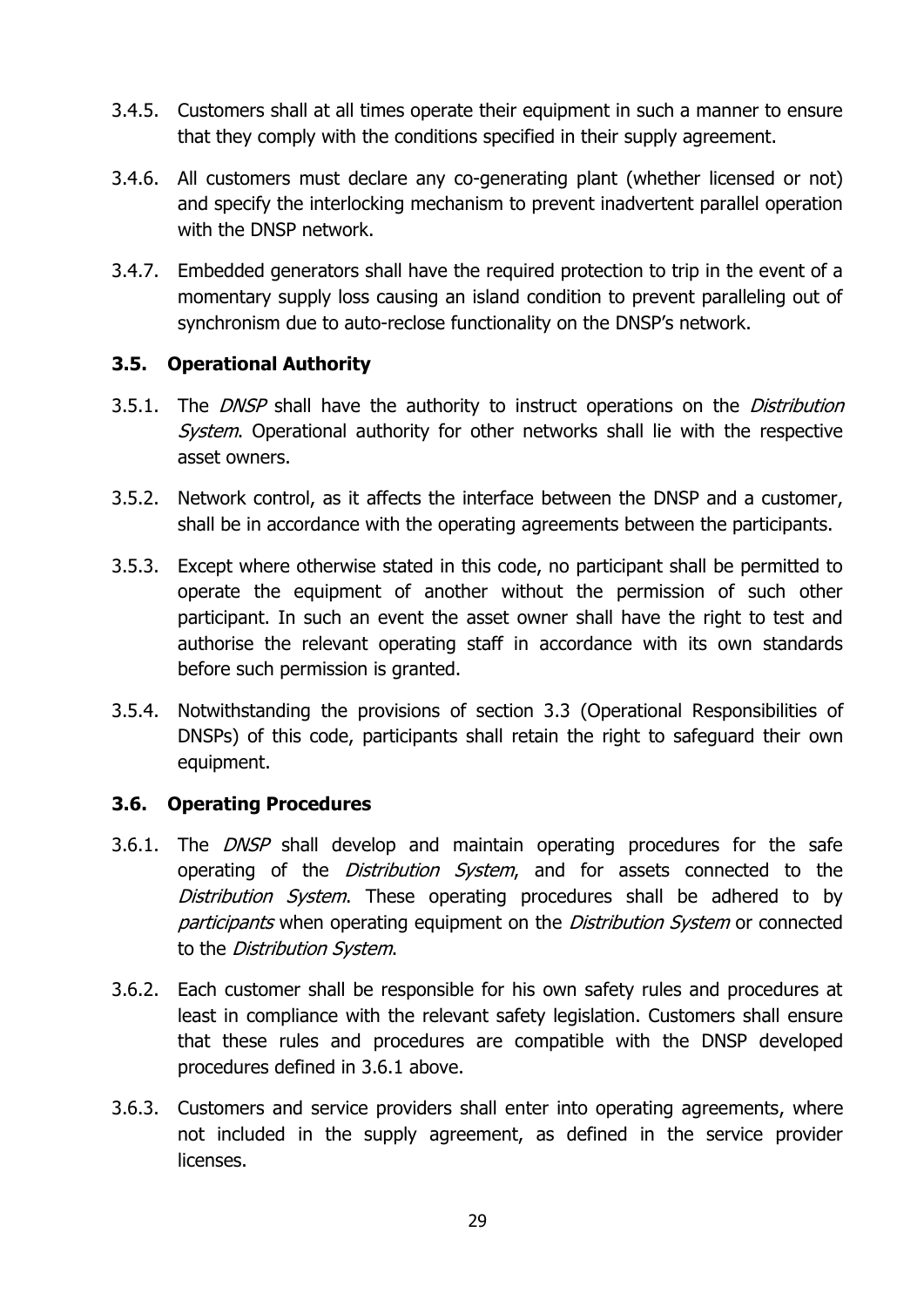3.4.5. Customers shall at all times operate their equipment in such a manner to ensure that they comply with the conditions specified in their supply agreement.

3.4.6. All customers must declare any co-generating plant (whether licensed or not) and specify the interlocking mechanism to prevent inadvertent parallel operation with the DNSP network.

3.4.7. Embedded generators shall have the required protection to trip in the event of a momentary supply loss causing an island condition to prevent paralleling out of synchronism due to auto-reclose functionality on the DNSP's network.

### 3.5. Operational Authority

3.5.1. The *DNSP* shall have the authority to instruct operations on the *Distribution System*. Operational authority for other networks shall lie with the respective asset owners.

3.5.2. Network control, as it affects the interface between the DNSP and a customer, shall be in accordance with the operating agreements between the participants.

3.5.3. Except where otherwise stated in this code, no participant shall be permitted to operate the equipment of another without the permission of such other participant. In such an event the asset owner shall have the right to test and authorise the relevant operating staff in accordance with its own standards before such permission is granted.

3.5.4. Notwithstanding the provisions of section 3.3 (Operational Responsibilities of DNSPs) of this code, participants shall retain the right to safeguard their own equipment.

### 3.6. Operating Procedures

3.6.1. The *DNSP* shall develop and maintain operating procedures for the safe operating of the *Distribution System*, and for assets connected to the *Distribution System*. These operating procedures shall be adhered to by *participants* when operating equipment on the *Distribution System* or connected to the *Distribution System*.

3.6.2. Each customer shall be responsible for his own safety rules and procedures at least in compliance with the relevant safety legislation. Customers shall ensure that these rules and procedures are compatible with the DNSP developed procedures defined in 3.6.1 above.

3.6.3. Customers and service providers shall enter into operating agreements, where not included in the supply agreement, as defined in the service provider licenses.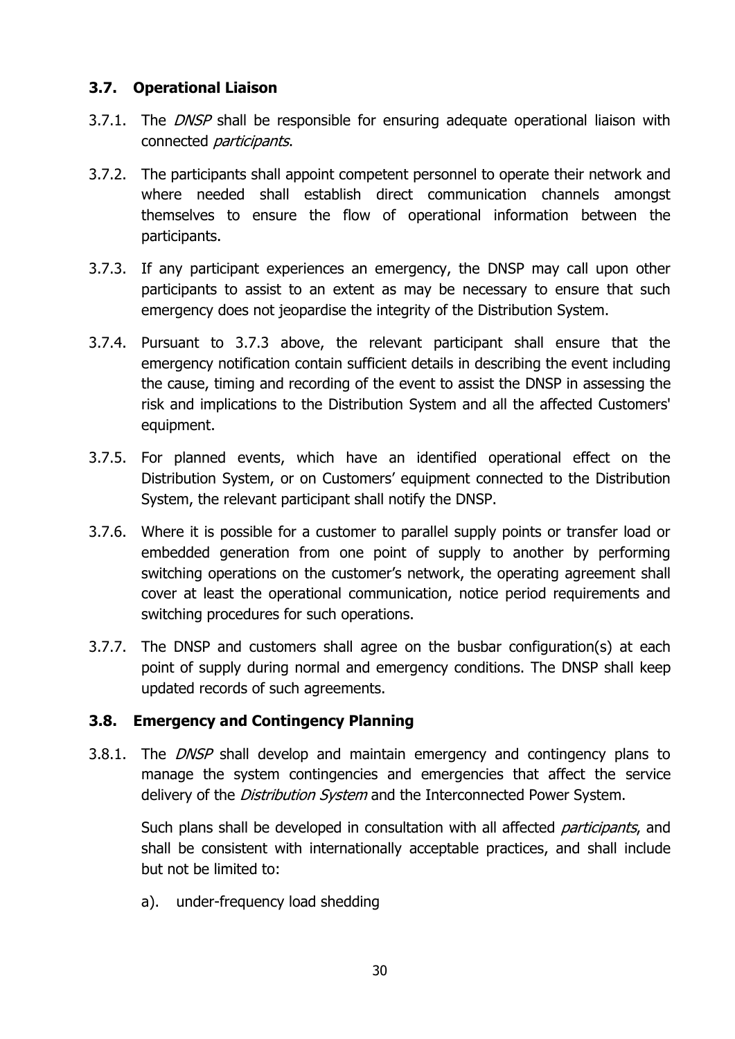### 3.7. Operational Liaison

3.7.1. The *DNSP* shall be responsible for ensuring adequate operational liaison with connected *participants*.

3.7.2. The participants shall appoint competent personnel to operate their network and where needed shall establish direct communication channels amongst themselves to ensure the flow of operational information between the participants.

3.7.3. If any participant experiences an emergency, the DNSP may call upon other participants to assist to an extent as may be necessary to ensure that such emergency does not jeopardise the integrity of the Distribution System.

3.7.4. Pursuant to 3.7.3 above, the relevant participant shall ensure that the emergency notification contain sufficient details in describing the event including the cause, timing and recording of the event to assist the DNSP in assessing the risk and implications to the Distribution System and all the affected Customers' equipment.

3.7.5. For planned events, which have an identified operational effect on the Distribution System, or on Customers' equipment connected to the Distribution System, the relevant participant shall notify the DNSP.

3.7.6. Where it is possible for a customer to parallel supply points or transfer load or embedded generation from one point of supply to another by performing switching operations on the customer's network, the operating agreement shall cover at least the operational communication, notice period requirements and switching procedures for such operations.

3.7.7. The DNSP and customers shall agree on the busbar configuration(s) at each point of supply during normal and emergency conditions. The DNSP shall keep updated records of such agreements.

### 3.8. Emergency and Contingency Planning

3.8.1. The *DNSP* shall develop and maintain emergency and contingency plans to manage the system contingencies and emergencies that affect the service delivery of the *Distribution System* and the Interconnected Power System.

Such plans shall be developed in consultation with all affected *participants*, and shall be consistent with internationally acceptable practices, and shall include but not be limited to:

a). under-frequency load shedding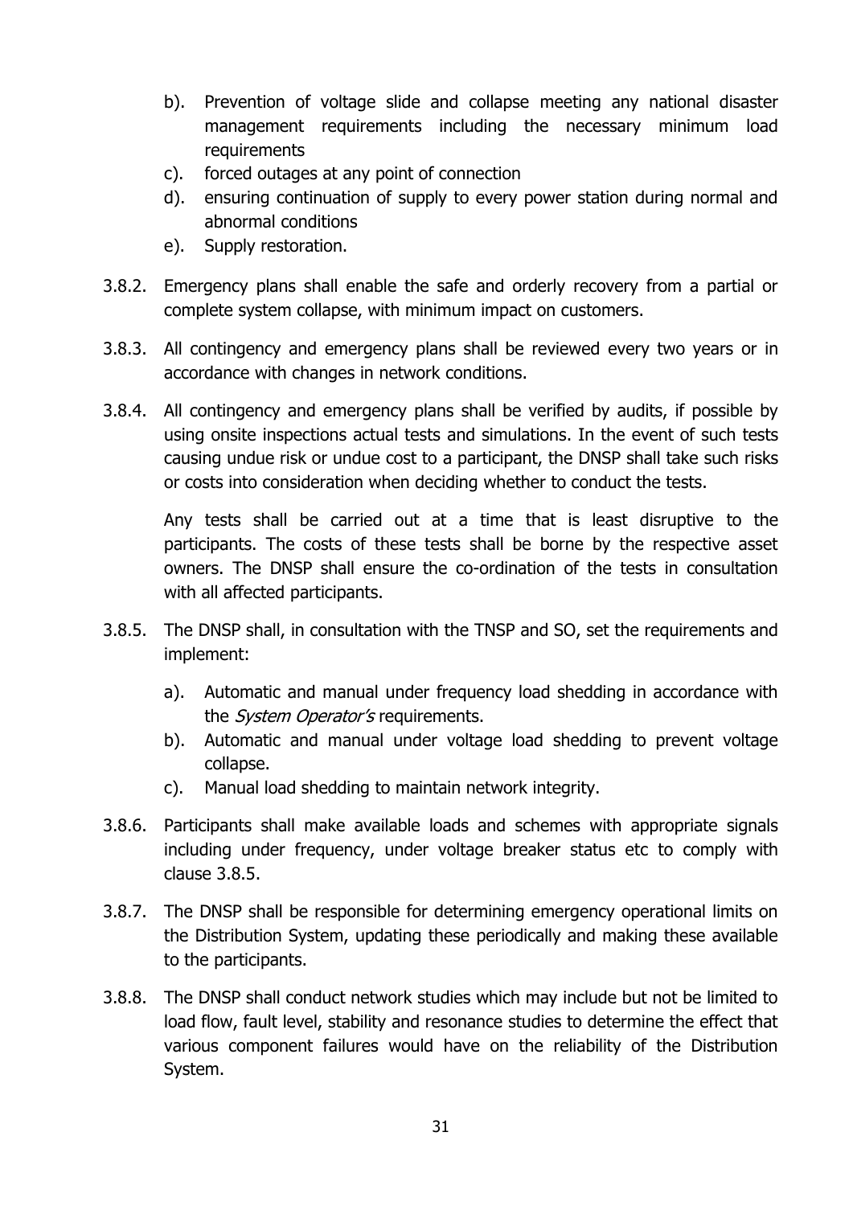b). Prevention of voltage slide and collapse meeting any national disaster management requirements including the necessary minimum load requirements

c). forced outages at any point of connection

d). ensuring continuation of supply to every power station during normal and abnormal conditions

e). Supply restoration.

3.8.2. Emergency plans shall enable the safe and orderly recovery from a partial or complete system collapse, with minimum impact on customers.

3.8.3. All contingency and emergency plans shall be reviewed every two years or in accordance with changes in network conditions.

3.8.4. All contingency and emergency plans shall be verified by audits, if possible by using onsite inspections actual tests and simulations. In the event of such tests causing undue risk or undue cost to a participant, the DNSP shall take such risks or costs into consideration when deciding whether to conduct the tests.

Any tests shall be carried out at a time that is least disruptive to the participants. The costs of these tests shall be borne by the respective asset owners. The DNSP shall ensure the co-ordination of the tests in consultation with all affected participants.

3.8.5. The DNSP shall, in consultation with the TNSP and SO, set the requirements and implement:

a). Automatic and manual under frequency load shedding in accordance with the *System Operator's* requirements.

b). Automatic and manual under voltage load shedding to prevent voltage collapse.

c). Manual load shedding to maintain network integrity.

3.8.6. Participants shall make available loads and schemes with appropriate signals including under frequency, under voltage breaker status etc to comply with clause 3.8.5.

3.8.7. The DNSP shall be responsible for determining emergency operational limits on the Distribution System, updating these periodically and making these available to the participants.

3.8.8. The DNSP shall conduct network studies which may include but not be limited to load flow, fault level, stability and resonance studies to determine the effect that various component failures would have on the reliability of the Distribution System.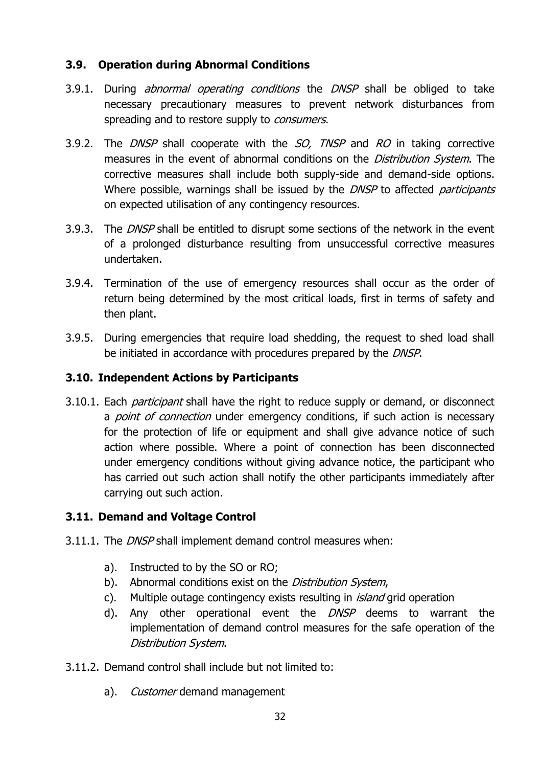### 3.9. Operation during Abnormal Conditions

3.9.1. During *abnormal operating conditions* the *DNSP* shall be obliged to take necessary precautionary measures to prevent network disturbances from spreading and to restore supply to *consumers*.

3.9.2. The *DNSP* shall cooperate with the *SO, TNSP* and *RO* in taking corrective measures in the event of abnormal conditions on the *Distribution System*. The corrective measures shall include both supply-side and demand-side options. Where possible, warnings shall be issued by the *DNSP* to affected *participants* on expected utilisation of any contingency resources.

3.9.3. The *DNSP* shall be entitled to disrupt some sections of the network in the event of a prolonged disturbance resulting from unsuccessful corrective measures undertaken.

3.9.4. Termination of the use of emergency resources shall occur as the order of return being determined by the most critical loads, first in terms of safety and then plant.

3.9.5. During emergencies that require load shedding, the request to shed load shall be initiated in accordance with procedures prepared by the *DNSP*.

### 3.10. Independent Actions by Participants

3.10.1. Each *participant* shall have the right to reduce supply or demand, or disconnect a *point of connection* under emergency conditions, if such action is necessary for the protection of life or equipment and shall give advance notice of such action where possible. Where a point of connection has been disconnected under emergency conditions without giving advance notice, the participant who has carried out such action shall notify the other participants immediately after carrying out such action.

### 3.11. Demand and Voltage Control

3.11.1. The *DNSP* shall implement demand control measures when:

a). Instructed to by the SO or RO;

b). Abnormal conditions exist on the *Distribution System*,

c). Multiple outage contingency exists resulting in *island* grid operation

d). Any other operational event the *DNSP* deems to warrant the implementation of demand control measures for the safe operation of the *Distribution System*.

3.11.2. Demand control shall include but not limited to:

a). *Customer* demand management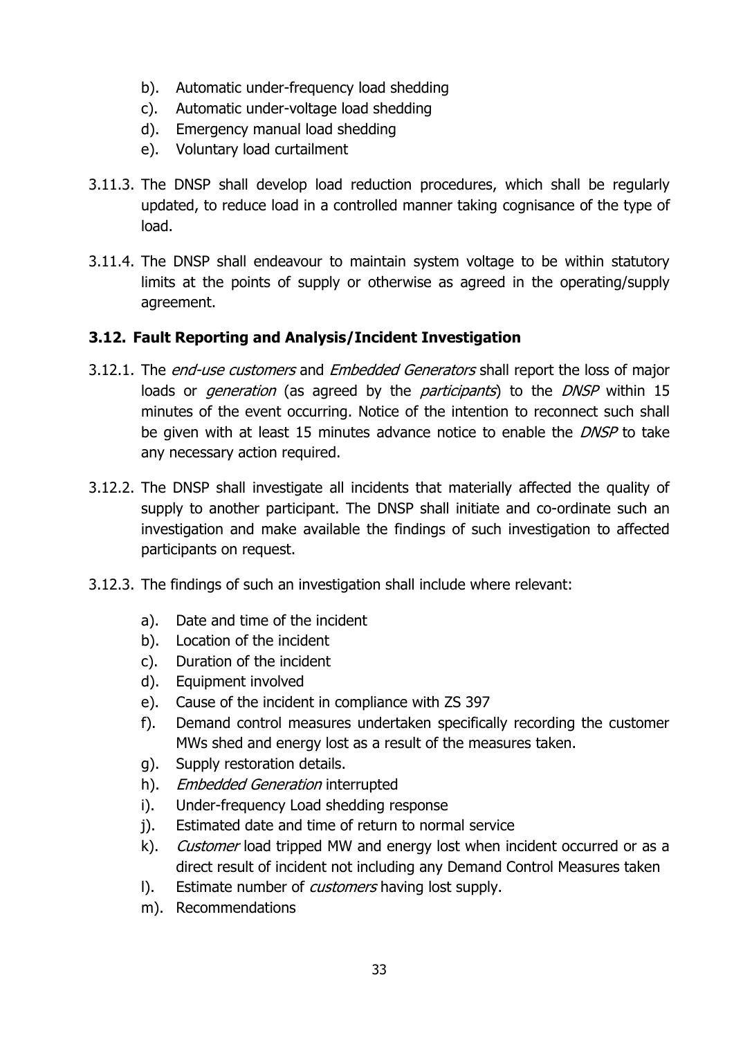b). Automatic under-frequency load shedding
c). Automatic under-voltage load shedding
d). Emergency manual load shedding
e). Voluntary load curtailment

3.11.3. The DNSP shall develop load reduction procedures, which shall be regularly updated, to reduce load in a controlled manner taking cognisance of the type of load.

3.11.4. The DNSP shall endeavour to maintain system voltage to be within statutory limits at the points of supply or otherwise as agreed in the operating/supply agreement.

### 3.12. Fault Reporting and Analysis/Incident Investigation

3.12.1. The *end-use customers* and *Embedded Generators* shall report the loss of major loads or *generation* (as agreed by the *participants*) to the *DNSP* within 15 minutes of the event occurring. Notice of the intention to reconnect such shall be given with at least 15 minutes advance notice to enable the *DNSP* to take any necessary action required.

3.12.2. The DNSP shall investigate all incidents that materially affected the quality of supply to another participant. The DNSP shall initiate and co-ordinate such an investigation and make available the findings of such investigation to affected participants on request.

3.12.3. The findings of such an investigation shall include where relevant:

a). Date and time of the incident
b). Location of the incident
c). Duration of the incident
d). Equipment involved
e). Cause of the incident in compliance with ZS 397
f). Demand control measures undertaken specifically recording the customer MWs shed and energy lost as a result of the measures taken.
g). Supply restoration details.
h). *Embedded Generation* interrupted
i). Under-frequency Load shedding response
j). Estimated date and time of return to normal service
k). *Customer* load tripped MW and energy lost when incident occurred or as a direct result of incident not including any Demand Control Measures taken
l). Estimate number of *customers* having lost supply.
m). Recommendations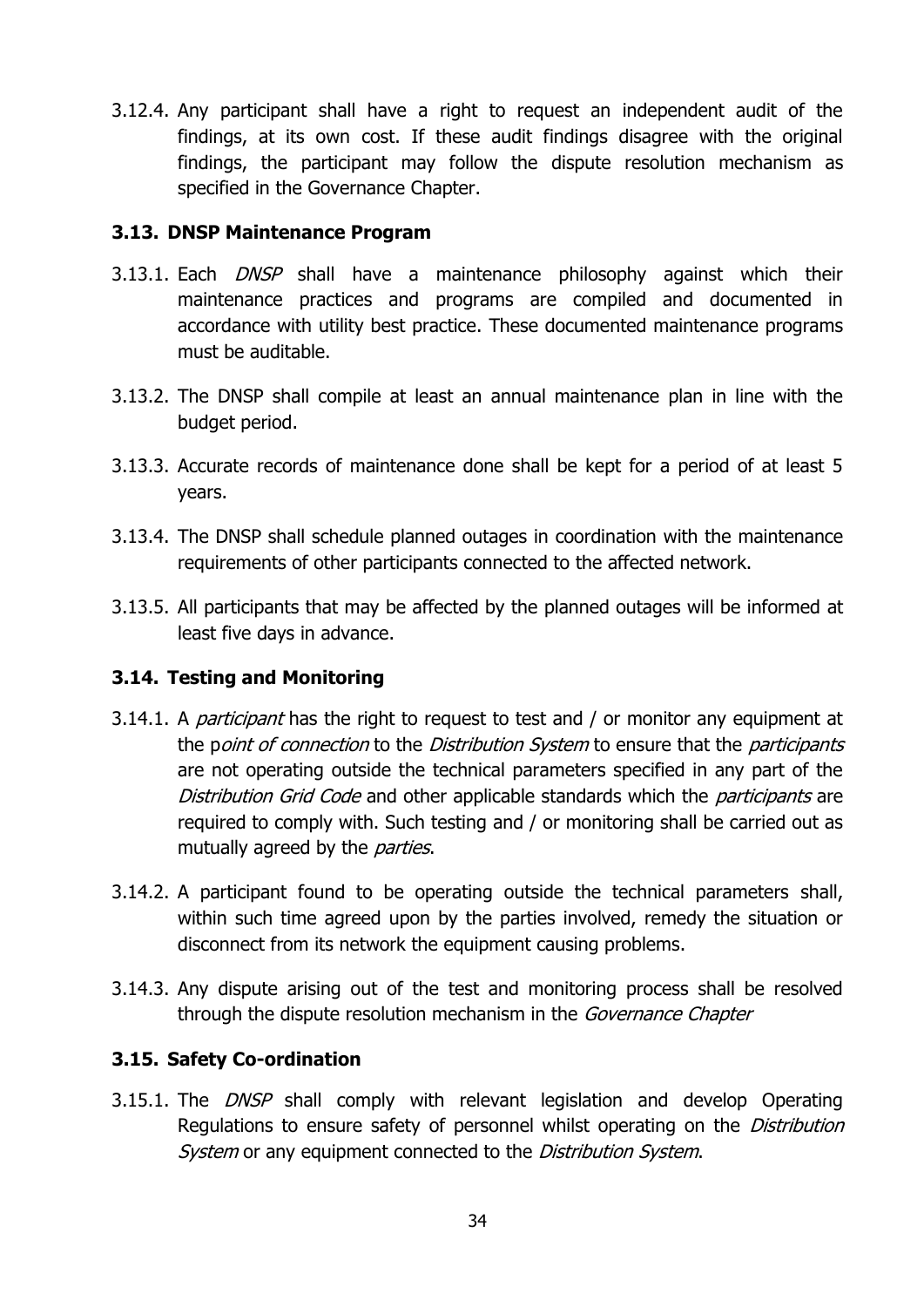3.12.4. Any participant shall have a right to request an independent audit of the findings, at its own cost. If these audit findings disagree with the original findings, the participant may follow the dispute resolution mechanism as specified in the Governance Chapter.

### 3.13. DNSP Maintenance Program

3.13.1. Each *DNSP* shall have a maintenance philosophy against which their maintenance practices and programs are compiled and documented in accordance with utility best practice. These documented maintenance programs must be auditable.

3.13.2. The DNSP shall compile at least an annual maintenance plan in line with the budget period.

3.13.3. Accurate records of maintenance done shall be kept for a period of at least 5 years.

3.13.4. The DNSP shall schedule planned outages in coordination with the maintenance requirements of other participants connected to the affected network.

3.13.5. All participants that may be affected by the planned outages will be informed at least five days in advance.

### 3.14. Testing and Monitoring

3.14.1. A *participant* has the right to request to test and / or monitor any equipment at the p*oint of connection* to the *Distribution System* to ensure that the *participants* are not operating outside the technical parameters specified in any part of the *Distribution Grid Code* and other applicable standards which the *participants* are required to comply with. Such testing and / or monitoring shall be carried out as mutually agreed by the *parties*.

3.14.2. A participant found to be operating outside the technical parameters shall, within such time agreed upon by the parties involved, remedy the situation or disconnect from its network the equipment causing problems.

3.14.3. Any dispute arising out of the test and monitoring process shall be resolved through the dispute resolution mechanism in the *Governance Chapter*

### 3.15. Safety Co-ordination

3.15.1. The *DNSP* shall comply with relevant legislation and develop Operating Regulations to ensure safety of personnel whilst operating on the *Distribution System* or any equipment connected to the *Distribution System*.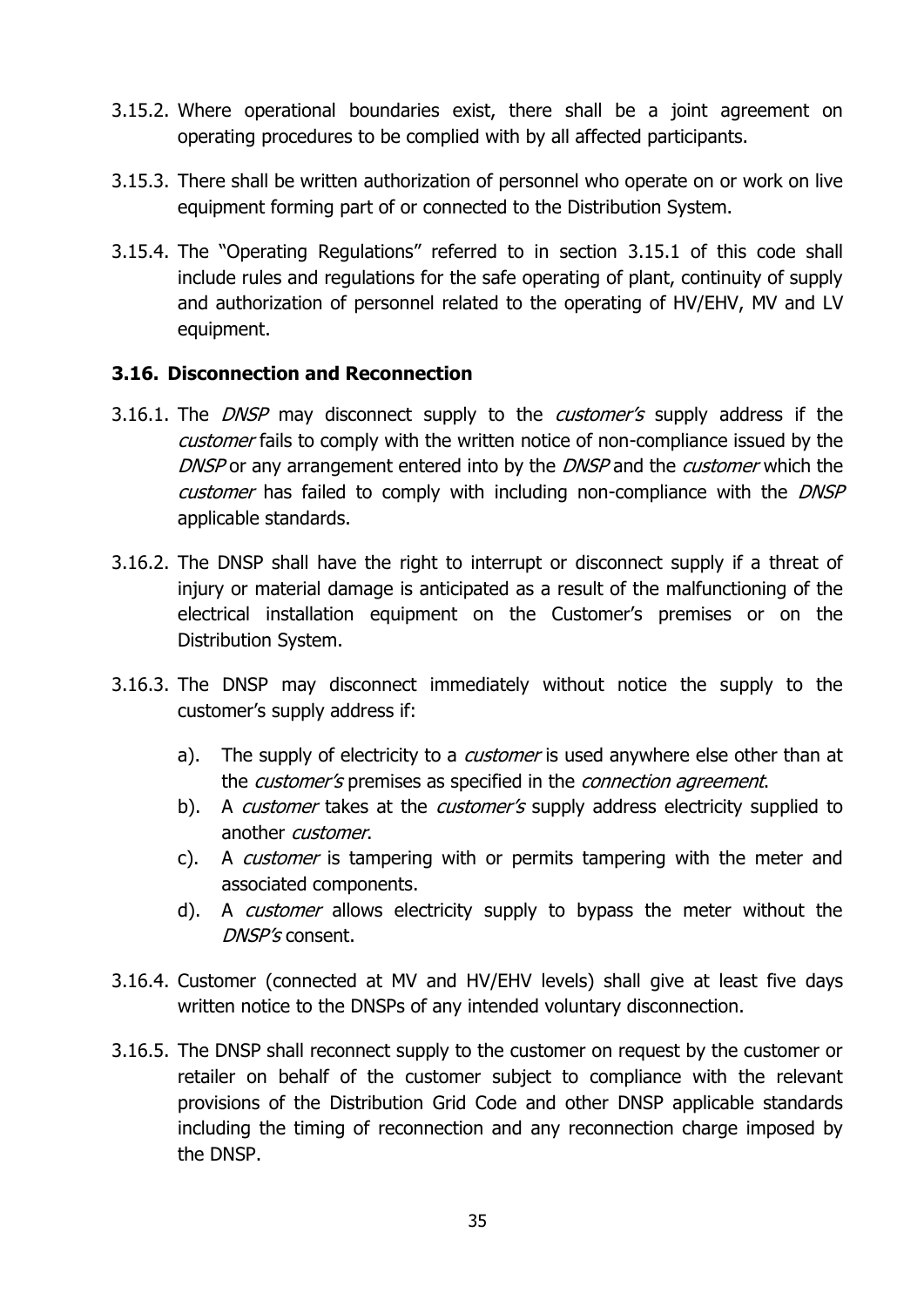3.15.2. Where operational boundaries exist, there shall be a joint agreement on operating procedures to be complied with by all affected participants.

3.15.3. There shall be written authorization of personnel who operate on or work on live equipment forming part of or connected to the Distribution System.

3.15.4. The "Operating Regulations" referred to in section 3.15.1 of this code shall include rules and regulations for the safe operating of plant, continuity of supply and authorization of personnel related to the operating of HV/EHV, MV and LV equipment.

### 3.16. Disconnection and Reconnection

3.16.1. The *DNSP* may disconnect supply to the *customer's* supply address if the *customer* fails to comply with the written notice of non-compliance issued by the *DNSP* or any arrangement entered into by the *DNSP* and the *customer* which the *customer* has failed to comply with including non-compliance with the *DNSP* applicable standards.

3.16.2. The DNSP shall have the right to interrupt or disconnect supply if a threat of injury or material damage is anticipated as a result of the malfunctioning of the electrical installation equipment on the Customer's premises or on the Distribution System.

3.16.3. The DNSP may disconnect immediately without notice the supply to the customer's supply address if:

a). The supply of electricity to a *customer* is used anywhere else other than at the *customer's* premises as specified in the *connection agreement*.

b). A *customer* takes at the *customer's* supply address electricity supplied to another *customer*.

c). A *customer* is tampering with or permits tampering with the meter and associated components.

d). A *customer* allows electricity supply to bypass the meter without the *DNSP's* consent.

3.16.4. Customer (connected at MV and HV/EHV levels) shall give at least five days written notice to the DNSPs of any intended voluntary disconnection.

3.16.5. The DNSP shall reconnect supply to the customer on request by the customer or retailer on behalf of the customer subject to compliance with the relevant provisions of the Distribution Grid Code and other DNSP applicable standards including the timing of reconnection and any reconnection charge imposed by the DNSP.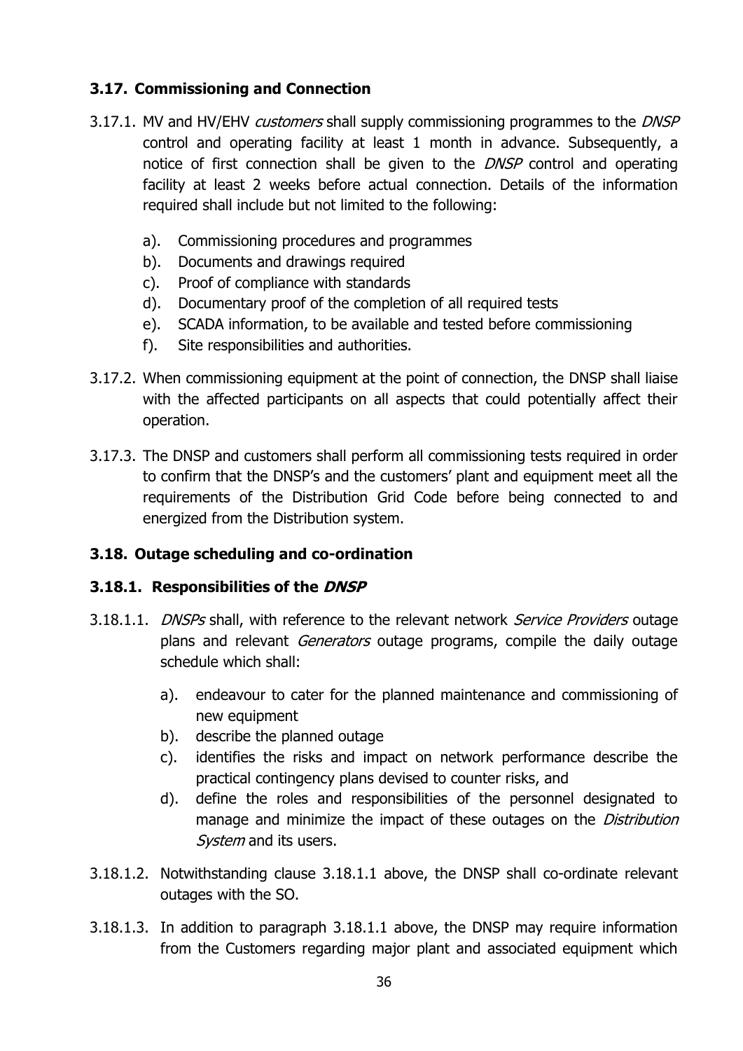## 3.17. Commissioning and Connection

3.17.1. MV and HV/EHV *customers* shall supply commissioning programmes to the *DNSP* control and operating facility at least 1 month in advance. Subsequently, a notice of first connection shall be given to the *DNSP* control and operating facility at least 2 weeks before actual connection. Details of the information required shall include but not limited to the following:

- a). Commissioning procedures and programmes
- b). Documents and drawings required
- c). Proof of compliance with standards
- d). Documentary proof of the completion of all required tests
- e). SCADA information, to be available and tested before commissioning
- f). Site responsibilities and authorities.

3.17.2. When commissioning equipment at the point of connection, the DNSP shall liaise with the affected participants on all aspects that could potentially affect their operation.

3.17.3. The DNSP and customers shall perform all commissioning tests required in order to confirm that the DNSP's and the customers' plant and equipment meet all the requirements of the Distribution Grid Code before being connected to and energized from the Distribution system.

## 3.18. Outage scheduling and co-ordination

### 3.18.1. Responsibilities of the *DNSP*

3.18.1.1. *DNSPs* shall, with reference to the relevant network *Service Providers* outage plans and relevant *Generators* outage programs, compile the daily outage schedule which shall:

- a). endeavour to cater for the planned maintenance and commissioning of new equipment
- b). describe the planned outage
- c). identifies the risks and impact on network performance describe the practical contingency plans devised to counter risks, and
- d). define the roles and responsibilities of the personnel designated to manage and minimize the impact of these outages on the *Distribution System* and its users.

3.18.1.2. Notwithstanding clause 3.18.1.1 above, the DNSP shall co-ordinate relevant outages with the SO.

3.18.1.3. In addition to paragraph 3.18.1.1 above, the DNSP may require information from the Customers regarding major plant and associated equipment which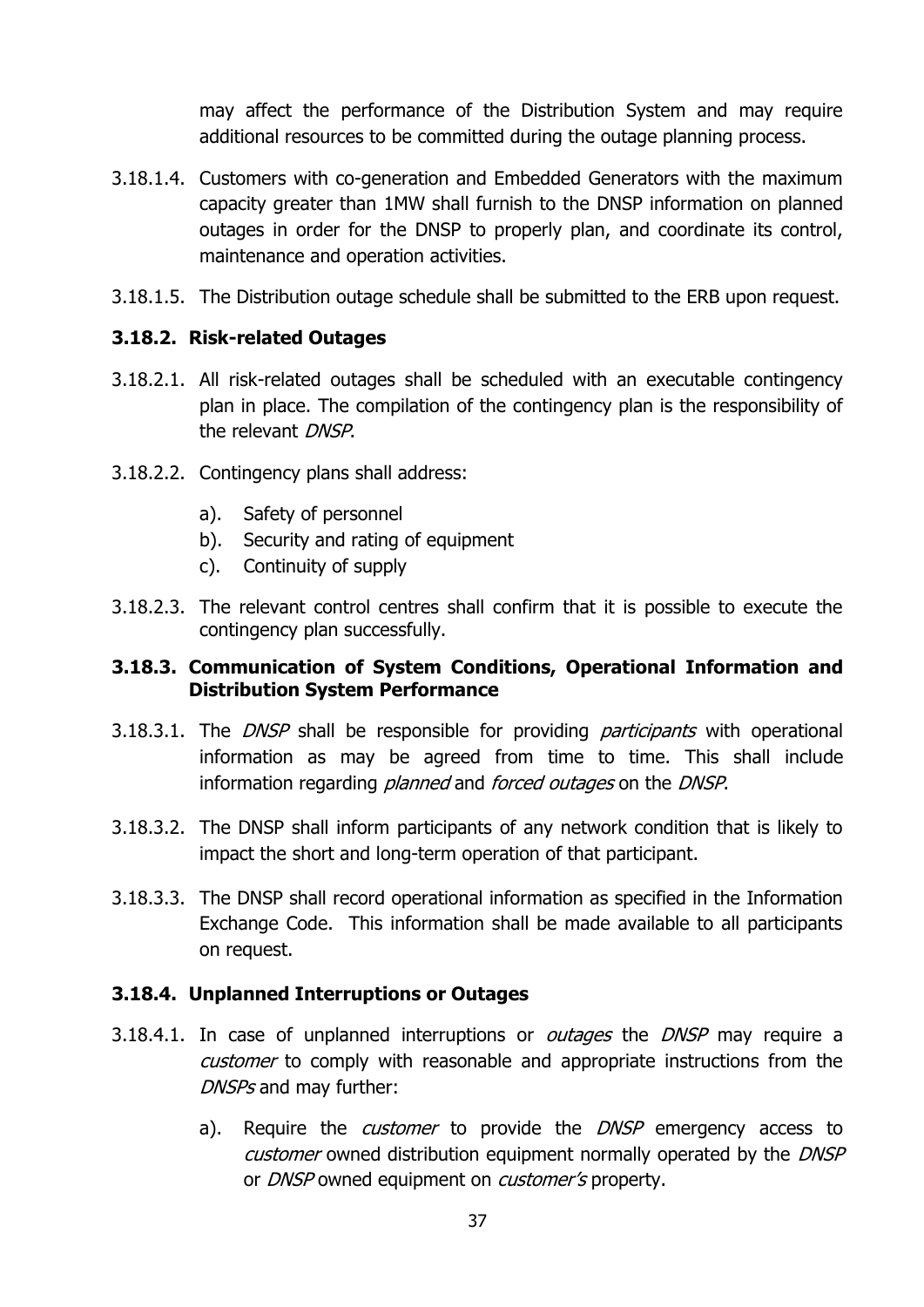may affect the performance of the Distribution System and may require additional resources to be committed during the outage planning process.

3.18.1.4. Customers with co-generation and Embedded Generators with the maximum capacity greater than 1MW shall furnish to the DNSP information on planned outages in order for the DNSP to properly plan, and coordinate its control, maintenance and operation activities.

3.18.1.5. The Distribution outage schedule shall be submitted to the ERB upon request.

### 3.18.2. Risk-related Outages

3.18.2.1. All risk-related outages shall be scheduled with an executable contingency plan in place. The compilation of the contingency plan is the responsibility of the relevant *DNSP*.

3.18.2.2. Contingency plans shall address:

a). Safety of personnel
b). Security and rating of equipment
c). Continuity of supply

3.18.2.3. The relevant control centres shall confirm that it is possible to execute the contingency plan successfully.

### 3.18.3. Communication of System Conditions, Operational Information and Distribution System Performance

3.18.3.1. The *DNSP* shall be responsible for providing *participants* with operational information as may be agreed from time to time. This shall include information regarding *planned* and *forced outages* on the *DNSP*.

3.18.3.2. The DNSP shall inform participants of any network condition that is likely to impact the short and long-term operation of that participant.

3.18.3.3. The DNSP shall record operational information as specified in the Information Exchange Code. This information shall be made available to all participants on request.

### 3.18.4. Unplanned Interruptions or Outages

3.18.4.1. In case of unplanned interruptions or *outages* the *DNSP* may require a *customer* to comply with reasonable and appropriate instructions from the *DNSPs* and may further:

a). Require the *customer* to provide the *DNSP* emergency access to *customer* owned distribution equipment normally operated by the *DNSP* or *DNSP* owned equipment on *customer's* property.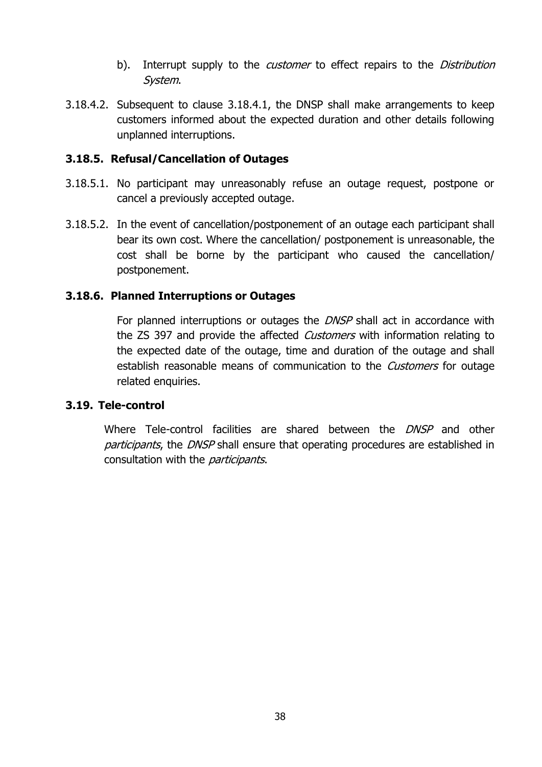b). Interrupt supply to the *customer* to effect repairs to the *Distribution System*.

3.18.4.2. Subsequent to clause 3.18.4.1, the DNSP shall make arrangements to keep customers informed about the expected duration and other details following unplanned interruptions.

### 3.18.5. Refusal/Cancellation of Outages

3.18.5.1. No participant may unreasonably refuse an outage request, postpone or cancel a previously accepted outage.

3.18.5.2. In the event of cancellation/postponement of an outage each participant shall bear its own cost. Where the cancellation/ postponement is unreasonable, the cost shall be borne by the participant who caused the cancellation/ postponement.

### 3.18.6. Planned Interruptions or Outages

For planned interruptions or outages the *DNSP* shall act in accordance with the ZS 397 and provide the affected *Customers* with information relating to the expected date of the outage, time and duration of the outage and shall establish reasonable means of communication to the *Customers* for outage related enquiries.

## 3.19. Tele-control

Where Tele-control facilities are shared between the *DNSP* and other *participants*, the *DNSP* shall ensure that operating procedures are established in consultation with the *participants*.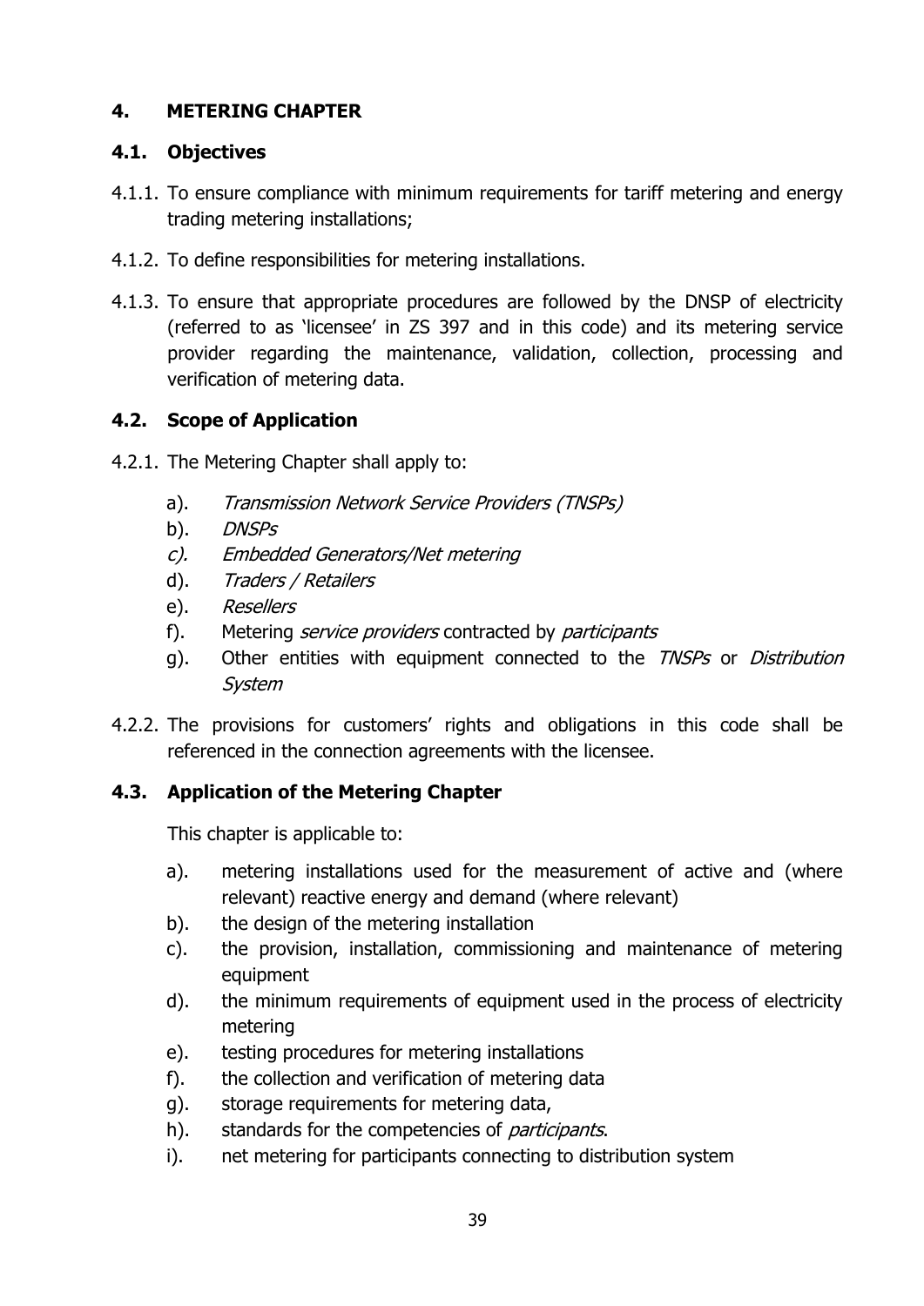## 4. METERING CHAPTER

### 4.1. Objectives

4.1.1. To ensure compliance with minimum requirements for tariff metering and energy trading metering installations;

4.1.2. To define responsibilities for metering installations.

4.1.3. To ensure that appropriate procedures are followed by the DNSP of electricity (referred to as 'licensee' in ZS 397 and in this code) and its metering service provider regarding the maintenance, validation, collection, processing and verification of metering data.

### 4.2. Scope of Application

4.2.1. The Metering Chapter shall apply to:

a). *Transmission Network Service Providers (TNSPs)*
b). *DNSPs*
*c). Embedded Generators/Net metering*
d). *Traders / Retailers*
e). *Resellers*
f). Metering *service providers* contracted by *participants*
g). Other entities with equipment connected to the *TNSPs* or *Distribution System*

4.2.2. The provisions for customers' rights and obligations in this code shall be referenced in the connection agreements with the licensee.

### 4.3. Application of the Metering Chapter

This chapter is applicable to:

a). metering installations used for the measurement of active and (where relevant) reactive energy and demand (where relevant)
b). the design of the metering installation
c). the provision, installation, commissioning and maintenance of metering equipment
d). the minimum requirements of equipment used in the process of electricity metering
e). testing procedures for metering installations
f). the collection and verification of metering data
g). storage requirements for metering data,
h). standards for the competencies of *participants*.
i). net metering for participants connecting to distribution system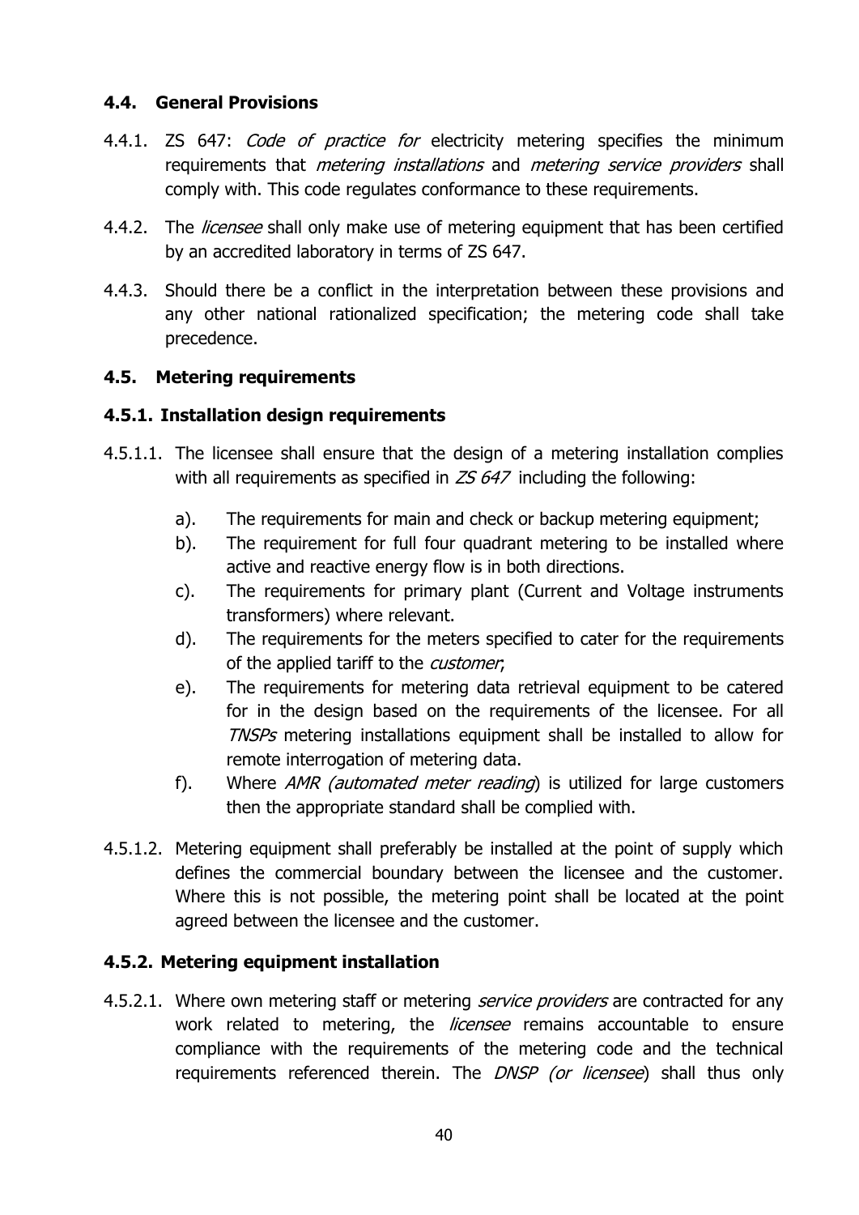### 4.4. General Provisions

4.4.1. ZS 647: *Code of practice for* electricity metering specifies the minimum requirements that *metering installations* and *metering service providers* shall comply with. This code regulates conformance to these requirements.

4.4.2. The *licensee* shall only make use of metering equipment that has been certified by an accredited laboratory in terms of ZS 647.

4.4.3. Should there be a conflict in the interpretation between these provisions and any other national rationalized specification; the metering code shall take precedence.

### 4.5. Metering requirements

#### 4.5.1. Installation design requirements

4.5.1.1. The licensee shall ensure that the design of a metering installation complies with all requirements as specified in *ZS 647* including the following:

a). The requirements for main and check or backup metering equipment;

b). The requirement for full four quadrant metering to be installed where active and reactive energy flow is in both directions.

c). The requirements for primary plant (Current and Voltage instruments transformers) where relevant.

d). The requirements for the meters specified to cater for the requirements of the applied tariff to the *customer*;

e). The requirements for metering data retrieval equipment to be catered for in the design based on the requirements of the licensee. For all *TNSPs* metering installations equipment shall be installed to allow for remote interrogation of metering data.

f). Where *AMR (automated meter reading*) is utilized for large customers then the appropriate standard shall be complied with.

4.5.1.2. Metering equipment shall preferably be installed at the point of supply which defines the commercial boundary between the licensee and the customer. Where this is not possible, the metering point shall be located at the point agreed between the licensee and the customer.

#### 4.5.2. Metering equipment installation

4.5.2.1. Where own metering staff or metering *service providers* are contracted for any work related to metering, the *licensee* remains accountable to ensure compliance with the requirements of the metering code and the technical requirements referenced therein. The *DNSP (or licensee*) shall thus only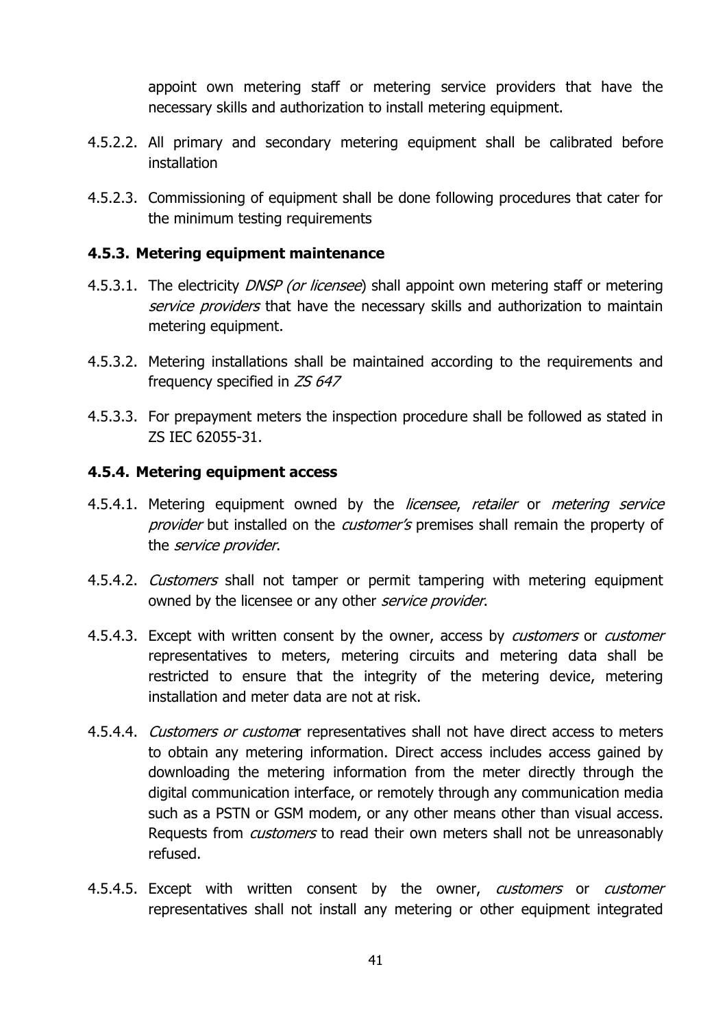appoint own metering staff or metering service providers that have the necessary skills and authorization to install metering equipment.

4.5.2.2. All primary and secondary metering equipment shall be calibrated before installation

4.5.2.3. Commissioning of equipment shall be done following procedures that cater for the minimum testing requirements

#### 4.5.3. Metering equipment maintenance

4.5.3.1. The electricity *DNSP (or licensee*) shall appoint own metering staff or metering *service providers* that have the necessary skills and authorization to maintain metering equipment.

4.5.3.2. Metering installations shall be maintained according to the requirements and frequency specified in *ZS 647*

4.5.3.3. For prepayment meters the inspection procedure shall be followed as stated in ZS IEC 62055-31.

#### 4.5.4. Metering equipment access

4.5.4.1. Metering equipment owned by the *licensee*, *retailer* or *metering service provider* but installed on the *customer's* premises shall remain the property of the *service provider*.

4.5.4.2. *Customers* shall not tamper or permit tampering with metering equipment owned by the licensee or any other *service provider*.

4.5.4.3. Except with written consent by the owner, access by *customers* or *customer* representatives to meters, metering circuits and metering data shall be restricted to ensure that the integrity of the metering device, metering installation and meter data are not at risk.

4.5.4.4. *Customers or custome*r representatives shall not have direct access to meters to obtain any metering information. Direct access includes access gained by downloading the metering information from the meter directly through the digital communication interface, or remotely through any communication media such as a PSTN or GSM modem, or any other means other than visual access. Requests from *customers* to read their own meters shall not be unreasonably refused.

4.5.4.5. Except with written consent by the owner, *customers* or *customer* representatives shall not install any metering or other equipment integrated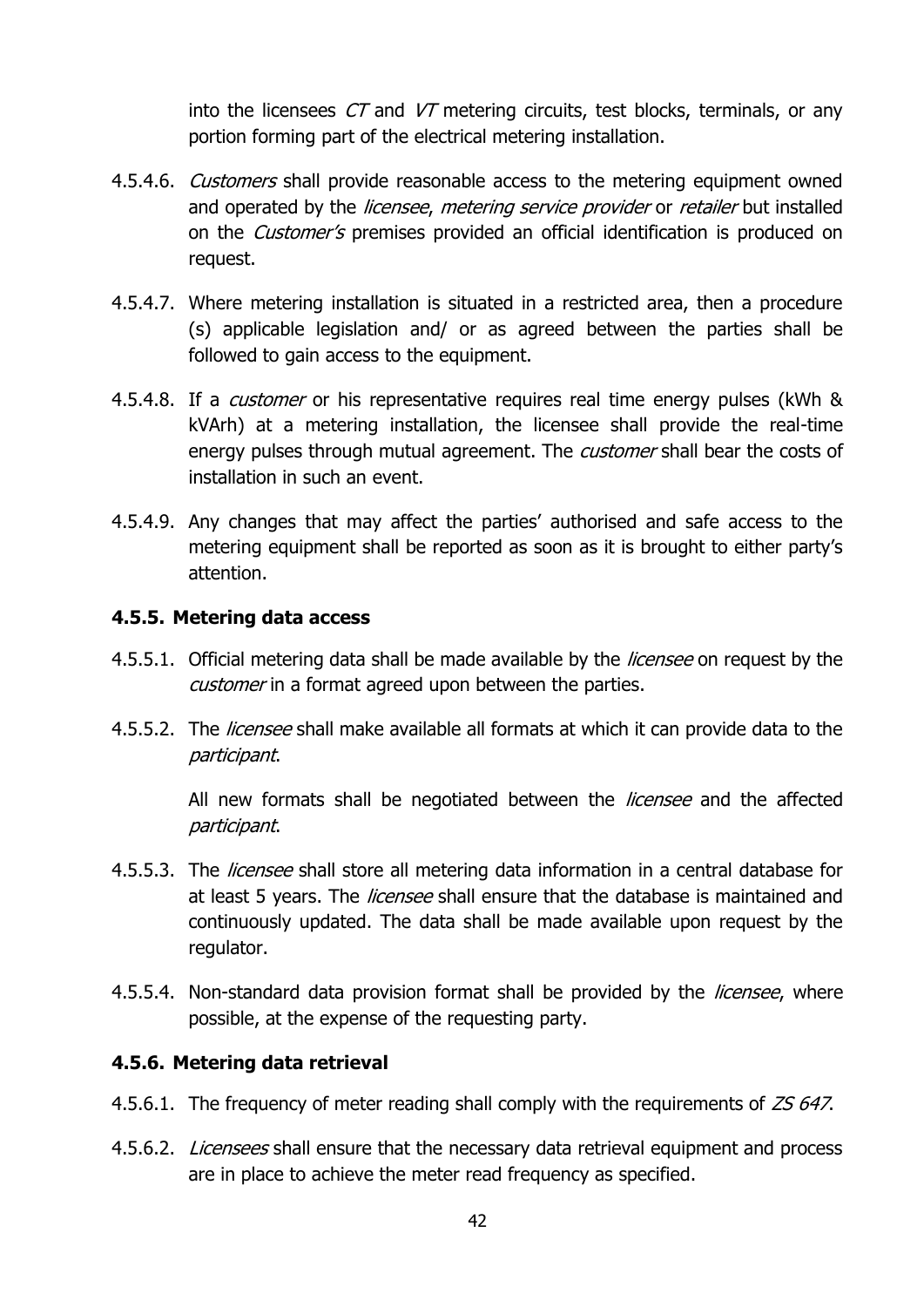into the licensees *CT* and *VT* metering circuits, test blocks, terminals, or any portion forming part of the electrical metering installation.

4.5.4.6. *Customers* shall provide reasonable access to the metering equipment owned and operated by the *licensee*, *metering service provider* or *retailer* but installed on the *Customer's* premises provided an official identification is produced on request.

4.5.4.7. Where metering installation is situated in a restricted area, then a procedure (s) applicable legislation and/ or as agreed between the parties shall be followed to gain access to the equipment.

4.5.4.8. If a *customer* or his representative requires real time energy pulses (kWh & kVArh) at a metering installation, the licensee shall provide the real-time energy pulses through mutual agreement. The *customer* shall bear the costs of installation in such an event.

4.5.4.9. Any changes that may affect the parties' authorised and safe access to the metering equipment shall be reported as soon as it is brought to either party's attention.

### 4.5.5. Metering data access

4.5.5.1. Official metering data shall be made available by the *licensee* on request by the *customer* in a format agreed upon between the parties.

4.5.5.2. The *licensee* shall make available all formats at which it can provide data to the *participant*.

All new formats shall be negotiated between the *licensee* and the affected *participant*.

4.5.5.3. The *licensee* shall store all metering data information in a central database for at least 5 years. The *licensee* shall ensure that the database is maintained and continuously updated. The data shall be made available upon request by the regulator.

4.5.5.4. Non-standard data provision format shall be provided by the *licensee*, where possible, at the expense of the requesting party.

### 4.5.6. Metering data retrieval

4.5.6.1. The frequency of meter reading shall comply with the requirements of *ZS 647*.

4.5.6.2. *Licensees* shall ensure that the necessary data retrieval equipment and process are in place to achieve the meter read frequency as specified.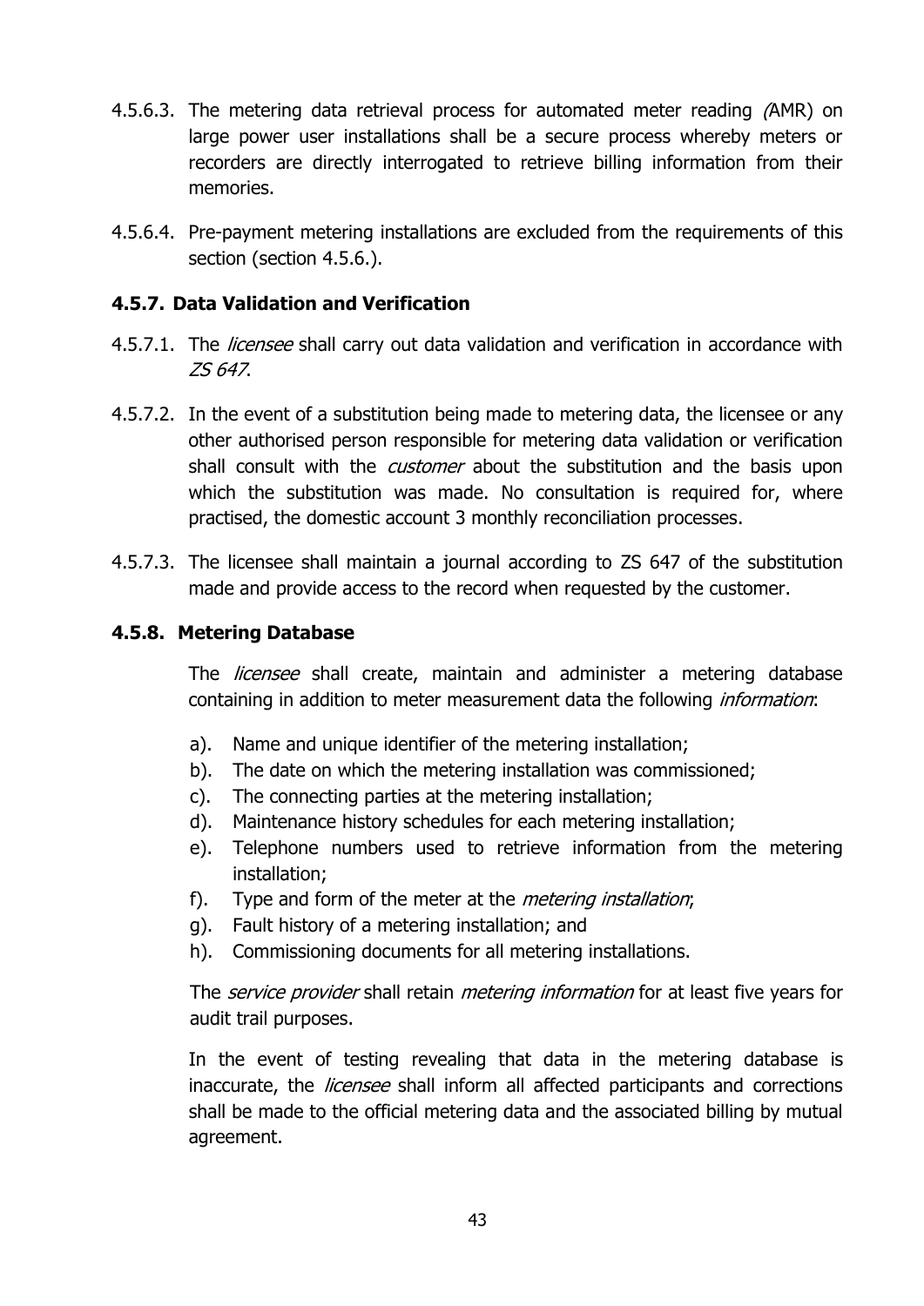4.5.6.3. The metering data retrieval process for automated meter reading *(*AMR) on large power user installations shall be a secure process whereby meters or recorders are directly interrogated to retrieve billing information from their memories.

4.5.6.4. Pre-payment metering installations are excluded from the requirements of this section (section 4.5.6.).

### 4.5.7. Data Validation and Verification

4.5.7.1. The *licensee* shall carry out data validation and verification in accordance with *ZS 647*.

4.5.7.2. In the event of a substitution being made to metering data, the licensee or any other authorised person responsible for metering data validation or verification shall consult with the *customer* about the substitution and the basis upon which the substitution was made. No consultation is required for, where practised, the domestic account 3 monthly reconciliation processes.

4.5.7.3. The licensee shall maintain a journal according to ZS 647 of the substitution made and provide access to the record when requested by the customer.

### 4.5.8. Metering Database

The *licensee* shall create, maintain and administer a metering database containing in addition to meter measurement data the following *information*:

a). Name and unique identifier of the metering installation;
b). The date on which the metering installation was commissioned;
c). The connecting parties at the metering installation;
d). Maintenance history schedules for each metering installation;
e). Telephone numbers used to retrieve information from the metering installation;
f). Type and form of the meter at the *metering installation*;
g). Fault history of a metering installation; and
h). Commissioning documents for all metering installations.

The *service provider* shall retain *metering information* for at least five years for audit trail purposes.

In the event of testing revealing that data in the metering database is inaccurate, the *licensee* shall inform all affected participants and corrections shall be made to the official metering data and the associated billing by mutual agreement.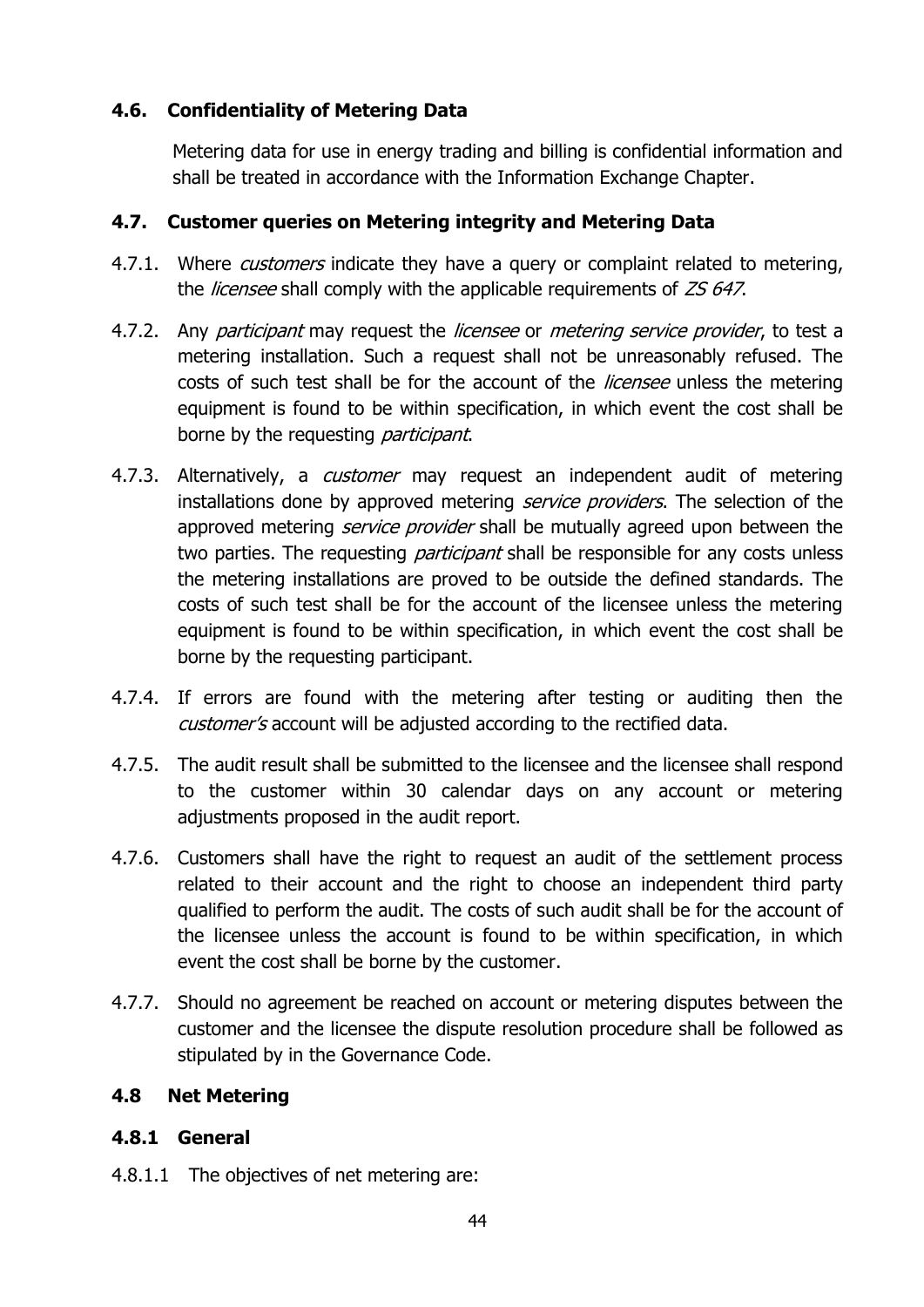## 4.6. Confidentiality of Metering Data

Metering data for use in energy trading and billing is confidential information and shall be treated in accordance with the Information Exchange Chapter.

## 4.7. Customer queries on Metering integrity and Metering Data

4.7.1. Where *customers* indicate they have a query or complaint related to metering, the *licensee* shall comply with the applicable requirements of *ZS 647*.

4.7.2. Any *participant* may request the *licensee* or *metering service provider*, to test a metering installation. Such a request shall not be unreasonably refused. The costs of such test shall be for the account of the *licensee* unless the metering equipment is found to be within specification, in which event the cost shall be borne by the requesting *participant*.

4.7.3. Alternatively, a *customer* may request an independent audit of metering installations done by approved metering *service providers*. The selection of the approved metering *service provider* shall be mutually agreed upon between the two parties. The requesting *participant* shall be responsible for any costs unless the metering installations are proved to be outside the defined standards. The costs of such test shall be for the account of the licensee unless the metering equipment is found to be within specification, in which event the cost shall be borne by the requesting participant.

4.7.4. If errors are found with the metering after testing or auditing then the *customer's* account will be adjusted according to the rectified data.

4.7.5. The audit result shall be submitted to the licensee and the licensee shall respond to the customer within 30 calendar days on any account or metering adjustments proposed in the audit report.

4.7.6. Customers shall have the right to request an audit of the settlement process related to their account and the right to choose an independent third party qualified to perform the audit. The costs of such audit shall be for the account of the licensee unless the account is found to be within specification, in which event the cost shall be borne by the customer.

4.7.7. Should no agreement be reached on account or metering disputes between the customer and the licensee the dispute resolution procedure shall be followed as stipulated by in the Governance Code.

## 4.8 Net Metering

### 4.8.1 General

4.8.1.1 The objectives of net metering are: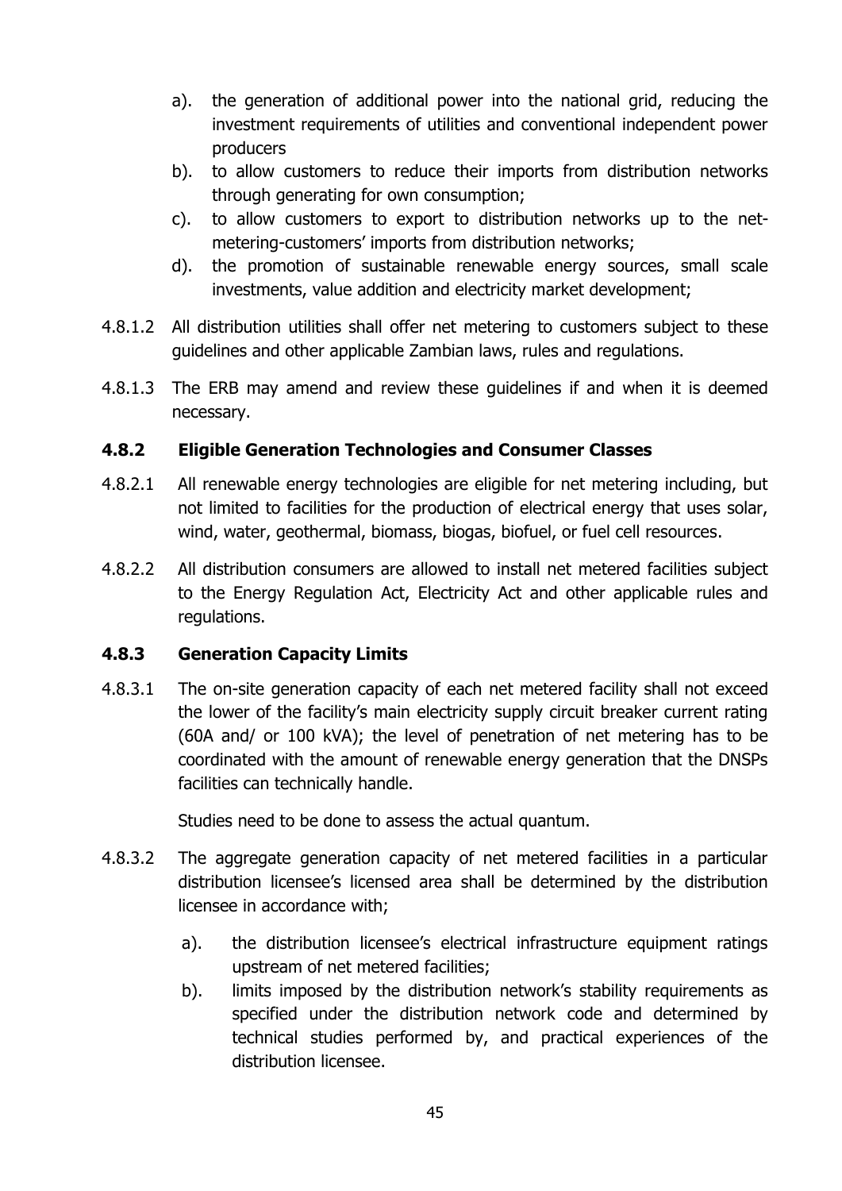a). the generation of additional power into the national grid, reducing the investment requirements of utilities and conventional independent power producers

b). to allow customers to reduce their imports from distribution networks through generating for own consumption;

c). to allow customers to export to distribution networks up to the net-metering-customers' imports from distribution networks;

d). the promotion of sustainable renewable energy sources, small scale investments, value addition and electricity market development;

4.8.1.2 All distribution utilities shall offer net metering to customers subject to these guidelines and other applicable Zambian laws, rules and regulations.

4.8.1.3 The ERB may amend and review these guidelines if and when it is deemed necessary.

### 4.8.2 Eligible Generation Technologies and Consumer Classes

4.8.2.1 All renewable energy technologies are eligible for net metering including, but not limited to facilities for the production of electrical energy that uses solar, wind, water, geothermal, biomass, biogas, biofuel, or fuel cell resources.

4.8.2.2 All distribution consumers are allowed to install net metered facilities subject to the Energy Regulation Act, Electricity Act and other applicable rules and regulations.

### 4.8.3 Generation Capacity Limits

4.8.3.1 The on-site generation capacity of each net metered facility shall not exceed the lower of the facility's main electricity supply circuit breaker current rating (60A and/ or 100 kVA); the level of penetration of net metering has to be coordinated with the amount of renewable energy generation that the DNSPs facilities can technically handle.

Studies need to be done to assess the actual quantum.

4.8.3.2 The aggregate generation capacity of net metered facilities in a particular distribution licensee's licensed area shall be determined by the distribution licensee in accordance with;

a). the distribution licensee's electrical infrastructure equipment ratings upstream of net metered facilities;

b). limits imposed by the distribution network's stability requirements as specified under the distribution network code and determined by technical studies performed by, and practical experiences of the distribution licensee.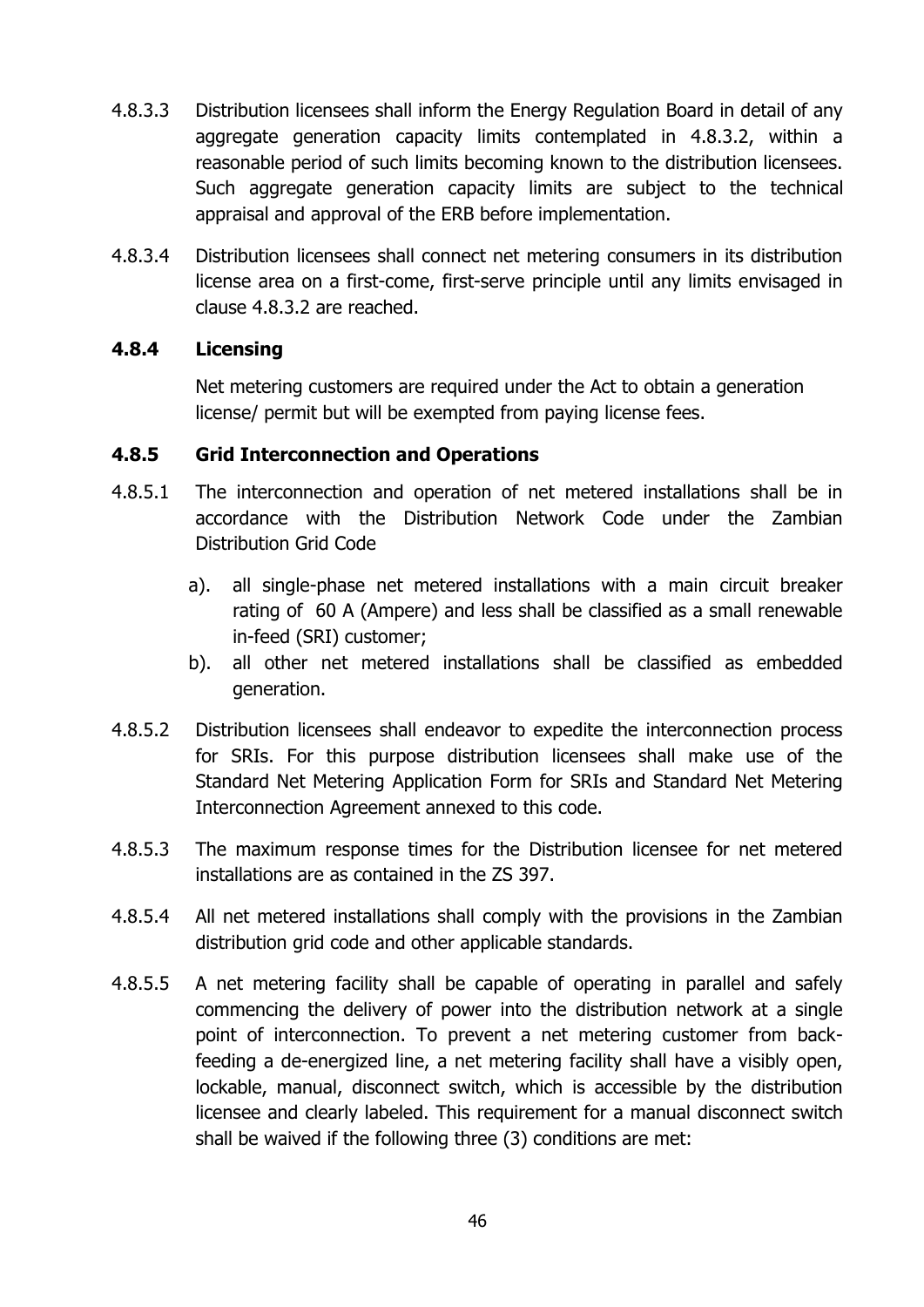4.8.3.3 Distribution licensees shall inform the Energy Regulation Board in detail of any aggregate generation capacity limits contemplated in 4.8.3.2, within a reasonable period of such limits becoming known to the distribution licensees. Such aggregate generation capacity limits are subject to the technical appraisal and approval of the ERB before implementation.

4.8.3.4 Distribution licensees shall connect net metering consumers in its distribution license area on a first-come, first-serve principle until any limits envisaged in clause 4.8.3.2 are reached.

### 4.8.4 Licensing

Net metering customers are required under the Act to obtain a generation license/ permit but will be exempted from paying license fees.

### 4.8.5 Grid Interconnection and Operations

4.8.5.1 The interconnection and operation of net metered installations shall be in accordance with the Distribution Network Code under the Zambian Distribution Grid Code

a). all single-phase net metered installations with a main circuit breaker rating of 60 A (Ampere) and less shall be classified as a small renewable in-feed (SRI) customer;

b). all other net metered installations shall be classified as embedded generation.

4.8.5.2 Distribution licensees shall endeavor to expedite the interconnection process for SRIs. For this purpose distribution licensees shall make use of the Standard Net Metering Application Form for SRIs and Standard Net Metering Interconnection Agreement annexed to this code.

4.8.5.3 The maximum response times for the Distribution licensee for net metered installations are as contained in the ZS 397.

4.8.5.4 All net metered installations shall comply with the provisions in the Zambian distribution grid code and other applicable standards.

4.8.5.5 A net metering facility shall be capable of operating in parallel and safely commencing the delivery of power into the distribution network at a single point of interconnection. To prevent a net metering customer from back-feeding a de-energized line, a net metering facility shall have a visibly open, lockable, manual, disconnect switch, which is accessible by the distribution licensee and clearly labeled. This requirement for a manual disconnect switch shall be waived if the following three (3) conditions are met: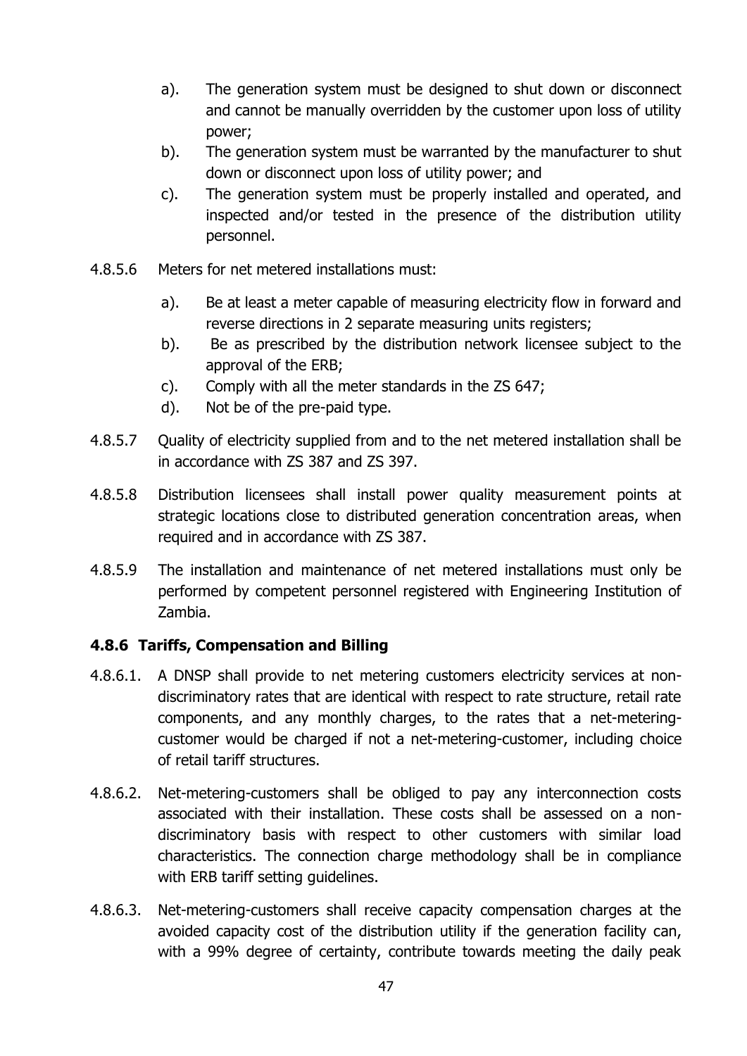a). The generation system must be designed to shut down or disconnect and cannot be manually overridden by the customer upon loss of utility power;

b). The generation system must be warranted by the manufacturer to shut down or disconnect upon loss of utility power; and

c). The generation system must be properly installed and operated, and inspected and/or tested in the presence of the distribution utility personnel.

4.8.5.6 Meters for net metered installations must:

a). Be at least a meter capable of measuring electricity flow in forward and reverse directions in 2 separate measuring units registers;

b). Be as prescribed by the distribution network licensee subject to the approval of the ERB;

c). Comply with all the meter standards in the ZS 647;

d). Not be of the pre-paid type.

4.8.5.7 Quality of electricity supplied from and to the net metered installation shall be in accordance with ZS 387 and ZS 397.

4.8.5.8 Distribution licensees shall install power quality measurement points at strategic locations close to distributed generation concentration areas, when required and in accordance with ZS 387.

4.8.5.9 The installation and maintenance of net metered installations must only be performed by competent personnel registered with Engineering Institution of Zambia.

### 4.8.6 Tariffs, Compensation and Billing

4.8.6.1. A DNSP shall provide to net metering customers electricity services at non-discriminatory rates that are identical with respect to rate structure, retail rate components, and any monthly charges, to the rates that a net-metering-customer would be charged if not a net-metering-customer, including choice of retail tariff structures.

4.8.6.2. Net-metering-customers shall be obliged to pay any interconnection costs associated with their installation. These costs shall be assessed on a non-discriminatory basis with respect to other customers with similar load characteristics. The connection charge methodology shall be in compliance with ERB tariff setting guidelines.

4.8.6.3. Net-metering-customers shall receive capacity compensation charges at the avoided capacity cost of the distribution utility if the generation facility can, with a 99% degree of certainty, contribute towards meeting the daily peak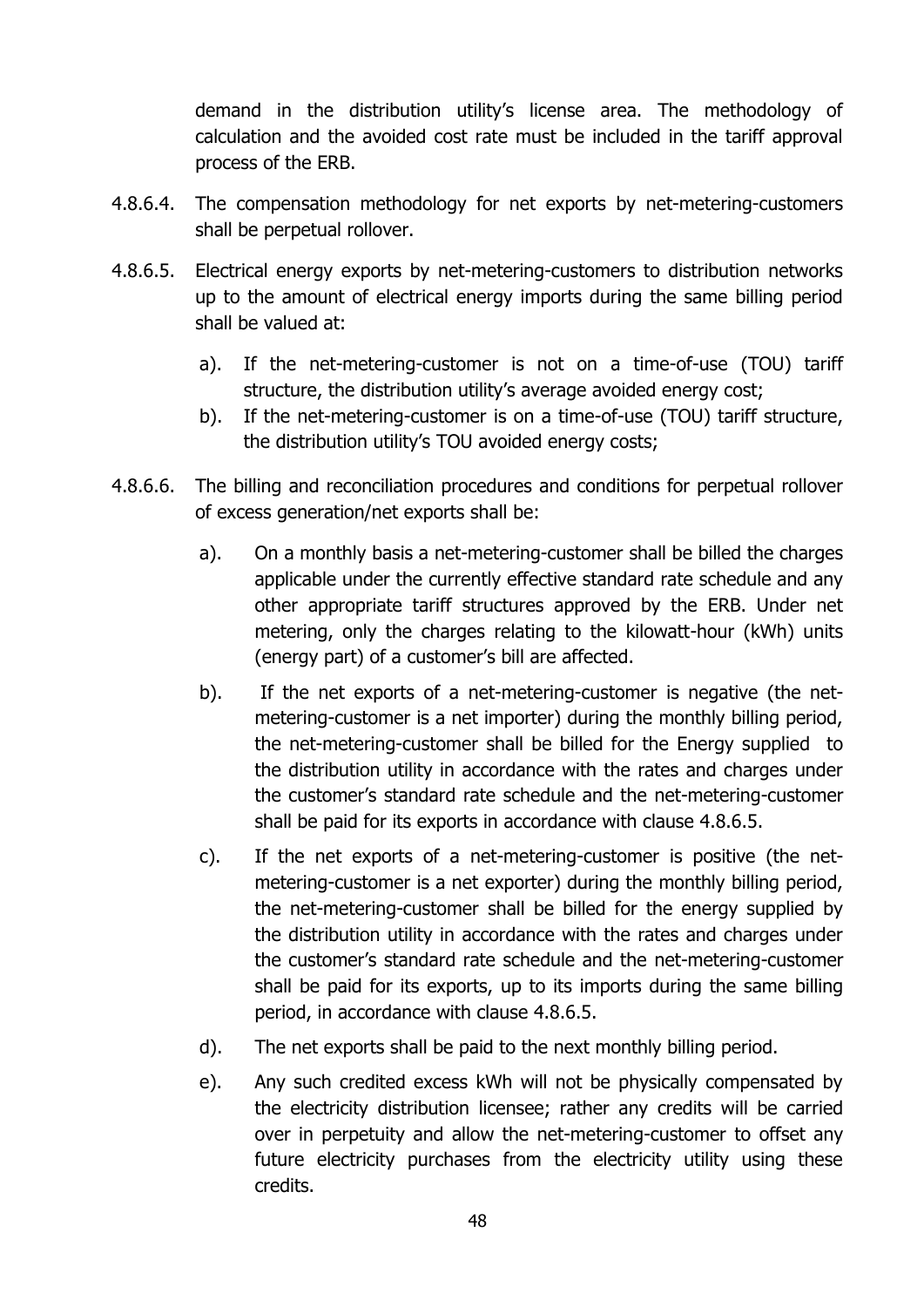demand in the distribution utility's license area. The methodology of calculation and the avoided cost rate must be included in the tariff approval process of the ERB.

4.8.6.4. The compensation methodology for net exports by net-metering-customers shall be perpetual rollover.

4.8.6.5. Electrical energy exports by net-metering-customers to distribution networks up to the amount of electrical energy imports during the same billing period shall be valued at:

a). If the net-metering-customer is not on a time-of-use (TOU) tariff structure, the distribution utility's average avoided energy cost;

b). If the net-metering-customer is on a time-of-use (TOU) tariff structure, the distribution utility's TOU avoided energy costs;

4.8.6.6. The billing and reconciliation procedures and conditions for perpetual rollover of excess generation/net exports shall be:

a). On a monthly basis a net-metering-customer shall be billed the charges applicable under the currently effective standard rate schedule and any other appropriate tariff structures approved by the ERB. Under net metering, only the charges relating to the kilowatt-hour (kWh) units (energy part) of a customer's bill are affected.

b). If the net exports of a net-metering-customer is negative (the net-metering-customer is a net importer) during the monthly billing period, the net-metering-customer shall be billed for the Energy supplied to the distribution utility in accordance with the rates and charges under the customer's standard rate schedule and the net-metering-customer shall be paid for its exports in accordance with clause 4.8.6.5.

c). If the net exports of a net-metering-customer is positive (the net-metering-customer is a net exporter) during the monthly billing period, the net-metering-customer shall be billed for the energy supplied by the distribution utility in accordance with the rates and charges under the customer's standard rate schedule and the net-metering-customer shall be paid for its exports, up to its imports during the same billing period, in accordance with clause 4.8.6.5.

d). The net exports shall be paid to the next monthly billing period.

e). Any such credited excess kWh will not be physically compensated by the electricity distribution licensee; rather any credits will be carried over in perpetuity and allow the net-metering-customer to offset any future electricity purchases from the electricity utility using these credits.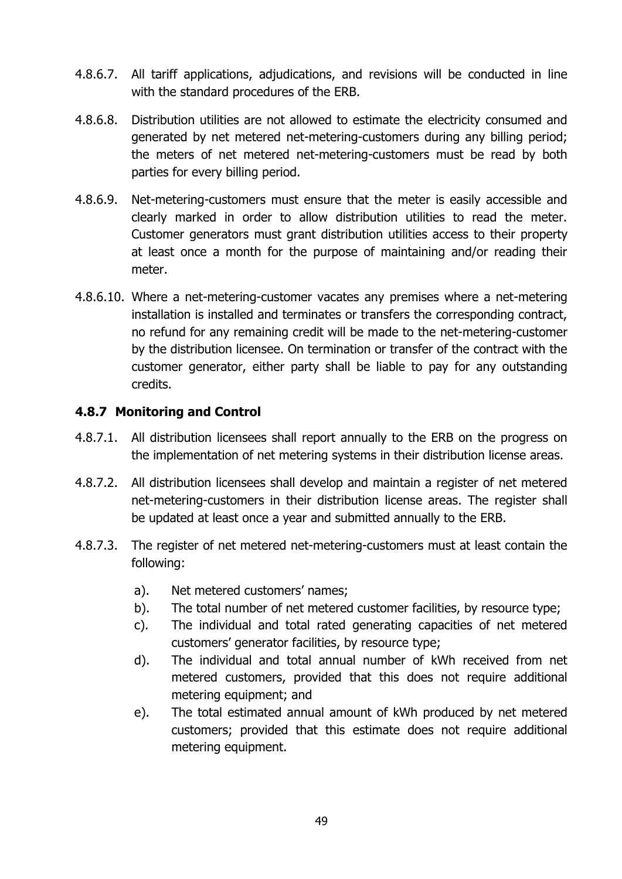4.8.6.7. All tariff applications, adjudications, and revisions will be conducted in line with the standard procedures of the ERB.

4.8.6.8. Distribution utilities are not allowed to estimate the electricity consumed and generated by net metered net-metering-customers during any billing period; the meters of net metered net-metering-customers must be read by both parties for every billing period.

4.8.6.9. Net-metering-customers must ensure that the meter is easily accessible and clearly marked in order to allow distribution utilities to read the meter. Customer generators must grant distribution utilities access to their property at least once a month for the purpose of maintaining and/or reading their meter.

4.8.6.10. Where a net-metering-customer vacates any premises where a net-metering installation is installed and terminates or transfers the corresponding contract, no refund for any remaining credit will be made to the net-metering-customer by the distribution licensee. On termination or transfer of the contract with the customer generator, either party shall be liable to pay for any outstanding credits.

### 4.8.7 Monitoring and Control

4.8.7.1. All distribution licensees shall report annually to the ERB on the progress on the implementation of net metering systems in their distribution license areas.

4.8.7.2. All distribution licensees shall develop and maintain a register of net metered net-metering-customers in their distribution license areas. The register shall be updated at least once a year and submitted annually to the ERB.

4.8.7.3. The register of net metered net-metering-customers must at least contain the following:

a). Net metered customers' names;

b). The total number of net metered customer facilities, by resource type;

c). The individual and total rated generating capacities of net metered customers' generator facilities, by resource type;

d). The individual and total annual number of kWh received from net metered customers, provided that this does not require additional metering equipment; and

e). The total estimated annual amount of kWh produced by net metered customers; provided that this estimate does not require additional metering equipment.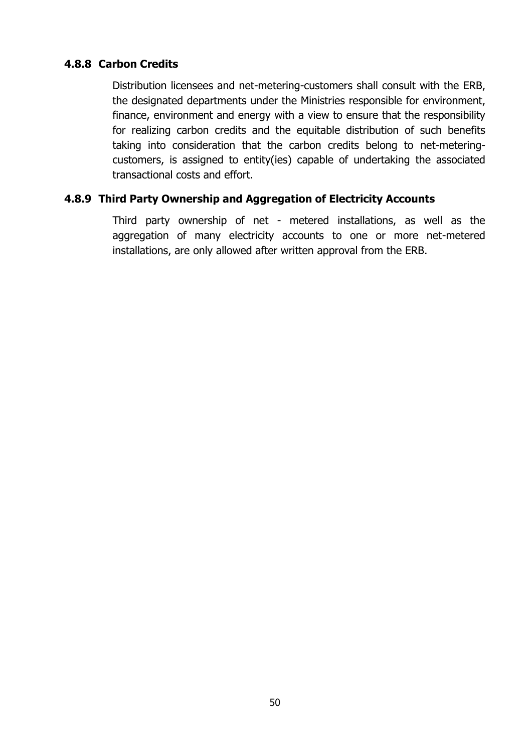#### 4.8.8 Carbon Credits

Distribution licensees and net-metering-customers shall consult with the ERB, the designated departments under the Ministries responsible for environment, finance, environment and energy with a view to ensure that the responsibility for realizing carbon credits and the equitable distribution of such benefits taking into consideration that the carbon credits belong to net-metering-customers, is assigned to entity(ies) capable of undertaking the associated transactional costs and effort.

#### 4.8.9 Third Party Ownership and Aggregation of Electricity Accounts

Third party ownership of net - metered installations, as well as the aggregation of many electricity accounts to one or more net-metered installations, are only allowed after written approval from the ERB.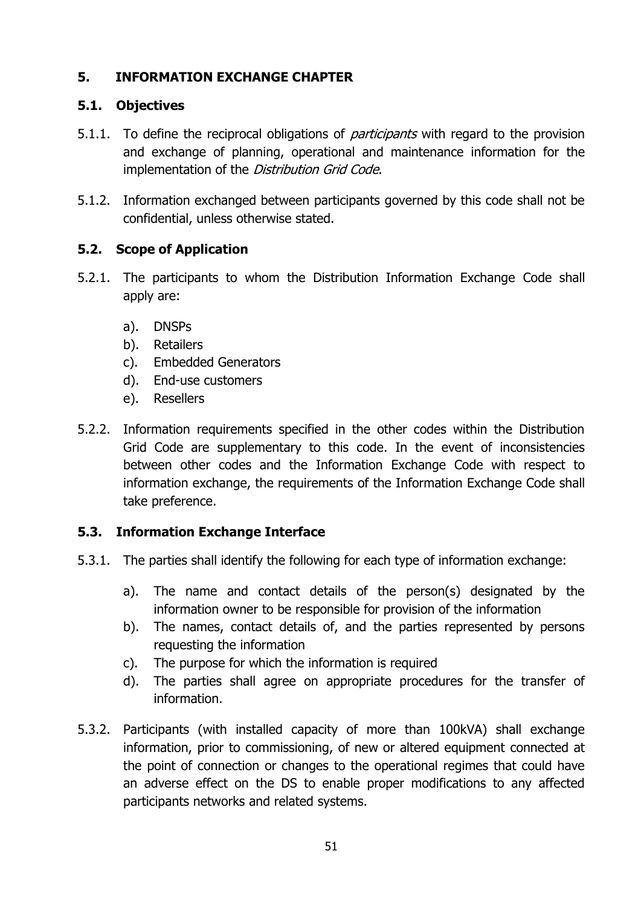# 5. INFORMATION EXCHANGE CHAPTER

## 5.1. Objectives

5.1.1. To define the reciprocal obligations of *participants* with regard to the provision and exchange of planning, operational and maintenance information for the implementation of the *Distribution Grid Code*.

5.1.2. Information exchanged between participants governed by this code shall not be confidential, unless otherwise stated.

## 5.2. Scope of Application

5.2.1. The participants to whom the Distribution Information Exchange Code shall apply are:

a). DNSPs
b). Retailers
c). Embedded Generators
d). End-use customers
e). Resellers

5.2.2. Information requirements specified in the other codes within the Distribution Grid Code are supplementary to this code. In the event of inconsistencies between other codes and the Information Exchange Code with respect to information exchange, the requirements of the Information Exchange Code shall take preference.

## 5.3. Information Exchange Interface

5.3.1. The parties shall identify the following for each type of information exchange:

a). The name and contact details of the person(s) designated by the information owner to be responsible for provision of the information
b). The names, contact details of, and the parties represented by persons requesting the information
c). The purpose for which the information is required
d). The parties shall agree on appropriate procedures for the transfer of information.

5.3.2. Participants (with installed capacity of more than 100kVA) shall exchange information, prior to commissioning, of new or altered equipment connected at the point of connection or changes to the operational regimes that could have an adverse effect on the DS to enable proper modifications to any affected participants networks and related systems.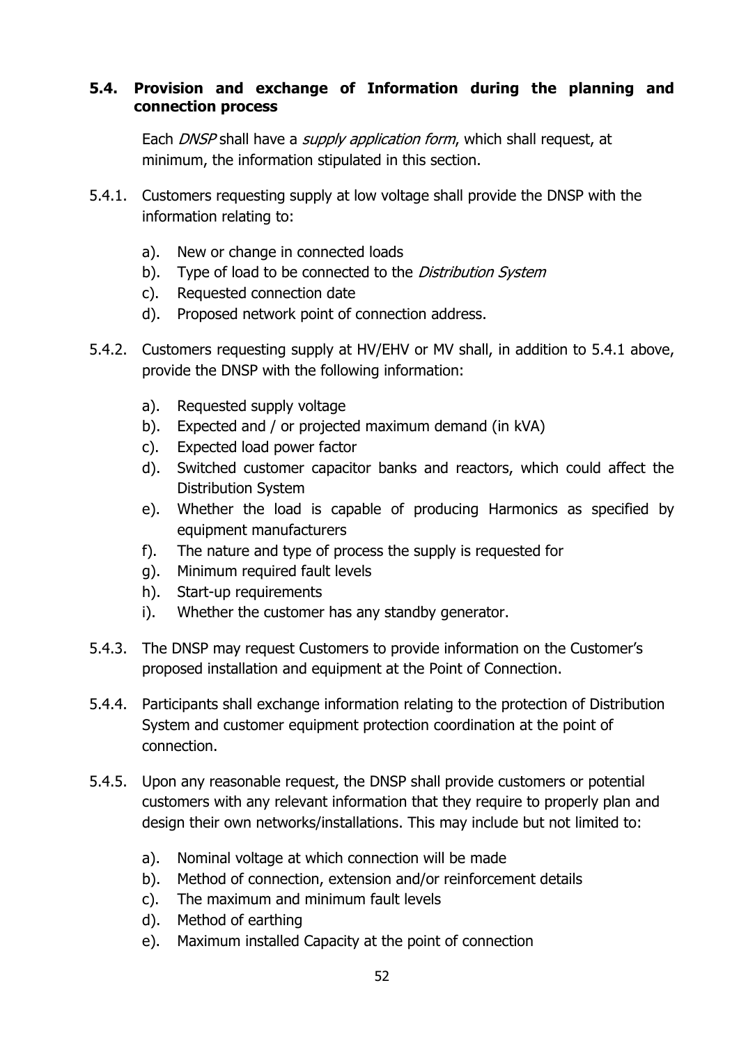### 5.4. Provision and exchange of Information during the planning and connection process

Each *DNSP* shall have a *supply application form*, which shall request, at minimum, the information stipulated in this section.

5.4.1. Customers requesting supply at low voltage shall provide the DNSP with the information relating to:

- a). New or change in connected loads
- b). Type of load to be connected to the *Distribution System*
- c). Requested connection date
- d). Proposed network point of connection address.

5.4.2. Customers requesting supply at HV/EHV or MV shall, in addition to 5.4.1 above, provide the DNSP with the following information:

- a). Requested supply voltage
- b). Expected and / or projected maximum demand (in kVA)
- c). Expected load power factor
- d). Switched customer capacitor banks and reactors, which could affect the Distribution System
- e). Whether the load is capable of producing Harmonics as specified by equipment manufacturers
- f). The nature and type of process the supply is requested for
- g). Minimum required fault levels
- h). Start-up requirements
- i). Whether the customer has any standby generator.

5.4.3. The DNSP may request Customers to provide information on the Customer's proposed installation and equipment at the Point of Connection.

5.4.4. Participants shall exchange information relating to the protection of Distribution System and customer equipment protection coordination at the point of connection.

5.4.5. Upon any reasonable request, the DNSP shall provide customers or potential customers with any relevant information that they require to properly plan and design their own networks/installations. This may include but not limited to:

- a). Nominal voltage at which connection will be made
- b). Method of connection, extension and/or reinforcement details
- c). The maximum and minimum fault levels
- d). Method of earthing
- e). Maximum installed Capacity at the point of connection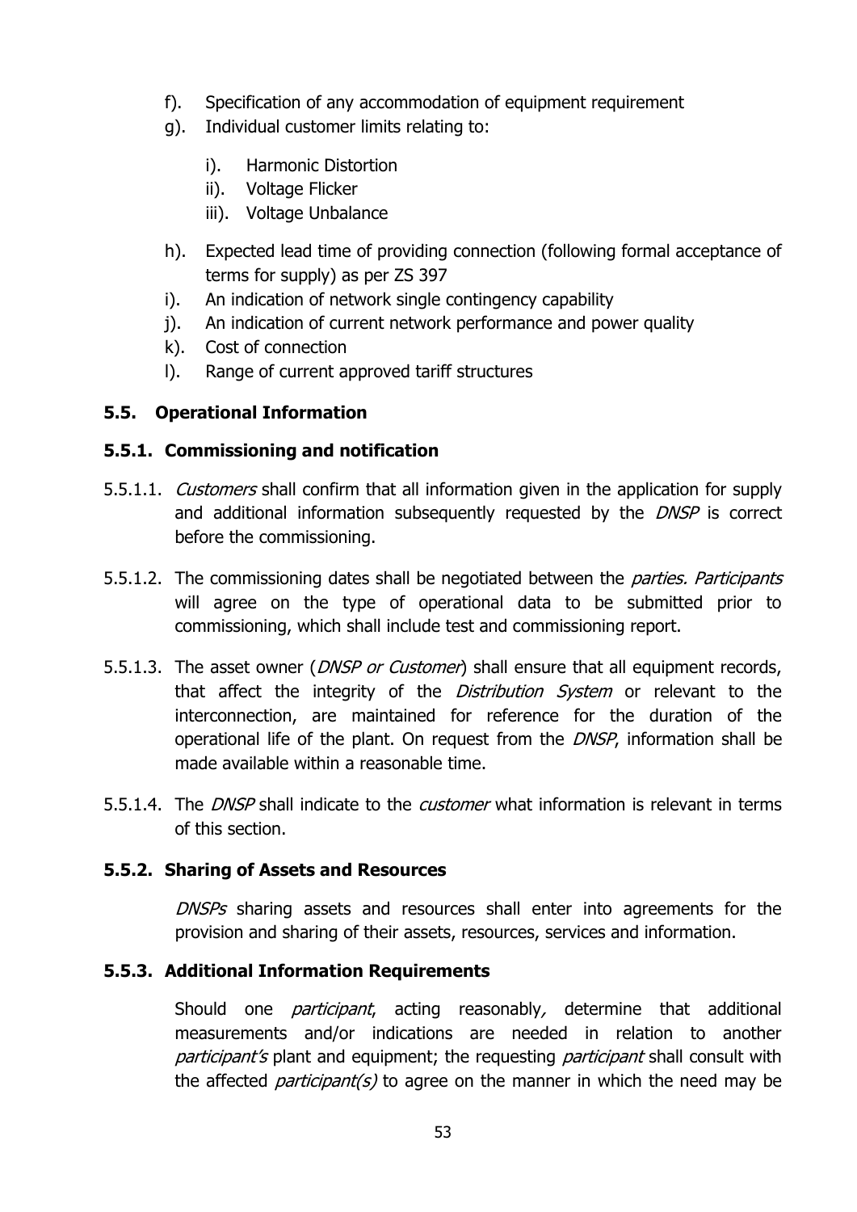f). Specification of any accommodation of equipment requirement

g). Individual customer limits relating to:

   i). Harmonic Distortion
   
   ii). Voltage Flicker
   
   iii). Voltage Unbalance

h). Expected lead time of providing connection (following formal acceptance of terms for supply) as per ZS 397

i). An indication of network single contingency capability

j). An indication of current network performance and power quality

k). Cost of connection

l). Range of current approved tariff structures

### 5.5. Operational Information

#### 5.5.1. Commissioning and notification

5.5.1.1. *Customers* shall confirm that all information given in the application for supply and additional information subsequently requested by the *DNSP* is correct before the commissioning.

5.5.1.2. The commissioning dates shall be negotiated between the *parties. Participants* will agree on the type of operational data to be submitted prior to commissioning, which shall include test and commissioning report.

5.5.1.3. The asset owner (*DNSP or Customer*) shall ensure that all equipment records, that affect the integrity of the *Distribution System* or relevant to the interconnection, are maintained for reference for the duration of the operational life of the plant. On request from the *DNSP*, information shall be made available within a reasonable time.

5.5.1.4. The *DNSP* shall indicate to the *customer* what information is relevant in terms of this section.

#### 5.5.2. Sharing of Assets and Resources

*DNSPs* sharing assets and resources shall enter into agreements for the provision and sharing of their assets, resources, services and information.

#### 5.5.3. Additional Information Requirements

Should one *participant*, acting reasonably*,* determine that additional measurements and/or indications are needed in relation to another *participant's* plant and equipment; the requesting *participant* shall consult with the affected *participant(s)* to agree on the manner in which the need may be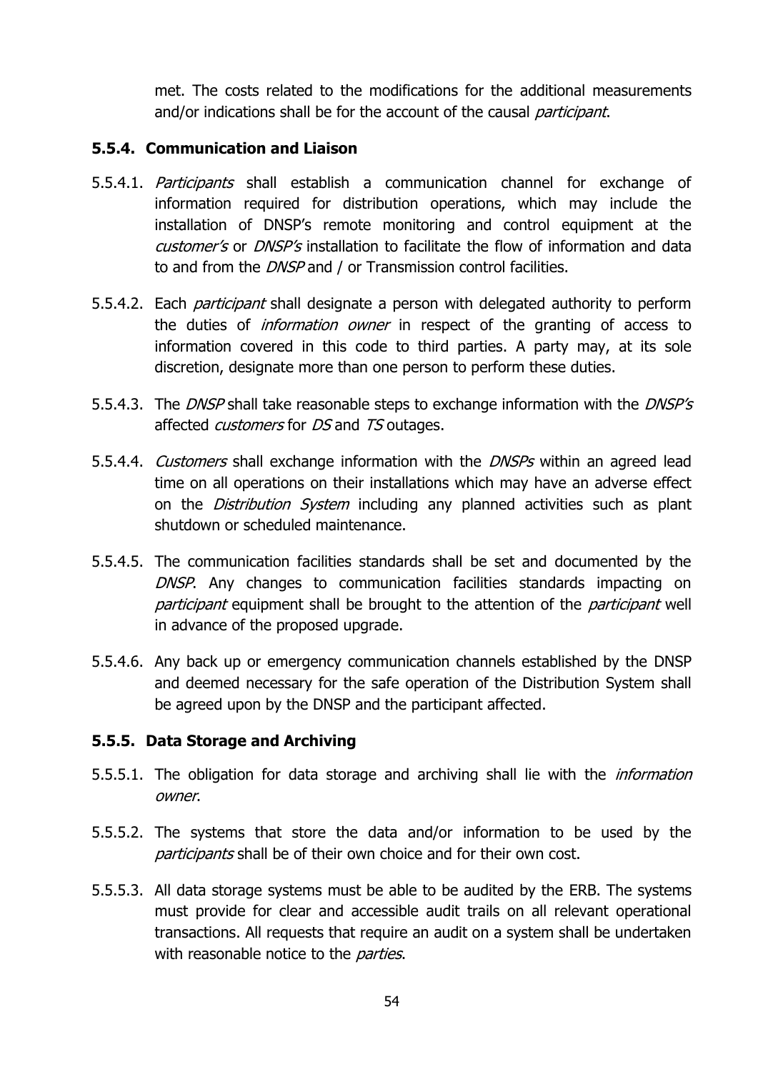met. The costs related to the modifications for the additional measurements and/or indications shall be for the account of the causal *participant*.

### 5.5.4. Communication and Liaison

5.5.4.1. *Participants* shall establish a communication channel for exchange of information required for distribution operations, which may include the installation of DNSP's remote monitoring and control equipment at the *customer's* or *DNSP's* installation to facilitate the flow of information and data to and from the *DNSP* and / or Transmission control facilities.

5.5.4.2. Each *participant* shall designate a person with delegated authority to perform the duties of *information owner* in respect of the granting of access to information covered in this code to third parties. A party may, at its sole discretion, designate more than one person to perform these duties.

5.5.4.3. The *DNSP* shall take reasonable steps to exchange information with the *DNSP's* affected *customers* for *DS* and *TS* outages.

5.5.4.4. *Customers* shall exchange information with the *DNSPs* within an agreed lead time on all operations on their installations which may have an adverse effect on the *Distribution System* including any planned activities such as plant shutdown or scheduled maintenance.

5.5.4.5. The communication facilities standards shall be set and documented by the *DNSP*. Any changes to communication facilities standards impacting on *participant* equipment shall be brought to the attention of the *participant* well in advance of the proposed upgrade.

5.5.4.6. Any back up or emergency communication channels established by the DNSP and deemed necessary for the safe operation of the Distribution System shall be agreed upon by the DNSP and the participant affected.

### 5.5.5. Data Storage and Archiving

5.5.5.1. The obligation for data storage and archiving shall lie with the *information owner*.

5.5.5.2. The systems that store the data and/or information to be used by the *participants* shall be of their own choice and for their own cost.

5.5.5.3. All data storage systems must be able to be audited by the ERB. The systems must provide for clear and accessible audit trails on all relevant operational transactions. All requests that require an audit on a system shall be undertaken with reasonable notice to the *parties*.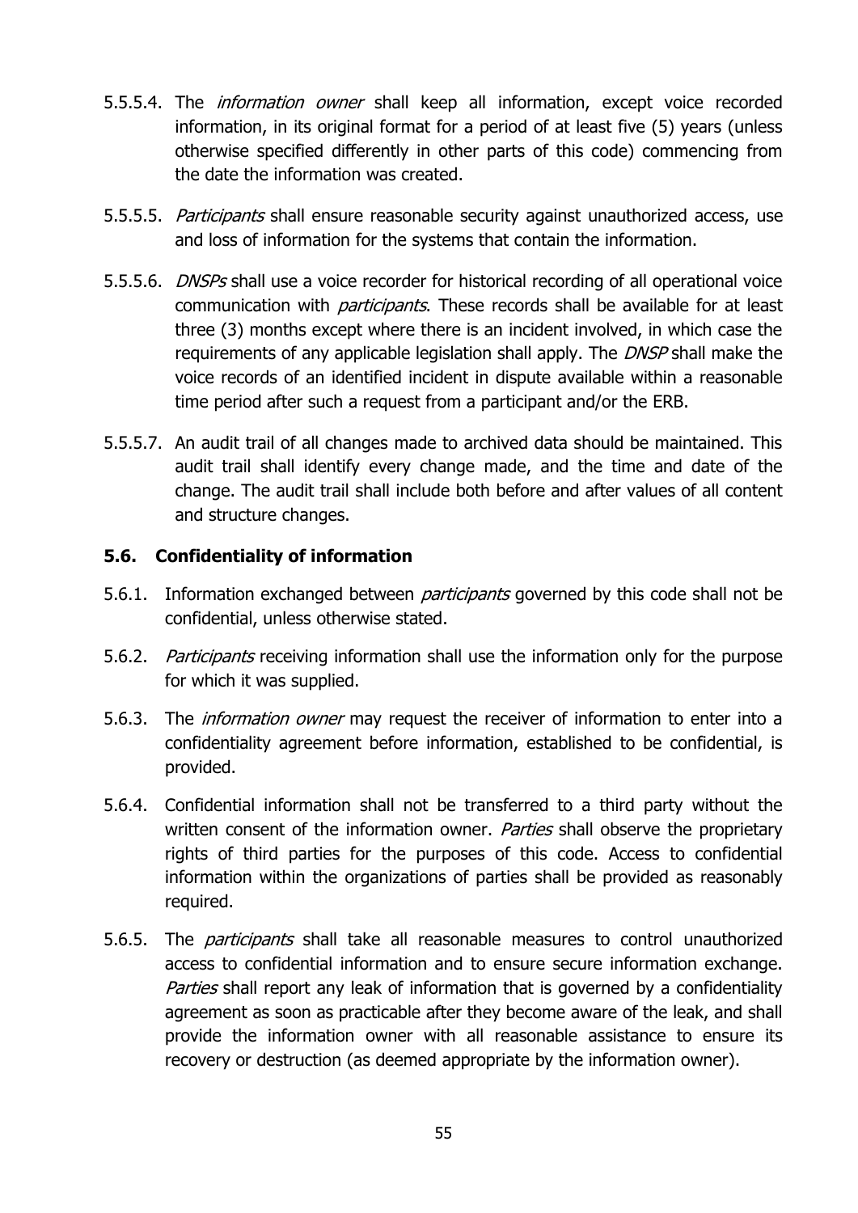5.5.5.4. The *information owner* shall keep all information, except voice recorded information, in its original format for a period of at least five (5) years (unless otherwise specified differently in other parts of this code) commencing from the date the information was created.

5.5.5.5. *Participants* shall ensure reasonable security against unauthorized access, use and loss of information for the systems that contain the information.

5.5.5.6. *DNSPs* shall use a voice recorder for historical recording of all operational voice communication with *participants*. These records shall be available for at least three (3) months except where there is an incident involved, in which case the requirements of any applicable legislation shall apply. The *DNSP* shall make the voice records of an identified incident in dispute available within a reasonable time period after such a request from a participant and/or the ERB.

5.5.5.7. An audit trail of all changes made to archived data should be maintained. This audit trail shall identify every change made, and the time and date of the change. The audit trail shall include both before and after values of all content and structure changes.

## 5.6. Confidentiality of information

5.6.1. Information exchanged between *participants* governed by this code shall not be confidential, unless otherwise stated.

5.6.2. *Participants* receiving information shall use the information only for the purpose for which it was supplied.

5.6.3. The *information owner* may request the receiver of information to enter into a confidentiality agreement before information, established to be confidential, is provided.

5.6.4. Confidential information shall not be transferred to a third party without the written consent of the information owner. *Parties* shall observe the proprietary rights of third parties for the purposes of this code. Access to confidential information within the organizations of parties shall be provided as reasonably required.

5.6.5. The *participants* shall take all reasonable measures to control unauthorized access to confidential information and to ensure secure information exchange. *Parties* shall report any leak of information that is governed by a confidentiality agreement as soon as practicable after they become aware of the leak, and shall provide the information owner with all reasonable assistance to ensure its recovery or destruction (as deemed appropriate by the information owner).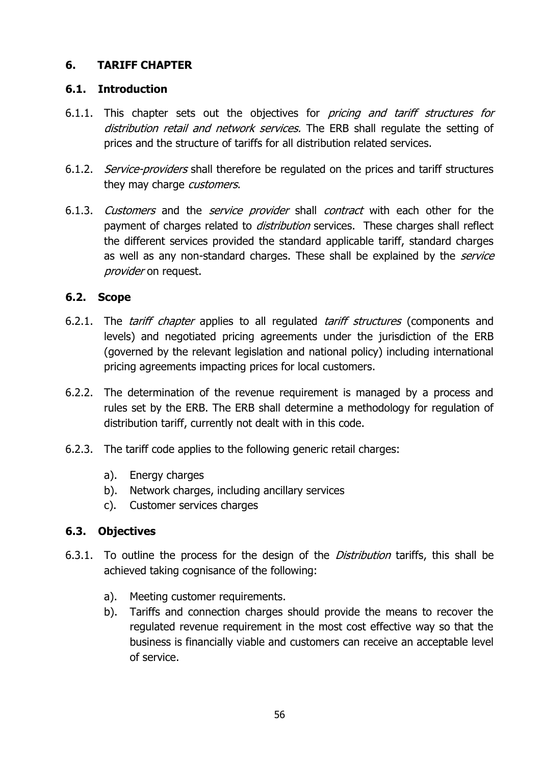## 6. TARIFF CHAPTER

### 6.1. Introduction

6.1.1. This chapter sets out the objectives for *pricing and tariff structures for distribution retail and network services.* The ERB shall regulate the setting of prices and the structure of tariffs for all distribution related services.

6.1.2. *Service-providers* shall therefore be regulated on the prices and tariff structures they may charge *customers*.

6.1.3. *Customers* and the *service provider* shall *contract* with each other for the payment of charges related to *distribution* services. These charges shall reflect the different services provided the standard applicable tariff, standard charges as well as any non-standard charges. These shall be explained by the *service provider* on request.

### 6.2. Scope

6.2.1. The *tariff chapter* applies to all regulated *tariff structures* (components and levels) and negotiated pricing agreements under the jurisdiction of the ERB (governed by the relevant legislation and national policy) including international pricing agreements impacting prices for local customers.

6.2.2. The determination of the revenue requirement is managed by a process and rules set by the ERB. The ERB shall determine a methodology for regulation of distribution tariff, currently not dealt with in this code.

6.2.3. The tariff code applies to the following generic retail charges:

a). Energy charges
b). Network charges, including ancillary services
c). Customer services charges

### 6.3. Objectives

6.3.1. To outline the process for the design of the *Distribution* tariffs, this shall be achieved taking cognisance of the following:

a). Meeting customer requirements.
b). Tariffs and connection charges should provide the means to recover the regulated revenue requirement in the most cost effective way so that the business is financially viable and customers can receive an acceptable level of service.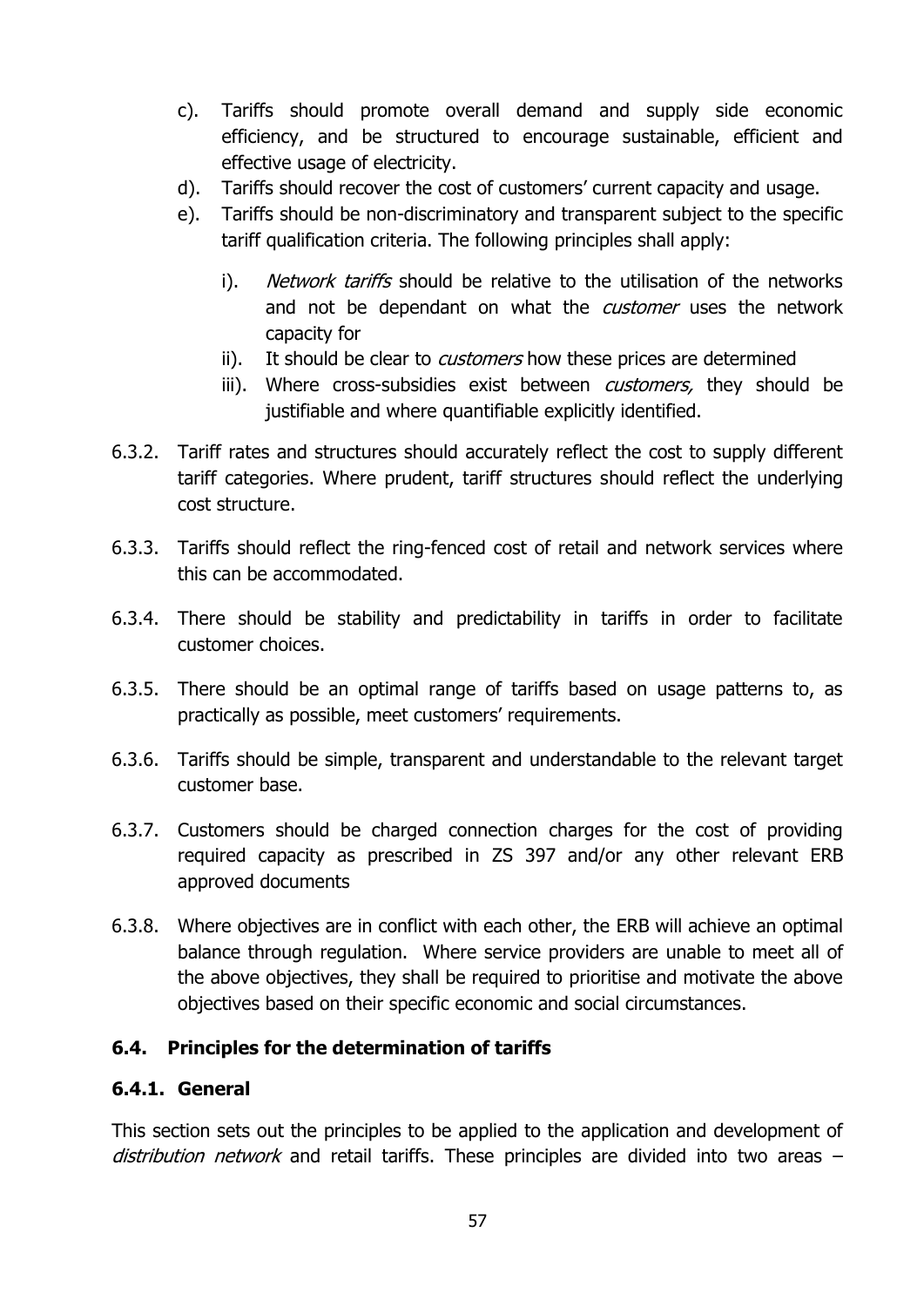c). Tariffs should promote overall demand and supply side economic efficiency, and be structured to encourage sustainable, efficient and effective usage of electricity.

d). Tariffs should recover the cost of customers' current capacity and usage.

e). Tariffs should be non-discriminatory and transparent subject to the specific tariff qualification criteria. The following principles shall apply:

   i). *Network tariffs* should be relative to the utilisation of the networks and not be dependant on what the *customer* uses the network capacity for

   ii). It should be clear to *customers* how these prices are determined

   iii). Where cross-subsidies exist between *customers,* they should be justifiable and where quantifiable explicitly identified.

6.3.2. Tariff rates and structures should accurately reflect the cost to supply different tariff categories. Where prudent, tariff structures should reflect the underlying cost structure.

6.3.3. Tariffs should reflect the ring-fenced cost of retail and network services where this can be accommodated.

6.3.4. There should be stability and predictability in tariffs in order to facilitate customer choices.

6.3.5. There should be an optimal range of tariffs based on usage patterns to, as practically as possible, meet customers' requirements.

6.3.6. Tariffs should be simple, transparent and understandable to the relevant target customer base.

6.3.7. Customers should be charged connection charges for the cost of providing required capacity as prescribed in ZS 397 and/or any other relevant ERB approved documents

6.3.8. Where objectives are in conflict with each other, the ERB will achieve an optimal balance through regulation. Where service providers are unable to meet all of the above objectives, they shall be required to prioritise and motivate the above objectives based on their specific economic and social circumstances.

### 6.4. Principles for the determination of tariffs

#### 6.4.1. General

This section sets out the principles to be applied to the application and development of *distribution network* and retail tariffs. These principles are divided into two areas –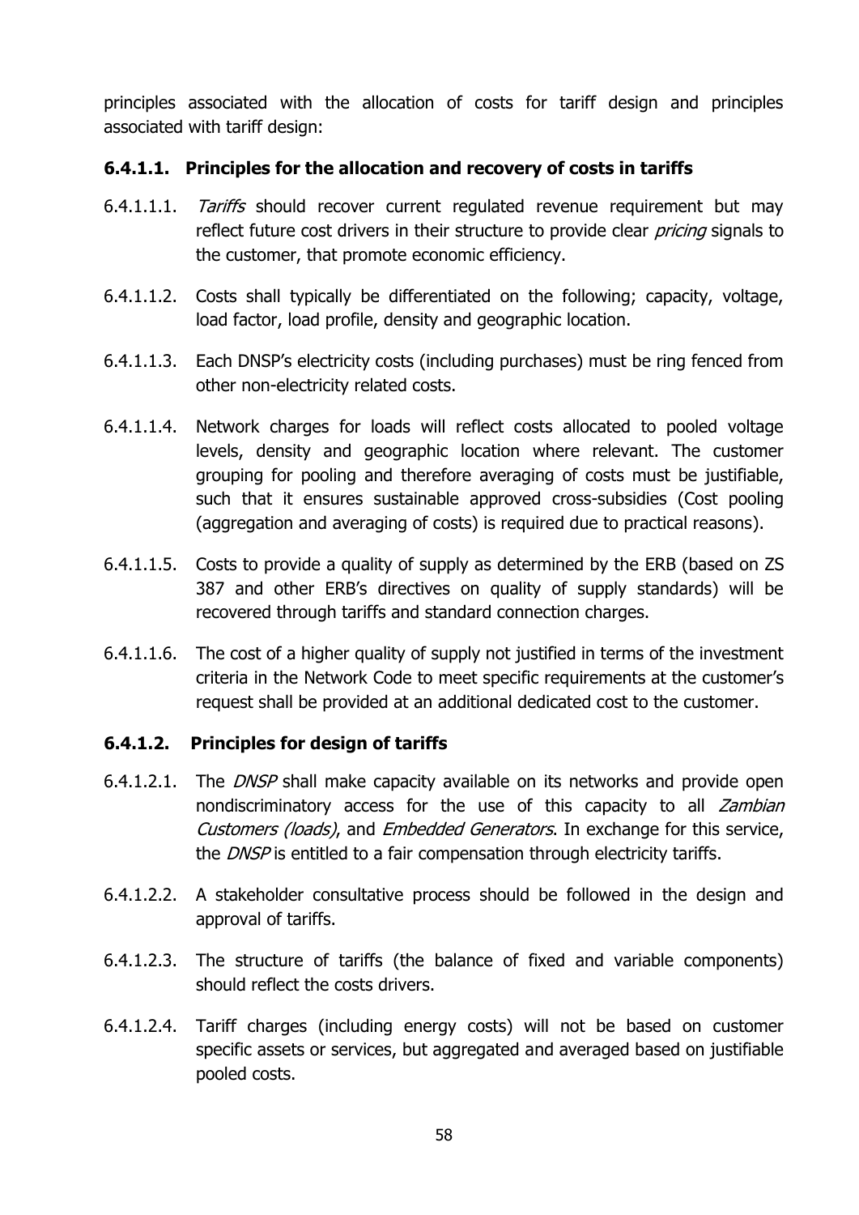principles associated with the allocation of costs for tariff design and principles associated with tariff design:

#### 6.4.1.1. Principles for the allocation and recovery of costs in tariffs

6.4.1.1.1. *Tariffs* should recover current regulated revenue requirement but may reflect future cost drivers in their structure to provide clear *pricing* signals to the customer, that promote economic efficiency.

6.4.1.1.2. Costs shall typically be differentiated on the following; capacity, voltage, load factor, load profile, density and geographic location.

6.4.1.1.3. Each DNSP's electricity costs (including purchases) must be ring fenced from other non-electricity related costs.

6.4.1.1.4. Network charges for loads will reflect costs allocated to pooled voltage levels, density and geographic location where relevant. The customer grouping for pooling and therefore averaging of costs must be justifiable, such that it ensures sustainable approved cross-subsidies (Cost pooling (aggregation and averaging of costs) is required due to practical reasons).

6.4.1.1.5. Costs to provide a quality of supply as determined by the ERB (based on ZS 387 and other ERB's directives on quality of supply standards) will be recovered through tariffs and standard connection charges.

6.4.1.1.6. The cost of a higher quality of supply not justified in terms of the investment criteria in the Network Code to meet specific requirements at the customer's request shall be provided at an additional dedicated cost to the customer.

#### 6.4.1.2. Principles for design of tariffs

6.4.1.2.1. The *DNSP* shall make capacity available on its networks and provide open nondiscriminatory access for the use of this capacity to all *Zambian Customers (loads)*, and *Embedded Generators*. In exchange for this service, the *DNSP* is entitled to a fair compensation through electricity tariffs.

6.4.1.2.2. A stakeholder consultative process should be followed in the design and approval of tariffs.

6.4.1.2.3. The structure of tariffs (the balance of fixed and variable components) should reflect the costs drivers.

6.4.1.2.4. Tariff charges (including energy costs) will not be based on customer specific assets or services, but aggregated and averaged based on justifiable pooled costs.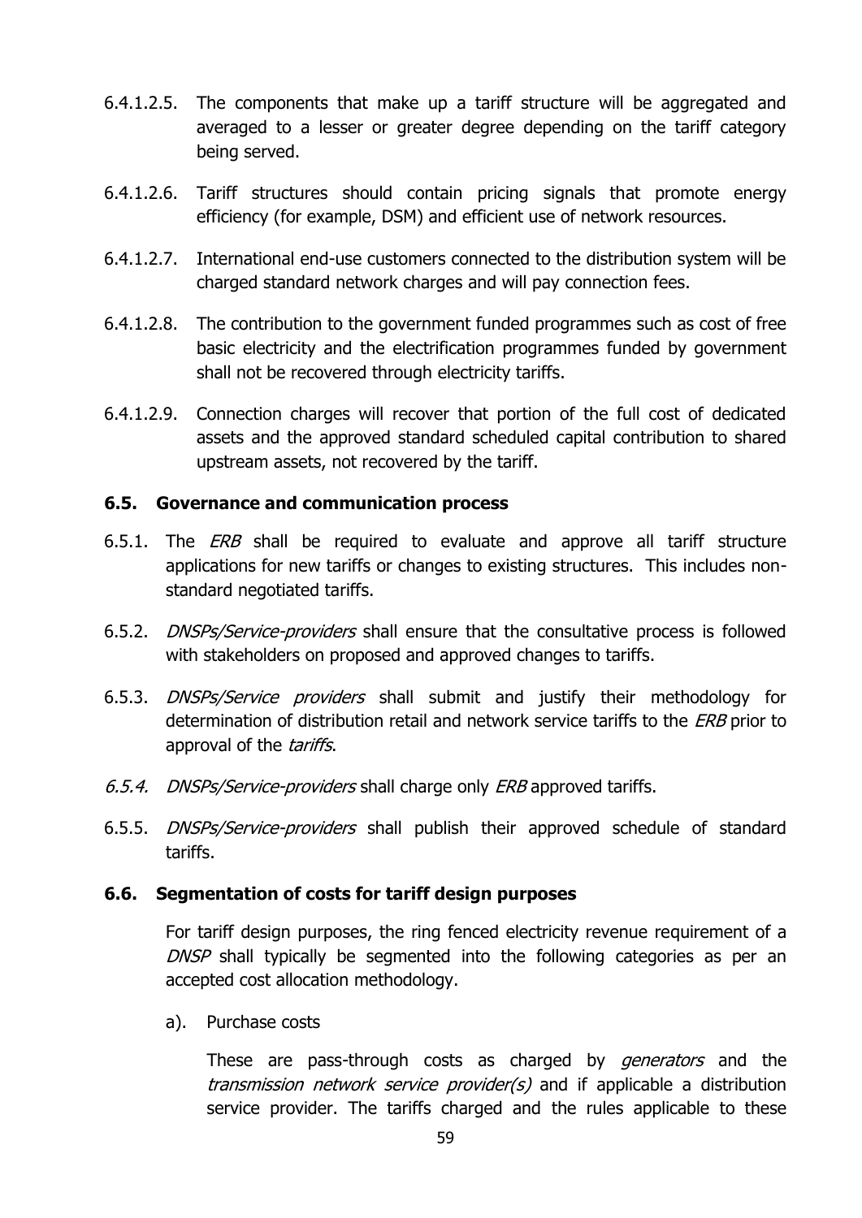6.4.1.2.5. The components that make up a tariff structure will be aggregated and averaged to a lesser or greater degree depending on the tariff category being served.

6.4.1.2.6. Tariff structures should contain pricing signals that promote energy efficiency (for example, DSM) and efficient use of network resources.

6.4.1.2.7. International end-use customers connected to the distribution system will be charged standard network charges and will pay connection fees.

6.4.1.2.8. The contribution to the government funded programmes such as cost of free basic electricity and the electrification programmes funded by government shall not be recovered through electricity tariffs.

6.4.1.2.9. Connection charges will recover that portion of the full cost of dedicated assets and the approved standard scheduled capital contribution to shared upstream assets, not recovered by the tariff.

### 6.5. Governance and communication process

6.5.1. The *ERB* shall be required to evaluate and approve all tariff structure applications for new tariffs or changes to existing structures. This includes non-standard negotiated tariffs.

6.5.2. *DNSPs/Service-providers* shall ensure that the consultative process is followed with stakeholders on proposed and approved changes to tariffs.

6.5.3. *DNSPs/Service providers* shall submit and justify their methodology for determination of distribution retail and network service tariffs to the *ERB* prior to approval of the *tariffs*.

*6.5.4.* *DNSPs/Service-providers* shall charge only *ERB* approved tariffs.

6.5.5. *DNSPs/Service-providers* shall publish their approved schedule of standard tariffs.

### 6.6. Segmentation of costs for tariff design purposes

For tariff design purposes, the ring fenced electricity revenue requirement of a *DNSP* shall typically be segmented into the following categories as per an accepted cost allocation methodology.

a). Purchase costs

These are pass-through costs as charged by *generators* and the *transmission network service provider(s)* and if applicable a distribution service provider. The tariffs charged and the rules applicable to these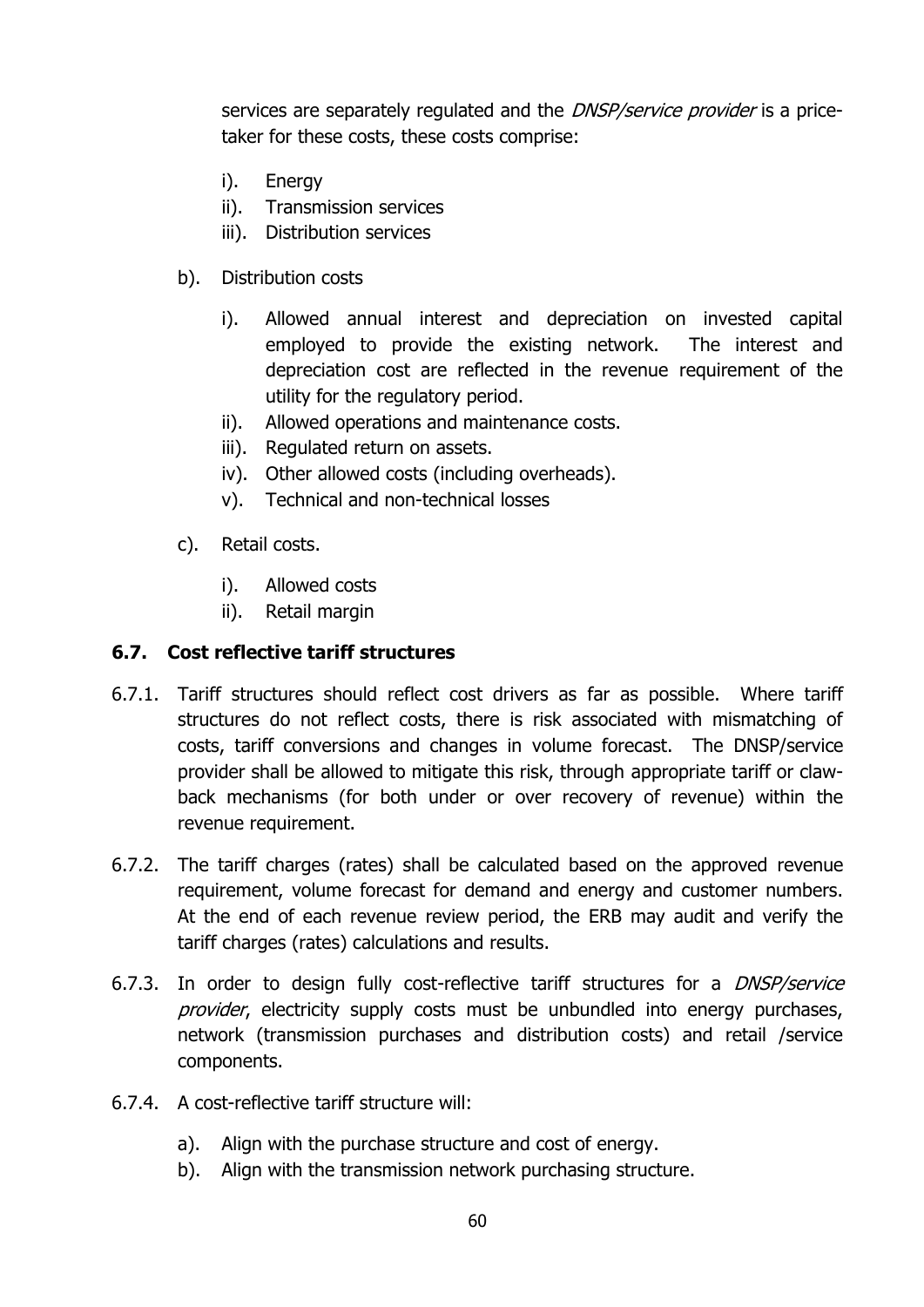services are separately regulated and the *DNSP/service provider* is a price-taker for these costs, these costs comprise:

i). Energy
ii). Transmission services
iii). Distribution services

b). Distribution costs

i). Allowed annual interest and depreciation on invested capital employed to provide the existing network. The interest and depreciation cost are reflected in the revenue requirement of the utility for the regulatory period.
ii). Allowed operations and maintenance costs.
iii). Regulated return on assets.
iv). Other allowed costs (including overheads).
v). Technical and non-technical losses

c). Retail costs.

i). Allowed costs
ii). Retail margin

### 6.7. Cost reflective tariff structures

6.7.1. Tariff structures should reflect cost drivers as far as possible. Where tariff structures do not reflect costs, there is risk associated with mismatching of costs, tariff conversions and changes in volume forecast. The DNSP/service provider shall be allowed to mitigate this risk, through appropriate tariff or claw-back mechanisms (for both under or over recovery of revenue) within the revenue requirement.

6.7.2. The tariff charges (rates) shall be calculated based on the approved revenue requirement, volume forecast for demand and energy and customer numbers. At the end of each revenue review period, the ERB may audit and verify the tariff charges (rates) calculations and results.

6.7.3. In order to design fully cost-reflective tariff structures for a *DNSP/service provider*, electricity supply costs must be unbundled into energy purchases, network (transmission purchases and distribution costs) and retail /service components.

6.7.4. A cost-reflective tariff structure will:

a). Align with the purchase structure and cost of energy.
b). Align with the transmission network purchasing structure.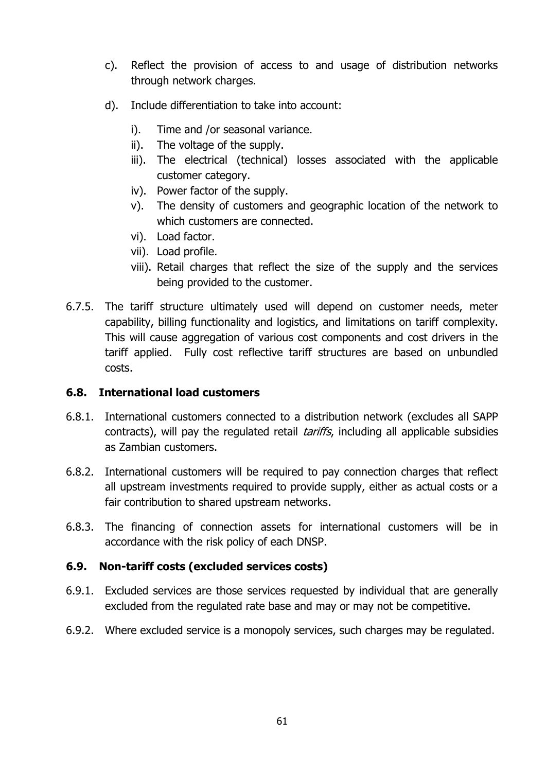c). Reflect the provision of access to and usage of distribution networks through network charges.

d). Include differentiation to take into account:

   i). Time and /or seasonal variance.
   ii). The voltage of the supply.
   iii). The electrical (technical) losses associated with the applicable customer category.
   iv). Power factor of the supply.
   v). The density of customers and geographic location of the network to which customers are connected.
   vi). Load factor.
   vii). Load profile.
   viii). Retail charges that reflect the size of the supply and the services being provided to the customer.

6.7.5. The tariff structure ultimately used will depend on customer needs, meter capability, billing functionality and logistics, and limitations on tariff complexity. This will cause aggregation of various cost components and cost drivers in the tariff applied. Fully cost reflective tariff structures are based on unbundled costs.

### 6.8. International load customers

6.8.1. International customers connected to a distribution network (excludes all SAPP contracts), will pay the regulated retail *tariffs*, including all applicable subsidies as Zambian customers.

6.8.2. International customers will be required to pay connection charges that reflect all upstream investments required to provide supply, either as actual costs or a fair contribution to shared upstream networks.

6.8.3. The financing of connection assets for international customers will be in accordance with the risk policy of each DNSP.

### 6.9. Non-tariff costs (excluded services costs)

6.9.1. Excluded services are those services requested by individual that are generally excluded from the regulated rate base and may or may not be competitive.

6.9.2. Where excluded service is a monopoly services, such charges may be regulated.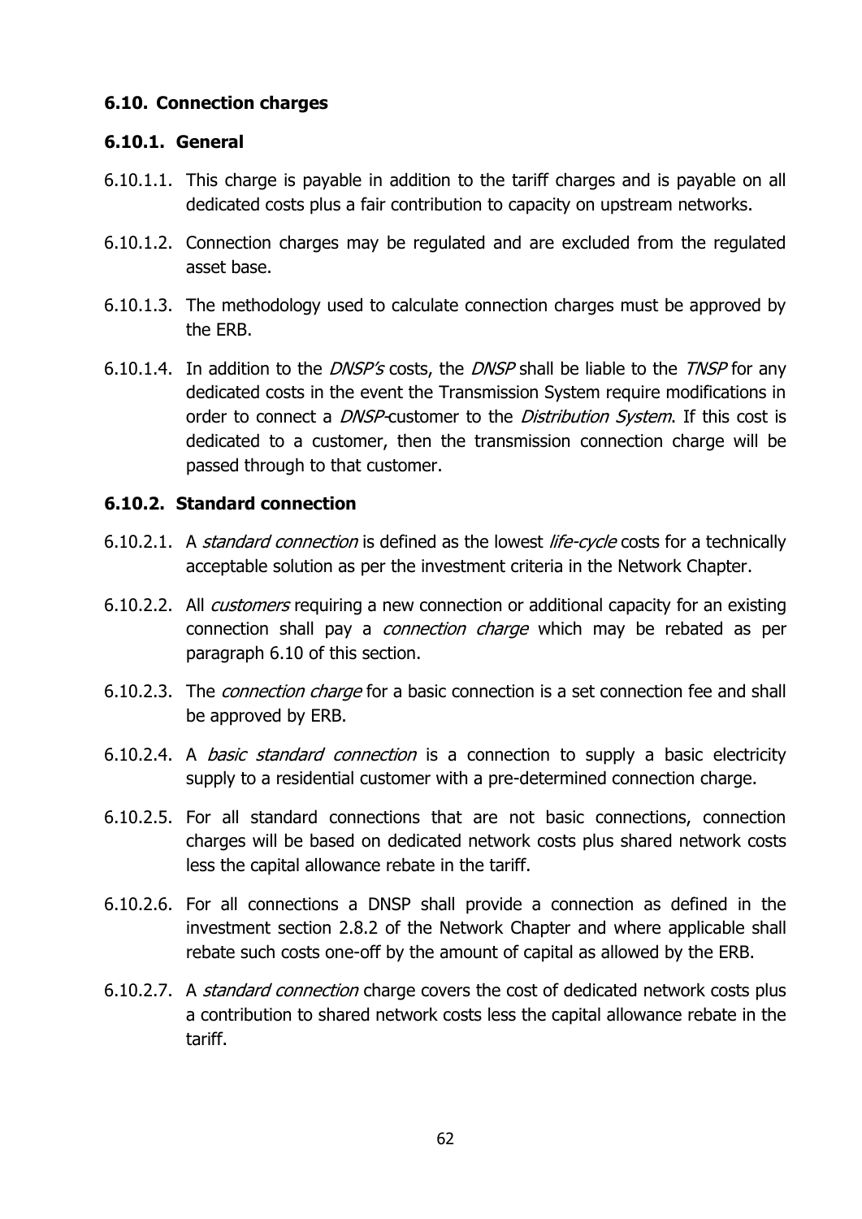## 6.10. Connection charges

### 6.10.1. General

6.10.1.1. This charge is payable in addition to the tariff charges and is payable on all dedicated costs plus a fair contribution to capacity on upstream networks.

6.10.1.2. Connection charges may be regulated and are excluded from the regulated asset base.

6.10.1.3. The methodology used to calculate connection charges must be approved by the ERB.

6.10.1.4. In addition to the *DNSP's* costs, the *DNSP* shall be liable to the *TNSP* for any dedicated costs in the event the Transmission System require modifications in order to connect a *DNSP*-customer to the *Distribution System*. If this cost is dedicated to a customer, then the transmission connection charge will be passed through to that customer.

### 6.10.2. Standard connection

6.10.2.1. A *standard connection* is defined as the lowest *life-cycle* costs for a technically acceptable solution as per the investment criteria in the Network Chapter.

6.10.2.2. All *customers* requiring a new connection or additional capacity for an existing connection shall pay a *connection charge* which may be rebated as per paragraph 6.10 of this section.

6.10.2.3. The *connection charge* for a basic connection is a set connection fee and shall be approved by ERB.

6.10.2.4. A *basic standard connection* is a connection to supply a basic electricity supply to a residential customer with a pre-determined connection charge.

6.10.2.5. For all standard connections that are not basic connections, connection charges will be based on dedicated network costs plus shared network costs less the capital allowance rebate in the tariff.

6.10.2.6. For all connections a DNSP shall provide a connection as defined in the investment section 2.8.2 of the Network Chapter and where applicable shall rebate such costs one-off by the amount of capital as allowed by the ERB.

6.10.2.7. A *standard connection* charge covers the cost of dedicated network costs plus a contribution to shared network costs less the capital allowance rebate in the tariff.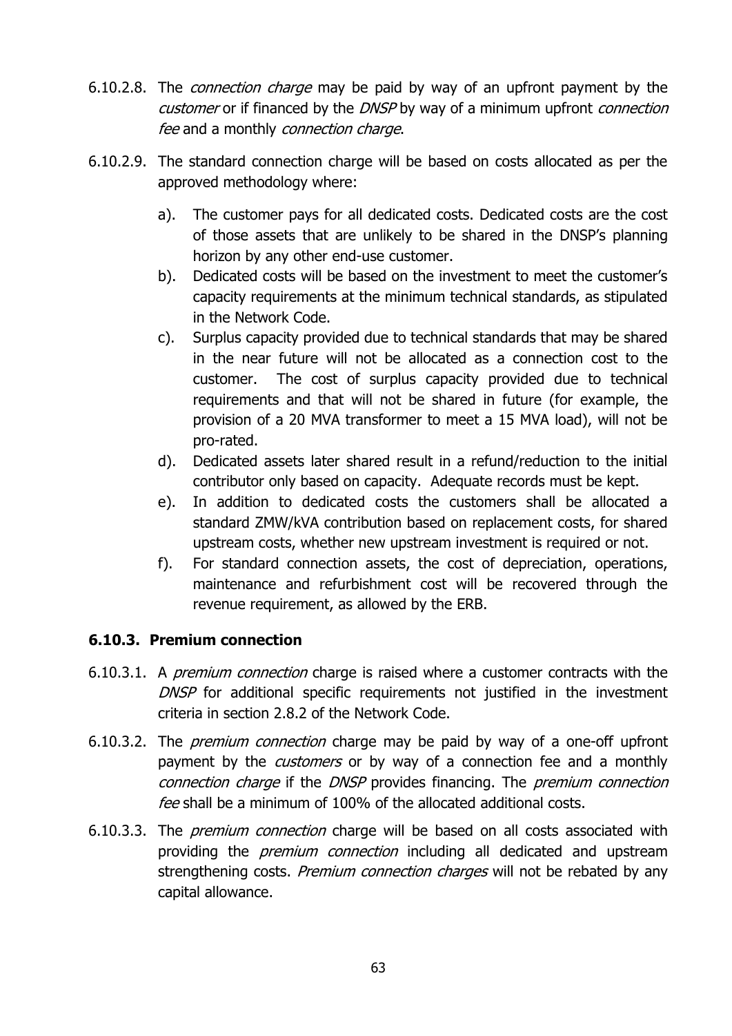6.10.2.8. The *connection charge* may be paid by way of an upfront payment by the *customer* or if financed by the *DNSP* by way of a minimum upfront *connection fee* and a monthly *connection charge*.

6.10.2.9. The standard connection charge will be based on costs allocated as per the approved methodology where:

a). The customer pays for all dedicated costs. Dedicated costs are the cost of those assets that are unlikely to be shared in the DNSP's planning horizon by any other end-use customer.

b). Dedicated costs will be based on the investment to meet the customer's capacity requirements at the minimum technical standards, as stipulated in the Network Code.

c). Surplus capacity provided due to technical standards that may be shared in the near future will not be allocated as a connection cost to the customer. The cost of surplus capacity provided due to technical requirements and that will not be shared in future (for example, the provision of a 20 MVA transformer to meet a 15 MVA load), will not be pro-rated.

d). Dedicated assets later shared result in a refund/reduction to the initial contributor only based on capacity. Adequate records must be kept.

e). In addition to dedicated costs the customers shall be allocated a standard ZMW/kVA contribution based on replacement costs, for shared upstream costs, whether new upstream investment is required or not.

f). For standard connection assets, the cost of depreciation, operations, maintenance and refurbishment cost will be recovered through the revenue requirement, as allowed by the ERB.

### 6.10.3. Premium connection

6.10.3.1. A *premium connection* charge is raised where a customer contracts with the *DNSP* for additional specific requirements not justified in the investment criteria in section 2.8.2 of the Network Code.

6.10.3.2. The *premium connection* charge may be paid by way of a one-off upfront payment by the *customers* or by way of a connection fee and a monthly *connection charge* if the *DNSP* provides financing. The *premium connection fee* shall be a minimum of 100% of the allocated additional costs.

6.10.3.3. The *premium connection* charge will be based on all costs associated with providing the *premium connection* including all dedicated and upstream strengthening costs. *Premium connection charges* will not be rebated by any capital allowance.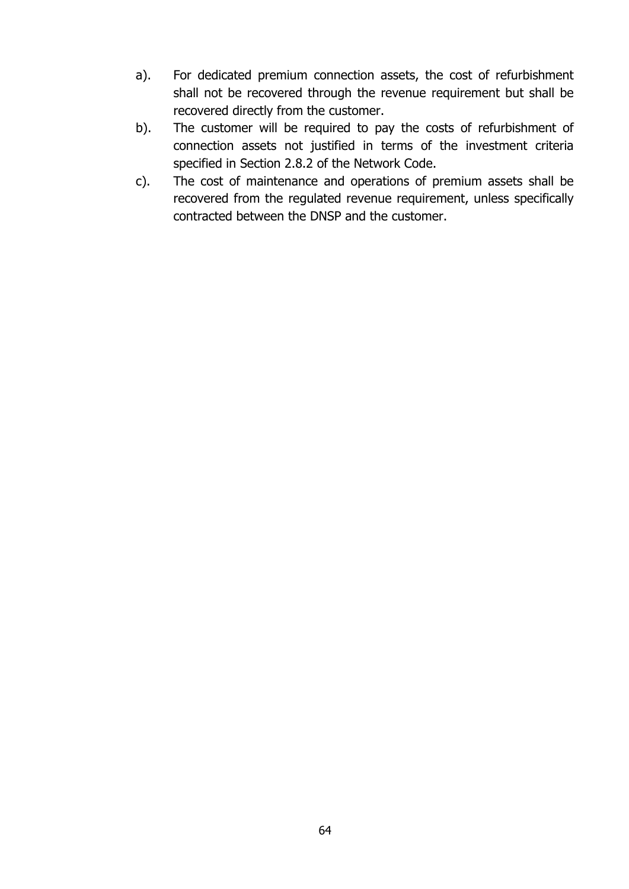a). For dedicated premium connection assets, the cost of refurbishment shall not be recovered through the revenue requirement but shall be recovered directly from the customer.

b). The customer will be required to pay the costs of refurbishment of connection assets not justified in terms of the investment criteria specified in Section 2.8.2 of the Network Code.

c). The cost of maintenance and operations of premium assets shall be recovered from the regulated revenue requirement, unless specifically contracted between the DNSP and the customer.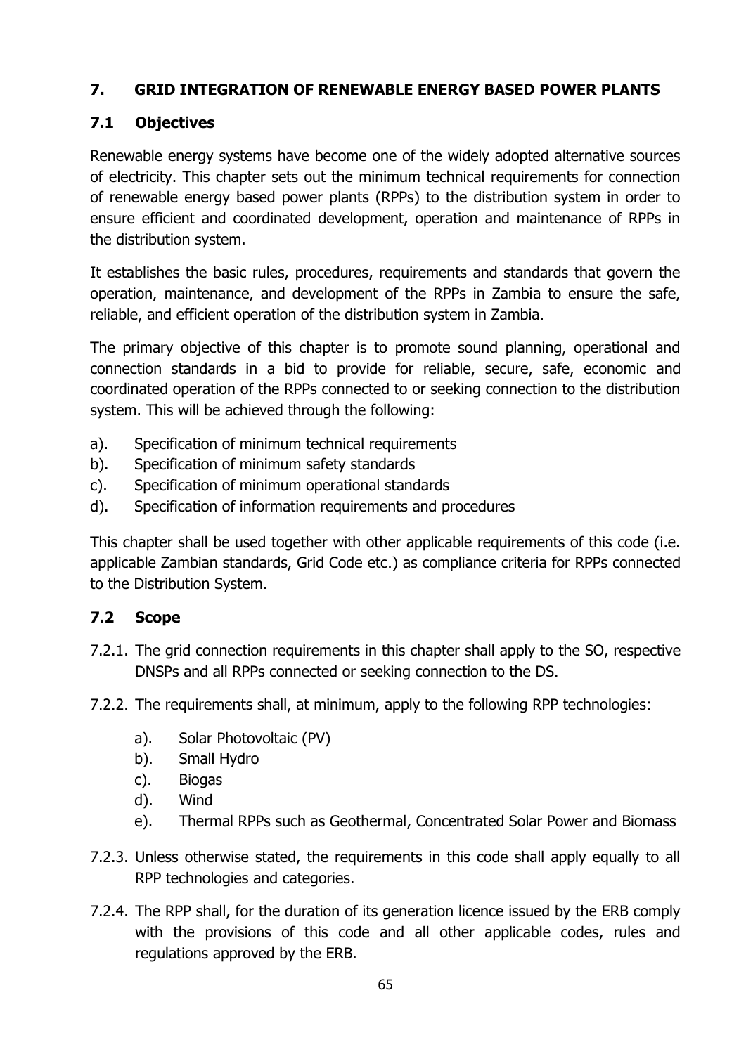## 7. GRID INTEGRATION OF RENEWABLE ENERGY BASED POWER PLANTS

### 7.1 Objectives

Renewable energy systems have become one of the widely adopted alternative sources of electricity. This chapter sets out the minimum technical requirements for connection of renewable energy based power plants (RPPs) to the distribution system in order to ensure efficient and coordinated development, operation and maintenance of RPPs in the distribution system.

It establishes the basic rules, procedures, requirements and standards that govern the operation, maintenance, and development of the RPPs in Zambia to ensure the safe, reliable, and efficient operation of the distribution system in Zambia.

The primary objective of this chapter is to promote sound planning, operational and connection standards in a bid to provide for reliable, secure, safe, economic and coordinated operation of the RPPs connected to or seeking connection to the distribution system. This will be achieved through the following:

a). Specification of minimum technical requirements
b). Specification of minimum safety standards
c). Specification of minimum operational standards
d). Specification of information requirements and procedures

This chapter shall be used together with other applicable requirements of this code (i.e. applicable Zambian standards, Grid Code etc.) as compliance criteria for RPPs connected to the Distribution System.

### 7.2 Scope

7.2.1. The grid connection requirements in this chapter shall apply to the SO, respective DNSPs and all RPPs connected or seeking connection to the DS.

7.2.2. The requirements shall, at minimum, apply to the following RPP technologies:

a). Solar Photovoltaic (PV)
b). Small Hydro
c). Biogas
d). Wind
e). Thermal RPPs such as Geothermal, Concentrated Solar Power and Biomass

7.2.3. Unless otherwise stated, the requirements in this code shall apply equally to all RPP technologies and categories.

7.2.4. The RPP shall, for the duration of its generation licence issued by the ERB comply with the provisions of this code and all other applicable codes, rules and regulations approved by the ERB.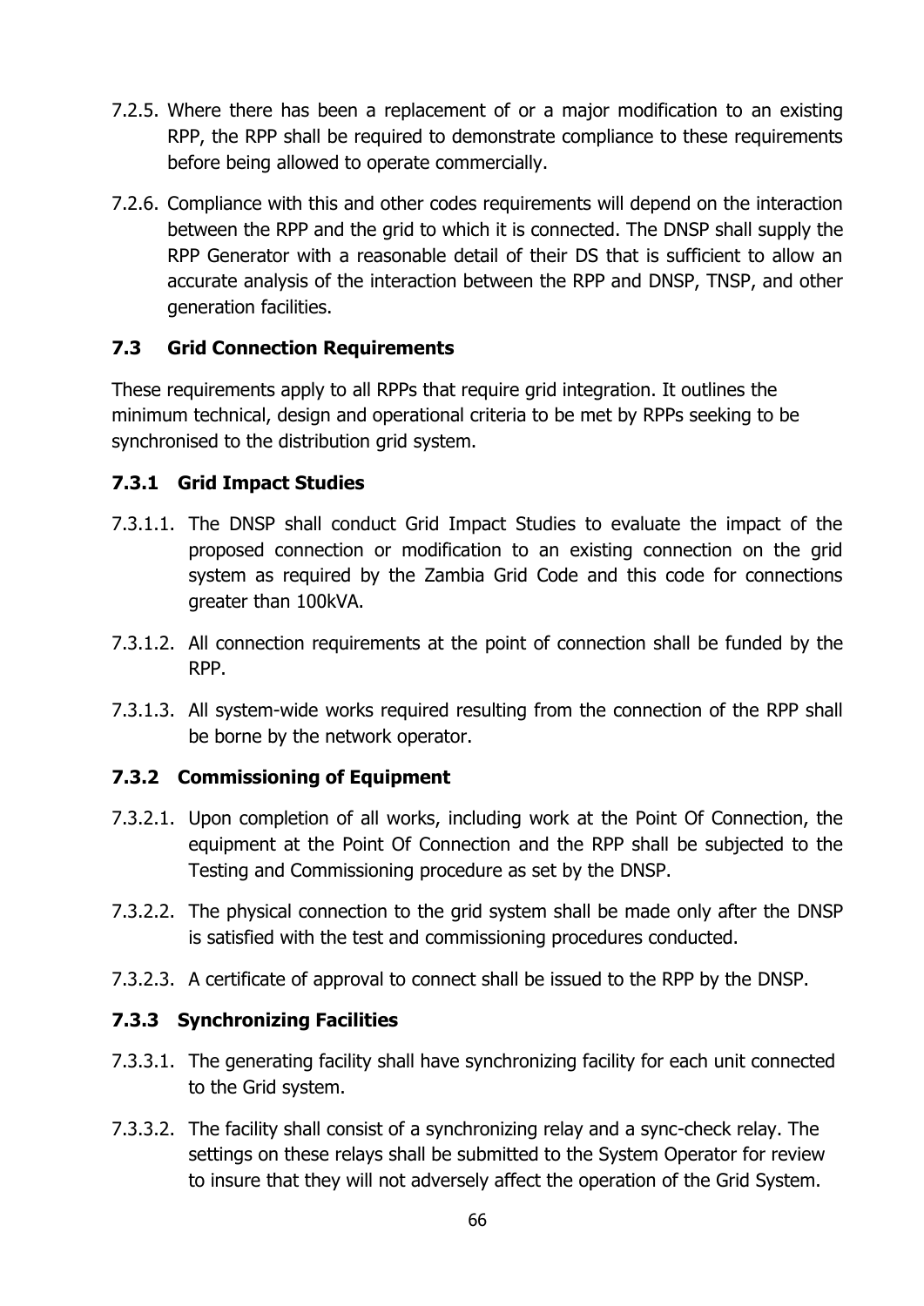7.2.5. Where there has been a replacement of or a major modification to an existing RPP, the RPP shall be required to demonstrate compliance to these requirements before being allowed to operate commercially.

7.2.6. Compliance with this and other codes requirements will depend on the interaction between the RPP and the grid to which it is connected. The DNSP shall supply the RPP Generator with a reasonable detail of their DS that is sufficient to allow an accurate analysis of the interaction between the RPP and DNSP, TNSP, and other generation facilities.

## 7.3 Grid Connection Requirements

These requirements apply to all RPPs that require grid integration. It outlines the minimum technical, design and operational criteria to be met by RPPs seeking to be synchronised to the distribution grid system.

### 7.3.1 Grid Impact Studies

7.3.1.1. The DNSP shall conduct Grid Impact Studies to evaluate the impact of the proposed connection or modification to an existing connection on the grid system as required by the Zambia Grid Code and this code for connections greater than 100kVA.

7.3.1.2. All connection requirements at the point of connection shall be funded by the RPP.

7.3.1.3. All system-wide works required resulting from the connection of the RPP shall be borne by the network operator.

### 7.3.2 Commissioning of Equipment

7.3.2.1. Upon completion of all works, including work at the Point Of Connection, the equipment at the Point Of Connection and the RPP shall be subjected to the Testing and Commissioning procedure as set by the DNSP.

7.3.2.2. The physical connection to the grid system shall be made only after the DNSP is satisfied with the test and commissioning procedures conducted.

7.3.2.3. A certificate of approval to connect shall be issued to the RPP by the DNSP.

### 7.3.3 Synchronizing Facilities

7.3.3.1. The generating facility shall have synchronizing facility for each unit connected to the Grid system.

7.3.3.2. The facility shall consist of a synchronizing relay and a sync-check relay. The settings on these relays shall be submitted to the System Operator for review to insure that they will not adversely affect the operation of the Grid System.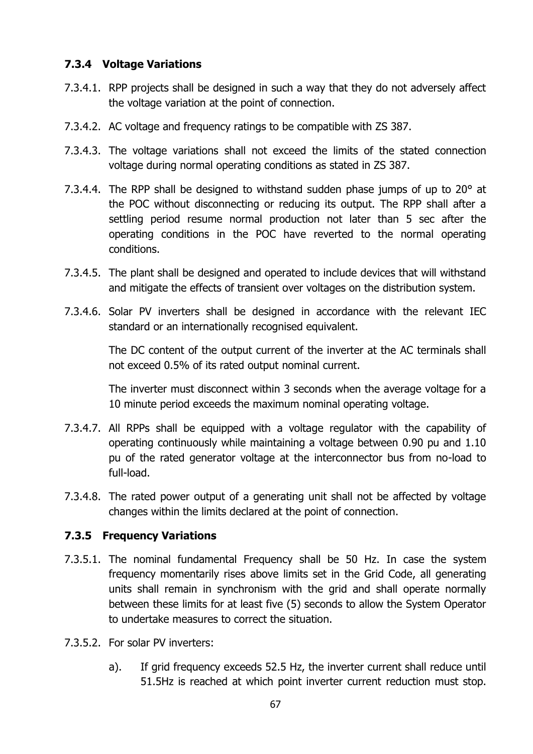### 7.3.4 Voltage Variations

7.3.4.1. RPP projects shall be designed in such a way that they do not adversely affect the voltage variation at the point of connection.

7.3.4.2. AC voltage and frequency ratings to be compatible with ZS 387.

7.3.4.3. The voltage variations shall not exceed the limits of the stated connection voltage during normal operating conditions as stated in ZS 387.

7.3.4.4. The RPP shall be designed to withstand sudden phase jumps of up to 20° at the POC without disconnecting or reducing its output. The RPP shall after a settling period resume normal production not later than 5 sec after the operating conditions in the POC have reverted to the normal operating conditions.

7.3.4.5. The plant shall be designed and operated to include devices that will withstand and mitigate the effects of transient over voltages on the distribution system.

7.3.4.6. Solar PV inverters shall be designed in accordance with the relevant IEC standard or an internationally recognised equivalent.

The DC content of the output current of the inverter at the AC terminals shall not exceed 0.5% of its rated output nominal current.

The inverter must disconnect within 3 seconds when the average voltage for a 10 minute period exceeds the maximum nominal operating voltage.

7.3.4.7. All RPPs shall be equipped with a voltage regulator with the capability of operating continuously while maintaining a voltage between 0.90 pu and 1.10 pu of the rated generator voltage at the interconnector bus from no-load to full-load.

7.3.4.8. The rated power output of a generating unit shall not be affected by voltage changes within the limits declared at the point of connection.

### 7.3.5 Frequency Variations

7.3.5.1. The nominal fundamental Frequency shall be 50 Hz. In case the system frequency momentarily rises above limits set in the Grid Code, all generating units shall remain in synchronism with the grid and shall operate normally between these limits for at least five (5) seconds to allow the System Operator to undertake measures to correct the situation.

7.3.5.2. For solar PV inverters:

a). If grid frequency exceeds 52.5 Hz, the inverter current shall reduce until 51.5Hz is reached at which point inverter current reduction must stop.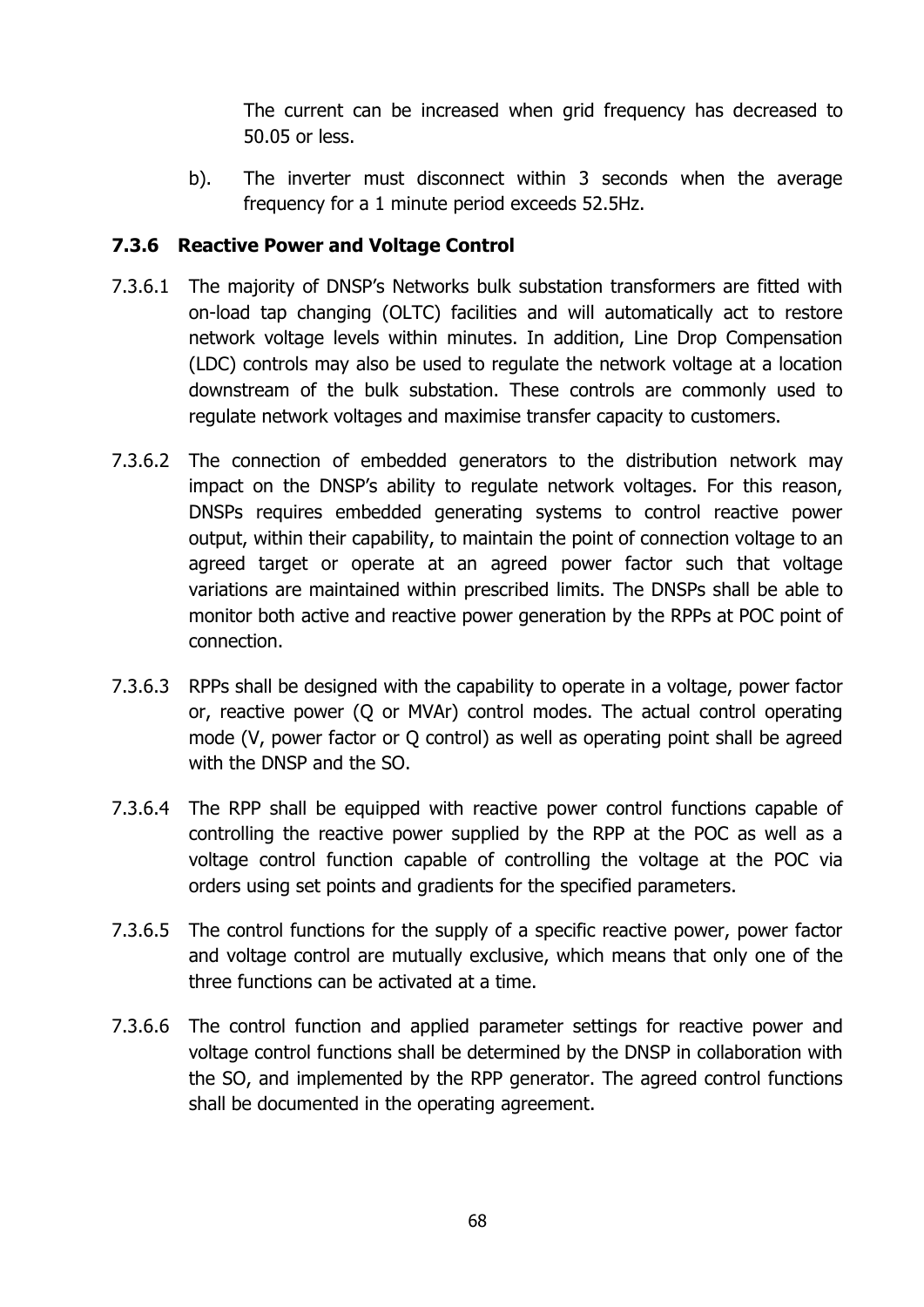The current can be increased when grid frequency has decreased to 50.05 or less.

b). The inverter must disconnect within 3 seconds when the average frequency for a 1 minute period exceeds 52.5Hz.

### 7.3.6 Reactive Power and Voltage Control

7.3.6.1 The majority of DNSP's Networks bulk substation transformers are fitted with on-load tap changing (OLTC) facilities and will automatically act to restore network voltage levels within minutes. In addition, Line Drop Compensation (LDC) controls may also be used to regulate the network voltage at a location downstream of the bulk substation. These controls are commonly used to regulate network voltages and maximise transfer capacity to customers.

7.3.6.2 The connection of embedded generators to the distribution network may impact on the DNSP's ability to regulate network voltages. For this reason, DNSPs requires embedded generating systems to control reactive power output, within their capability, to maintain the point of connection voltage to an agreed target or operate at an agreed power factor such that voltage variations are maintained within prescribed limits. The DNSPs shall be able to monitor both active and reactive power generation by the RPPs at POC point of connection.

7.3.6.3 RPPs shall be designed with the capability to operate in a voltage, power factor or, reactive power (Q or MVAr) control modes. The actual control operating mode (V, power factor or Q control) as well as operating point shall be agreed with the DNSP and the SO.

7.3.6.4 The RPP shall be equipped with reactive power control functions capable of controlling the reactive power supplied by the RPP at the POC as well as a voltage control function capable of controlling the voltage at the POC via orders using set points and gradients for the specified parameters.

7.3.6.5 The control functions for the supply of a specific reactive power, power factor and voltage control are mutually exclusive, which means that only one of the three functions can be activated at a time.

7.3.6.6 The control function and applied parameter settings for reactive power and voltage control functions shall be determined by the DNSP in collaboration with the SO, and implemented by the RPP generator. The agreed control functions shall be documented in the operating agreement.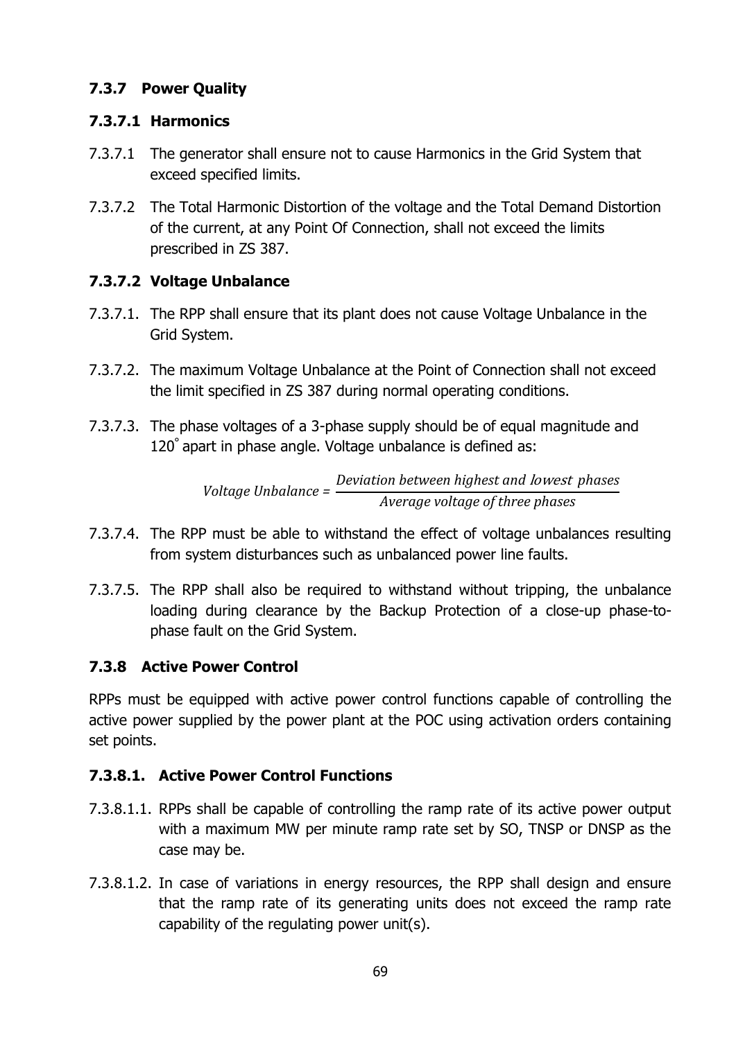### 7.3.7 Power Quality

#### 7.3.7.1 Harmonics

7.3.7.1 The generator shall ensure not to cause Harmonics in the Grid System that exceed specified limits.

7.3.7.2 The Total Harmonic Distortion of the voltage and the Total Demand Distortion of the current, at any Point Of Connection, shall not exceed the limits prescribed in ZS 387.

#### 7.3.7.2 Voltage Unbalance

7.3.7.1. The RPP shall ensure that its plant does not cause Voltage Unbalance in the Grid System.

7.3.7.2. The maximum Voltage Unbalance at the Point of Connection shall not exceed the limit specified in ZS 387 during normal operating conditions.

7.3.7.3. The phase voltages of a 3-phase supply should be of equal magnitude and 120˚ apart in phase angle. Voltage unbalance is defined as:

$$Voltage\ Unbalance = \frac{Deviation\ between\ highest\ and\ lowest\ phases}{Average\ voltage\ of\ three\ phases}$$

7.3.7.4. The RPP must be able to withstand the effect of voltage unbalances resulting from system disturbances such as unbalanced power line faults.

7.3.7.5. The RPP shall also be required to withstand without tripping, the unbalance loading during clearance by the Backup Protection of a close-up phase-to-phase fault on the Grid System.

### 7.3.8 Active Power Control

RPPs must be equipped with active power control functions capable of controlling the active power supplied by the power plant at the POC using activation orders containing set points.

#### 7.3.8.1. Active Power Control Functions

7.3.8.1.1. RPPs shall be capable of controlling the ramp rate of its active power output with a maximum MW per minute ramp rate set by SO, TNSP or DNSP as the case may be.

7.3.8.1.2. In case of variations in energy resources, the RPP shall design and ensure that the ramp rate of its generating units does not exceed the ramp rate capability of the regulating power unit(s).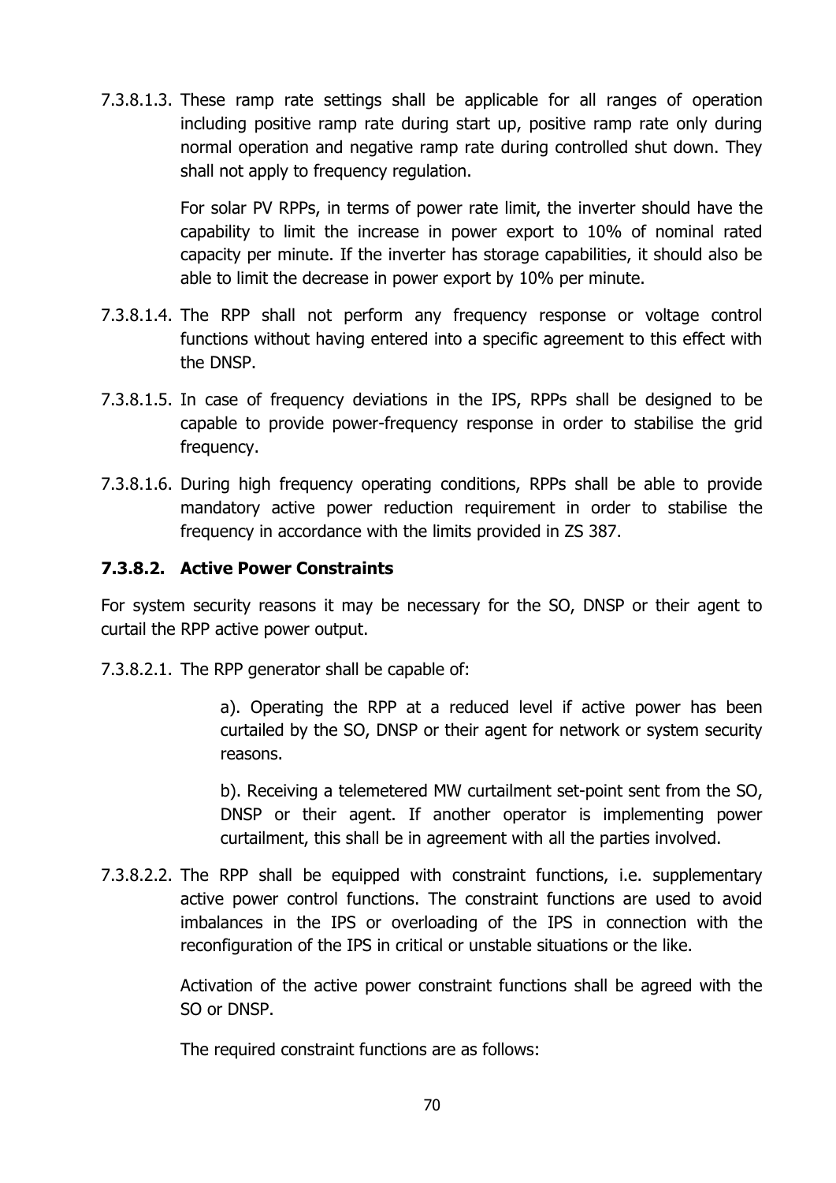7.3.8.1.3. These ramp rate settings shall be applicable for all ranges of operation including positive ramp rate during start up, positive ramp rate only during normal operation and negative ramp rate during controlled shut down. They shall not apply to frequency regulation.

For solar PV RPPs, in terms of power rate limit, the inverter should have the capability to limit the increase in power export to 10% of nominal rated capacity per minute. If the inverter has storage capabilities, it should also be able to limit the decrease in power export by 10% per minute.

7.3.8.1.4. The RPP shall not perform any frequency response or voltage control functions without having entered into a specific agreement to this effect with the DNSP.

7.3.8.1.5. In case of frequency deviations in the IPS, RPPs shall be designed to be capable to provide power-frequency response in order to stabilise the grid frequency.

7.3.8.1.6. During high frequency operating conditions, RPPs shall be able to provide mandatory active power reduction requirement in order to stabilise the frequency in accordance with the limits provided in ZS 387.

### 7.3.8.2. Active Power Constraints

For system security reasons it may be necessary for the SO, DNSP or their agent to curtail the RPP active power output.

7.3.8.2.1. The RPP generator shall be capable of:

a). Operating the RPP at a reduced level if active power has been curtailed by the SO, DNSP or their agent for network or system security reasons.

b). Receiving a telemetered MW curtailment set-point sent from the SO, DNSP or their agent. If another operator is implementing power curtailment, this shall be in agreement with all the parties involved.

7.3.8.2.2. The RPP shall be equipped with constraint functions, i.e. supplementary active power control functions. The constraint functions are used to avoid imbalances in the IPS or overloading of the IPS in connection with the reconfiguration of the IPS in critical or unstable situations or the like.

Activation of the active power constraint functions shall be agreed with the SO or DNSP.

The required constraint functions are as follows: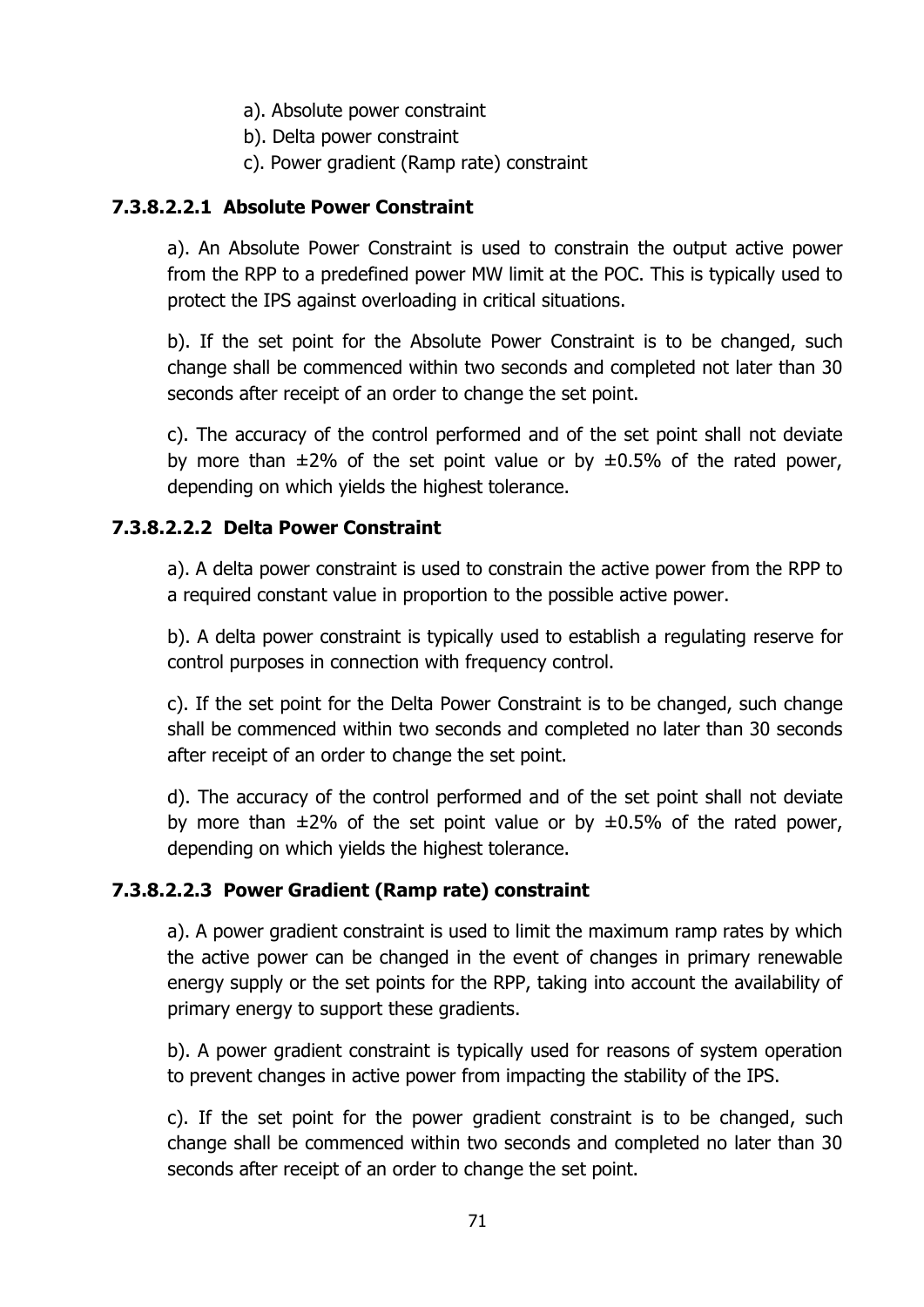a). Absolute power constraint

b). Delta power constraint

c). Power gradient (Ramp rate) constraint

#### 7.3.8.2.2.1 Absolute Power Constraint

a). An Absolute Power Constraint is used to constrain the output active power from the RPP to a predefined power MW limit at the POC. This is typically used to protect the IPS against overloading in critical situations.

b). If the set point for the Absolute Power Constraint is to be changed, such change shall be commenced within two seconds and completed not later than 30 seconds after receipt of an order to change the set point.

c). The accuracy of the control performed and of the set point shall not deviate by more than ±2% of the set point value or by ±0.5% of the rated power, depending on which yields the highest tolerance.

#### 7.3.8.2.2.2 Delta Power Constraint

a). A delta power constraint is used to constrain the active power from the RPP to a required constant value in proportion to the possible active power.

b). A delta power constraint is typically used to establish a regulating reserve for control purposes in connection with frequency control.

c). If the set point for the Delta Power Constraint is to be changed, such change shall be commenced within two seconds and completed no later than 30 seconds after receipt of an order to change the set point.

d). The accuracy of the control performed and of the set point shall not deviate by more than ±2% of the set point value or by ±0.5% of the rated power, depending on which yields the highest tolerance.

#### 7.3.8.2.2.3 Power Gradient (Ramp rate) constraint

a). A power gradient constraint is used to limit the maximum ramp rates by which the active power can be changed in the event of changes in primary renewable energy supply or the set points for the RPP, taking into account the availability of primary energy to support these gradients.

b). A power gradient constraint is typically used for reasons of system operation to prevent changes in active power from impacting the stability of the IPS.

c). If the set point for the power gradient constraint is to be changed, such change shall be commenced within two seconds and completed no later than 30 seconds after receipt of an order to change the set point.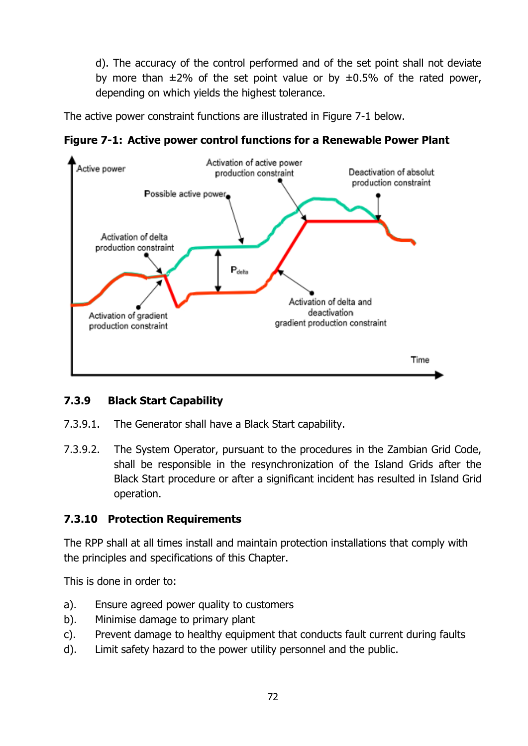d). The accuracy of the control performed and of the set point shall not deviate by more than ±2% of the set point value or by ±0.5% of the rated power, depending on which yields the highest tolerance.

The active power constraint functions are illustrated in Figure 7-1 below.

**Figure 7-1: Active power control functions for a Renewable Power Plant**

### 7.3.9 Black Start Capability

7.3.9.1. The Generator shall have a Black Start capability.

7.3.9.2. The System Operator, pursuant to the procedures in the Zambian Grid Code, shall be responsible in the resynchronization of the Island Grids after the Black Start procedure or after a significant incident has resulted in Island Grid operation.

### 7.3.10 Protection Requirements

The RPP shall at all times install and maintain protection installations that comply with the principles and specifications of this Chapter.

This is done in order to:

a). Ensure agreed power quality to customers
b). Minimise damage to primary plant
c). Prevent damage to healthy equipment that conducts fault current during faults
d). Limit safety hazard to the power utility personnel and the public.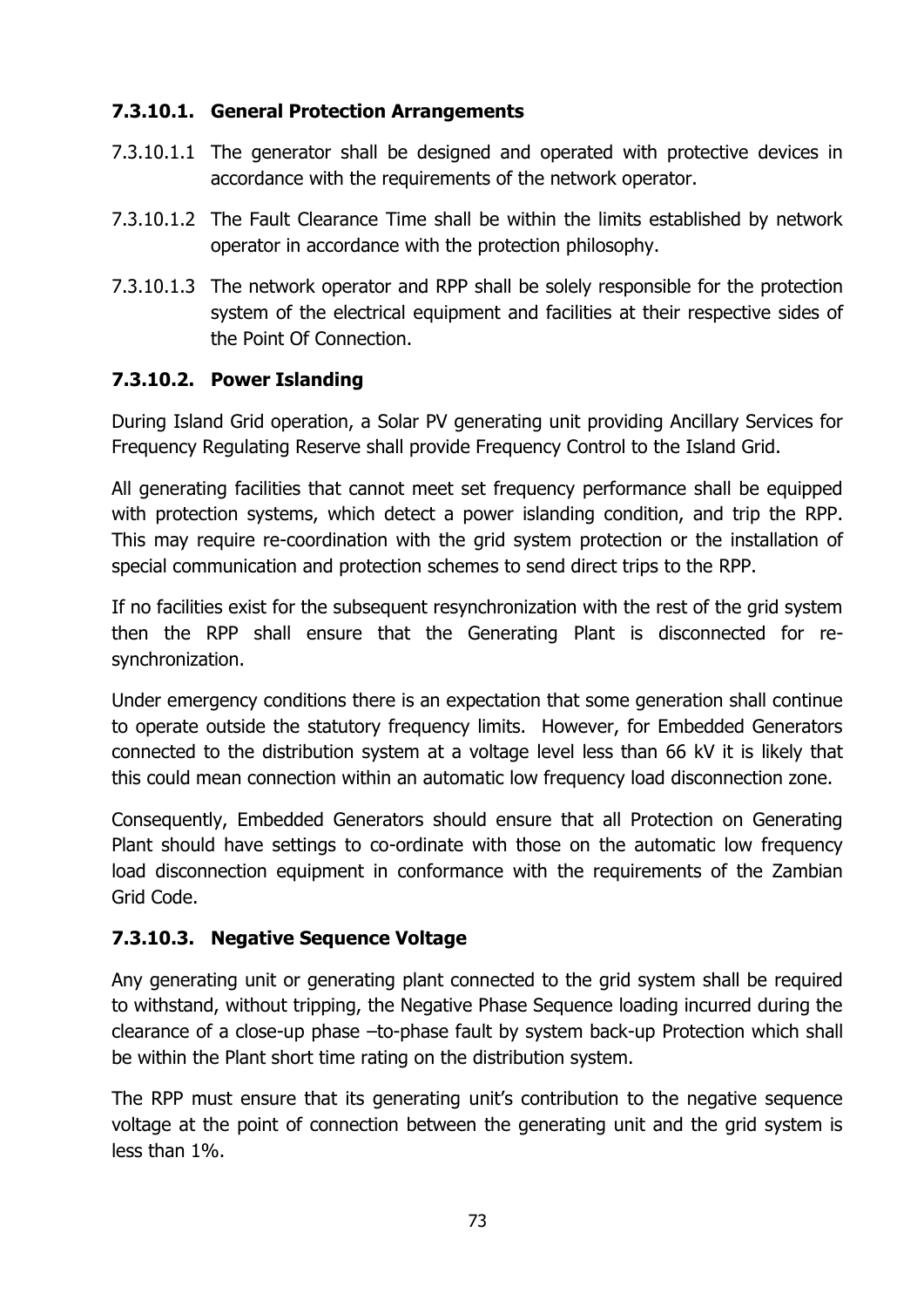### 7.3.10.1. General Protection Arrangements

7.3.10.1.1 The generator shall be designed and operated with protective devices in accordance with the requirements of the network operator.

7.3.10.1.2 The Fault Clearance Time shall be within the limits established by network operator in accordance with the protection philosophy.

7.3.10.1.3 The network operator and RPP shall be solely responsible for the protection system of the electrical equipment and facilities at their respective sides of the Point Of Connection.

### 7.3.10.2. Power Islanding

During Island Grid operation, a Solar PV generating unit providing Ancillary Services for Frequency Regulating Reserve shall provide Frequency Control to the Island Grid.

All generating facilities that cannot meet set frequency performance shall be equipped with protection systems, which detect a power islanding condition, and trip the RPP. This may require re-coordination with the grid system protection or the installation of special communication and protection schemes to send direct trips to the RPP.

If no facilities exist for the subsequent resynchronization with the rest of the grid system then the RPP shall ensure that the Generating Plant is disconnected for re-synchronization.

Under emergency conditions there is an expectation that some generation shall continue to operate outside the statutory frequency limits. However, for Embedded Generators connected to the distribution system at a voltage level less than 66 kV it is likely that this could mean connection within an automatic low frequency load disconnection zone.

Consequently, Embedded Generators should ensure that all Protection on Generating Plant should have settings to co-ordinate with those on the automatic low frequency load disconnection equipment in conformance with the requirements of the Zambian Grid Code.

### 7.3.10.3. Negative Sequence Voltage

Any generating unit or generating plant connected to the grid system shall be required to withstand, without tripping, the Negative Phase Sequence loading incurred during the clearance of a close-up phase –to-phase fault by system back-up Protection which shall be within the Plant short time rating on the distribution system.

The RPP must ensure that its generating unit's contribution to the negative sequence voltage at the point of connection between the generating unit and the grid system is less than 1%.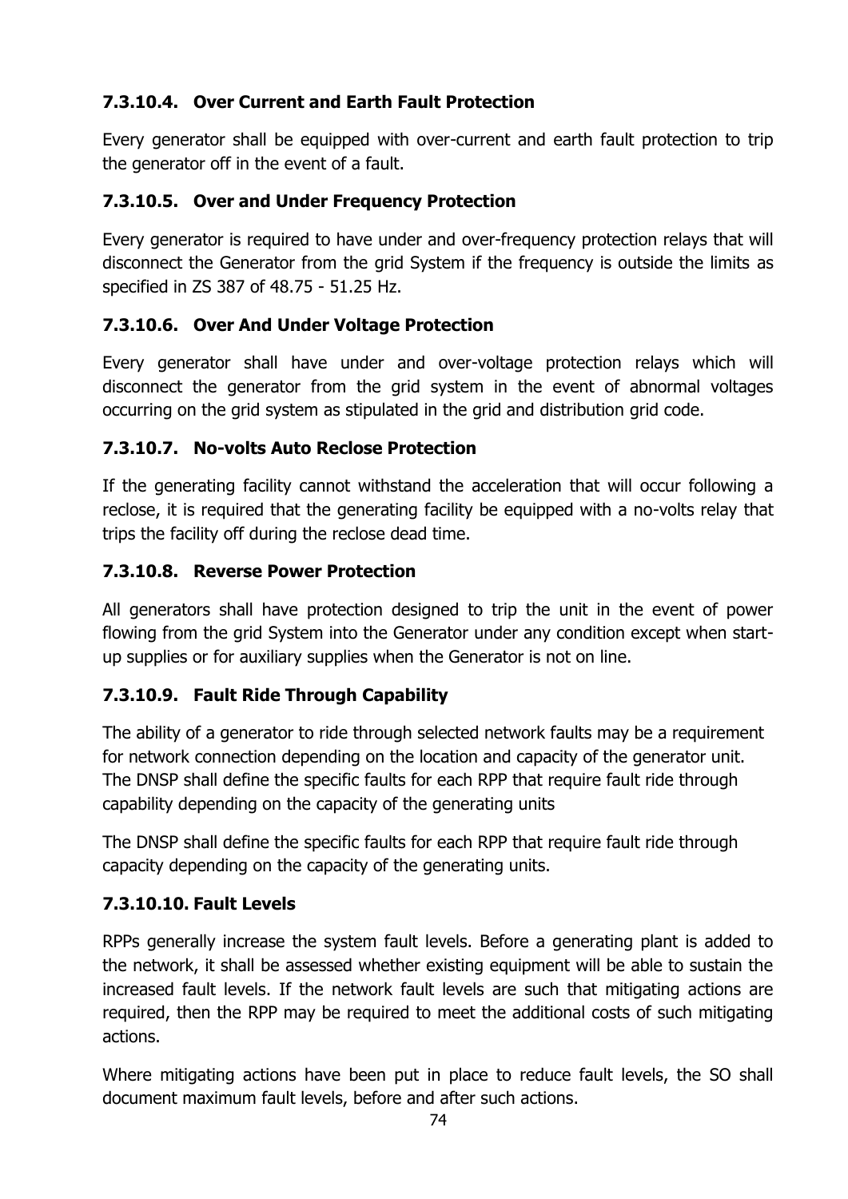#### 7.3.10.4. Over Current and Earth Fault Protection

Every generator shall be equipped with over-current and earth fault protection to trip the generator off in the event of a fault.

#### 7.3.10.5. Over and Under Frequency Protection

Every generator is required to have under and over-frequency protection relays that will disconnect the Generator from the grid System if the frequency is outside the limits as specified in ZS 387 of 48.75 - 51.25 Hz.

#### 7.3.10.6. Over And Under Voltage Protection

Every generator shall have under and over-voltage protection relays which will disconnect the generator from the grid system in the event of abnormal voltages occurring on the grid system as stipulated in the grid and distribution grid code.

#### 7.3.10.7. No-volts Auto Reclose Protection

If the generating facility cannot withstand the acceleration that will occur following a reclose, it is required that the generating facility be equipped with a no-volts relay that trips the facility off during the reclose dead time.

#### 7.3.10.8. Reverse Power Protection

All generators shall have protection designed to trip the unit in the event of power flowing from the grid System into the Generator under any condition except when start-up supplies or for auxiliary supplies when the Generator is not on line.

#### 7.3.10.9. Fault Ride Through Capability

The ability of a generator to ride through selected network faults may be a requirement for network connection depending on the location and capacity of the generator unit. The DNSP shall define the specific faults for each RPP that require fault ride through capability depending on the capacity of the generating units

The DNSP shall define the specific faults for each RPP that require fault ride through capacity depending on the capacity of the generating units.

#### 7.3.10.10. Fault Levels

RPPs generally increase the system fault levels. Before a generating plant is added to the network, it shall be assessed whether existing equipment will be able to sustain the increased fault levels. If the network fault levels are such that mitigating actions are required, then the RPP may be required to meet the additional costs of such mitigating actions.

Where mitigating actions have been put in place to reduce fault levels, the SO shall document maximum fault levels, before and after such actions.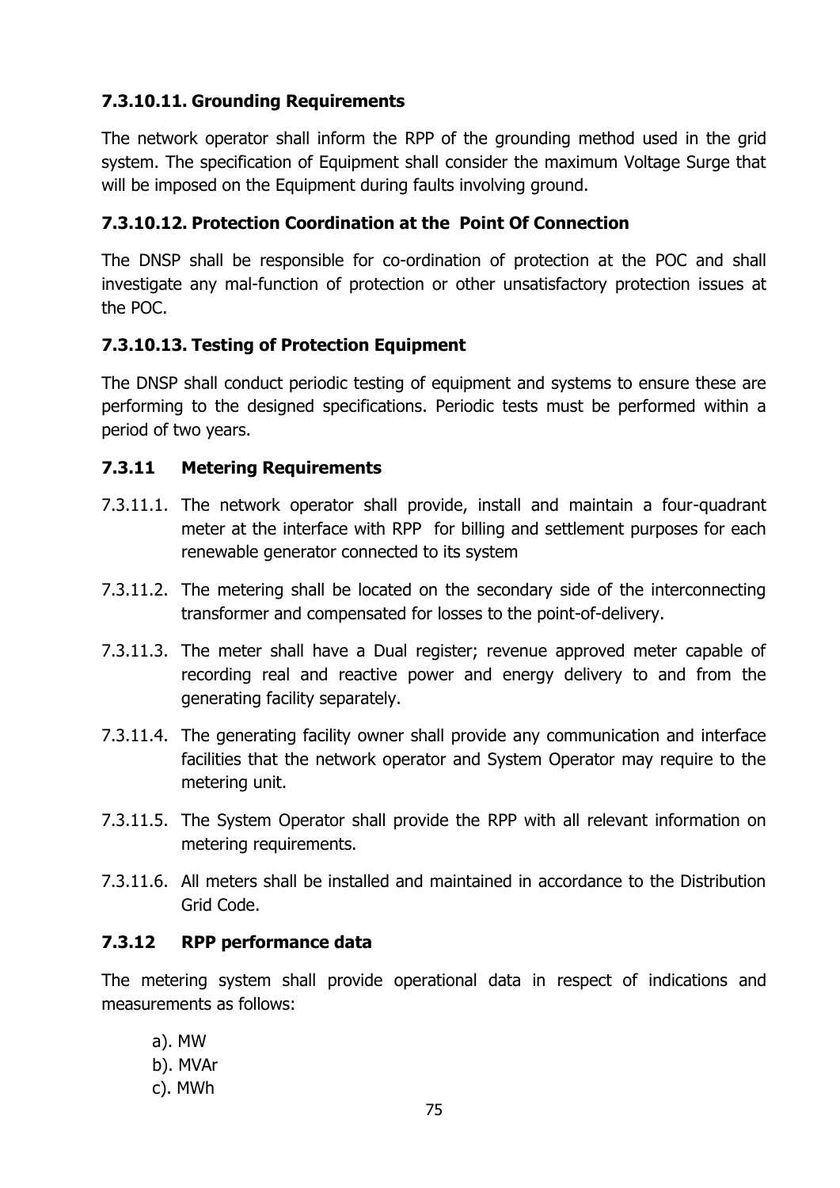#### 7.3.10.11. Grounding Requirements

The network operator shall inform the RPP of the grounding method used in the grid system. The specification of Equipment shall consider the maximum Voltage Surge that will be imposed on the Equipment during faults involving ground.

#### 7.3.10.12. Protection Coordination at the Point Of Connection

The DNSP shall be responsible for co-ordination of protection at the POC and shall investigate any mal-function of protection or other unsatisfactory protection issues at the POC.

#### 7.3.10.13. Testing of Protection Equipment

The DNSP shall conduct periodic testing of equipment and systems to ensure these are performing to the designed specifications. Periodic tests must be performed within a period of two years.

### 7.3.11 Metering Requirements

7.3.11.1. The network operator shall provide, install and maintain a four-quadrant meter at the interface with RPP for billing and settlement purposes for each renewable generator connected to its system

7.3.11.2. The metering shall be located on the secondary side of the interconnecting transformer and compensated for losses to the point-of-delivery.

7.3.11.3. The meter shall have a Dual register; revenue approved meter capable of recording real and reactive power and energy delivery to and from the generating facility separately.

7.3.11.4. The generating facility owner shall provide any communication and interface facilities that the network operator and System Operator may require to the metering unit.

7.3.11.5. The System Operator shall provide the RPP with all relevant information on metering requirements.

7.3.11.6. All meters shall be installed and maintained in accordance to the Distribution Grid Code.

### 7.3.12 RPP performance data

The metering system shall provide operational data in respect of indications and measurements as follows:

a). MW
b). MVAr
c). MWh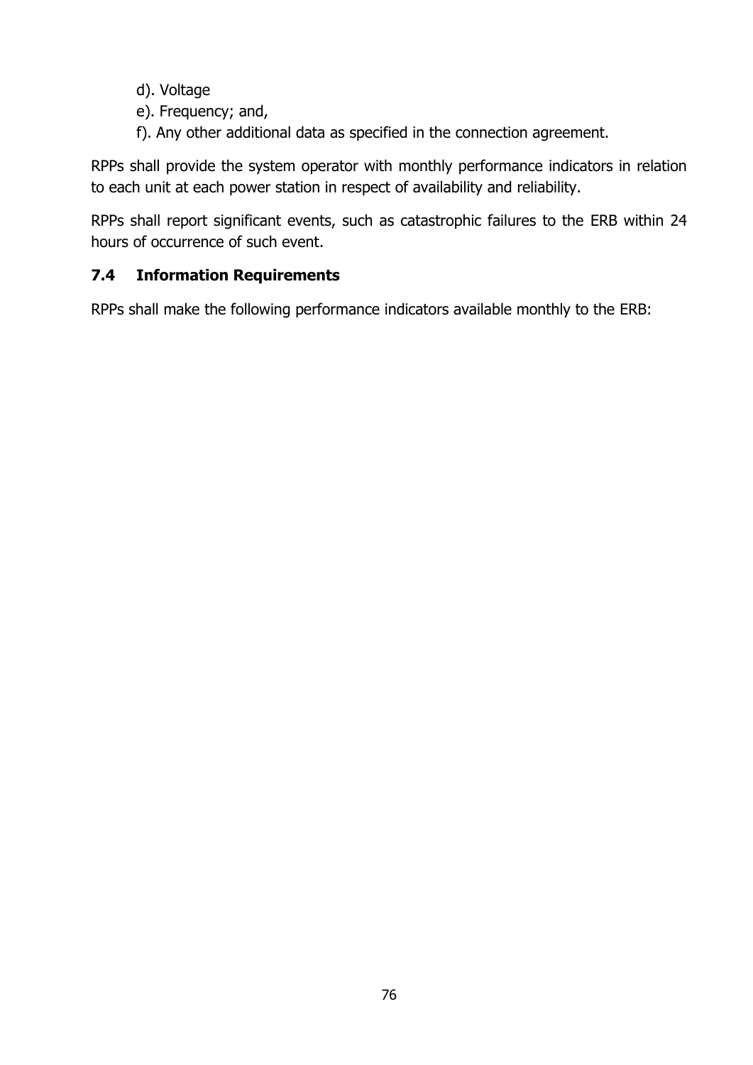d). Voltage

e). Frequency; and,

f). Any other additional data as specified in the connection agreement.

RPPs shall provide the system operator with monthly performance indicators in relation to each unit at each power station in respect of availability and reliability.

RPPs shall report significant events, such as catastrophic failures to the ERB within 24 hours of occurrence of such event.

### 7.4 Information Requirements

RPPs shall make the following performance indicators available monthly to the ERB: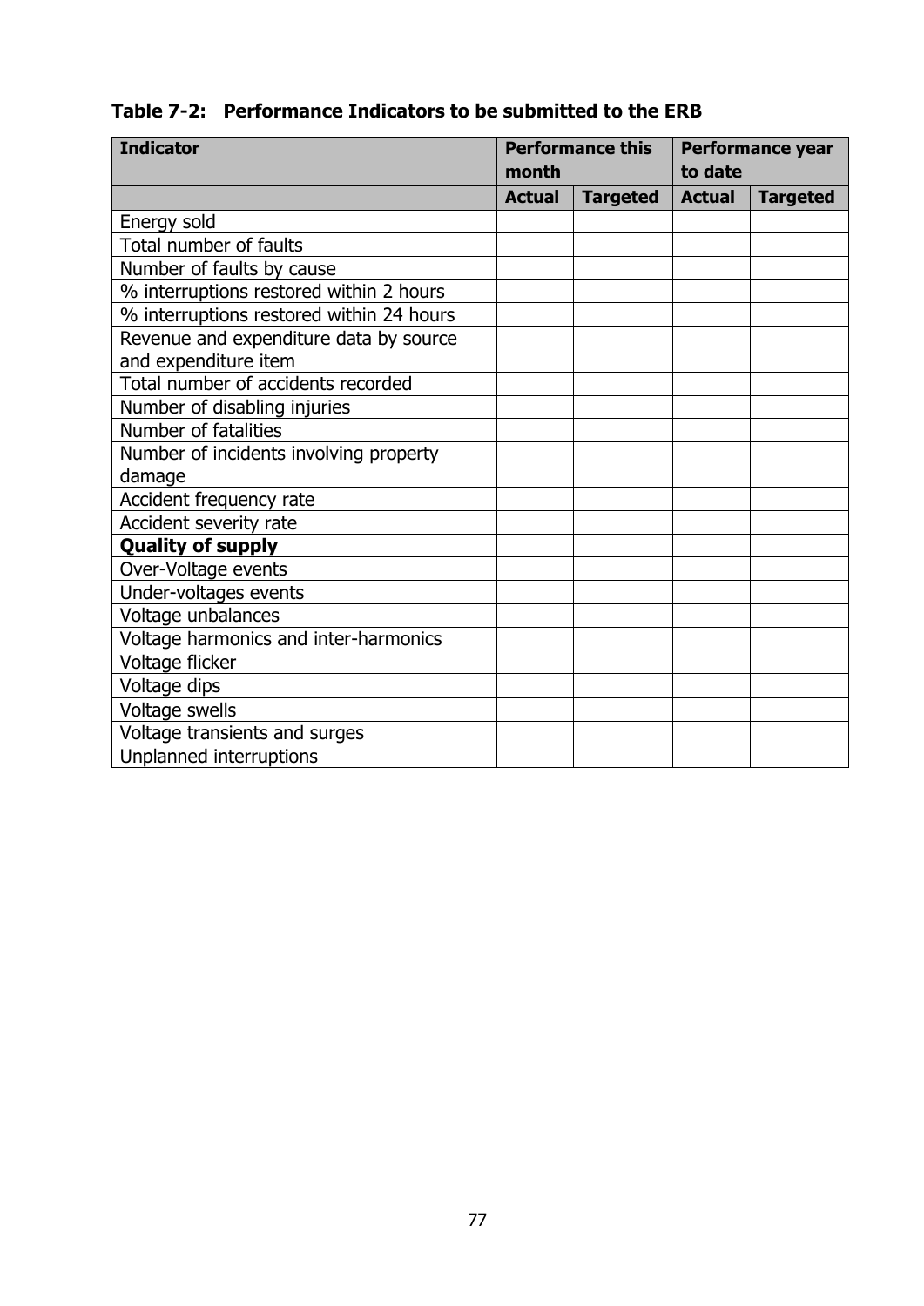**Table 7-2: Performance Indicators to be submitted to the ERB**

| Indicator | Performance this month | | Performance year to date | |
|---|---|---|---|---|
| | **Actual** | **Targeted** | **Actual** | **Targeted** |
| Energy sold | | | | |
| Total number of faults | | | | |
| Number of faults by cause | | | | |
| % interruptions restored within 2 hours | | | | |
| % interruptions restored within 24 hours | | | | |
| Revenue and expenditure data by source and expenditure item | | | | |
| Total number of accidents recorded | | | | |
| Number of disabling injuries | | | | |
| Number of fatalities | | | | |
| Number of incidents involving property damage | | | | |
| Accident frequency rate | | | | |
| Accident severity rate | | | | |
| **Quality of supply** | | | | |
| Over-Voltage events | | | | |
| Under-voltages events | | | | |
| Voltage unbalances | | | | |
| Voltage harmonics and inter-harmonics | | | | |
| Voltage flicker | | | | |
| Voltage dips | | | | |
| Voltage swells | | | | |
| Voltage transients and surges | | | | |
| Unplanned interruptions | | | | |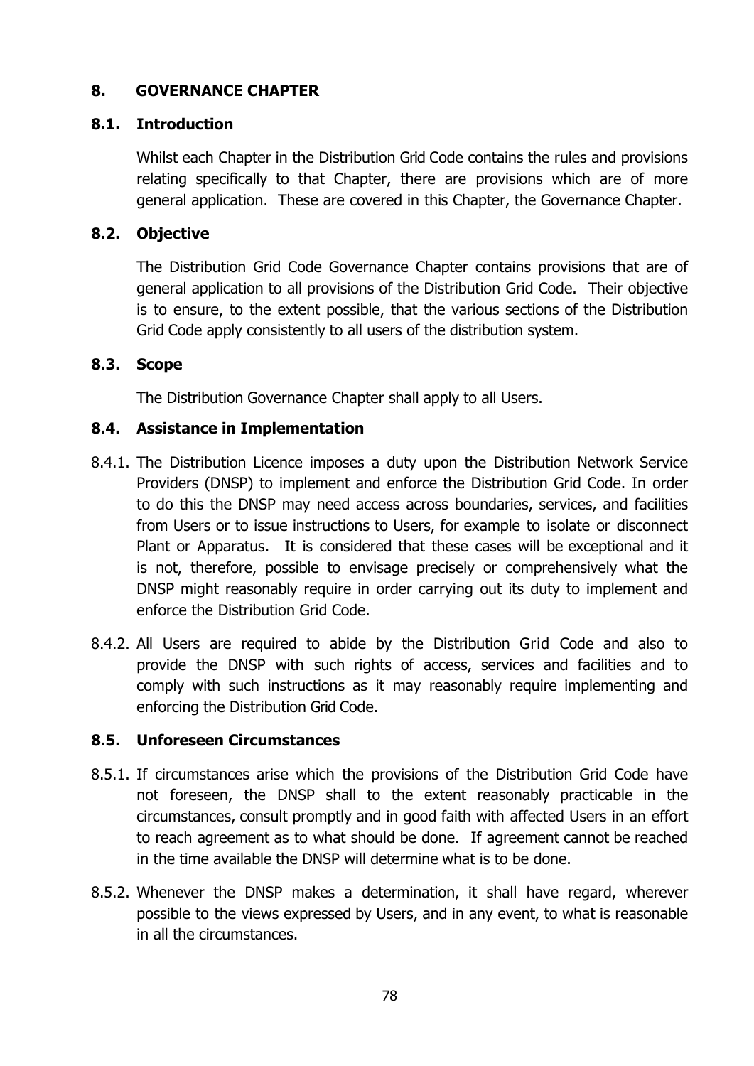## 8. GOVERNANCE CHAPTER

### 8.1. Introduction

Whilst each Chapter in the Distribution Grid Code contains the rules and provisions relating specifically to that Chapter, there are provisions which are of more general application. These are covered in this Chapter, the Governance Chapter.

### 8.2. Objective

The Distribution Grid Code Governance Chapter contains provisions that are of general application to all provisions of the Distribution Grid Code. Their objective is to ensure, to the extent possible, that the various sections of the Distribution Grid Code apply consistently to all users of the distribution system.

### 8.3. Scope

The Distribution Governance Chapter shall apply to all Users.

### 8.4. Assistance in Implementation

8.4.1. The Distribution Licence imposes a duty upon the Distribution Network Service Providers (DNSP) to implement and enforce the Distribution Grid Code. In order to do this the DNSP may need access across boundaries, services, and facilities from Users or to issue instructions to Users, for example to isolate or disconnect Plant or Apparatus. It is considered that these cases will be exceptional and it is not, therefore, possible to envisage precisely or comprehensively what the DNSP might reasonably require in order carrying out its duty to implement and enforce the Distribution Grid Code.

8.4.2. All Users are required to abide by the Distribution Grid Code and also to provide the DNSP with such rights of access, services and facilities and to comply with such instructions as it may reasonably require implementing and enforcing the Distribution Grid Code.

### 8.5. Unforeseen Circumstances

8.5.1. If circumstances arise which the provisions of the Distribution Grid Code have not foreseen, the DNSP shall to the extent reasonably practicable in the circumstances, consult promptly and in good faith with affected Users in an effort to reach agreement as to what should be done. If agreement cannot be reached in the time available the DNSP will determine what is to be done.

8.5.2. Whenever the DNSP makes a determination, it shall have regard, wherever possible to the views expressed by Users, and in any event, to what is reasonable in all the circumstances.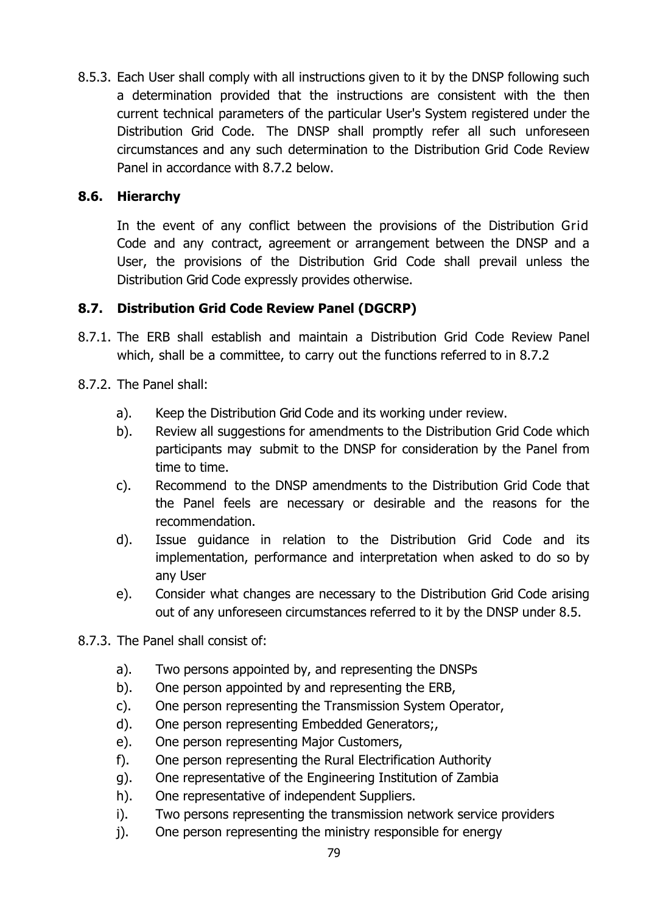8.5.3. Each User shall comply with all instructions given to it by the DNSP following such a determination provided that the instructions are consistent with the then current technical parameters of the particular User's System registered under the Distribution Grid Code. The DNSP shall promptly refer all such unforeseen circumstances and any such determination to the Distribution Grid Code Review Panel in accordance with 8.7.2 below.

## 8.6. Hierarchy

In the event of any conflict between the provisions of the Distribution Grid Code and any contract, agreement or arrangement between the DNSP and a User, the provisions of the Distribution Grid Code shall prevail unless the Distribution Grid Code expressly provides otherwise.

## 8.7. Distribution Grid Code Review Panel (DGCRP)

8.7.1. The ERB shall establish and maintain a Distribution Grid Code Review Panel which, shall be a committee, to carry out the functions referred to in 8.7.2

8.7.2. The Panel shall:

a). Keep the Distribution Grid Code and its working under review.

b). Review all suggestions for amendments to the Distribution Grid Code which participants may submit to the DNSP for consideration by the Panel from time to time.

c). Recommend to the DNSP amendments to the Distribution Grid Code that the Panel feels are necessary or desirable and the reasons for the recommendation.

d). Issue guidance in relation to the Distribution Grid Code and its implementation, performance and interpretation when asked to do so by any User

e). Consider what changes are necessary to the Distribution Grid Code arising out of any unforeseen circumstances referred to it by the DNSP under 8.5.

8.7.3. The Panel shall consist of:

a). Two persons appointed by, and representing the DNSPs

b). One person appointed by and representing the ERB,

c). One person representing the Transmission System Operator,

d). One person representing Embedded Generators;,

e). One person representing Major Customers,

f). One person representing the Rural Electrification Authority

g). One representative of the Engineering Institution of Zambia

h). One representative of independent Suppliers.

i). Two persons representing the transmission network service providers

j). One person representing the ministry responsible for energy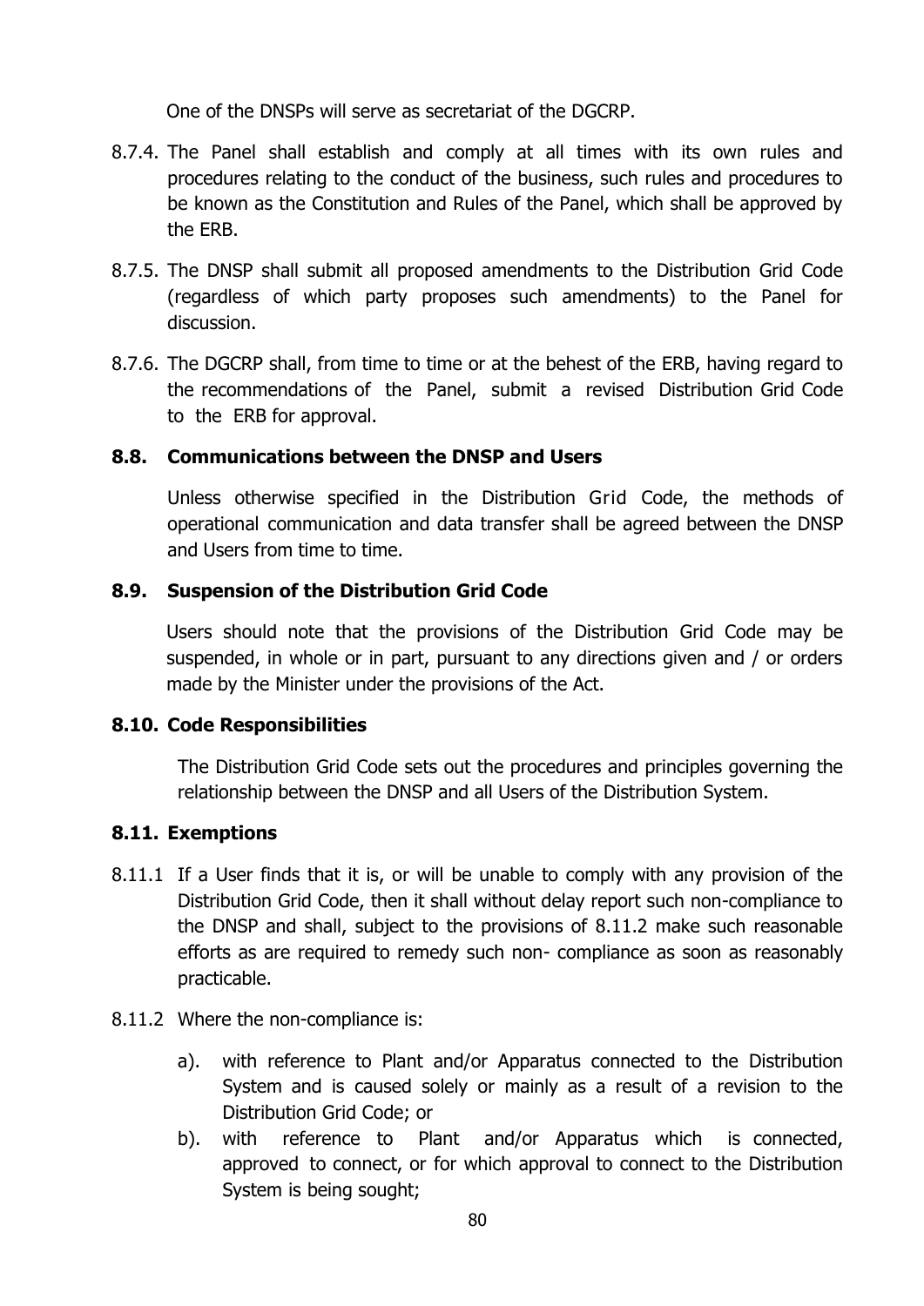One of the DNSPs will serve as secretariat of the DGCRP.

8.7.4. The Panel shall establish and comply at all times with its own rules and procedures relating to the conduct of the business, such rules and procedures to be known as the Constitution and Rules of the Panel, which shall be approved by the ERB.

8.7.5. The DNSP shall submit all proposed amendments to the Distribution Grid Code (regardless of which party proposes such amendments) to the Panel for discussion.

8.7.6. The DGCRP shall, from time to time or at the behest of the ERB, having regard to the recommendations of the Panel, submit a revised Distribution Grid Code to the ERB for approval.

### 8.8. Communications between the DNSP and Users

Unless otherwise specified in the Distribution Grid Code, the methods of operational communication and data transfer shall be agreed between the DNSP and Users from time to time.

### 8.9. Suspension of the Distribution Grid Code

Users should note that the provisions of the Distribution Grid Code may be suspended, in whole or in part, pursuant to any directions given and / or orders made by the Minister under the provisions of the Act.

### 8.10. Code Responsibilities

The Distribution Grid Code sets out the procedures and principles governing the relationship between the DNSP and all Users of the Distribution System.

### 8.11. Exemptions

8.11.1 If a User finds that it is, or will be unable to comply with any provision of the Distribution Grid Code, then it shall without delay report such non-compliance to the DNSP and shall, subject to the provisions of 8.11.2 make such reasonable efforts as are required to remedy such non- compliance as soon as reasonably practicable.

8.11.2 Where the non-compliance is:

a). with reference to Plant and/or Apparatus connected to the Distribution System and is caused solely or mainly as a result of a revision to the Distribution Grid Code; or

b). with reference to Plant and/or Apparatus which is connected, approved to connect, or for which approval to connect to the Distribution System is being sought;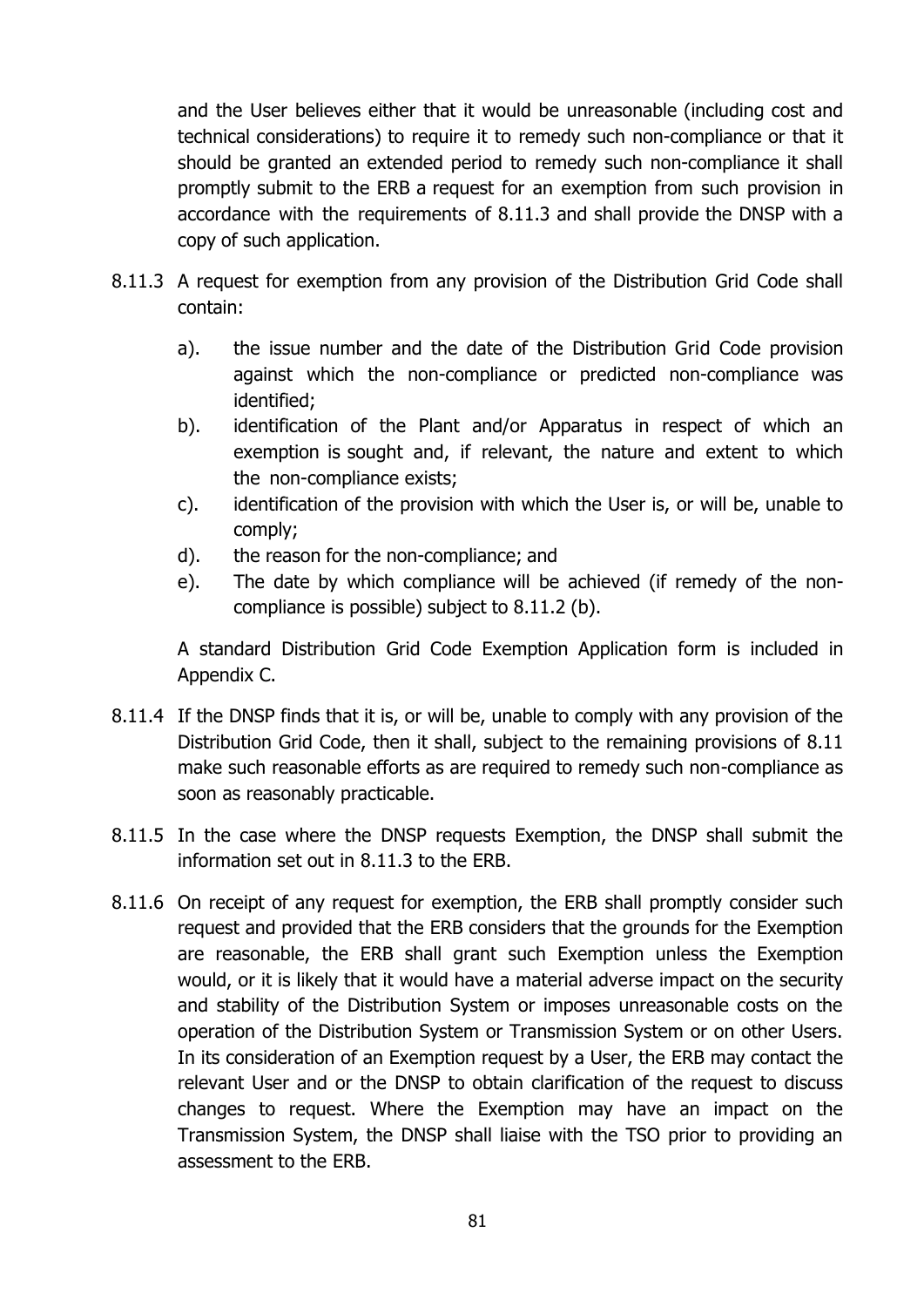and the User believes either that it would be unreasonable (including cost and technical considerations) to require it to remedy such non-compliance or that it should be granted an extended period to remedy such non-compliance it shall promptly submit to the ERB a request for an exemption from such provision in accordance with the requirements of 8.11.3 and shall provide the DNSP with a copy of such application.

8.11.3 A request for exemption from any provision of the Distribution Grid Code shall contain:

a). the issue number and the date of the Distribution Grid Code provision against which the non-compliance or predicted non-compliance was identified;

b). identification of the Plant and/or Apparatus in respect of which an exemption is sought and, if relevant, the nature and extent to which the non-compliance exists;

c). identification of the provision with which the User is, or will be, unable to comply;

d). the reason for the non-compliance; and

e). The date by which compliance will be achieved (if remedy of the non-compliance is possible) subject to 8.11.2 (b).

A standard Distribution Grid Code Exemption Application form is included in Appendix C.

8.11.4 If the DNSP finds that it is, or will be, unable to comply with any provision of the Distribution Grid Code, then it shall, subject to the remaining provisions of 8.11 make such reasonable efforts as are required to remedy such non-compliance as soon as reasonably practicable.

8.11.5 In the case where the DNSP requests Exemption, the DNSP shall submit the information set out in 8.11.3 to the ERB.

8.11.6 On receipt of any request for exemption, the ERB shall promptly consider such request and provided that the ERB considers that the grounds for the Exemption are reasonable, the ERB shall grant such Exemption unless the Exemption would, or it is likely that it would have a material adverse impact on the security and stability of the Distribution System or imposes unreasonable costs on the operation of the Distribution System or Transmission System or on other Users. In its consideration of an Exemption request by a User, the ERB may contact the relevant User and or the DNSP to obtain clarification of the request to discuss changes to request. Where the Exemption may have an impact on the Transmission System, the DNSP shall liaise with the TSO prior to providing an assessment to the ERB.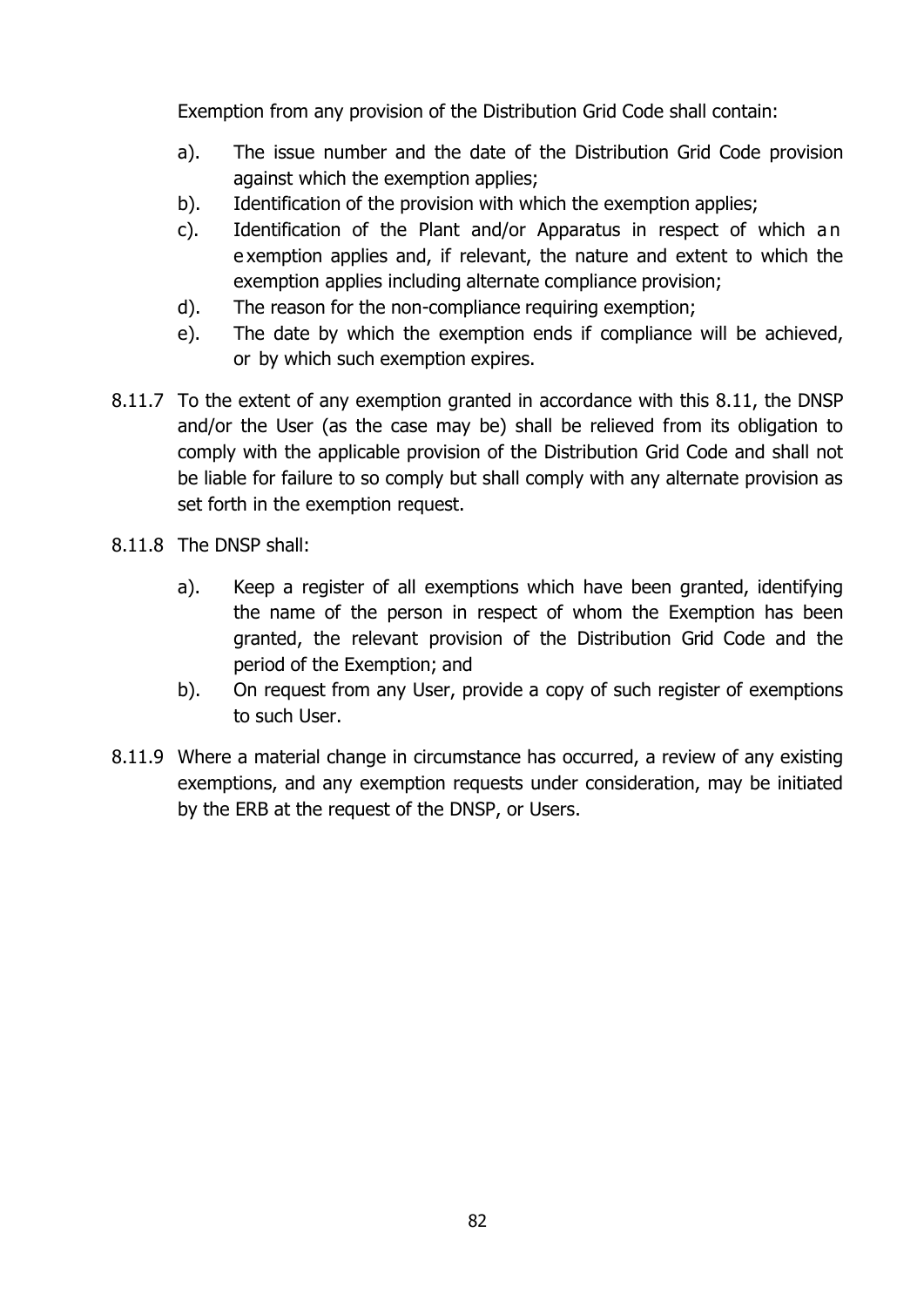Exemption from any provision of the Distribution Grid Code shall contain:

a). The issue number and the date of the Distribution Grid Code provision against which the exemption applies;

b). Identification of the provision with which the exemption applies;

c). Identification of the Plant and/or Apparatus in respect of which an exemption applies and, if relevant, the nature and extent to which the exemption applies including alternate compliance provision;

d). The reason for the non-compliance requiring exemption;

e). The date by which the exemption ends if compliance will be achieved, or by which such exemption expires.

8.11.7 To the extent of any exemption granted in accordance with this 8.11, the DNSP and/or the User (as the case may be) shall be relieved from its obligation to comply with the applicable provision of the Distribution Grid Code and shall not be liable for failure to so comply but shall comply with any alternate provision as set forth in the exemption request.

8.11.8 The DNSP shall:

a). Keep a register of all exemptions which have been granted, identifying the name of the person in respect of whom the Exemption has been granted, the relevant provision of the Distribution Grid Code and the period of the Exemption; and

b). On request from any User, provide a copy of such register of exemptions to such User.

8.11.9 Where a material change in circumstance has occurred, a review of any existing exemptions, and any exemption requests under consideration, may be initiated by the ERB at the request of the DNSP, or Users.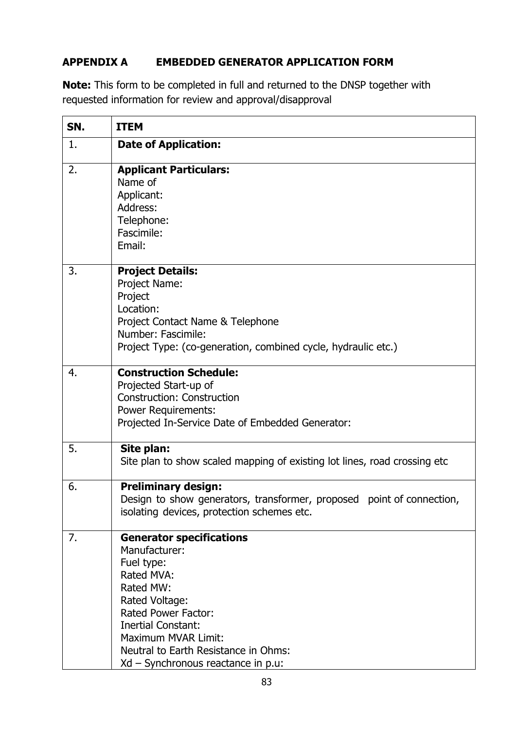## APPENDIX A EMBEDDED GENERATOR APPLICATION FORM

**Note:** This form to be completed in full and returned to the DNSP together with requested information for review and approval/disapproval

| SN. | ITEM |
|---|---|
| 1. | **Date of Application:** |
| 2. | **Applicant Particulars:**<br>Name of<br>Applicant:<br>Address:<br>Telephone:<br>Fascimile:<br>Email: |
| 3. | **Project Details:**<br>Project Name:<br>Project<br>Location:<br>Project Contact Name & Telephone<br>Number: Fascimile:<br>Project Type: (co-generation, combined cycle, hydraulic etc.) |
| 4. | **Construction Schedule:**<br>Projected Start-up of<br>Construction: Construction<br>Power Requirements:<br>Projected In-Service Date of Embedded Generator: |
| 5. | **Site plan:**<br>Site plan to show scaled mapping of existing lot lines, road crossing etc |
| 6. | **Preliminary design:**<br>Design to show generators, transformer, proposed point of connection, isolating devices, protection schemes etc. |
| 7. | **Generator specifications**<br>Manufacturer:<br>Fuel type:<br>Rated MVA:<br>Rated MW:<br>Rated Voltage:<br>Rated Power Factor:<br>Inertial Constant:<br>Maximum MVAR Limit:<br>Neutral to Earth Resistance in Ohms:<br>Xd – Synchronous reactance in p.u: |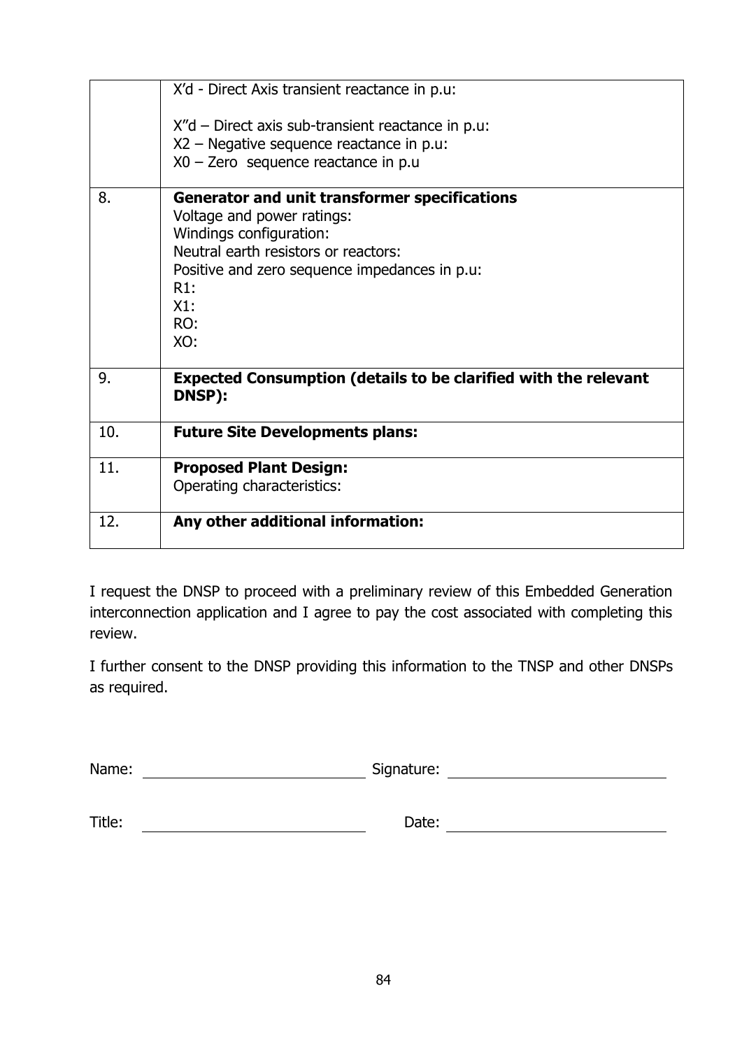| | |
|---|---|
| | X'd - Direct Axis transient reactance in p.u:<br><br>X"d – Direct axis sub-transient reactance in p.u:<br>X2 – Negative sequence reactance in p.u:<br>X0 – Zero sequence reactance in p.u |
| 8. | **Generator and unit transformer specifications**<br>Voltage and power ratings:<br>Windings configuration:<br>Neutral earth resistors or reactors:<br>Positive and zero sequence impedances in p.u:<br>R1:<br>X1:<br>RO:<br>XO: |
| 9. | **Expected Consumption (details to be clarified with the relevant DNSP):** |
| 10. | **Future Site Developments plans:** |
| 11. | **Proposed Plant Design:**<br>Operating characteristics: |
| 12. | **Any other additional information:** |

I request the DNSP to proceed with a preliminary review of this Embedded Generation interconnection application and I agree to pay the cost associated with completing this review.

I further consent to the DNSP providing this information to the TNSP and other DNSPs as required.

Name: ____________________ Signature: ____________________

Title: ____________________ Date: ____________________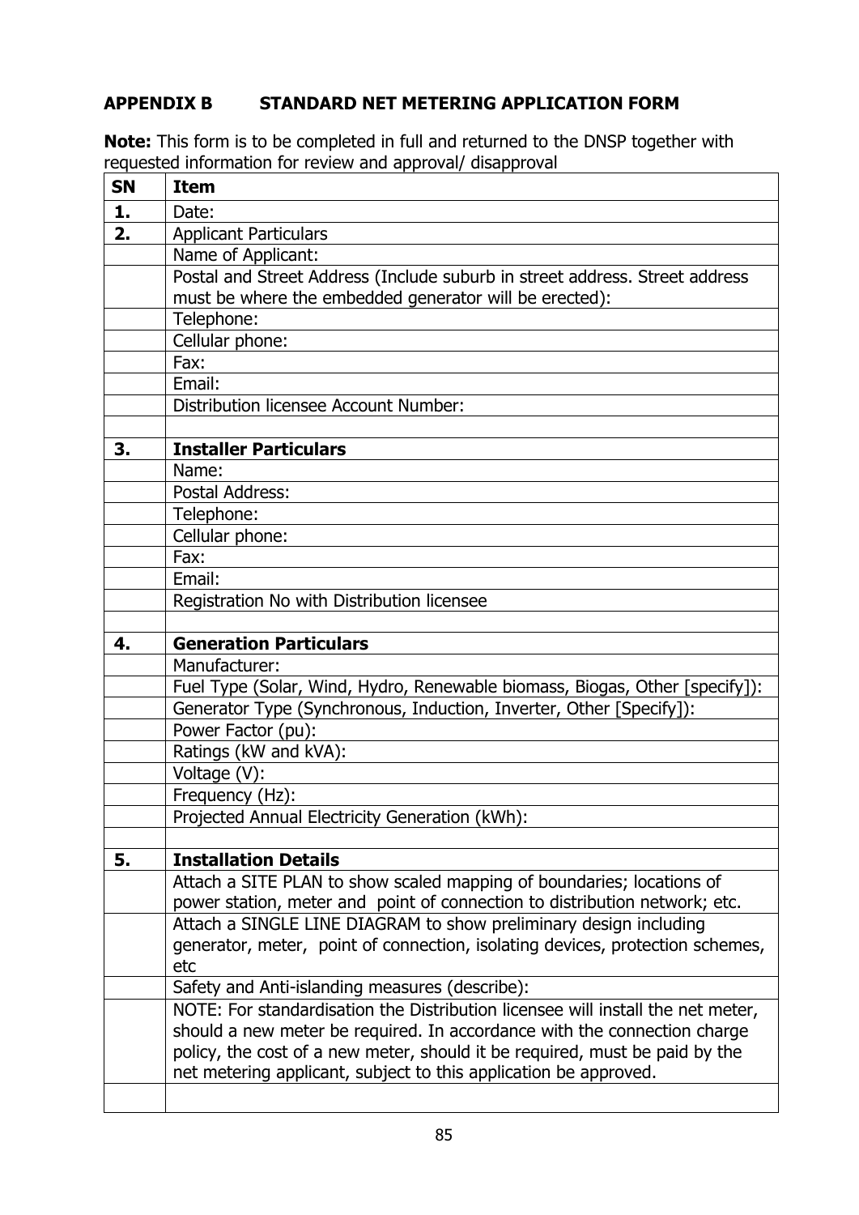## APPENDIX B STANDARD NET METERING APPLICATION FORM

**Note:** This form is to be completed in full and returned to the DNSP together with requested information for review and approval/ disapproval

| SN | Item |
|---|---|
| **1.** | Date: |
| **2.** | Applicant Particulars |
| | Name of Applicant: |
| | Postal and Street Address (Include suburb in street address. Street address must be where the embedded generator will be erected): |
| | Telephone: |
| | Cellular phone: |
| | Fax: |
| | Email: |
| | Distribution licensee Account Number: |
| | |
| **3.** | **Installer Particulars** |
| | Name: |
| | Postal Address: |
| | Telephone: |
| | Cellular phone: |
| | Fax: |
| | Email: |
| | Registration No with Distribution licensee |
| | |
| **4.** | **Generation Particulars** |
| | Manufacturer: |
| | Fuel Type (Solar, Wind, Hydro, Renewable biomass, Biogas, Other [specify]): |
| | Generator Type (Synchronous, Induction, Inverter, Other [Specify]): |
| | Power Factor (pu): |
| | Ratings (kW and kVA): |
| | Voltage (V): |
| | Frequency (Hz): |
| | Projected Annual Electricity Generation (kWh): |
| | |
| **5.** | **Installation Details** |
| | Attach a SITE PLAN to show scaled mapping of boundaries; locations of power station, meter and point of connection to distribution network; etc. |
| | Attach a SINGLE LINE DIAGRAM to show preliminary design including generator, meter, point of connection, isolating devices, protection schemes, etc |
| | Safety and Anti-islanding measures (describe): |
| | NOTE: For standardisation the Distribution licensee will install the net meter, should a new meter be required. In accordance with the connection charge policy, the cost of a new meter, should it be required, must be paid by the net metering applicant, subject to this application be approved. |
| | |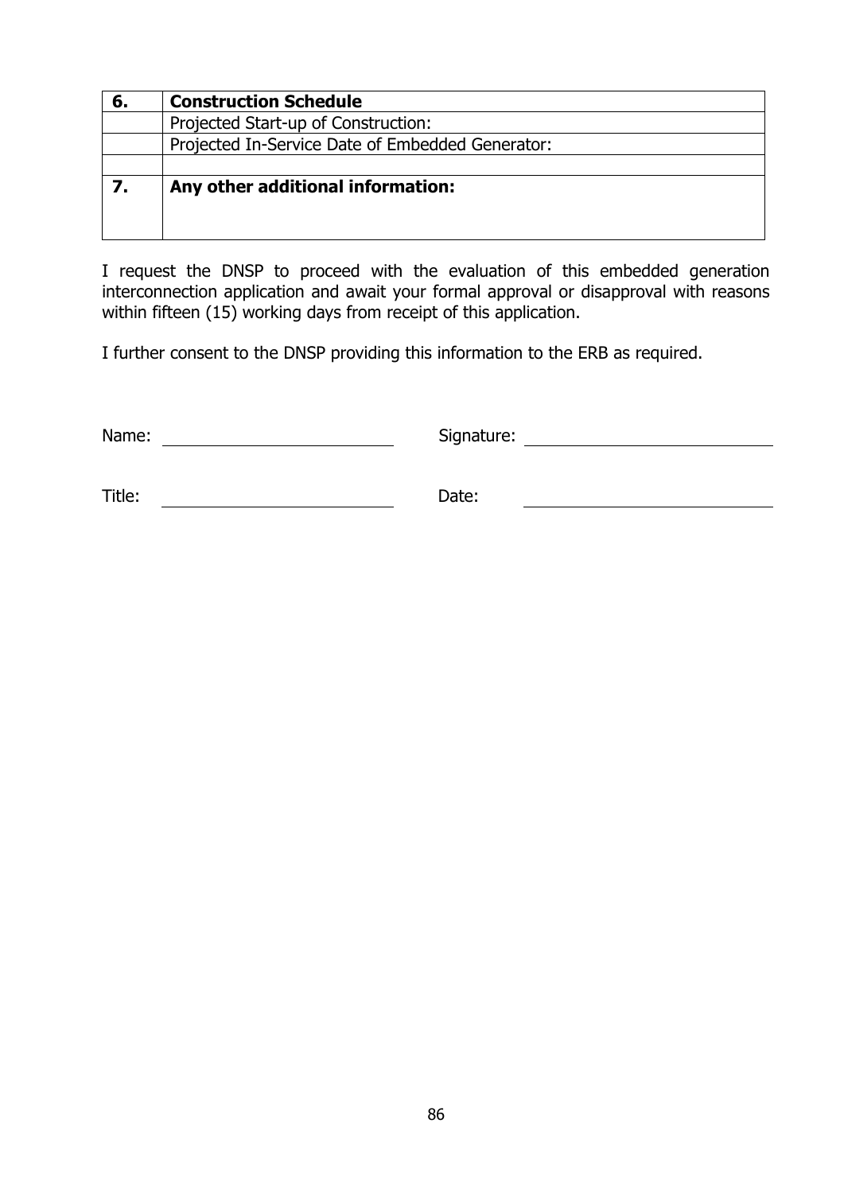| 6. | **Construction Schedule** |
|---|---|
| | Projected Start-up of Construction: |
| | Projected In-Service Date of Embedded Generator: |
| | |
| 7. | **Any other additional information:** |

I request the DNSP to proceed with the evaluation of this embedded generation interconnection application and await your formal approval or disapproval with reasons within fifteen (15) working days from receipt of this application.

I further consent to the DNSP providing this information to the ERB as required.

Name: ________________________ Signature: ________________________

Title: ________________________ Date: ________________________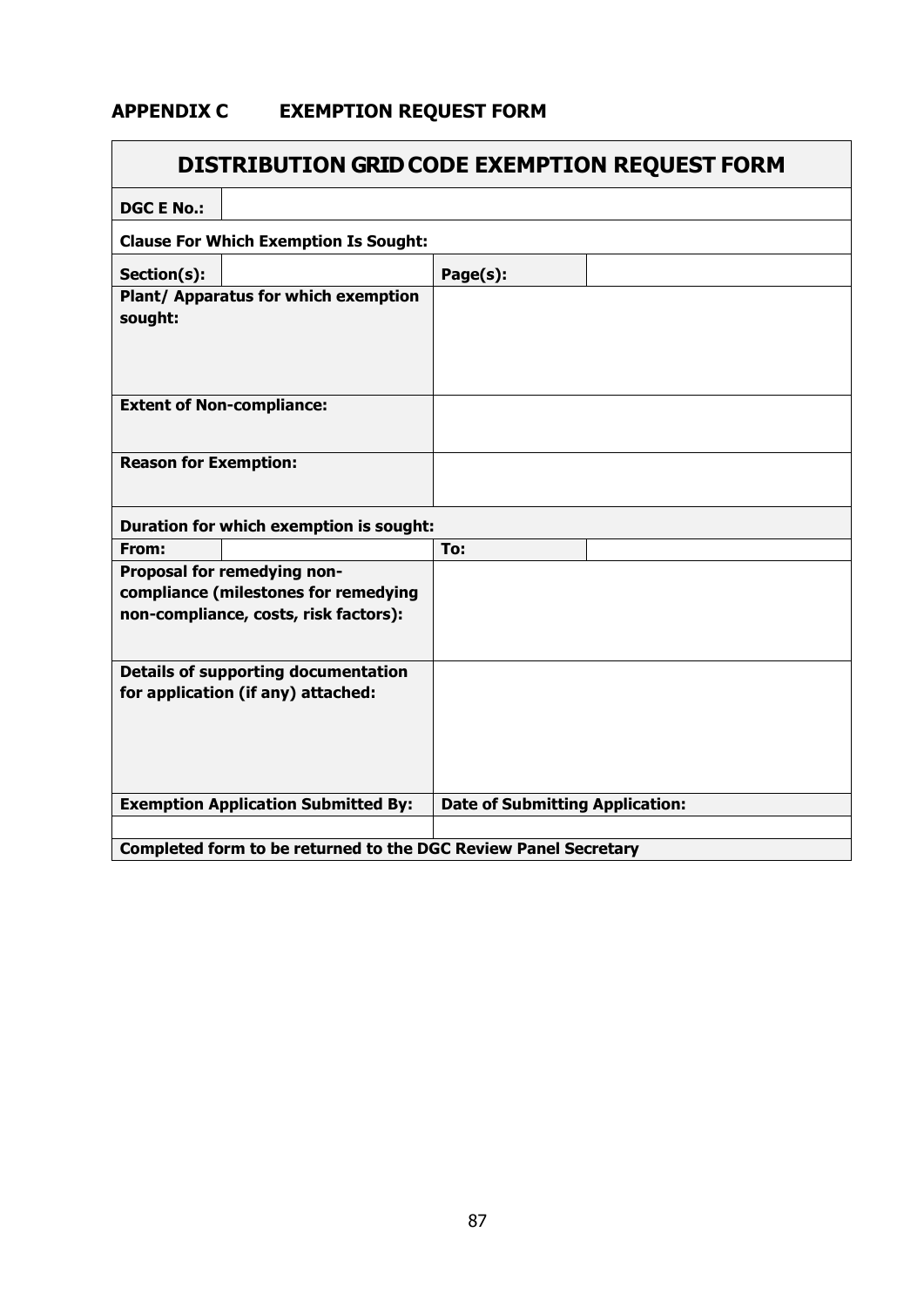## APPENDIX C EXEMPTION REQUEST FORM

| DISTRIBUTION GRID CODE EXEMPTION REQUEST FORM | | | |
|---|---|---|---|
| **DGC E No.:** | | | |
| **Clause For Which Exemption Is Sought:** | | | |
| **Section(s):** | | **Page(s):** | |
| **Plant/ Apparatus for which exemption sought:** | | | |
| **Extent of Non-compliance:** | | | |
| **Reason for Exemption:** | | | |
| **Duration for which exemption is sought:** | | | |
| **From:** | | **To:** | |
| **Proposal for remedying non-compliance (milestones for remedying non-compliance, costs, risk factors):** | | | |
| **Details of supporting documentation for application (if any) attached:** | | | |
| **Exemption Application Submitted By:** | | **Date of Submitting Application:** | |
| | | | |
| **Completed form to be returned to the DGC Review Panel Secretary** | | | |